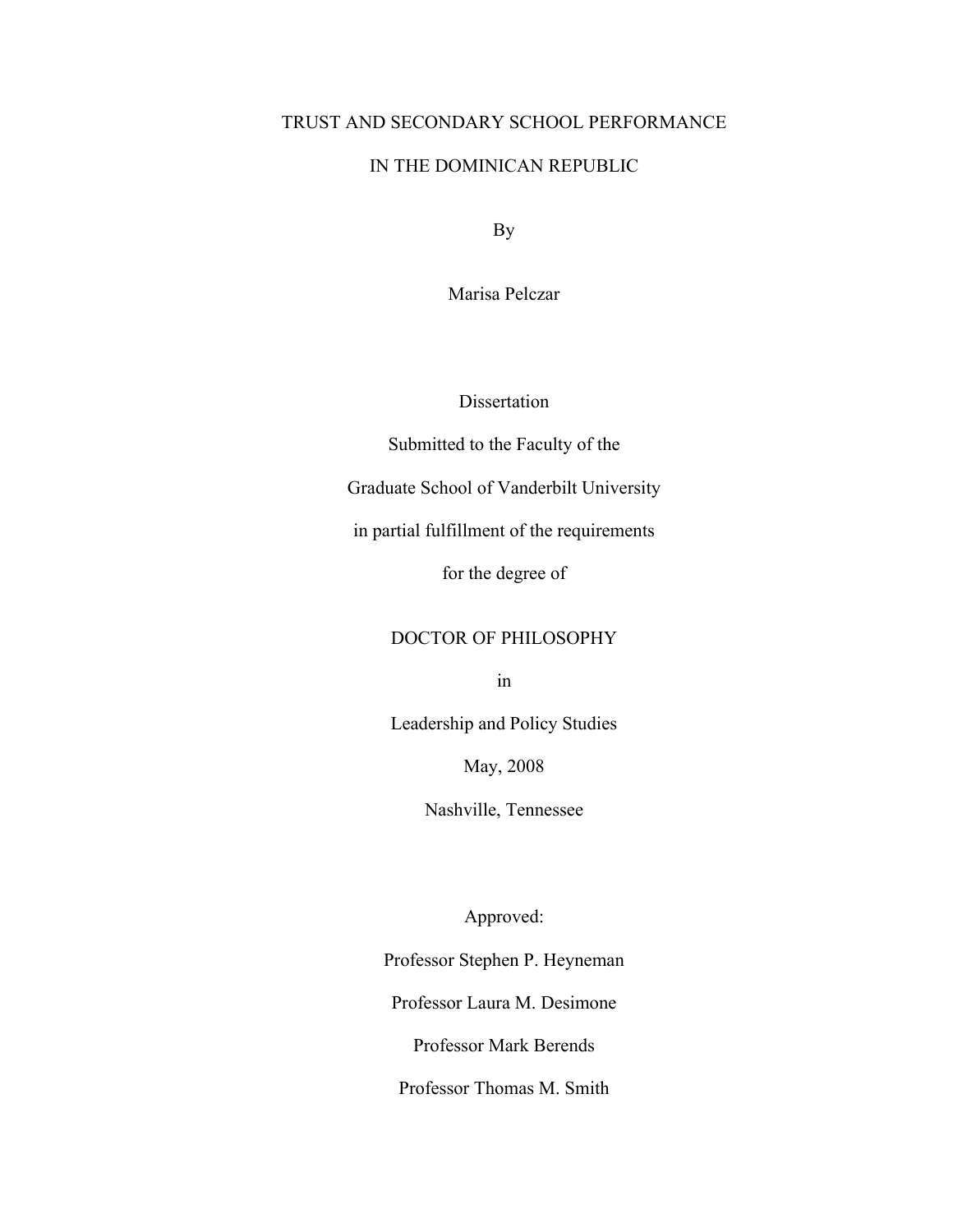# TRUST AND SECONDARY SCHOOL PERFORMANCE

# IN THE DOMINICAN REPUBLIC

By

Marisa Pelczar

Dissertation

Submitted to the Faculty of the

Graduate School of Vanderbilt University

in partial fulfillment of the requirements

for the degree of

DOCTOR OF PHILOSOPHY

in

Leadership and Policy Studies

May, 2008

Nashville, Tennessee

Approved:

Professor Stephen P. Heyneman

Professor Laura M. Desimone

Professor Mark Berends

Professor Thomas M. Smith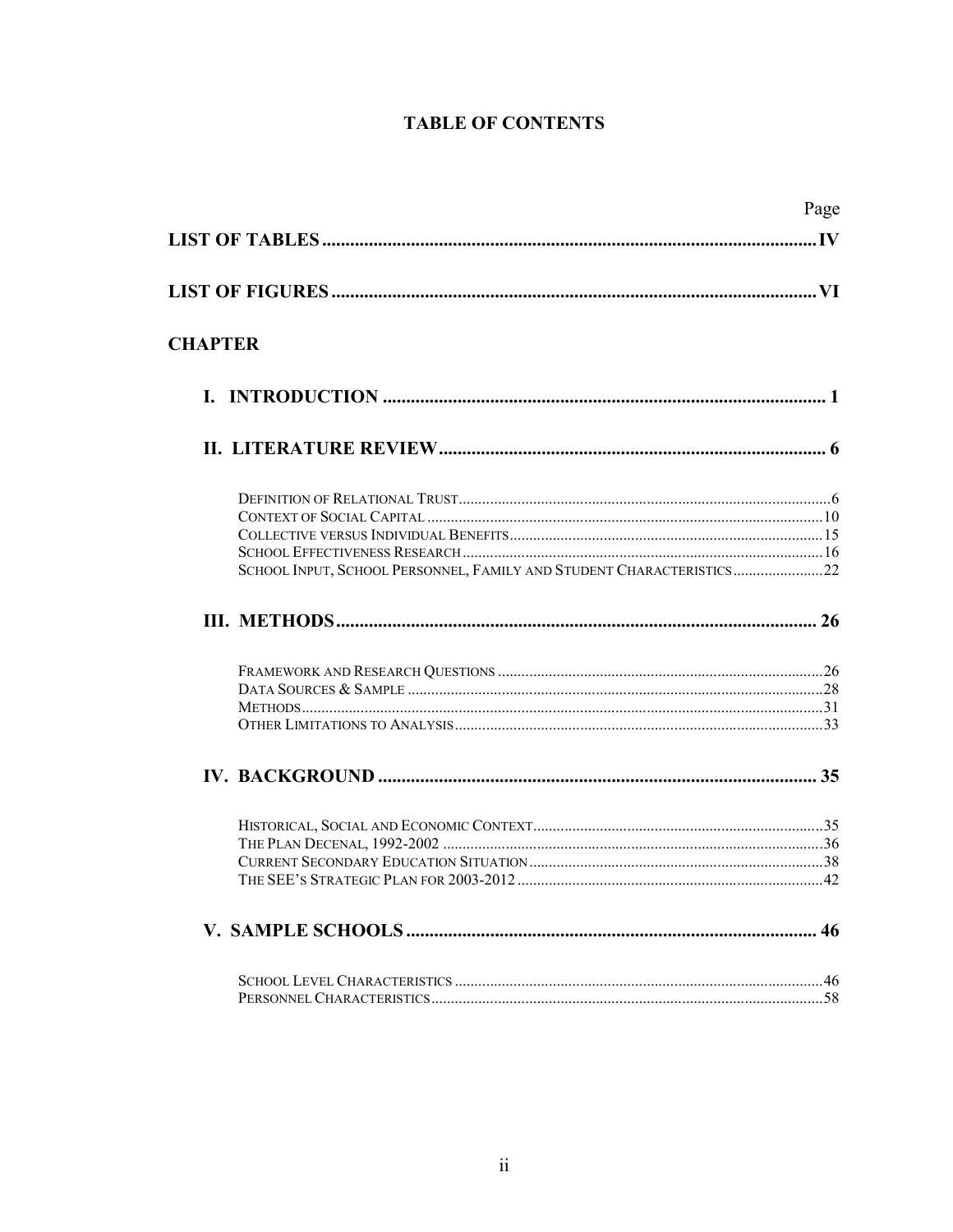# TABLE OF CONTENTS

Page

**LIST OF TABLES** .......... **IV**

**LIST OF FIGURES** .......... **VI**

**CHAPTER**

**I. INTRODUCTION** .......... **1**

**II. LITERATURE REVIEW** .......... **6**

- Definition of Relational Trust .......... 6
- Context of Social Capital .......... 10
- Collective versus Individual Benefits .......... 15
- School Effectiveness Research .......... 16
- School Input, School Personnel, Family and Student Characteristics .......... 22

**III. METHODS** .......... **26**

- Framework and Research Questions .......... 26
- Data Sources & Sample .......... 28
- Methods .......... 31
- Other Limitations to Analysis .......... 33

**IV. BACKGROUND** .......... **35**

- Historical, Social and Economic Context .......... 35
- The Plan Decenal, 1992-2002 .......... 36
- Current Secondary Education Situation .......... 38
- The SEE's Strategic Plan for 2003-2012 .......... 42

**V. SAMPLE SCHOOLS** .......... **46**

- School Level Characteristics .......... 46
- Personnel Characteristics .......... 58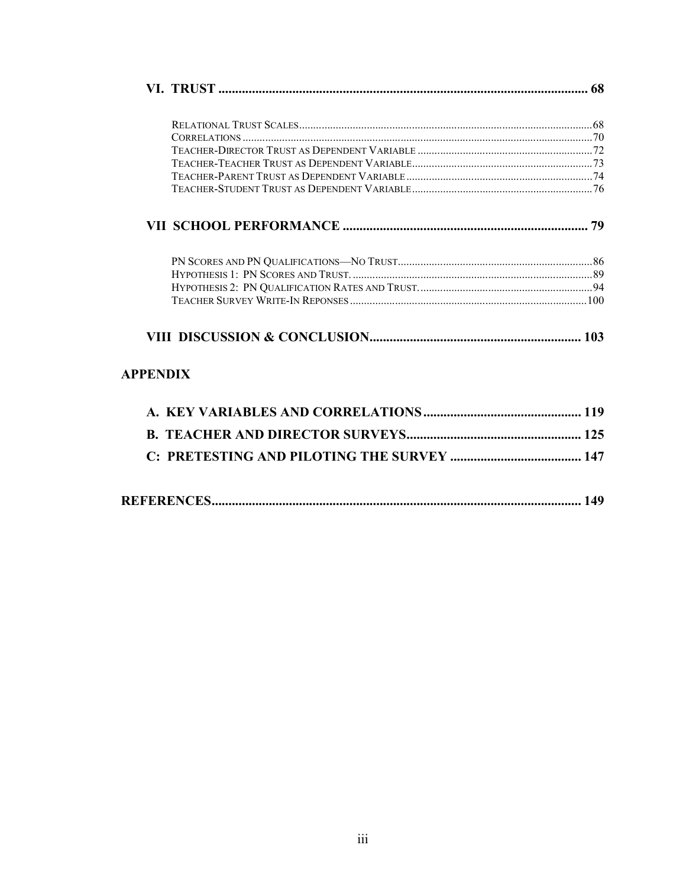**VI. TRUST** .......................................................... 68

- RELATIONAL TRUST SCALES .......................................................... 68
- CORRELATIONS .......................................................... 70
- TEACHER-DIRECTOR TRUST AS DEPENDENT VARIABLE .......................................................... 72
- TEACHER-TEACHER TRUST AS DEPENDENT VARIABLE .......................................................... 73
- TEACHER-PARENT TRUST AS DEPENDENT VARIABLE .......................................................... 74
- TEACHER-STUDENT TRUST AS DEPENDENT VARIABLE .......................................................... 76

**VII SCHOOL PERFORMANCE** .......................................................... 79

- PN SCORES AND PN QUALIFICATIONS—NO TRUST .......................................................... 86
- HYPOTHESIS 1: PN SCORES AND TRUST. .......................................................... 89
- HYPOTHESIS 2: PN QUALIFICATION RATES AND TRUST. .......................................................... 94
- TEACHER SURVEY WRITE-IN REPONSES .......................................................... 100

**VIII DISCUSSION & CONCLUSION** .......................................................... 103

**APPENDIX**

**A. KEY VARIABLES AND CORRELATIONS** .......................................................... 119

**B. TEACHER AND DIRECTOR SURVEYS** .......................................................... 125

**C: PRETESTING AND PILOTING THE SURVEY** .......................................................... 147

**REFERENCES** .......................................................... 149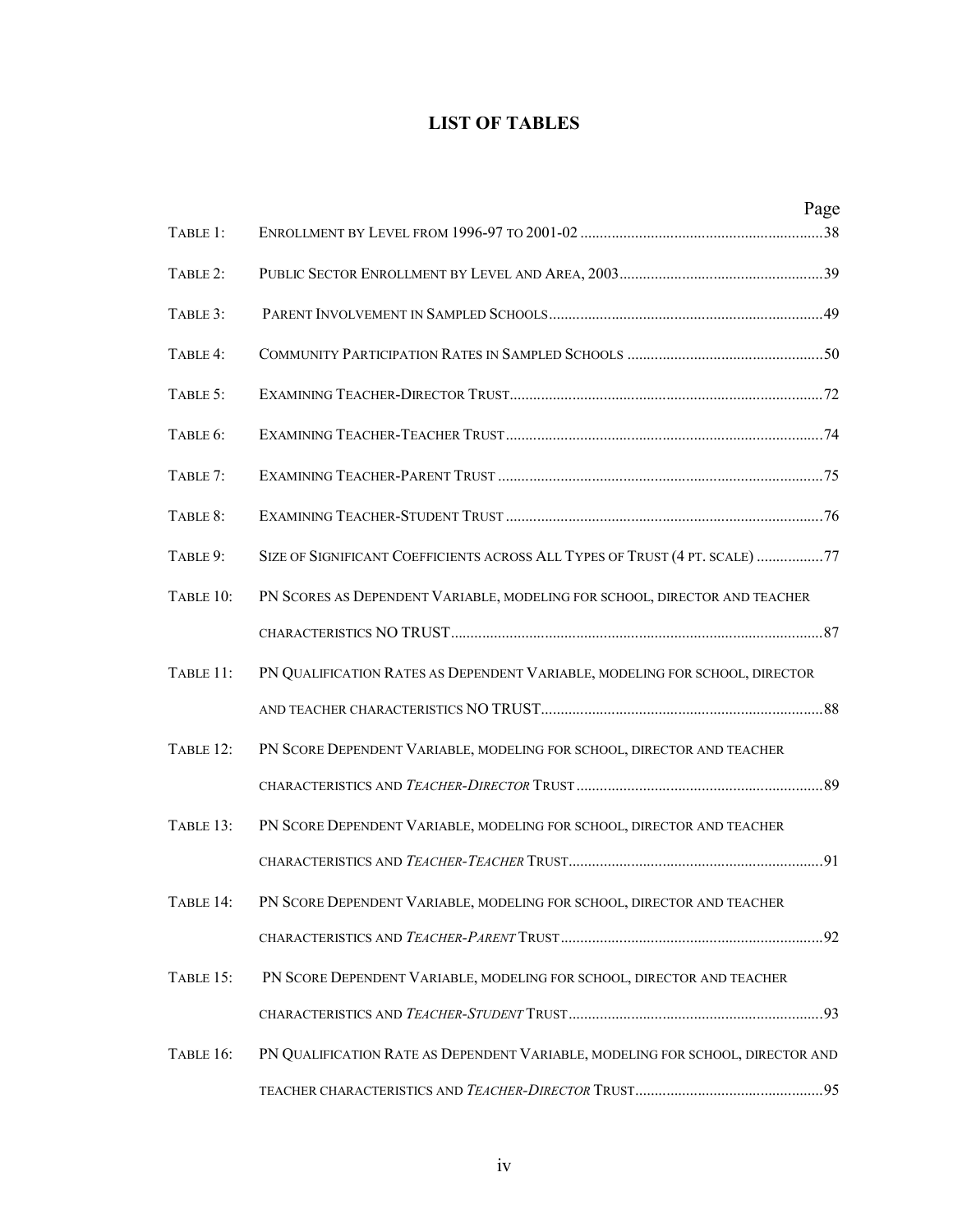# LIST OF TABLES

| | | Page |
|---|---|---|
| TABLE 1: | ENROLLMENT BY LEVEL FROM 1996-97 TO 2001-02 | 38 |
| TABLE 2: | PUBLIC SECTOR ENROLLMENT BY LEVEL AND AREA, 2003 | 39 |
| TABLE 3: | PARENT INVOLVEMENT IN SAMPLED SCHOOLS | 49 |
| TABLE 4: | COMMUNITY PARTICIPATION RATES IN SAMPLED SCHOOLS | 50 |
| TABLE 5: | EXAMINING TEACHER-DIRECTOR TRUST | 72 |
| TABLE 6: | EXAMINING TEACHER-TEACHER TRUST | 74 |
| TABLE 7: | EXAMINING TEACHER-PARENT TRUST | 75 |
| TABLE 8: | EXAMINING TEACHER-STUDENT TRUST | 76 |
| TABLE 9: | SIZE OF SIGNIFICANT COEFFICIENTS ACROSS ALL TYPES OF TRUST (4 PT. SCALE) | 77 |
| TABLE 10: | PN SCORES AS DEPENDENT VARIABLE, MODELING FOR SCHOOL, DIRECTOR AND TEACHER CHARACTERISTICS NO TRUST | 87 |
| TABLE 11: | PN QUALIFICATION RATES AS DEPENDENT VARIABLE, MODELING FOR SCHOOL, DIRECTOR AND TEACHER CHARACTERISTICS NO TRUST | 88 |
| TABLE 12: | PN SCORE DEPENDENT VARIABLE, MODELING FOR SCHOOL, DIRECTOR AND TEACHER CHARACTERISTICS AND *TEACHER-DIRECTOR* TRUST | 89 |
| TABLE 13: | PN SCORE DEPENDENT VARIABLE, MODELING FOR SCHOOL, DIRECTOR AND TEACHER CHARACTERISTICS AND *TEACHER-TEACHER* TRUST | 91 |
| TABLE 14: | PN SCORE DEPENDENT VARIABLE, MODELING FOR SCHOOL, DIRECTOR AND TEACHER CHARACTERISTICS AND *TEACHER-PARENT* TRUST | 92 |
| TABLE 15: | PN SCORE DEPENDENT VARIABLE, MODELING FOR SCHOOL, DIRECTOR AND TEACHER CHARACTERISTICS AND *TEACHER-STUDENT* TRUST | 93 |
| TABLE 16: | PN QUALIFICATION RATE AS DEPENDENT VARIABLE, MODELING FOR SCHOOL, DIRECTOR AND TEACHER CHARACTERISTICS AND *TEACHER-DIRECTOR* TRUST | 95 |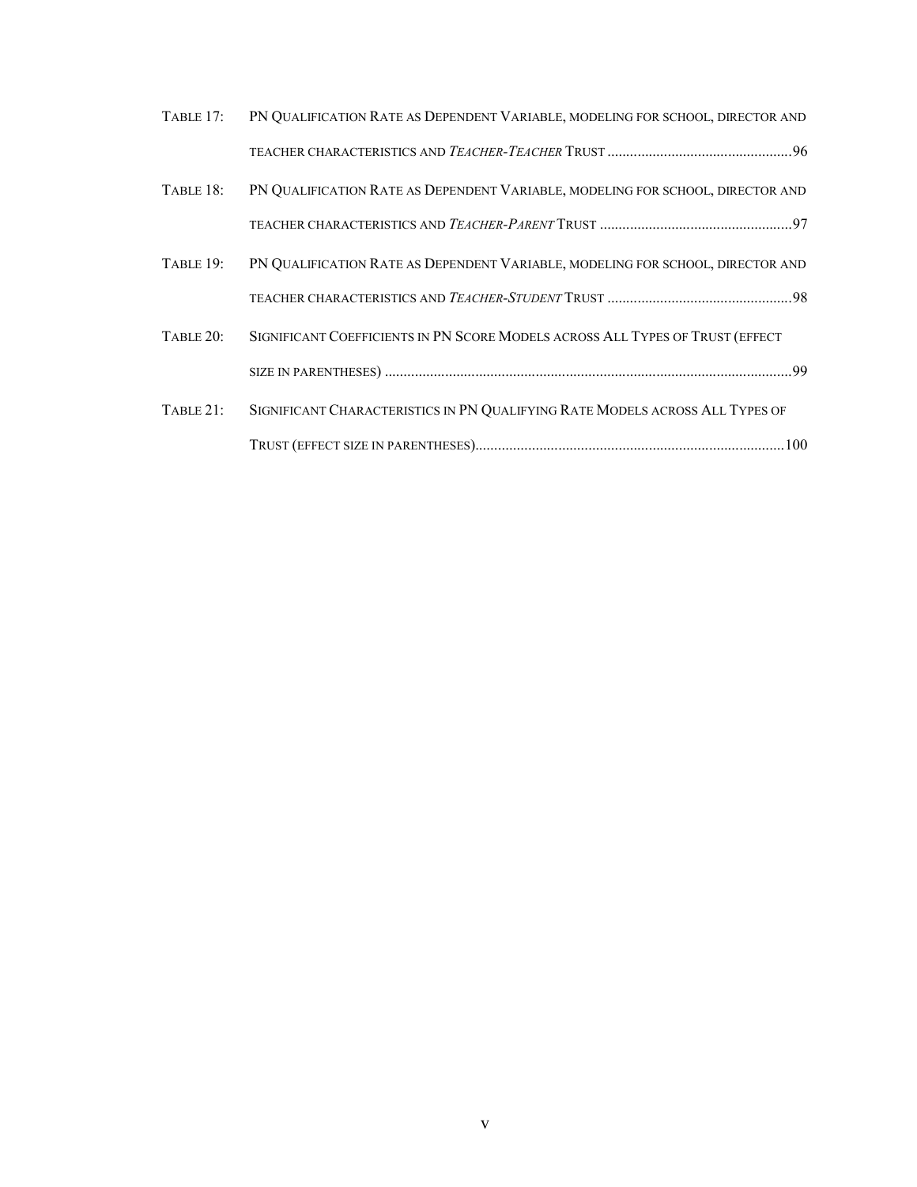Table 17: PN Qualification Rate as Dependent Variable, modeling for school, director and teacher characteristics and *Teacher-Teacher* Trust ................................................96

Table 18: PN Qualification Rate as Dependent Variable, modeling for school, director and teacher characteristics and *Teacher-Parent* Trust ..................................................97

Table 19: PN Qualification Rate as Dependent Variable, modeling for school, director and teacher characteristics and *Teacher-Student* Trust ................................................98

Table 20: Significant Coefficients in PN Score Models across All Types of Trust (effect size in parentheses) ..........................................................................................................99

Table 21: Significant Characteristics in PN Qualifying Rate Models across All Types of Trust (effect size in parentheses).................................................................................100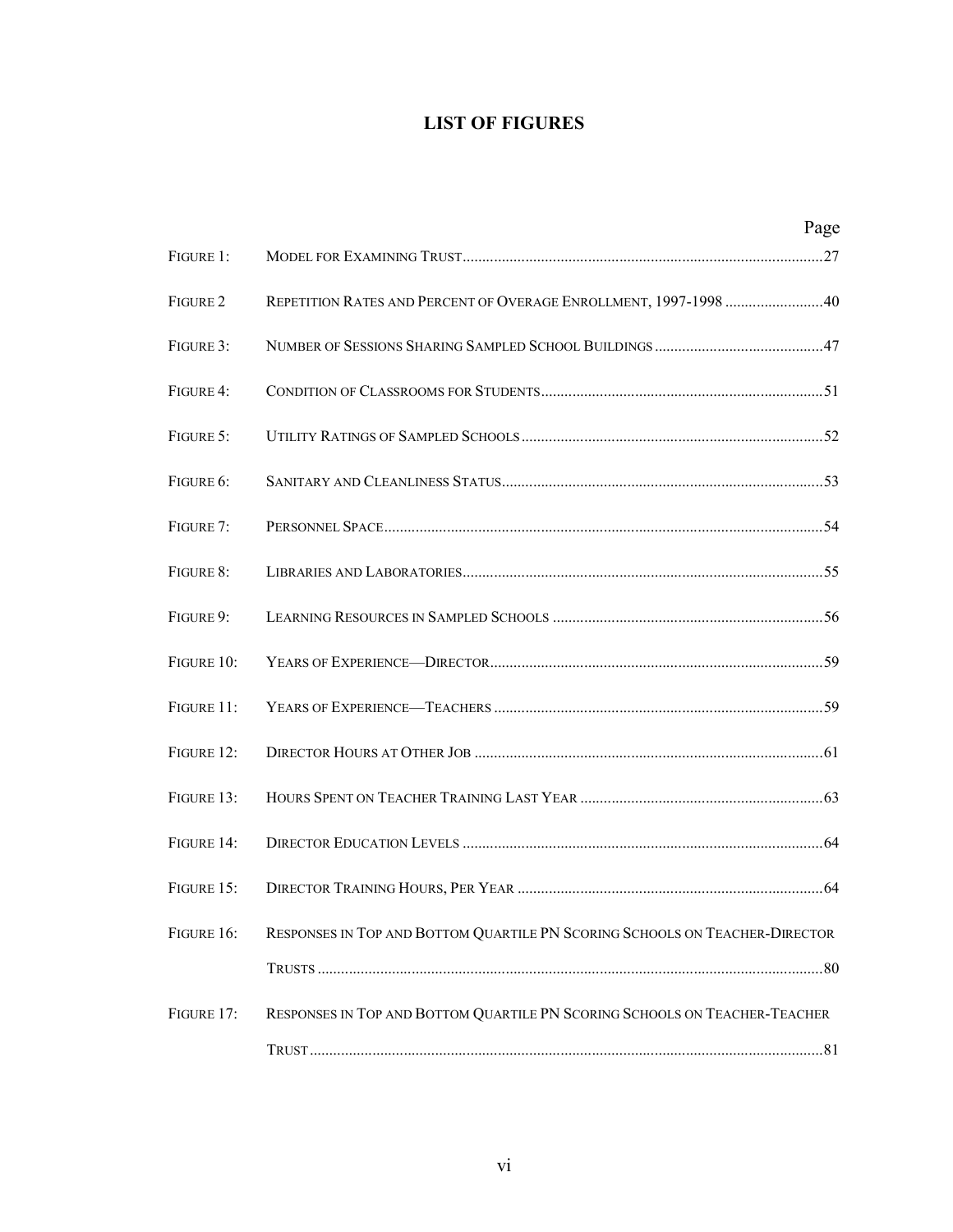# LIST OF FIGURES

| | | Page |
|---|---|---|
| Figure 1: | Model for Examining Trust | 27 |
| Figure 2 | Repetition Rates and Percent of Overage Enrollment, 1997-1998 | 40 |
| Figure 3: | Number of Sessions Sharing Sampled School Buildings | 47 |
| Figure 4: | Condition of Classrooms for Students | 51 |
| Figure 5: | Utility Ratings of Sampled Schools | 52 |
| Figure 6: | Sanitary and Cleanliness Status | 53 |
| Figure 7: | Personnel Space | 54 |
| Figure 8: | Libraries and Laboratories | 55 |
| Figure 9: | Learning Resources in Sampled Schools | 56 |
| Figure 10: | Years of Experience—Director | 59 |
| Figure 11: | Years of Experience—Teachers | 59 |
| Figure 12: | Director Hours at Other Job | 61 |
| Figure 13: | Hours Spent on Teacher Training Last Year | 63 |
| Figure 14: | Director Education Levels | 64 |
| Figure 15: | Director Training Hours, Per Year | 64 |
| Figure 16: | Responses in Top and Bottom Quartile PN Scoring Schools on Teacher-Director Trusts | 80 |
| Figure 17: | Responses in Top and Bottom Quartile PN Scoring Schools on Teacher-Teacher Trust | 81 |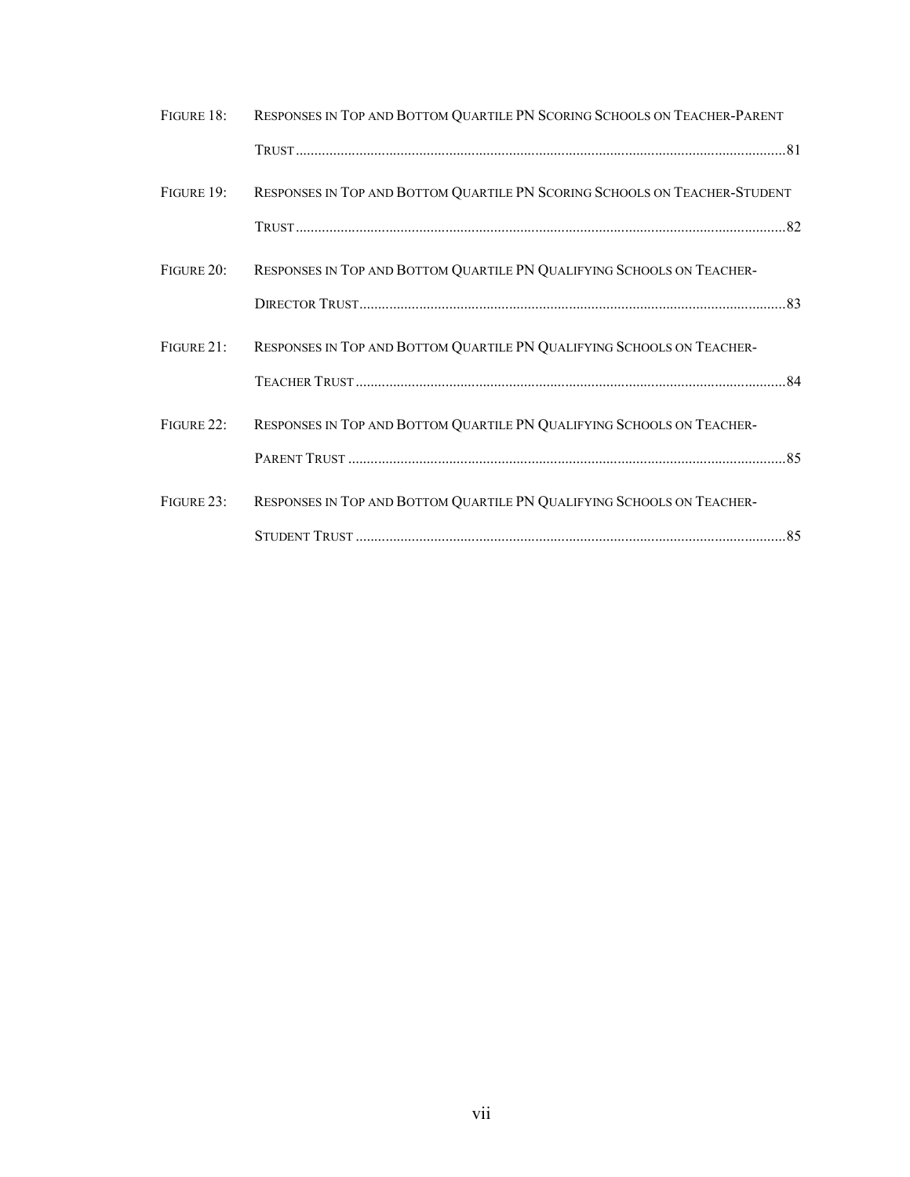Figure 18: Responses in Top and Bottom Quartile PN Scoring Schools on Teacher-Parent Trust ....... 81

Figure 19: Responses in Top and Bottom Quartile PN Scoring Schools on Teacher-Student Trust ....... 82

Figure 20: Responses in Top and Bottom Quartile PN Qualifying Schools on Teacher-Director Trust ....... 83

Figure 21: Responses in Top and Bottom Quartile PN Qualifying Schools on Teacher-Teacher Trust ....... 84

Figure 22: Responses in Top and Bottom Quartile PN Qualifying Schools on Teacher-Parent Trust ....... 85

Figure 23: Responses in Top and Bottom Quartile PN Qualifying Schools on Teacher-Student Trust ....... 85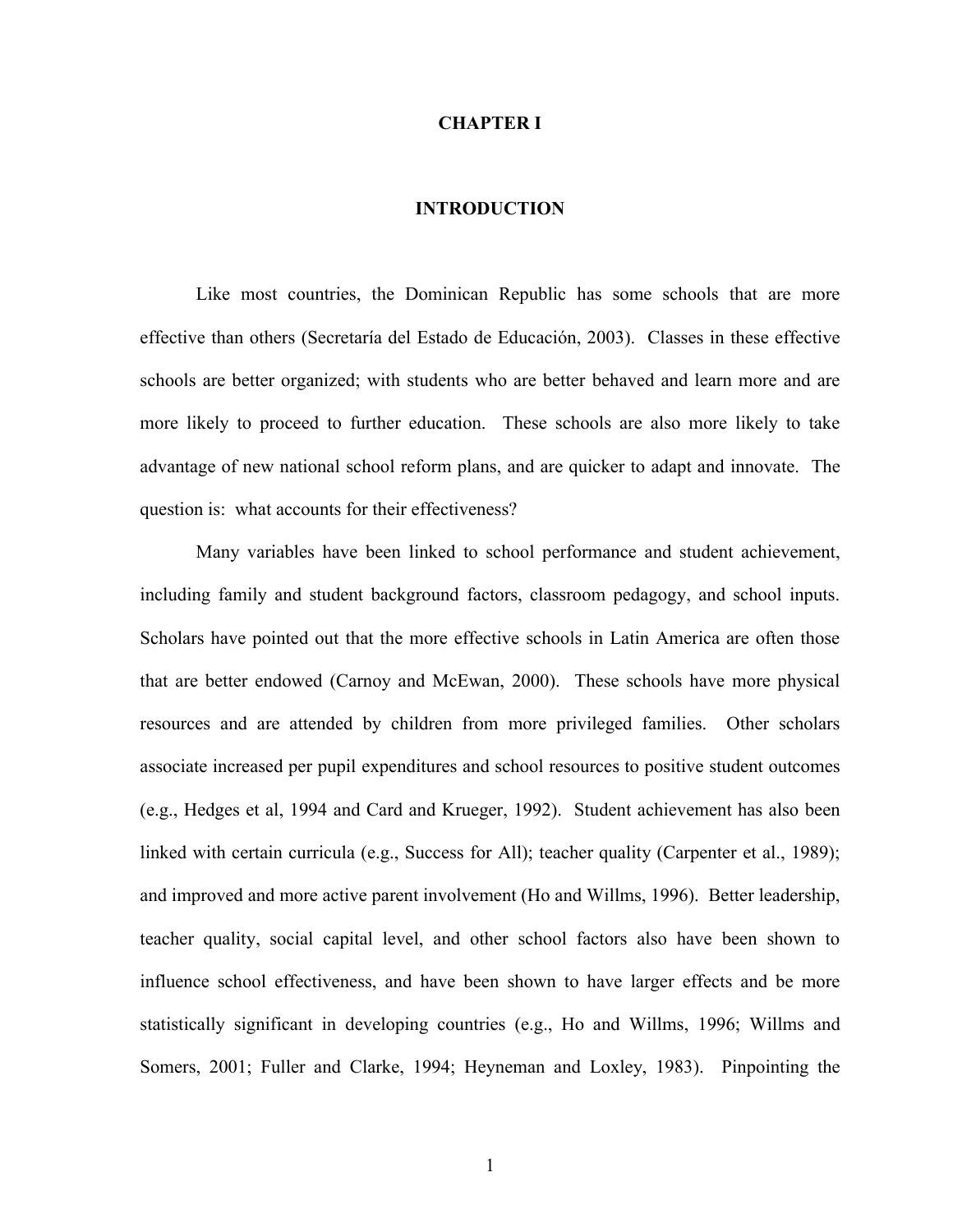# CHAPTER I

## INTRODUCTION

Like most countries, the Dominican Republic has some schools that are more effective than others (Secretaría del Estado de Educación, 2003). Classes in these effective schools are better organized; with students who are better behaved and learn more and are more likely to proceed to further education. These schools are also more likely to take advantage of new national school reform plans, and are quicker to adapt and innovate. The question is: what accounts for their effectiveness?

Many variables have been linked to school performance and student achievement, including family and student background factors, classroom pedagogy, and school inputs. Scholars have pointed out that the more effective schools in Latin America are often those that are better endowed (Carnoy and McEwan, 2000). These schools have more physical resources and are attended by children from more privileged families. Other scholars associate increased per pupil expenditures and school resources to positive student outcomes (e.g., Hedges et al, 1994 and Card and Krueger, 1992). Student achievement has also been linked with certain curricula (e.g., Success for All); teacher quality (Carpenter et al., 1989); and improved and more active parent involvement (Ho and Willms, 1996). Better leadership, teacher quality, social capital level, and other school factors also have been shown to influence school effectiveness, and have been shown to have larger effects and be more statistically significant in developing countries (e.g., Ho and Willms, 1996; Willms and Somers, 2001; Fuller and Clarke, 1994; Heyneman and Loxley, 1983). Pinpointing the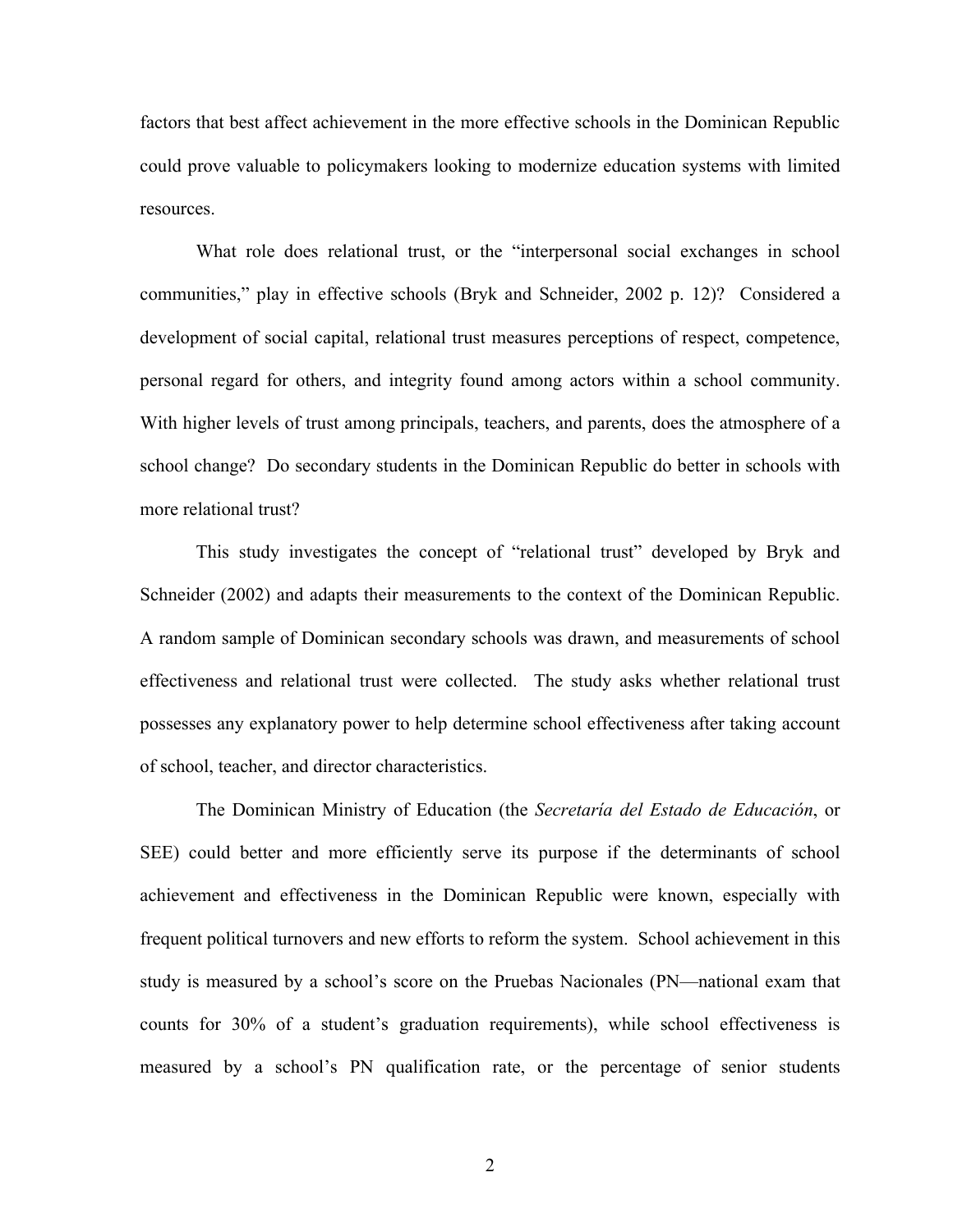factors that best affect achievement in the more effective schools in the Dominican Republic could prove valuable to policymakers looking to modernize education systems with limited resources.

What role does relational trust, or the "interpersonal social exchanges in school communities," play in effective schools (Bryk and Schneider, 2002 p. 12)? Considered a development of social capital, relational trust measures perceptions of respect, competence, personal regard for others, and integrity found among actors within a school community. With higher levels of trust among principals, teachers, and parents, does the atmosphere of a school change? Do secondary students in the Dominican Republic do better in schools with more relational trust?

This study investigates the concept of "relational trust" developed by Bryk and Schneider (2002) and adapts their measurements to the context of the Dominican Republic. A random sample of Dominican secondary schools was drawn, and measurements of school effectiveness and relational trust were collected. The study asks whether relational trust possesses any explanatory power to help determine school effectiveness after taking account of school, teacher, and director characteristics.

The Dominican Ministry of Education (the *Secretaría del Estado de Educación*, or SEE) could better and more efficiently serve its purpose if the determinants of school achievement and effectiveness in the Dominican Republic were known, especially with frequent political turnovers and new efforts to reform the system. School achievement in this study is measured by a school's score on the Pruebas Nacionales (PN—national exam that counts for 30% of a student's graduation requirements), while school effectiveness is measured by a school's PN qualification rate, or the percentage of senior students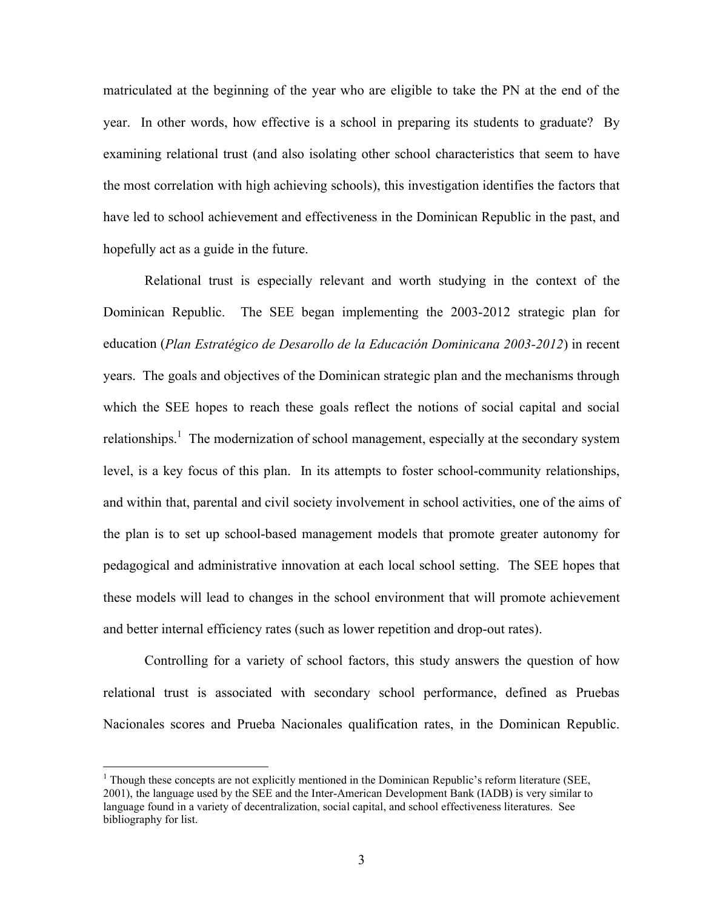matriculated at the beginning of the year who are eligible to take the PN at the end of the year. In other words, how effective is a school in preparing its students to graduate? By examining relational trust (and also isolating other school characteristics that seem to have the most correlation with high achieving schools), this investigation identifies the factors that have led to school achievement and effectiveness in the Dominican Republic in the past, and hopefully act as a guide in the future.

Relational trust is especially relevant and worth studying in the context of the Dominican Republic. The SEE began implementing the 2003-2012 strategic plan for education (*Plan Estratégico de Desarollo de la Educación Dominicana 2003-2012*) in recent years. The goals and objectives of the Dominican strategic plan and the mechanisms through which the SEE hopes to reach these goals reflect the notions of social capital and social relationships.[1] The modernization of school management, especially at the secondary system level, is a key focus of this plan. In its attempts to foster school-community relationships, and within that, parental and civil society involvement in school activities, one of the aims of the plan is to set up school-based management models that promote greater autonomy for pedagogical and administrative innovation at each local school setting. The SEE hopes that these models will lead to changes in the school environment that will promote achievement and better internal efficiency rates (such as lower repetition and drop-out rates).

Controlling for a variety of school factors, this study answers the question of how relational trust is associated with secondary school performance, defined as Pruebas Nacionales scores and Prueba Nacionales qualification rates, in the Dominican Republic.

[1] Though these concepts are not explicitly mentioned in the Dominican Republic's reform literature (SEE, 2001), the language used by the SEE and the Inter-American Development Bank (IADB) is very similar to language found in a variety of decentralization, social capital, and school effectiveness literatures. See bibliography for list.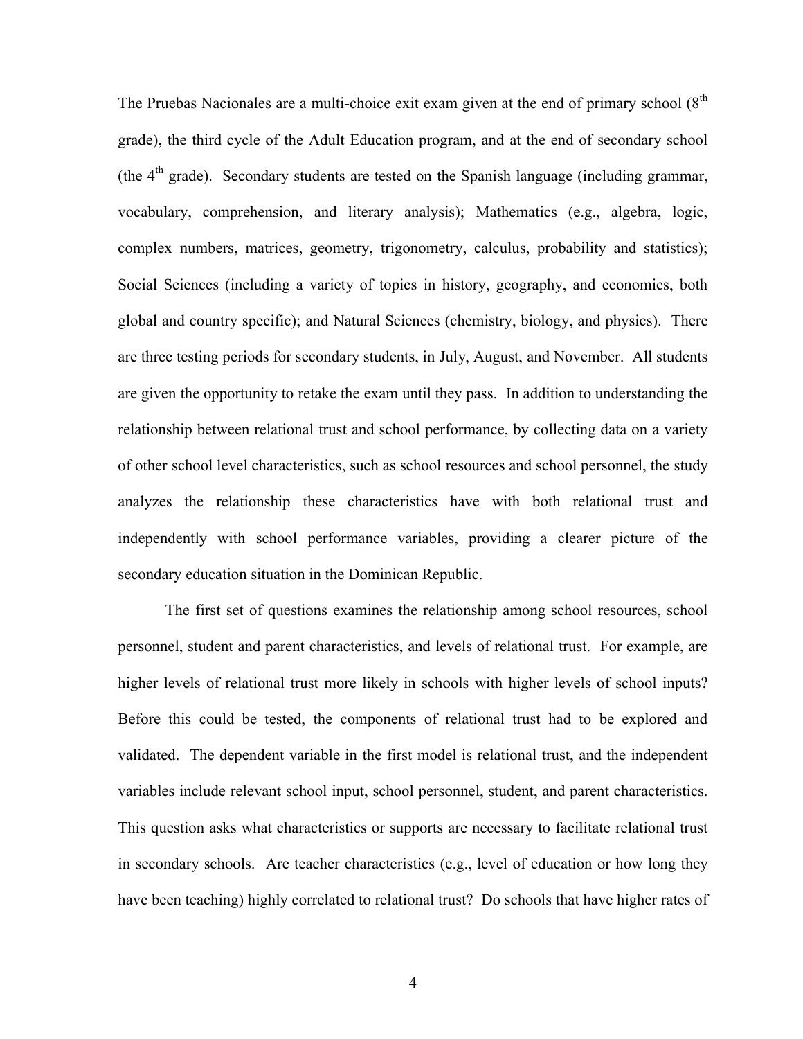The Pruebas Nacionales are a multi-choice exit exam given at the end of primary school (8th grade), the third cycle of the Adult Education program, and at the end of secondary school (the 4th grade). Secondary students are tested on the Spanish language (including grammar, vocabulary, comprehension, and literary analysis); Mathematics (e.g., algebra, logic, complex numbers, matrices, geometry, trigonometry, calculus, probability and statistics); Social Sciences (including a variety of topics in history, geography, and economics, both global and country specific); and Natural Sciences (chemistry, biology, and physics). There are three testing periods for secondary students, in July, August, and November. All students are given the opportunity to retake the exam until they pass. In addition to understanding the relationship between relational trust and school performance, by collecting data on a variety of other school level characteristics, such as school resources and school personnel, the study analyzes the relationship these characteristics have with both relational trust and independently with school performance variables, providing a clearer picture of the secondary education situation in the Dominican Republic.

The first set of questions examines the relationship among school resources, school personnel, student and parent characteristics, and levels of relational trust. For example, are higher levels of relational trust more likely in schools with higher levels of school inputs? Before this could be tested, the components of relational trust had to be explored and validated. The dependent variable in the first model is relational trust, and the independent variables include relevant school input, school personnel, student, and parent characteristics. This question asks what characteristics or supports are necessary to facilitate relational trust in secondary schools. Are teacher characteristics (e.g., level of education or how long they have been teaching) highly correlated to relational trust? Do schools that have higher rates of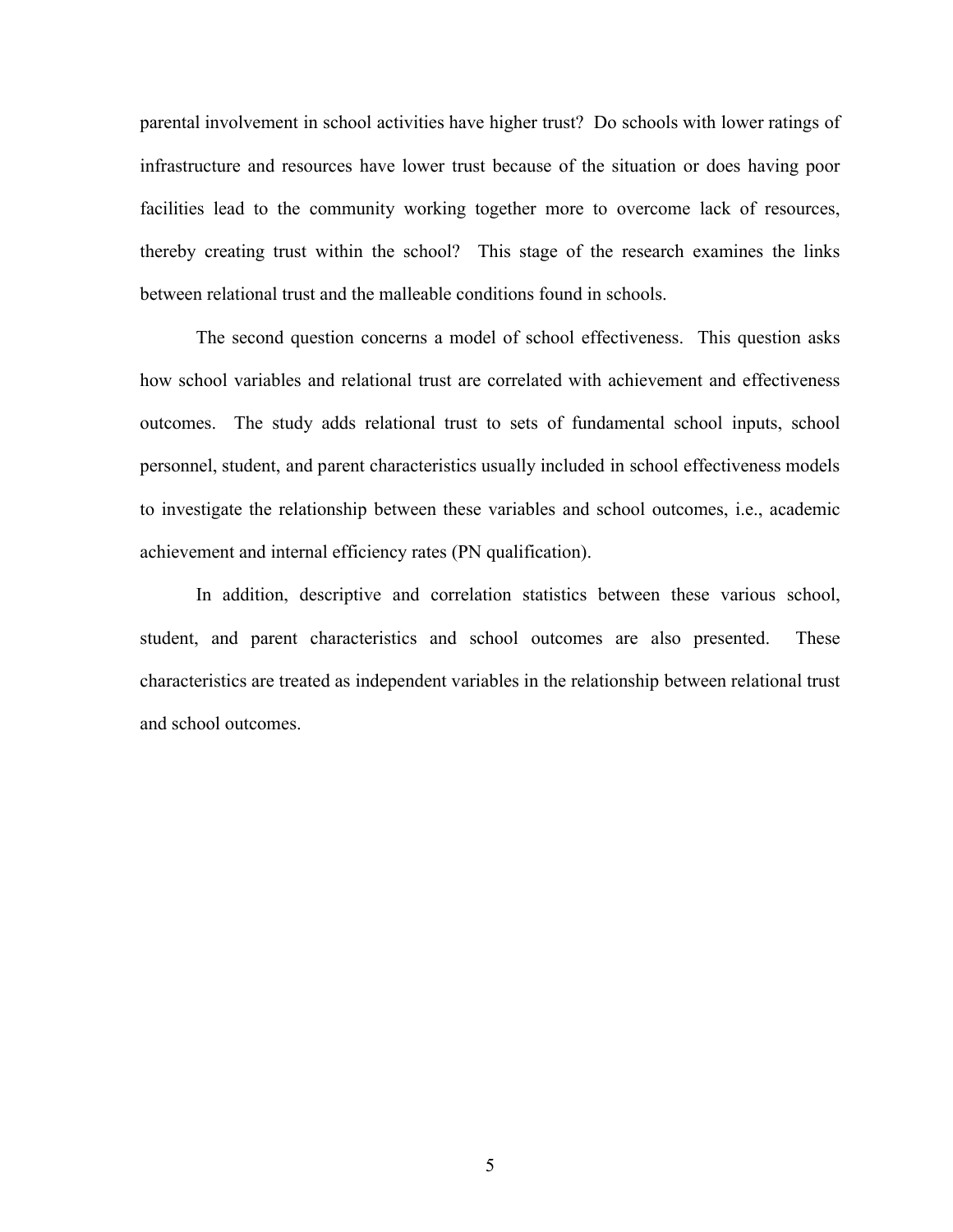parental involvement in school activities have higher trust? Do schools with lower ratings of infrastructure and resources have lower trust because of the situation or does having poor facilities lead to the community working together more to overcome lack of resources, thereby creating trust within the school? This stage of the research examines the links between relational trust and the malleable conditions found in schools.

The second question concerns a model of school effectiveness. This question asks how school variables and relational trust are correlated with achievement and effectiveness outcomes. The study adds relational trust to sets of fundamental school inputs, school personnel, student, and parent characteristics usually included in school effectiveness models to investigate the relationship between these variables and school outcomes, i.e., academic achievement and internal efficiency rates (PN qualification).

In addition, descriptive and correlation statistics between these various school, student, and parent characteristics and school outcomes are also presented. These characteristics are treated as independent variables in the relationship between relational trust and school outcomes.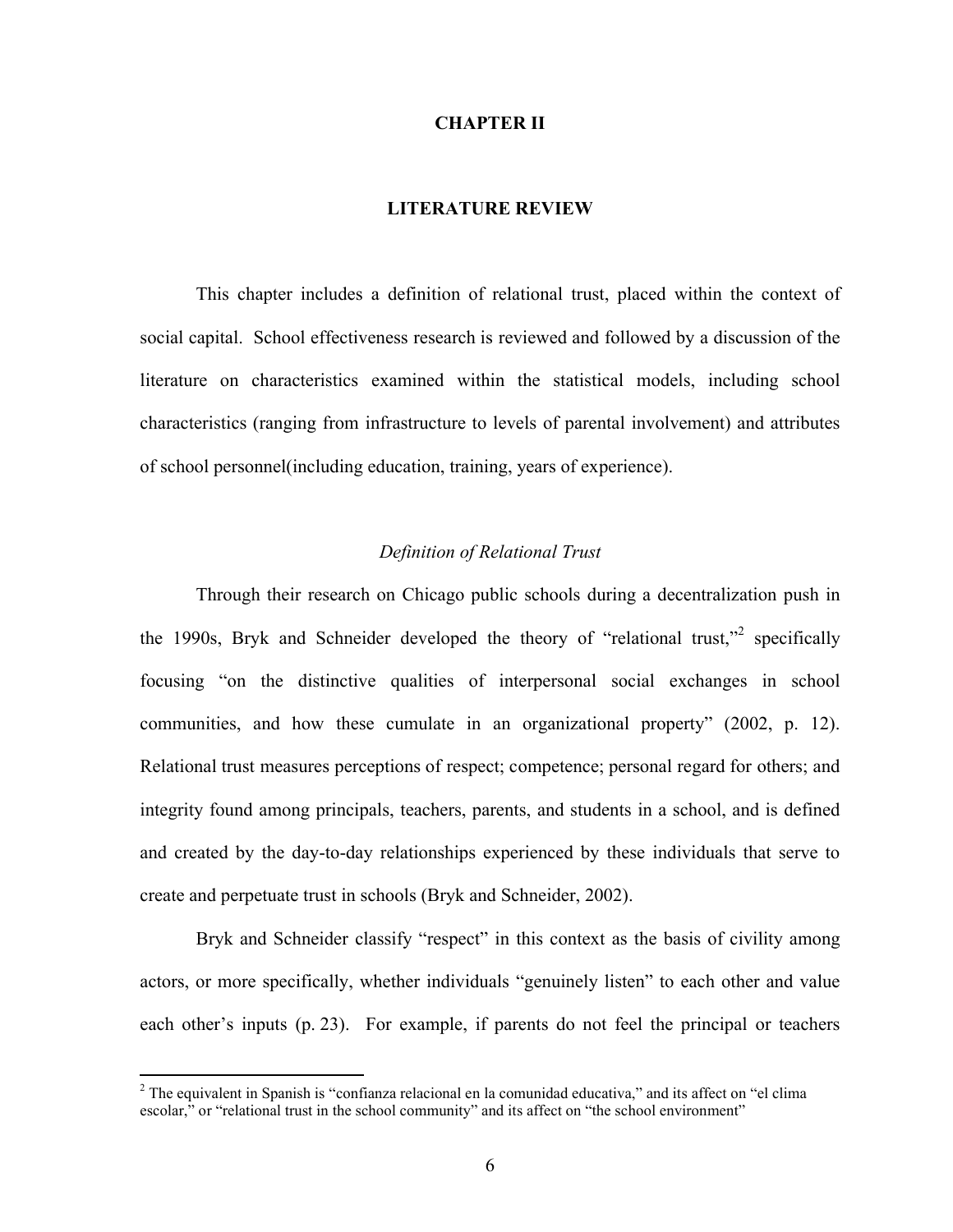# CHAPTER II

## LITERATURE REVIEW

This chapter includes a definition of relational trust, placed within the context of social capital. School effectiveness research is reviewed and followed by a discussion of the literature on characteristics examined within the statistical models, including school characteristics (ranging from infrastructure to levels of parental involvement) and attributes of school personnel(including education, training, years of experience).

### *Definition of Relational Trust*

Through their research on Chicago public schools during a decentralization push in the 1990s, Bryk and Schneider developed the theory of "relational trust,"[2] specifically focusing "on the distinctive qualities of interpersonal social exchanges in school communities, and how these cumulate in an organizational property" (2002, p. 12). Relational trust measures perceptions of respect; competence; personal regard for others; and integrity found among principals, teachers, parents, and students in a school, and is defined and created by the day-to-day relationships experienced by these individuals that serve to create and perpetuate trust in schools (Bryk and Schneider, 2002).

Bryk and Schneider classify "respect" in this context as the basis of civility among actors, or more specifically, whether individuals "genuinely listen" to each other and value each other's inputs (p. 23). For example, if parents do not feel the principal or teachers

---

[2] The equivalent in Spanish is "confianza relacional en la comunidad educativa," and its affect on "el clima escolar," or "relational trust in the school community" and its affect on "the school environment"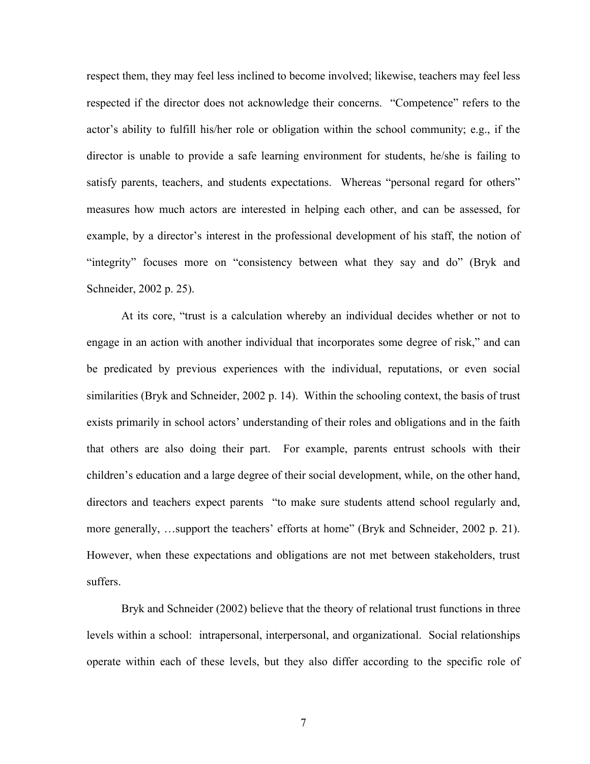respect them, they may feel less inclined to become involved; likewise, teachers may feel less respected if the director does not acknowledge their concerns. "Competence" refers to the actor's ability to fulfill his/her role or obligation within the school community; e.g., if the director is unable to provide a safe learning environment for students, he/she is failing to satisfy parents, teachers, and students expectations. Whereas "personal regard for others" measures how much actors are interested in helping each other, and can be assessed, for example, by a director's interest in the professional development of his staff, the notion of "integrity" focuses more on "consistency between what they say and do" (Bryk and Schneider, 2002 p. 25).

At its core, "trust is a calculation whereby an individual decides whether or not to engage in an action with another individual that incorporates some degree of risk," and can be predicated by previous experiences with the individual, reputations, or even social similarities (Bryk and Schneider, 2002 p. 14). Within the schooling context, the basis of trust exists primarily in school actors' understanding of their roles and obligations and in the faith that others are also doing their part. For example, parents entrust schools with their children's education and a large degree of their social development, while, on the other hand, directors and teachers expect parents "to make sure students attend school regularly and, more generally, …support the teachers' efforts at home" (Bryk and Schneider, 2002 p. 21). However, when these expectations and obligations are not met between stakeholders, trust suffers.

Bryk and Schneider (2002) believe that the theory of relational trust functions in three levels within a school: intrapersonal, interpersonal, and organizational. Social relationships operate within each of these levels, but they also differ according to the specific role of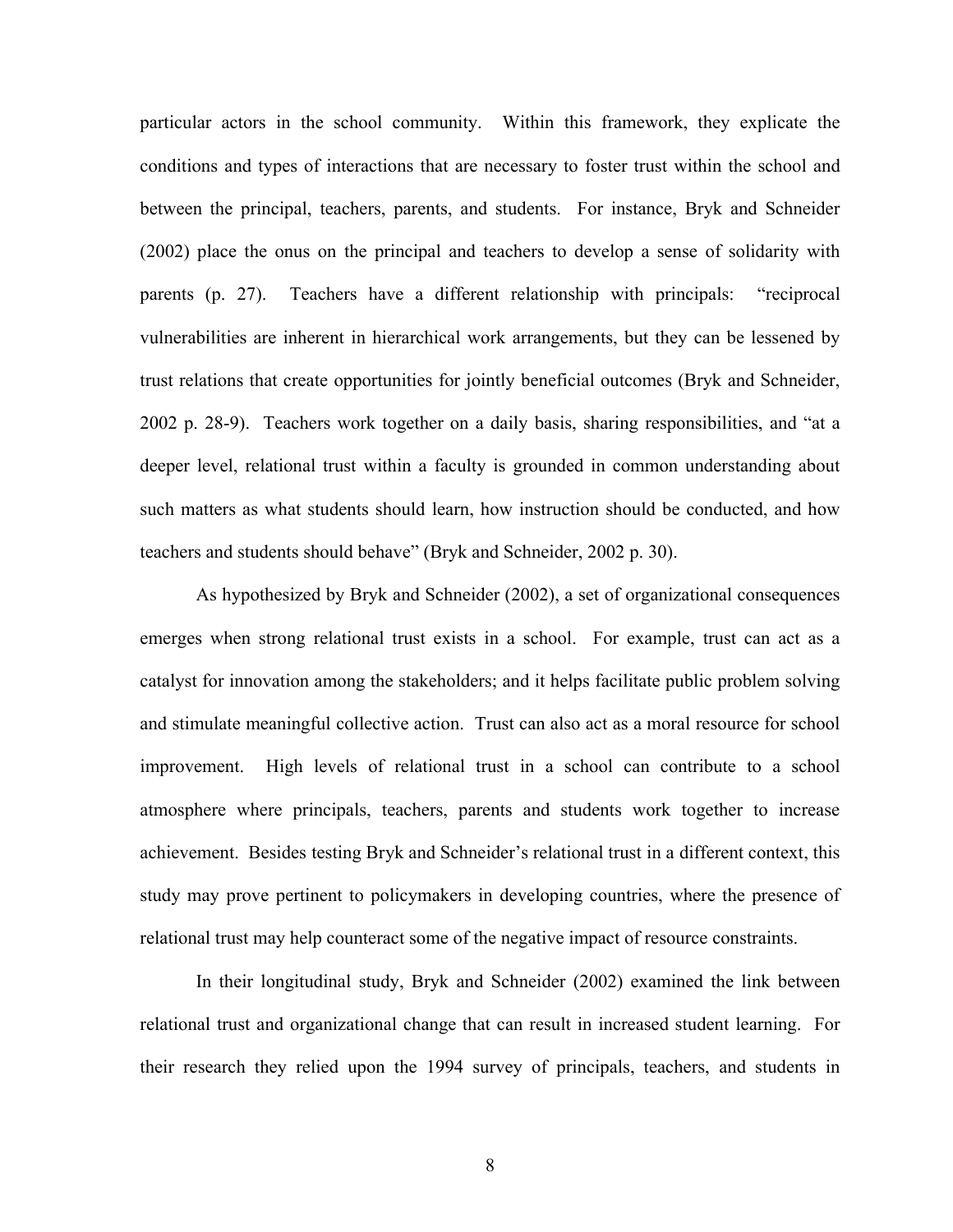particular actors in the school community. Within this framework, they explicate the conditions and types of interactions that are necessary to foster trust within the school and between the principal, teachers, parents, and students. For instance, Bryk and Schneider (2002) place the onus on the principal and teachers to develop a sense of solidarity with parents (p. 27). Teachers have a different relationship with principals: "reciprocal vulnerabilities are inherent in hierarchical work arrangements, but they can be lessened by trust relations that create opportunities for jointly beneficial outcomes (Bryk and Schneider, 2002 p. 28-9). Teachers work together on a daily basis, sharing responsibilities, and "at a deeper level, relational trust within a faculty is grounded in common understanding about such matters as what students should learn, how instruction should be conducted, and how teachers and students should behave" (Bryk and Schneider, 2002 p. 30).

As hypothesized by Bryk and Schneider (2002), a set of organizational consequences emerges when strong relational trust exists in a school. For example, trust can act as a catalyst for innovation among the stakeholders; and it helps facilitate public problem solving and stimulate meaningful collective action. Trust can also act as a moral resource for school improvement. High levels of relational trust in a school can contribute to a school atmosphere where principals, teachers, parents and students work together to increase achievement. Besides testing Bryk and Schneider's relational trust in a different context, this study may prove pertinent to policymakers in developing countries, where the presence of relational trust may help counteract some of the negative impact of resource constraints.

In their longitudinal study, Bryk and Schneider (2002) examined the link between relational trust and organizational change that can result in increased student learning. For their research they relied upon the 1994 survey of principals, teachers, and students in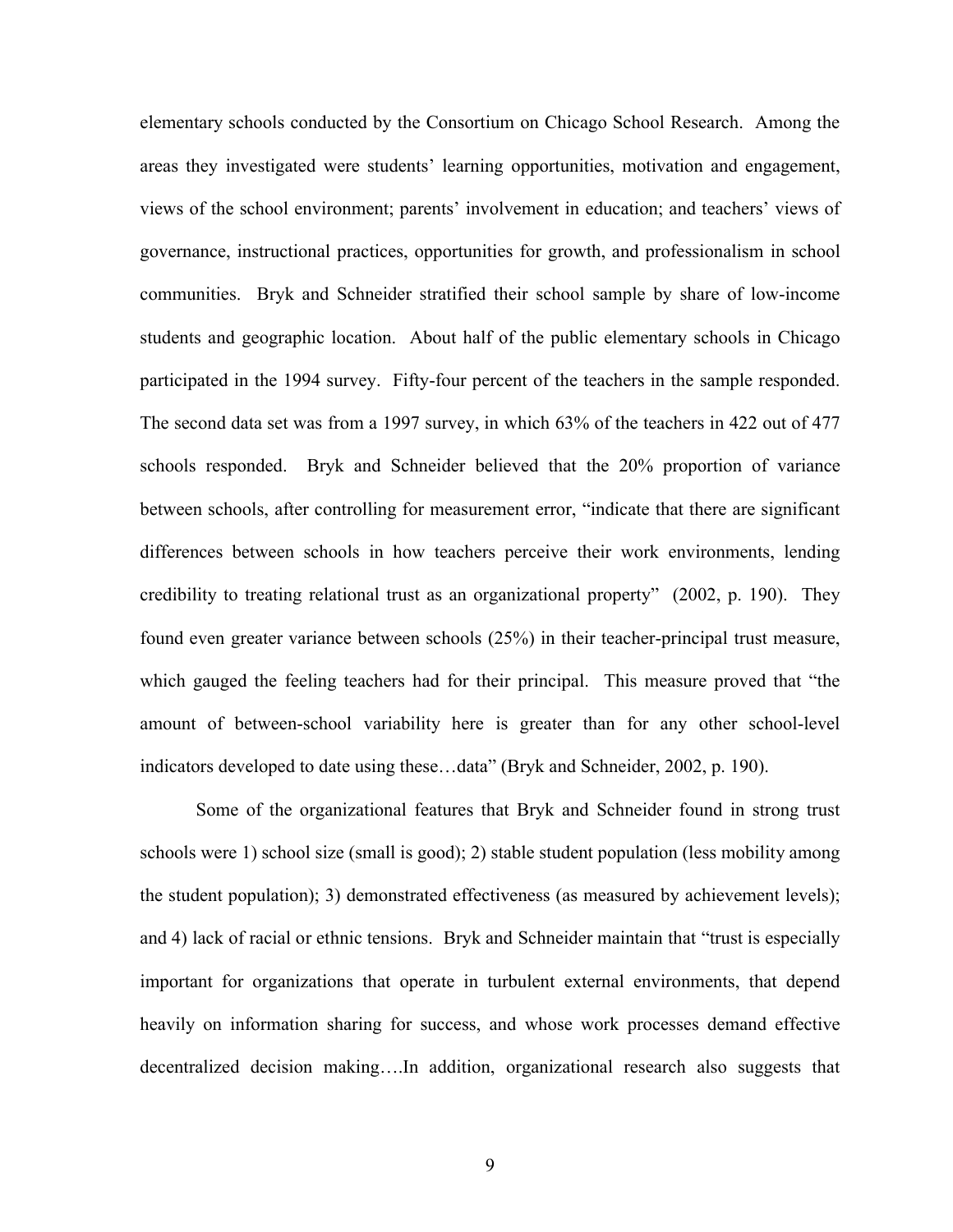elementary schools conducted by the Consortium on Chicago School Research. Among the areas they investigated were students' learning opportunities, motivation and engagement, views of the school environment; parents' involvement in education; and teachers' views of governance, instructional practices, opportunities for growth, and professionalism in school communities. Bryk and Schneider stratified their school sample by share of low-income students and geographic location. About half of the public elementary schools in Chicago participated in the 1994 survey. Fifty-four percent of the teachers in the sample responded. The second data set was from a 1997 survey, in which 63% of the teachers in 422 out of 477 schools responded. Bryk and Schneider believed that the 20% proportion of variance between schools, after controlling for measurement error, "indicate that there are significant differences between schools in how teachers perceive their work environments, lending credibility to treating relational trust as an organizational property" (2002, p. 190). They found even greater variance between schools (25%) in their teacher-principal trust measure, which gauged the feeling teachers had for their principal. This measure proved that "the amount of between-school variability here is greater than for any other school-level indicators developed to date using these…data" (Bryk and Schneider, 2002, p. 190).

Some of the organizational features that Bryk and Schneider found in strong trust schools were 1) school size (small is good); 2) stable student population (less mobility among the student population); 3) demonstrated effectiveness (as measured by achievement levels); and 4) lack of racial or ethnic tensions. Bryk and Schneider maintain that "trust is especially important for organizations that operate in turbulent external environments, that depend heavily on information sharing for success, and whose work processes demand effective decentralized decision making….In addition, organizational research also suggests that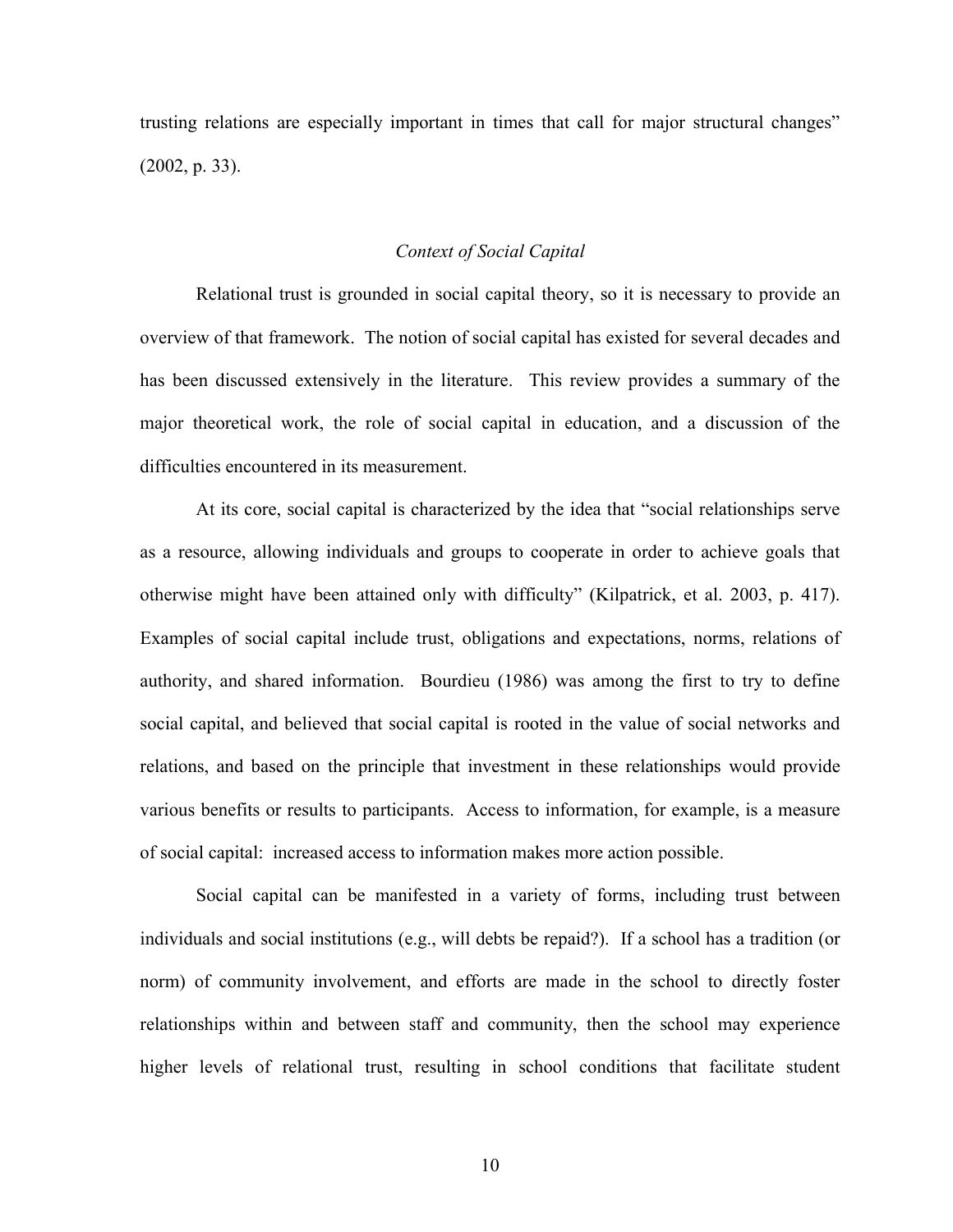trusting relations are especially important in times that call for major structural changes" (2002, p. 33).

### *Context of Social Capital*

Relational trust is grounded in social capital theory, so it is necessary to provide an overview of that framework. The notion of social capital has existed for several decades and has been discussed extensively in the literature. This review provides a summary of the major theoretical work, the role of social capital in education, and a discussion of the difficulties encountered in its measurement.

At its core, social capital is characterized by the idea that "social relationships serve as a resource, allowing individuals and groups to cooperate in order to achieve goals that otherwise might have been attained only with difficulty" (Kilpatrick, et al. 2003, p. 417). Examples of social capital include trust, obligations and expectations, norms, relations of authority, and shared information. Bourdieu (1986) was among the first to try to define social capital, and believed that social capital is rooted in the value of social networks and relations, and based on the principle that investment in these relationships would provide various benefits or results to participants. Access to information, for example, is a measure of social capital: increased access to information makes more action possible.

Social capital can be manifested in a variety of forms, including trust between individuals and social institutions (e.g., will debts be repaid?). If a school has a tradition (or norm) of community involvement, and efforts are made in the school to directly foster relationships within and between staff and community, then the school may experience higher levels of relational trust, resulting in school conditions that facilitate student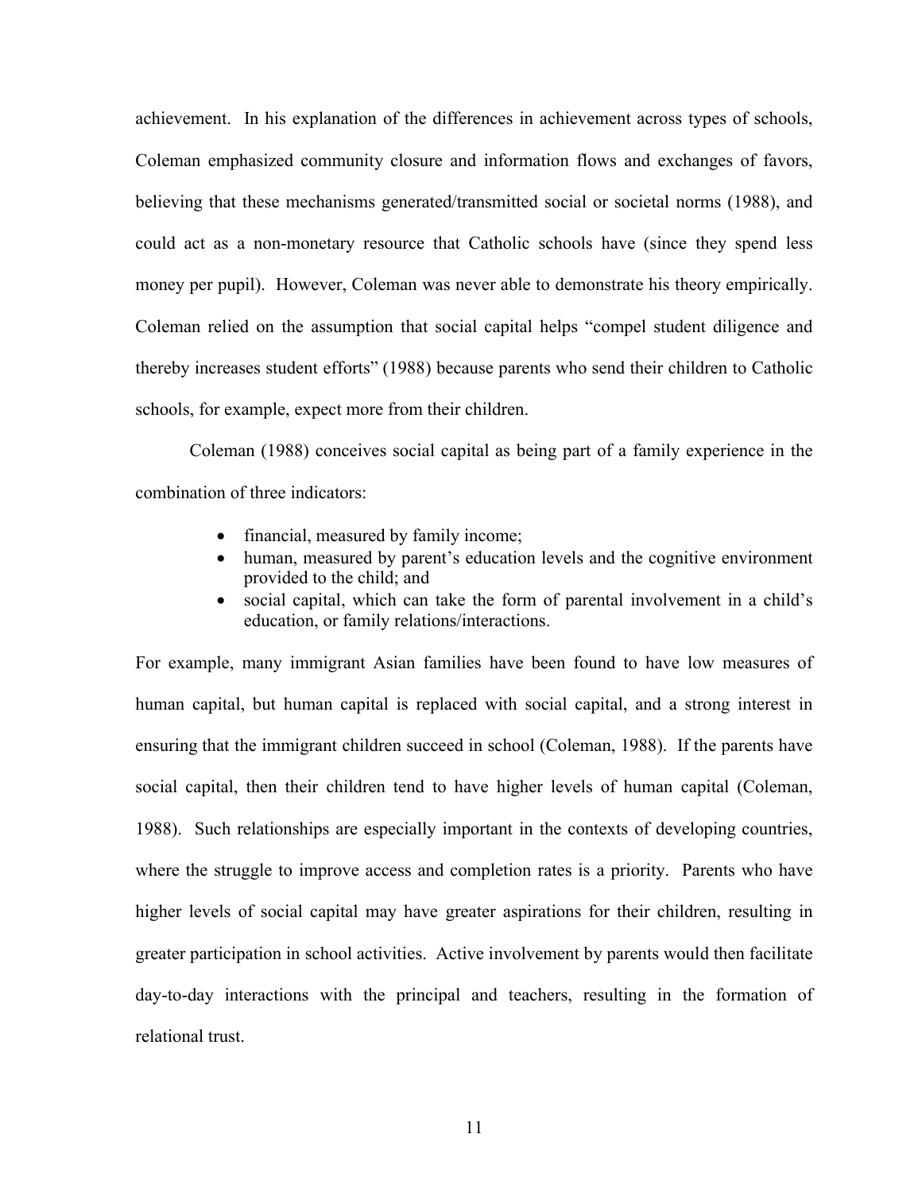achievement. In his explanation of the differences in achievement across types of schools, Coleman emphasized community closure and information flows and exchanges of favors, believing that these mechanisms generated/transmitted social or societal norms (1988), and could act as a non-monetary resource that Catholic schools have (since they spend less money per pupil). However, Coleman was never able to demonstrate his theory empirically. Coleman relied on the assumption that social capital helps "compel student diligence and thereby increases student efforts" (1988) because parents who send their children to Catholic schools, for example, expect more from their children.

Coleman (1988) conceives social capital as being part of a family experience in the combination of three indicators:

- financial, measured by family income;
- human, measured by parent's education levels and the cognitive environment provided to the child; and
- social capital, which can take the form of parental involvement in a child's education, or family relations/interactions.

For example, many immigrant Asian families have been found to have low measures of human capital, but human capital is replaced with social capital, and a strong interest in ensuring that the immigrant children succeed in school (Coleman, 1988). If the parents have social capital, then their children tend to have higher levels of human capital (Coleman, 1988). Such relationships are especially important in the contexts of developing countries, where the struggle to improve access and completion rates is a priority. Parents who have higher levels of social capital may have greater aspirations for their children, resulting in greater participation in school activities. Active involvement by parents would then facilitate day-to-day interactions with the principal and teachers, resulting in the formation of relational trust.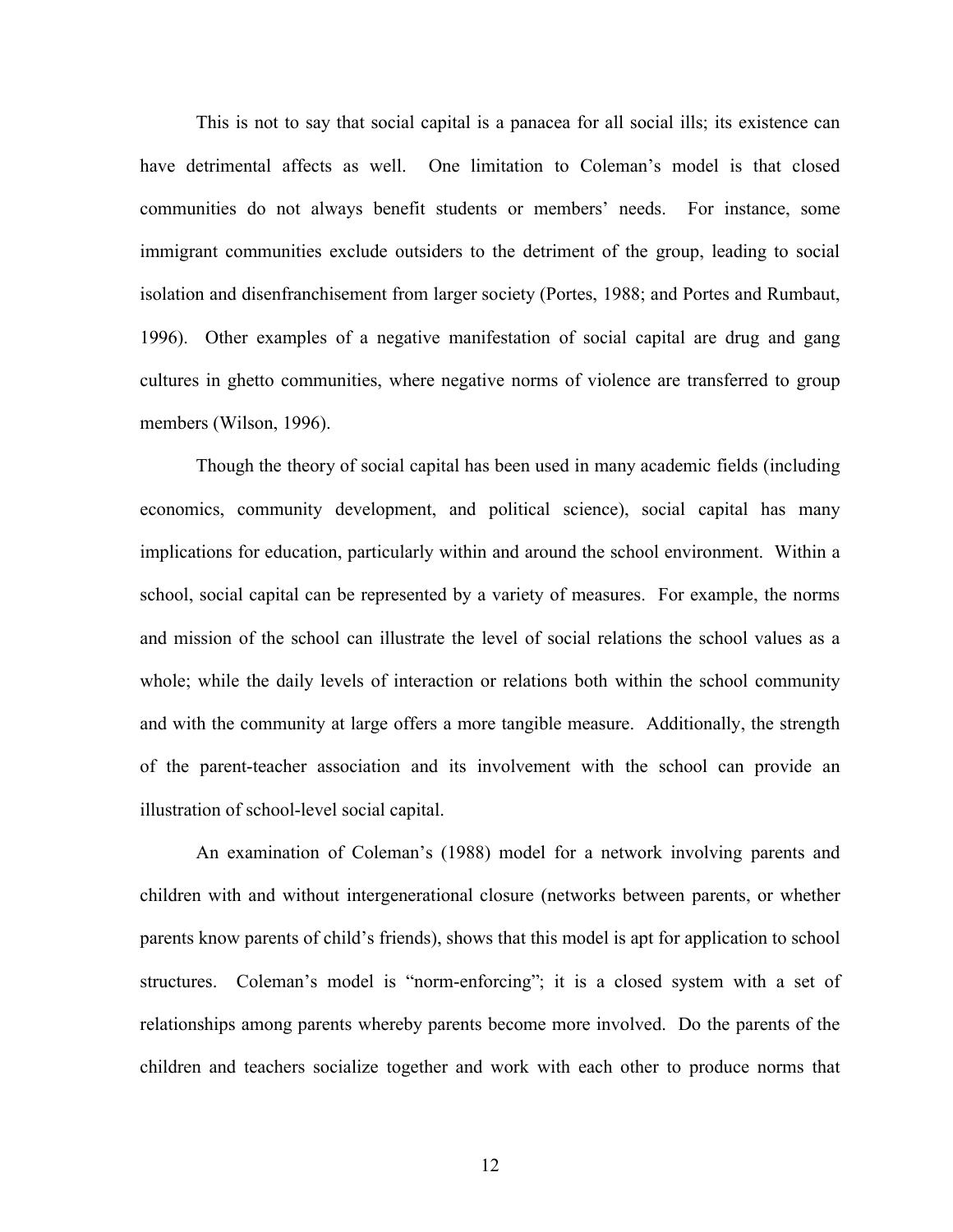This is not to say that social capital is a panacea for all social ills; its existence can have detrimental affects as well. One limitation to Coleman's model is that closed communities do not always benefit students or members' needs. For instance, some immigrant communities exclude outsiders to the detriment of the group, leading to social isolation and disenfranchisement from larger society (Portes, 1988; and Portes and Rumbaut, 1996). Other examples of a negative manifestation of social capital are drug and gang cultures in ghetto communities, where negative norms of violence are transferred to group members (Wilson, 1996).

Though the theory of social capital has been used in many academic fields (including economics, community development, and political science), social capital has many implications for education, particularly within and around the school environment. Within a school, social capital can be represented by a variety of measures. For example, the norms and mission of the school can illustrate the level of social relations the school values as a whole; while the daily levels of interaction or relations both within the school community and with the community at large offers a more tangible measure. Additionally, the strength of the parent-teacher association and its involvement with the school can provide an illustration of school-level social capital.

An examination of Coleman's (1988) model for a network involving parents and children with and without intergenerational closure (networks between parents, or whether parents know parents of child's friends), shows that this model is apt for application to school structures. Coleman's model is "norm-enforcing"; it is a closed system with a set of relationships among parents whereby parents become more involved. Do the parents of the children and teachers socialize together and work with each other to produce norms that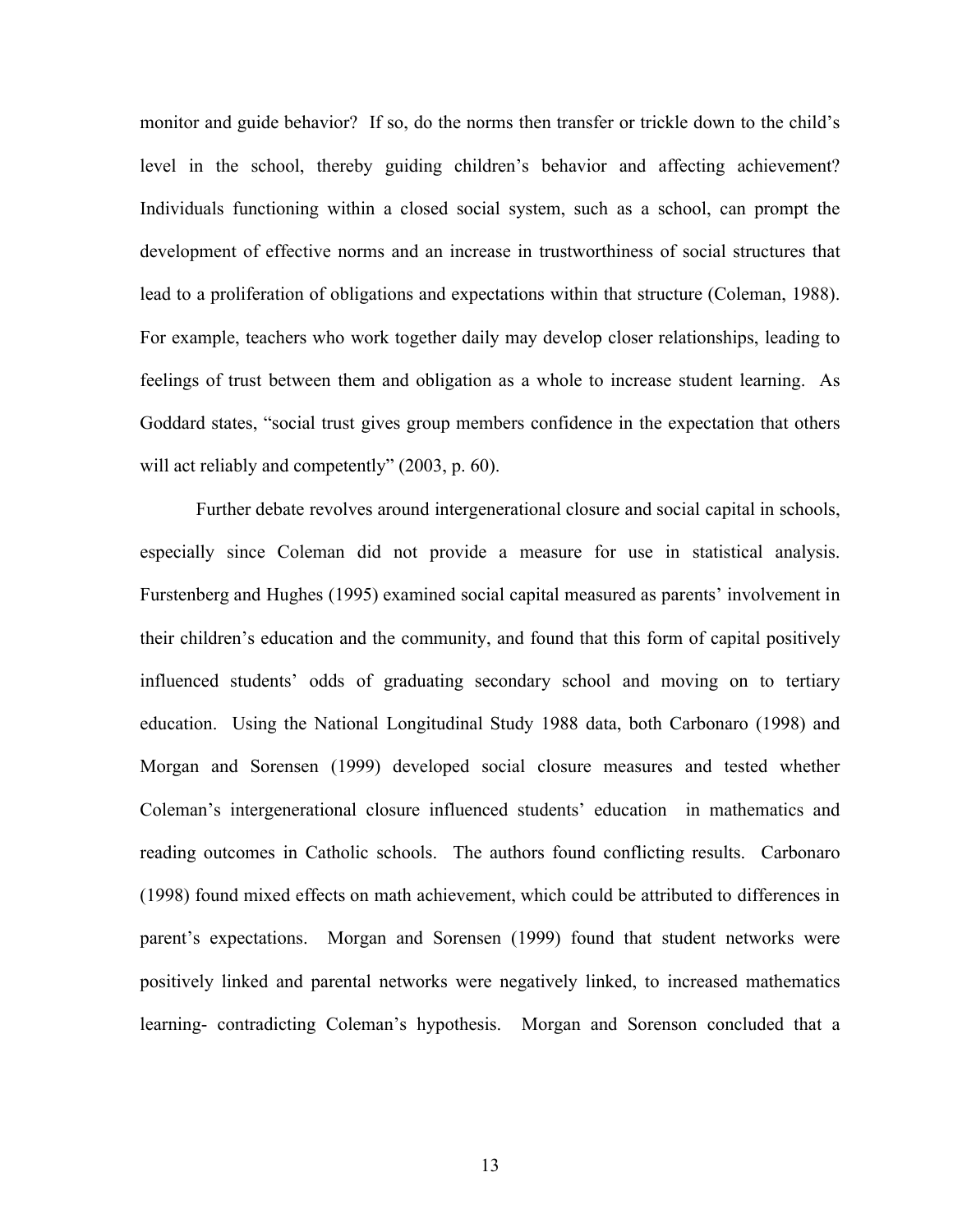monitor and guide behavior? If so, do the norms then transfer or trickle down to the child's level in the school, thereby guiding children's behavior and affecting achievement? Individuals functioning within a closed social system, such as a school, can prompt the development of effective norms and an increase in trustworthiness of social structures that lead to a proliferation of obligations and expectations within that structure (Coleman, 1988). For example, teachers who work together daily may develop closer relationships, leading to feelings of trust between them and obligation as a whole to increase student learning. As Goddard states, "social trust gives group members confidence in the expectation that others will act reliably and competently" (2003, p. 60).

Further debate revolves around intergenerational closure and social capital in schools, especially since Coleman did not provide a measure for use in statistical analysis. Furstenberg and Hughes (1995) examined social capital measured as parents' involvement in their children's education and the community, and found that this form of capital positively influenced students' odds of graduating secondary school and moving on to tertiary education. Using the National Longitudinal Study 1988 data, both Carbonaro (1998) and Morgan and Sorensen (1999) developed social closure measures and tested whether Coleman's intergenerational closure influenced students' education in mathematics and reading outcomes in Catholic schools. The authors found conflicting results. Carbonaro (1998) found mixed effects on math achievement, which could be attributed to differences in parent's expectations. Morgan and Sorensen (1999) found that student networks were positively linked and parental networks were negatively linked, to increased mathematics learning- contradicting Coleman's hypothesis. Morgan and Sorenson concluded that a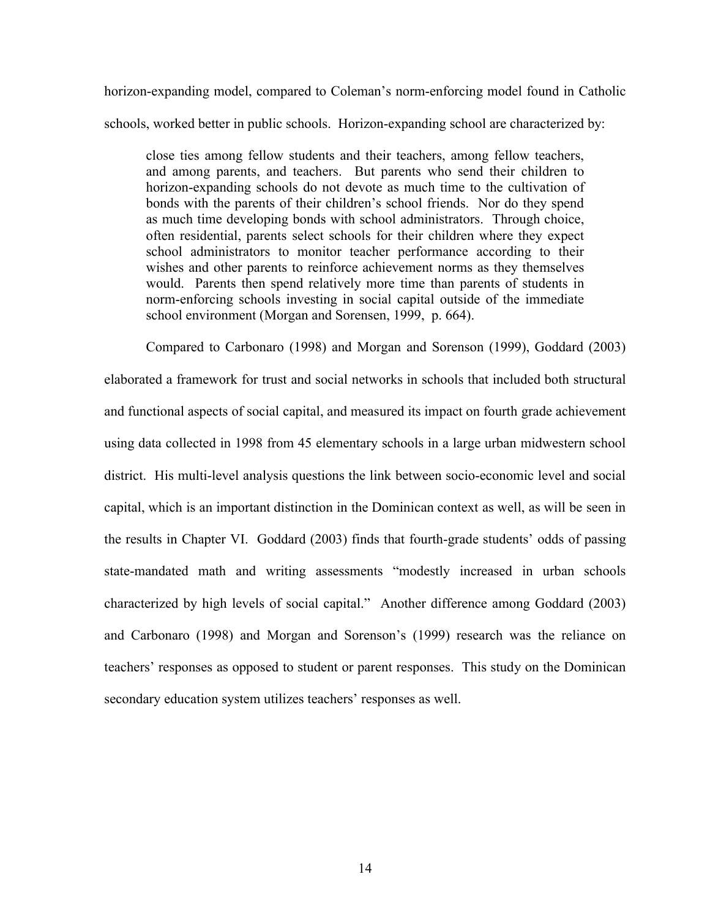horizon-expanding model, compared to Coleman's norm-enforcing model found in Catholic schools, worked better in public schools. Horizon-expanding school are characterized by:

> close ties among fellow students and their teachers, among fellow teachers, and among parents, and teachers. But parents who send their children to horizon-expanding schools do not devote as much time to the cultivation of bonds with the parents of their children's school friends. Nor do they spend as much time developing bonds with school administrators. Through choice, often residential, parents select schools for their children where they expect school administrators to monitor teacher performance according to their wishes and other parents to reinforce achievement norms as they themselves would. Parents then spend relatively more time than parents of students in norm-enforcing schools investing in social capital outside of the immediate school environment (Morgan and Sorensen, 1999, p. 664).

Compared to Carbonaro (1998) and Morgan and Sorenson (1999), Goddard (2003) elaborated a framework for trust and social networks in schools that included both structural and functional aspects of social capital, and measured its impact on fourth grade achievement using data collected in 1998 from 45 elementary schools in a large urban midwestern school district. His multi-level analysis questions the link between socio-economic level and social capital, which is an important distinction in the Dominican context as well, as will be seen in the results in Chapter VI. Goddard (2003) finds that fourth-grade students' odds of passing state-mandated math and writing assessments "modestly increased in urban schools characterized by high levels of social capital." Another difference among Goddard (2003) and Carbonaro (1998) and Morgan and Sorenson's (1999) research was the reliance on teachers' responses as opposed to student or parent responses. This study on the Dominican secondary education system utilizes teachers' responses as well.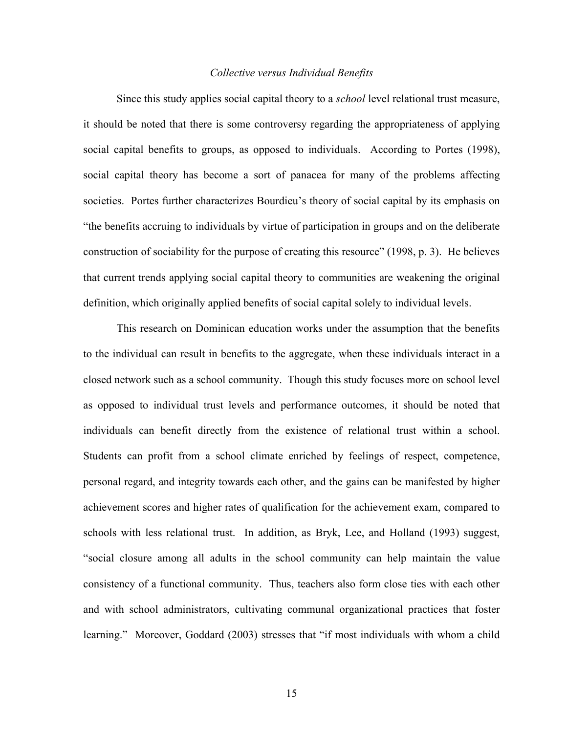*Collective versus Individual Benefits*

Since this study applies social capital theory to a *school* level relational trust measure, it should be noted that there is some controversy regarding the appropriateness of applying social capital benefits to groups, as opposed to individuals. According to Portes (1998), social capital theory has become a sort of panacea for many of the problems affecting societies. Portes further characterizes Bourdieu's theory of social capital by its emphasis on "the benefits accruing to individuals by virtue of participation in groups and on the deliberate construction of sociability for the purpose of creating this resource" (1998, p. 3). He believes that current trends applying social capital theory to communities are weakening the original definition, which originally applied benefits of social capital solely to individual levels.

This research on Dominican education works under the assumption that the benefits to the individual can result in benefits to the aggregate, when these individuals interact in a closed network such as a school community. Though this study focuses more on school level as opposed to individual trust levels and performance outcomes, it should be noted that individuals can benefit directly from the existence of relational trust within a school. Students can profit from a school climate enriched by feelings of respect, competence, personal regard, and integrity towards each other, and the gains can be manifested by higher achievement scores and higher rates of qualification for the achievement exam, compared to schools with less relational trust. In addition, as Bryk, Lee, and Holland (1993) suggest, "social closure among all adults in the school community can help maintain the value consistency of a functional community. Thus, teachers also form close ties with each other and with school administrators, cultivating communal organizational practices that foster learning." Moreover, Goddard (2003) stresses that "if most individuals with whom a child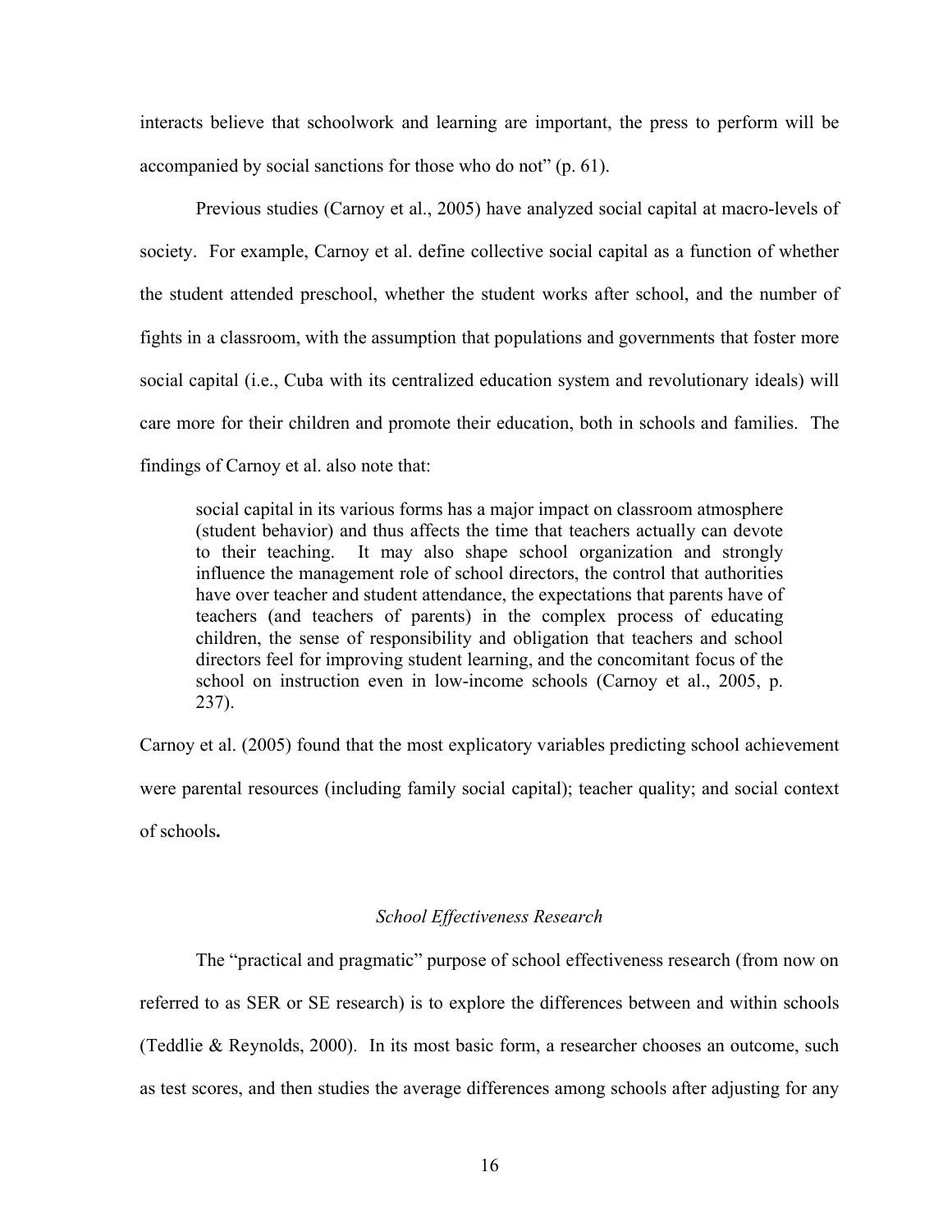interacts believe that schoolwork and learning are important, the press to perform will be accompanied by social sanctions for those who do not" (p. 61).

Previous studies (Carnoy et al., 2005) have analyzed social capital at macro-levels of society. For example, Carnoy et al. define collective social capital as a function of whether the student attended preschool, whether the student works after school, and the number of fights in a classroom, with the assumption that populations and governments that foster more social capital (i.e., Cuba with its centralized education system and revolutionary ideals) will care more for their children and promote their education, both in schools and families. The findings of Carnoy et al. also note that:

> social capital in its various forms has a major impact on classroom atmosphere (student behavior) and thus affects the time that teachers actually can devote to their teaching. It may also shape school organization and strongly influence the management role of school directors, the control that authorities have over teacher and student attendance, the expectations that parents have of teachers (and teachers of parents) in the complex process of educating children, the sense of responsibility and obligation that teachers and school directors feel for improving student learning, and the concomitant focus of the school on instruction even in low-income schools (Carnoy et al., 2005, p. 237).

Carnoy et al. (2005) found that the most explicatory variables predicting school achievement were parental resources (including family social capital); teacher quality; and social context of schools**.**

### *School Effectiveness Research*

The "practical and pragmatic" purpose of school effectiveness research (from now on referred to as SER or SE research) is to explore the differences between and within schools (Teddlie & Reynolds, 2000). In its most basic form, a researcher chooses an outcome, such as test scores, and then studies the average differences among schools after adjusting for any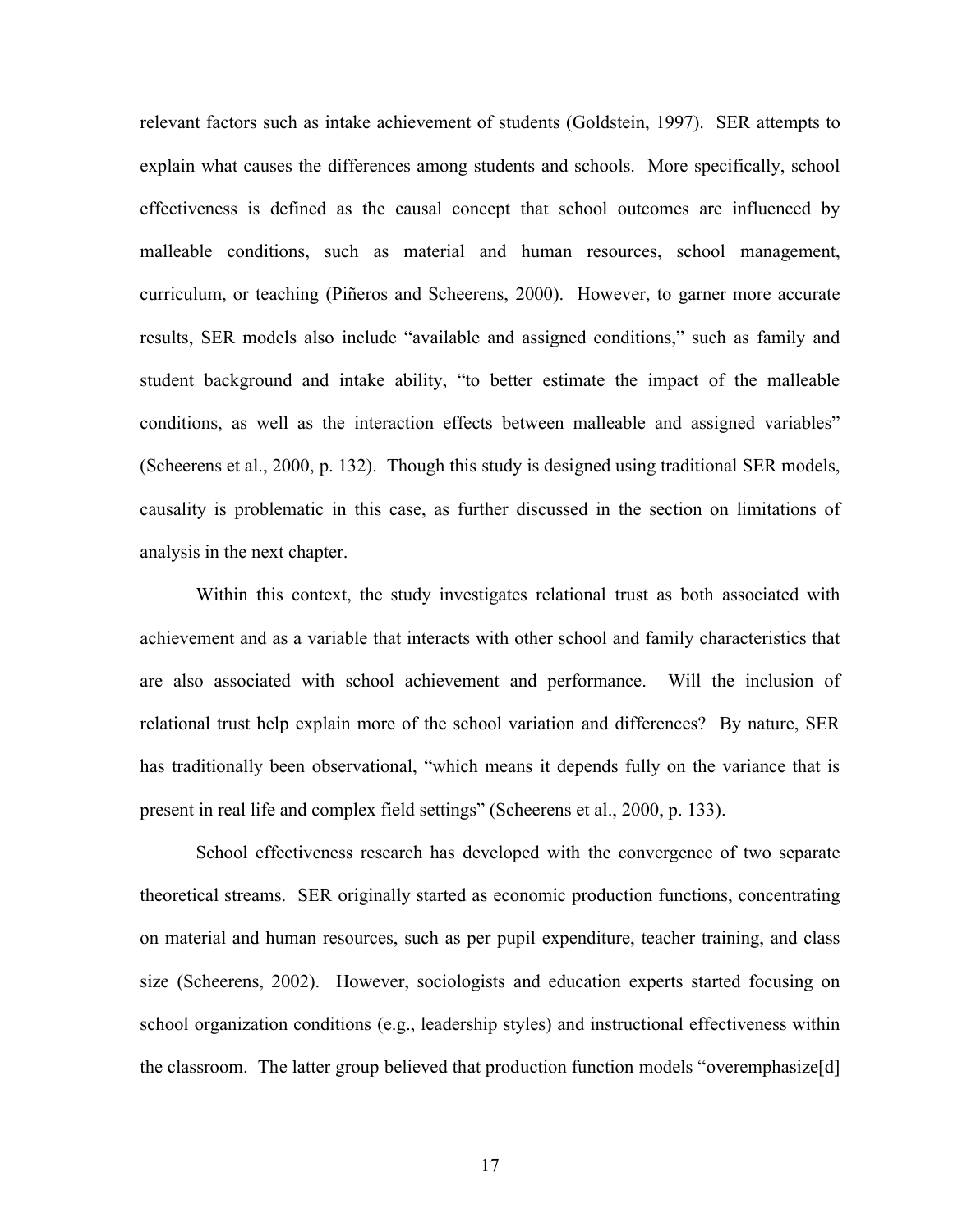relevant factors such as intake achievement of students (Goldstein, 1997). SER attempts to explain what causes the differences among students and schools. More specifically, school effectiveness is defined as the causal concept that school outcomes are influenced by malleable conditions, such as material and human resources, school management, curriculum, or teaching (Piñeros and Scheerens, 2000). However, to garner more accurate results, SER models also include "available and assigned conditions," such as family and student background and intake ability, "to better estimate the impact of the malleable conditions, as well as the interaction effects between malleable and assigned variables" (Scheerens et al., 2000, p. 132). Though this study is designed using traditional SER models, causality is problematic in this case, as further discussed in the section on limitations of analysis in the next chapter.

Within this context, the study investigates relational trust as both associated with achievement and as a variable that interacts with other school and family characteristics that are also associated with school achievement and performance. Will the inclusion of relational trust help explain more of the school variation and differences? By nature, SER has traditionally been observational, "which means it depends fully on the variance that is present in real life and complex field settings" (Scheerens et al., 2000, p. 133).

School effectiveness research has developed with the convergence of two separate theoretical streams. SER originally started as economic production functions, concentrating on material and human resources, such as per pupil expenditure, teacher training, and class size (Scheerens, 2002). However, sociologists and education experts started focusing on school organization conditions (e.g., leadership styles) and instructional effectiveness within the classroom. The latter group believed that production function models "overemphasize[d]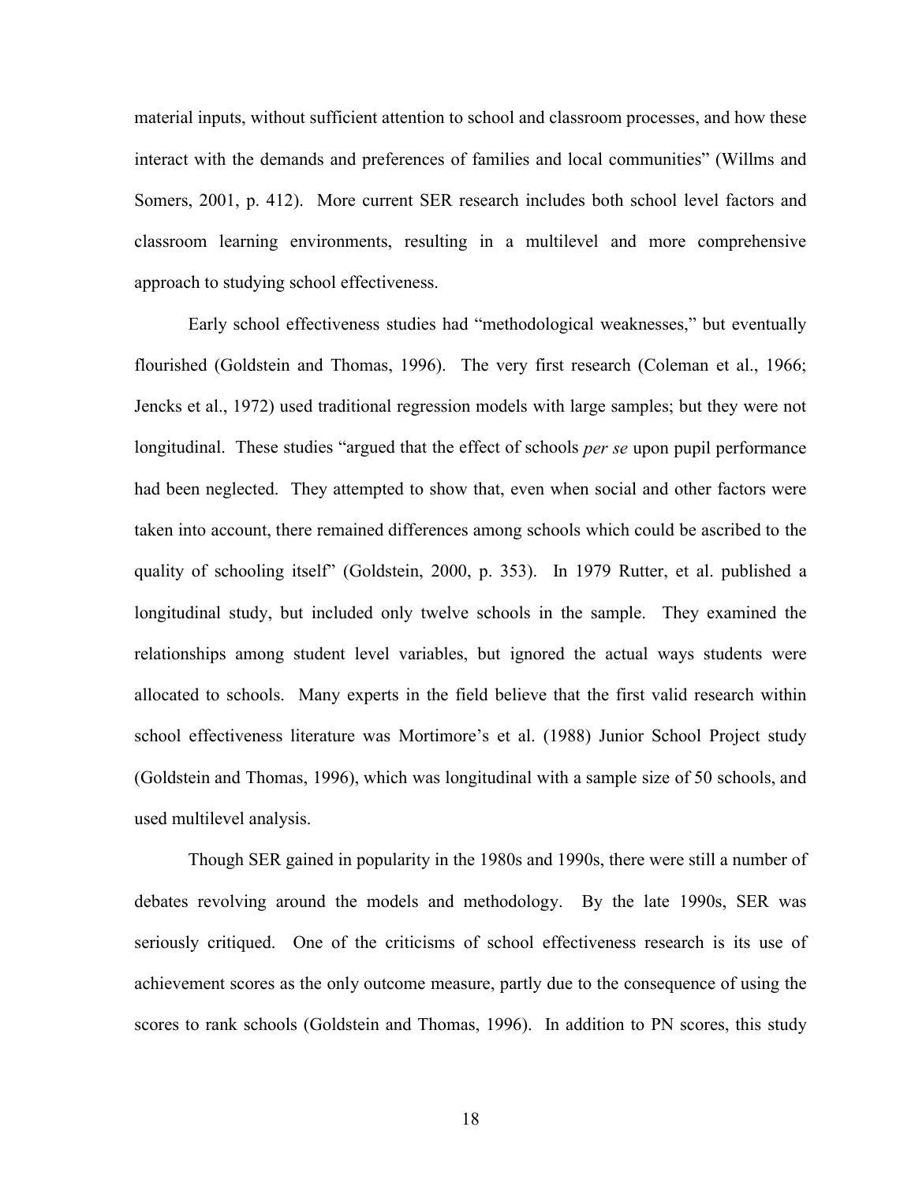material inputs, without sufficient attention to school and classroom processes, and how these interact with the demands and preferences of families and local communities" (Willms and Somers, 2001, p. 412). More current SER research includes both school level factors and classroom learning environments, resulting in a multilevel and more comprehensive approach to studying school effectiveness.

Early school effectiveness studies had "methodological weaknesses," but eventually flourished (Goldstein and Thomas, 1996). The very first research (Coleman et al., 1966; Jencks et al., 1972) used traditional regression models with large samples; but they were not longitudinal. These studies "argued that the effect of schools *per se* upon pupil performance had been neglected. They attempted to show that, even when social and other factors were taken into account, there remained differences among schools which could be ascribed to the quality of schooling itself" (Goldstein, 2000, p. 353). In 1979 Rutter, et al. published a longitudinal study, but included only twelve schools in the sample. They examined the relationships among student level variables, but ignored the actual ways students were allocated to schools. Many experts in the field believe that the first valid research within school effectiveness literature was Mortimore's et al. (1988) Junior School Project study (Goldstein and Thomas, 1996), which was longitudinal with a sample size of 50 schools, and used multilevel analysis.

Though SER gained in popularity in the 1980s and 1990s, there were still a number of debates revolving around the models and methodology. By the late 1990s, SER was seriously critiqued. One of the criticisms of school effectiveness research is its use of achievement scores as the only outcome measure, partly due to the consequence of using the scores to rank schools (Goldstein and Thomas, 1996). In addition to PN scores, this study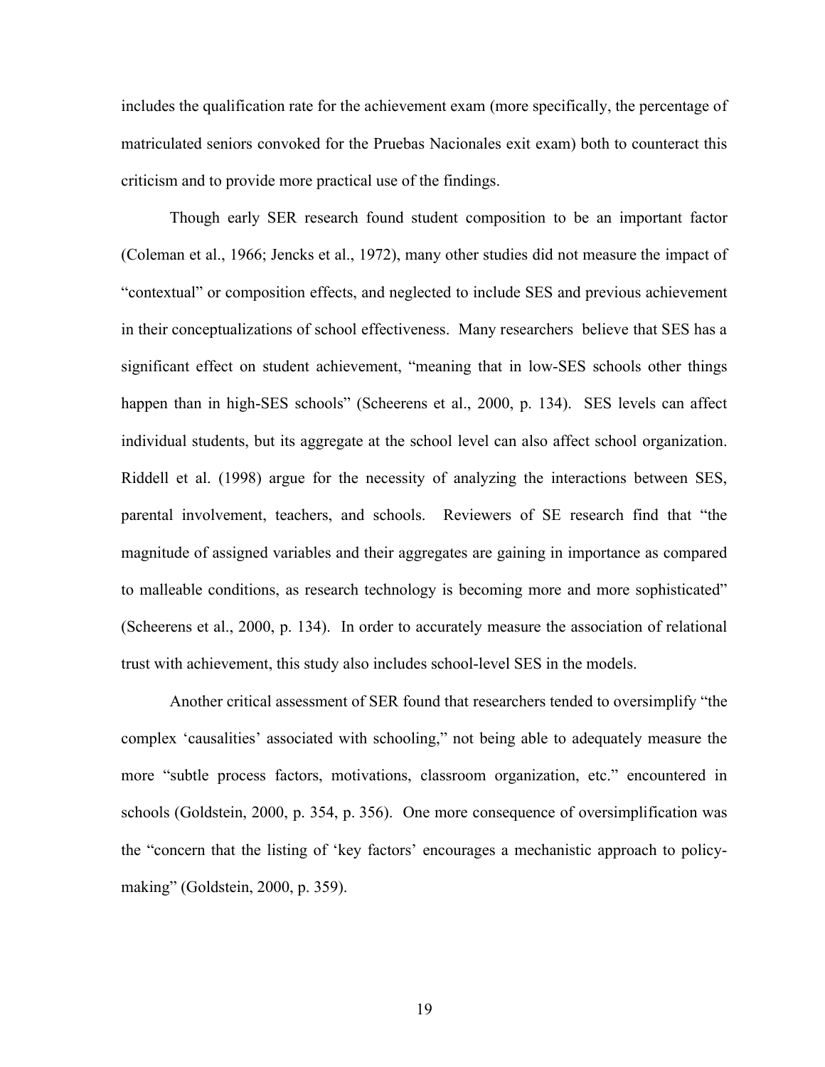includes the qualification rate for the achievement exam (more specifically, the percentage of matriculated seniors convoked for the Pruebas Nacionales exit exam) both to counteract this criticism and to provide more practical use of the findings.

Though early SER research found student composition to be an important factor (Coleman et al., 1966; Jencks et al., 1972), many other studies did not measure the impact of "contextual" or composition effects, and neglected to include SES and previous achievement in their conceptualizations of school effectiveness. Many researchers believe that SES has a significant effect on student achievement, "meaning that in low-SES schools other things happen than in high-SES schools" (Scheerens et al., 2000, p. 134). SES levels can affect individual students, but its aggregate at the school level can also affect school organization. Riddell et al. (1998) argue for the necessity of analyzing the interactions between SES, parental involvement, teachers, and schools. Reviewers of SE research find that "the magnitude of assigned variables and their aggregates are gaining in importance as compared to malleable conditions, as research technology is becoming more and more sophisticated" (Scheerens et al., 2000, p. 134). In order to accurately measure the association of relational trust with achievement, this study also includes school-level SES in the models.

Another critical assessment of SER found that researchers tended to oversimplify "the complex 'causalities' associated with schooling," not being able to adequately measure the more "subtle process factors, motivations, classroom organization, etc." encountered in schools (Goldstein, 2000, p. 354, p. 356). One more consequence of oversimplification was the "concern that the listing of 'key factors' encourages a mechanistic approach to policy-making" (Goldstein, 2000, p. 359).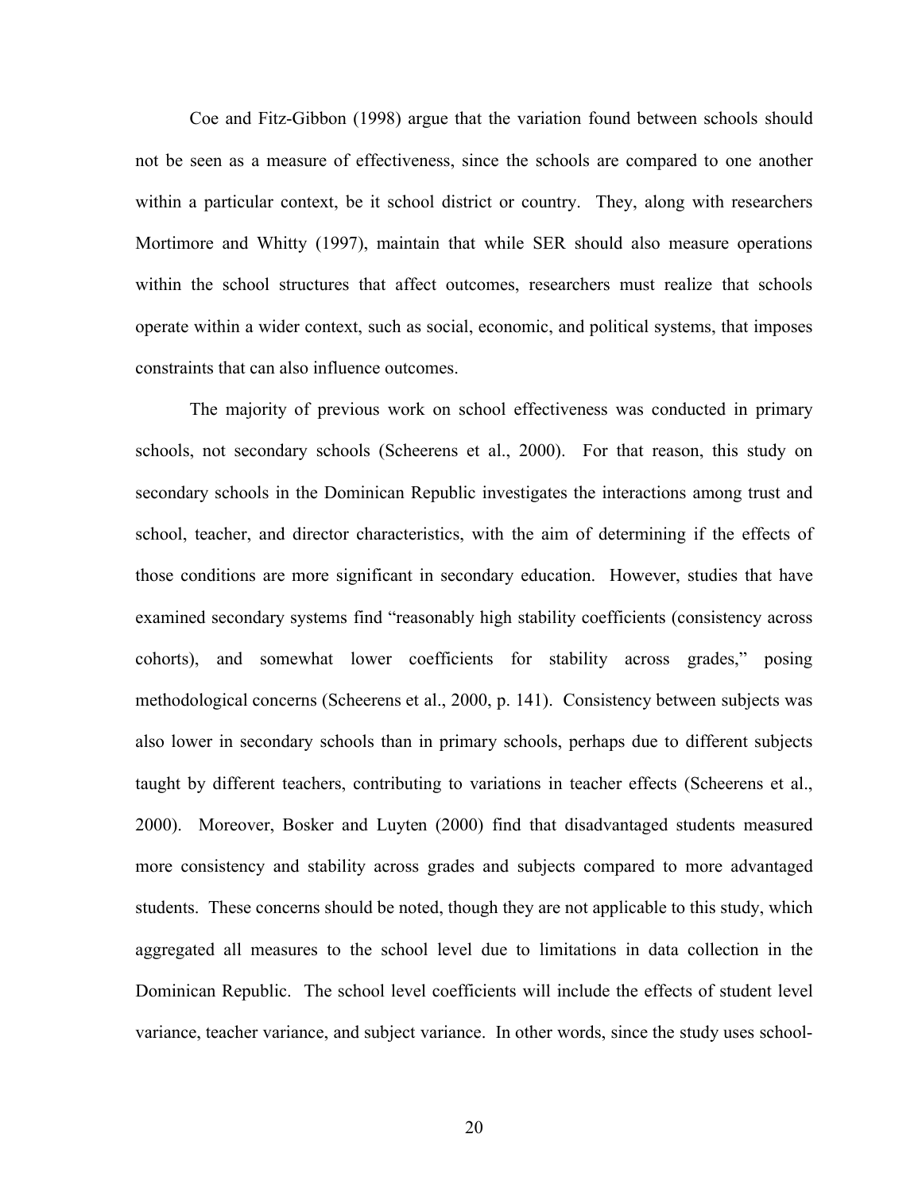Coe and Fitz-Gibbon (1998) argue that the variation found between schools should not be seen as a measure of effectiveness, since the schools are compared to one another within a particular context, be it school district or country. They, along with researchers Mortimore and Whitty (1997), maintain that while SER should also measure operations within the school structures that affect outcomes, researchers must realize that schools operate within a wider context, such as social, economic, and political systems, that imposes constraints that can also influence outcomes.

The majority of previous work on school effectiveness was conducted in primary schools, not secondary schools (Scheerens et al., 2000). For that reason, this study on secondary schools in the Dominican Republic investigates the interactions among trust and school, teacher, and director characteristics, with the aim of determining if the effects of those conditions are more significant in secondary education. However, studies that have examined secondary systems find "reasonably high stability coefficients (consistency across cohorts), and somewhat lower coefficients for stability across grades," posing methodological concerns (Scheerens et al., 2000, p. 141). Consistency between subjects was also lower in secondary schools than in primary schools, perhaps due to different subjects taught by different teachers, contributing to variations in teacher effects (Scheerens et al., 2000). Moreover, Bosker and Luyten (2000) find that disadvantaged students measured more consistency and stability across grades and subjects compared to more advantaged students. These concerns should be noted, though they are not applicable to this study, which aggregated all measures to the school level due to limitations in data collection in the Dominican Republic. The school level coefficients will include the effects of student level variance, teacher variance, and subject variance. In other words, since the study uses school-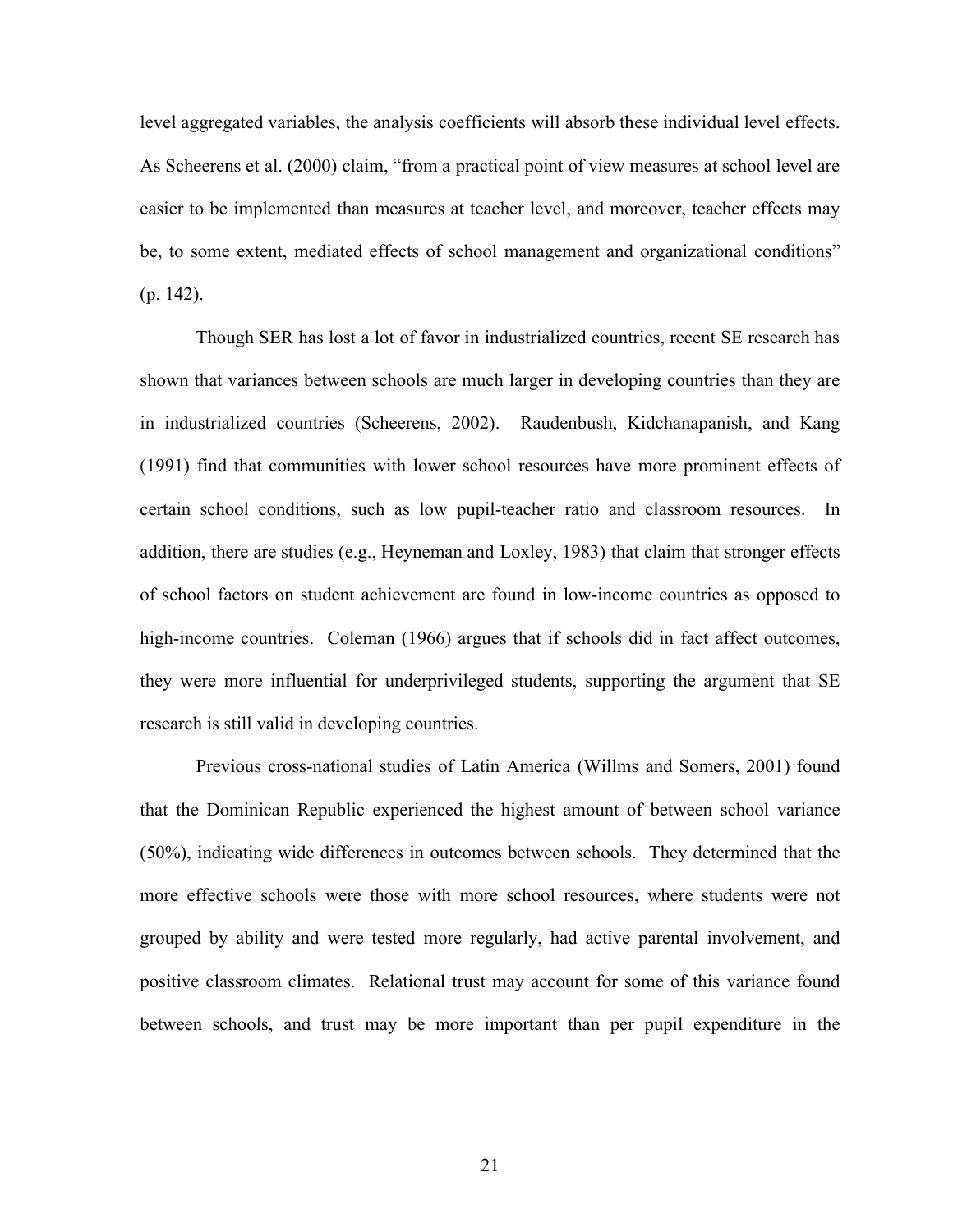level aggregated variables, the analysis coefficients will absorb these individual level effects. As Scheerens et al. (2000) claim, "from a practical point of view measures at school level are easier to be implemented than measures at teacher level, and moreover, teacher effects may be, to some extent, mediated effects of school management and organizational conditions" (p. 142).

Though SER has lost a lot of favor in industrialized countries, recent SE research has shown that variances between schools are much larger in developing countries than they are in industrialized countries (Scheerens, 2002). Raudenbush, Kidchanapanish, and Kang (1991) find that communities with lower school resources have more prominent effects of certain school conditions, such as low pupil-teacher ratio and classroom resources. In addition, there are studies (e.g., Heyneman and Loxley, 1983) that claim that stronger effects of school factors on student achievement are found in low-income countries as opposed to high-income countries. Coleman (1966) argues that if schools did in fact affect outcomes, they were more influential for underprivileged students, supporting the argument that SE research is still valid in developing countries.

Previous cross-national studies of Latin America (Willms and Somers, 2001) found that the Dominican Republic experienced the highest amount of between school variance (50%), indicating wide differences in outcomes between schools. They determined that the more effective schools were those with more school resources, where students were not grouped by ability and were tested more regularly, had active parental involvement, and positive classroom climates. Relational trust may account for some of this variance found between schools, and trust may be more important than per pupil expenditure in the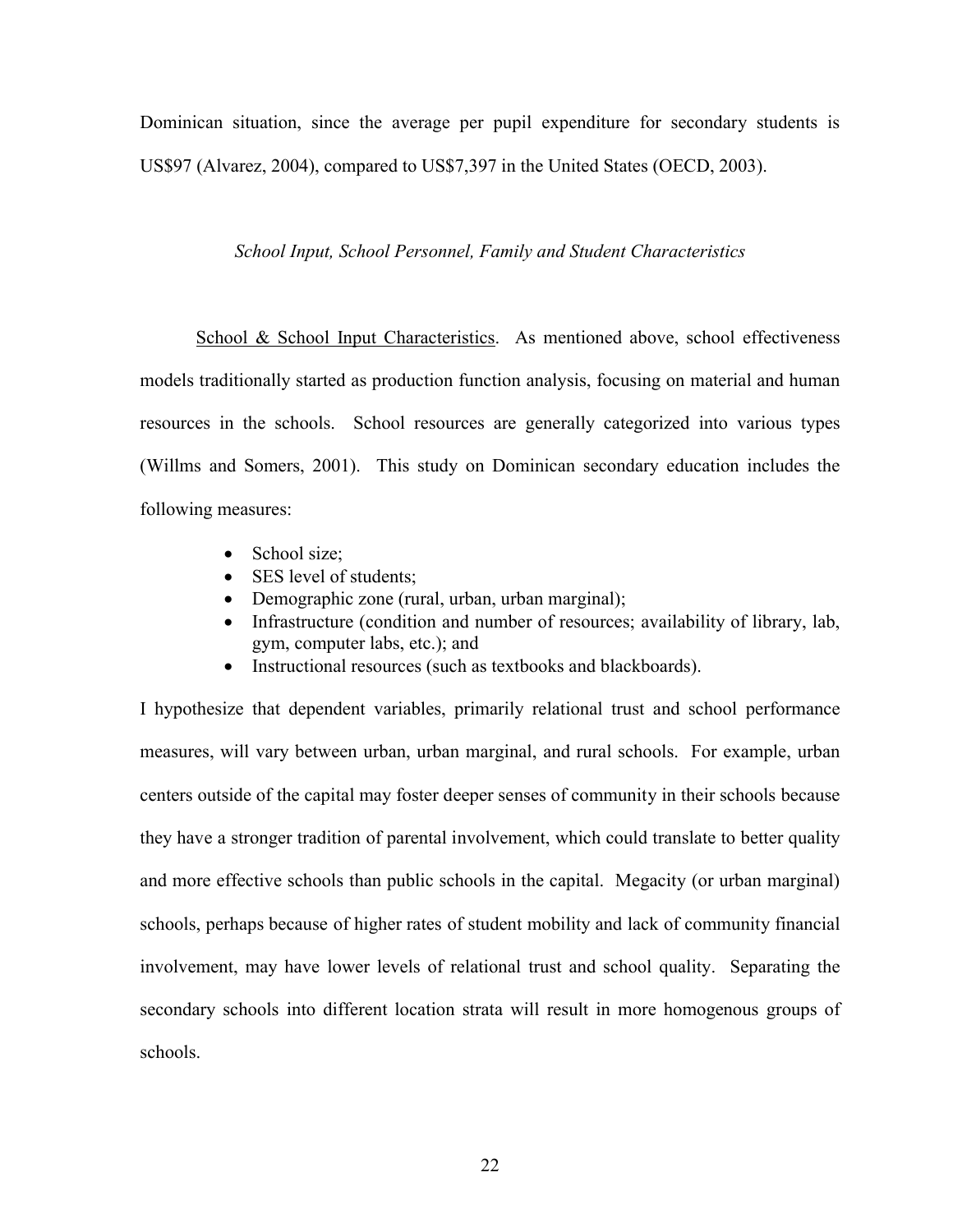Dominican situation, since the average per pupil expenditure for secondary students is US$97 (Alvarez, 2004), compared to US$7,397 in the United States (OECD, 2003).

### *School Input, School Personnel, Family and Student Characteristics*

School & School Input Characteristics. As mentioned above, school effectiveness models traditionally started as production function analysis, focusing on material and human resources in the schools. School resources are generally categorized into various types (Willms and Somers, 2001). This study on Dominican secondary education includes the following measures:

- School size;
- SES level of students;
- Demographic zone (rural, urban, urban marginal);
- Infrastructure (condition and number of resources; availability of library, lab, gym, computer labs, etc.); and
- Instructional resources (such as textbooks and blackboards).

I hypothesize that dependent variables, primarily relational trust and school performance measures, will vary between urban, urban marginal, and rural schools. For example, urban centers outside of the capital may foster deeper senses of community in their schools because they have a stronger tradition of parental involvement, which could translate to better quality and more effective schools than public schools in the capital. Megacity (or urban marginal) schools, perhaps because of higher rates of student mobility and lack of community financial involvement, may have lower levels of relational trust and school quality. Separating the secondary schools into different location strata will result in more homogenous groups of schools.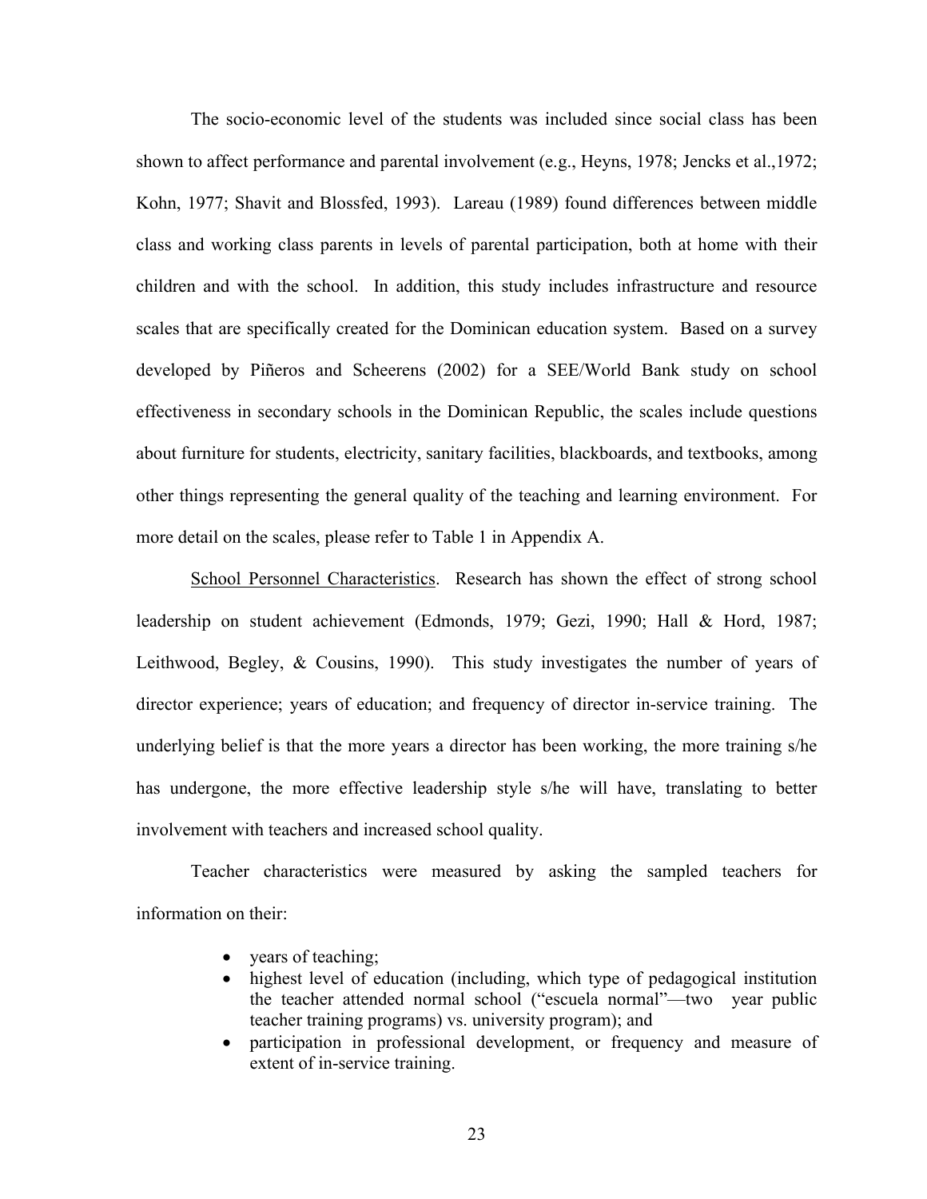The socio-economic level of the students was included since social class has been shown to affect performance and parental involvement (e.g., Heyns, 1978; Jencks et al.,1972; Kohn, 1977; Shavit and Blossfed, 1993). Lareau (1989) found differences between middle class and working class parents in levels of parental participation, both at home with their children and with the school. In addition, this study includes infrastructure and resource scales that are specifically created for the Dominican education system. Based on a survey developed by Piñeros and Scheerens (2002) for a SEE/World Bank study on school effectiveness in secondary schools in the Dominican Republic, the scales include questions about furniture for students, electricity, sanitary facilities, blackboards, and textbooks, among other things representing the general quality of the teaching and learning environment. For more detail on the scales, please refer to Table 1 in Appendix A.

School Personnel Characteristics. Research has shown the effect of strong school leadership on student achievement (Edmonds, 1979; Gezi, 1990; Hall & Hord, 1987; Leithwood, Begley, & Cousins, 1990). This study investigates the number of years of director experience; years of education; and frequency of director in-service training. The underlying belief is that the more years a director has been working, the more training s/he has undergone, the more effective leadership style s/he will have, translating to better involvement with teachers and increased school quality.

Teacher characteristics were measured by asking the sampled teachers for information on their:

- years of teaching;
- highest level of education (including, which type of pedagogical institution the teacher attended normal school ("escuela normal"—two year public teacher training programs) vs. university program); and
- participation in professional development, or frequency and measure of extent of in-service training.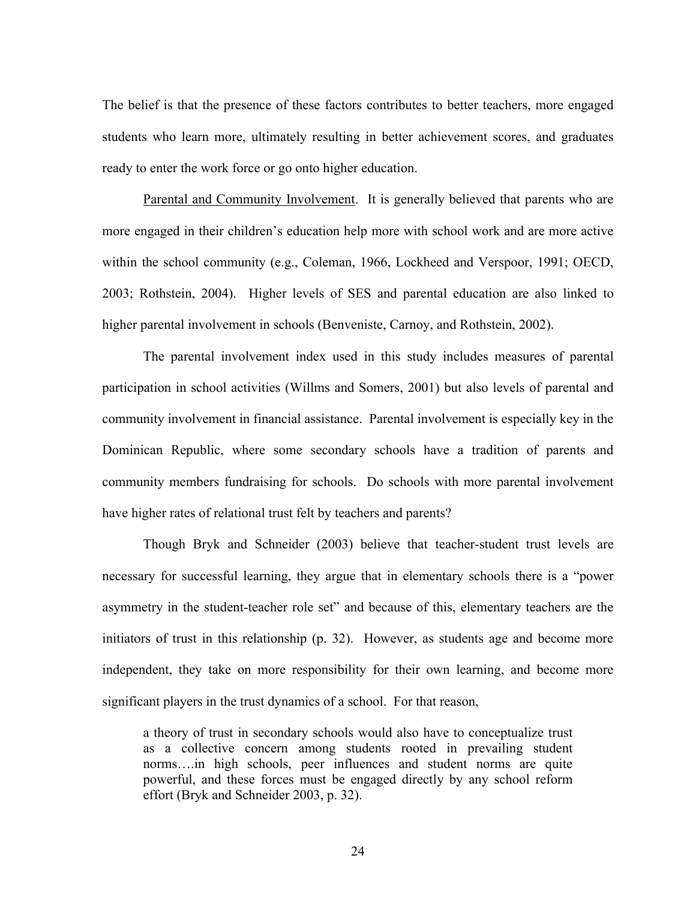The belief is that the presence of these factors contributes to better teachers, more engaged students who learn more, ultimately resulting in better achievement scores, and graduates ready to enter the work force or go onto higher education.

Parental and Community Involvement. It is generally believed that parents who are more engaged in their children's education help more with school work and are more active within the school community (e.g., Coleman, 1966, Lockheed and Verspoor, 1991; OECD, 2003; Rothstein, 2004). Higher levels of SES and parental education are also linked to higher parental involvement in schools (Benveniste, Carnoy, and Rothstein, 2002).

The parental involvement index used in this study includes measures of parental participation in school activities (Willms and Somers, 2001) but also levels of parental and community involvement in financial assistance. Parental involvement is especially key in the Dominican Republic, where some secondary schools have a tradition of parents and community members fundraising for schools. Do schools with more parental involvement have higher rates of relational trust felt by teachers and parents?

Though Bryk and Schneider (2003) believe that teacher-student trust levels are necessary for successful learning, they argue that in elementary schools there is a "power asymmetry in the student-teacher role set" and because of this, elementary teachers are the initiators of trust in this relationship (p. 32). However, as students age and become more independent, they take on more responsibility for their own learning, and become more significant players in the trust dynamics of a school. For that reason,

> a theory of trust in secondary schools would also have to conceptualize trust as a collective concern among students rooted in prevailing student norms….in high schools, peer influences and student norms are quite powerful, and these forces must be engaged directly by any school reform effort (Bryk and Schneider 2003, p. 32).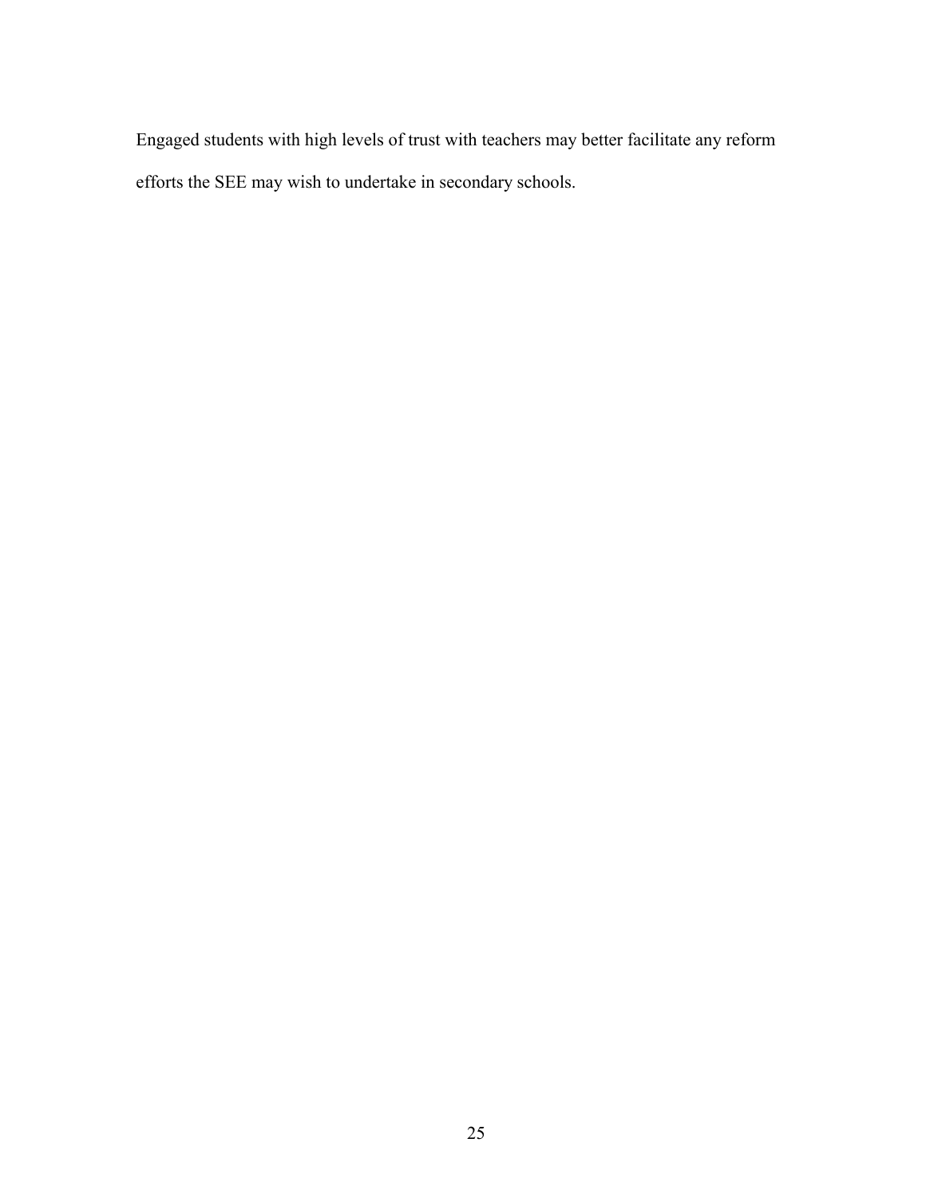Engaged students with high levels of trust with teachers may better facilitate any reform efforts the SEE may wish to undertake in secondary schools.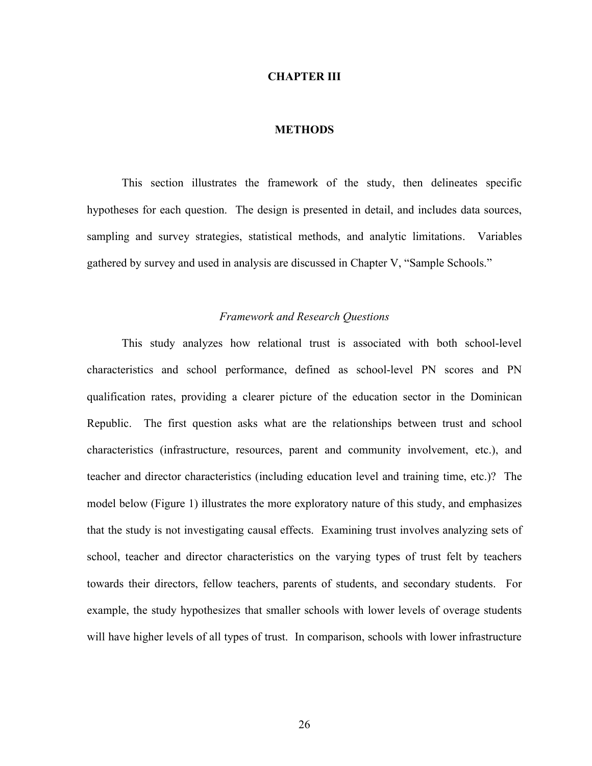# CHAPTER III

# METHODS

This section illustrates the framework of the study, then delineates specific hypotheses for each question. The design is presented in detail, and includes data sources, sampling and survey strategies, statistical methods, and analytic limitations. Variables gathered by survey and used in analysis are discussed in Chapter V, "Sample Schools."

### *Framework and Research Questions*

This study analyzes how relational trust is associated with both school-level characteristics and school performance, defined as school-level PN scores and PN qualification rates, providing a clearer picture of the education sector in the Dominican Republic. The first question asks what are the relationships between trust and school characteristics (infrastructure, resources, parent and community involvement, etc.), and teacher and director characteristics (including education level and training time, etc.)? The model below (Figure 1) illustrates the more exploratory nature of this study, and emphasizes that the study is not investigating causal effects. Examining trust involves analyzing sets of school, teacher and director characteristics on the varying types of trust felt by teachers towards their directors, fellow teachers, parents of students, and secondary students. For example, the study hypothesizes that smaller schools with lower levels of overage students will have higher levels of all types of trust. In comparison, schools with lower infrastructure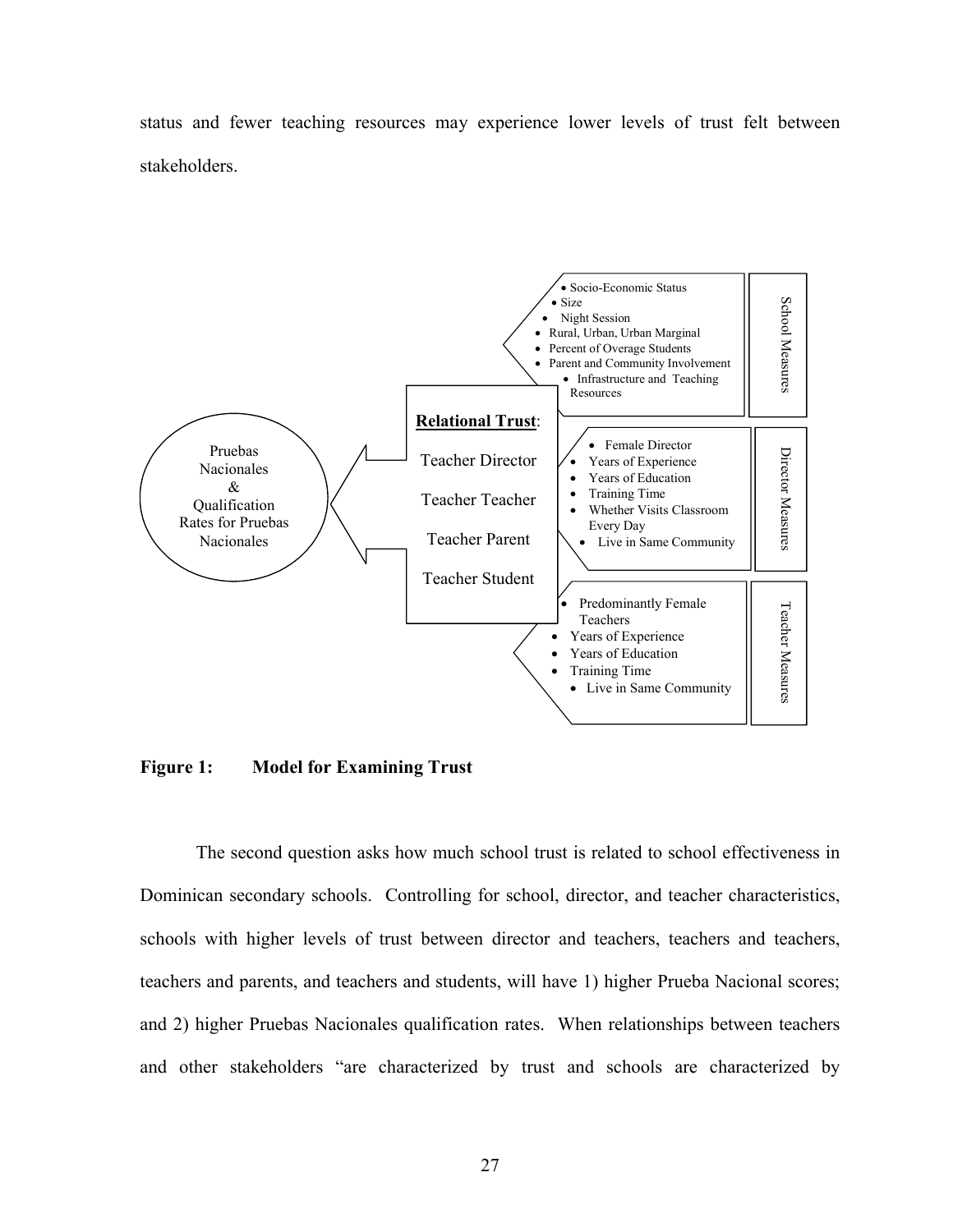status and fewer teaching resources may experience lower levels of trust felt between stakeholders.

Pruebas Nacionales & Qualification Rates for Pruebas Nacionales

**Relational Trust**:

Teacher Director

Teacher Teacher

Teacher Parent

Teacher Student

School Measures

- Socio-Economic Status
- Size
- Night Session
- Rural, Urban, Urban Marginal
- Percent of Overage Students
- Parent and Community Involvement
- Infrastructure and Teaching Resources

Director Measures

- Female Director
- Years of Experience
- Years of Education
- Training Time
- Whether Visits Classroom Every Day
- Live in Same Community

Teacher Measures

- Predominantly Female Teachers
- Years of Experience
- Years of Education
- Training Time
- Live in Same Community

**Figure 1: Model for Examining Trust**

The second question asks how much school trust is related to school effectiveness in Dominican secondary schools. Controlling for school, director, and teacher characteristics, schools with higher levels of trust between director and teachers, teachers and teachers, teachers and parents, and teachers and students, will have 1) higher Prueba Nacional scores; and 2) higher Pruebas Nacionales qualification rates. When relationships between teachers and other stakeholders "are characterized by trust and schools are characterized by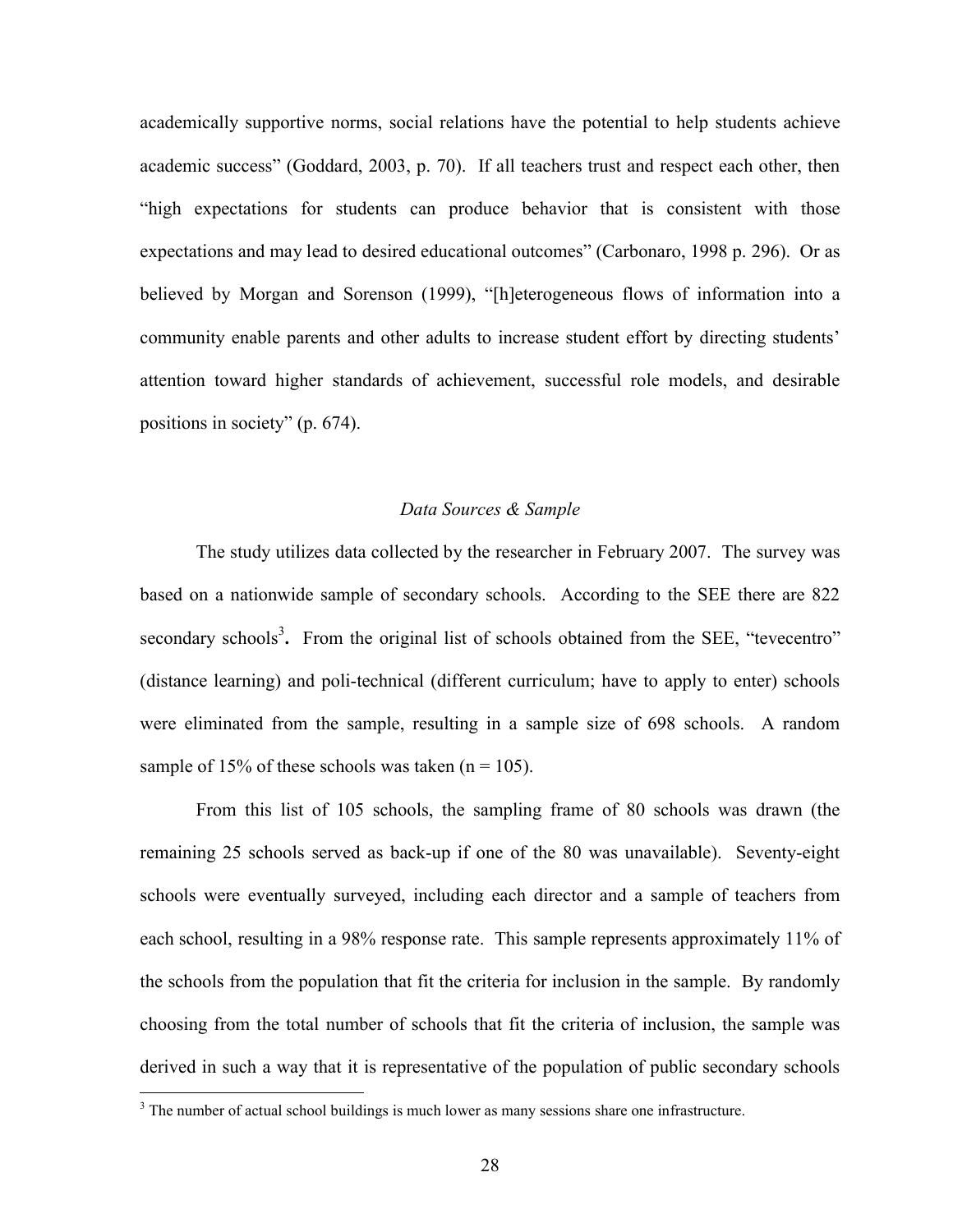academically supportive norms, social relations have the potential to help students achieve academic success" (Goddard, 2003, p. 70). If all teachers trust and respect each other, then "high expectations for students can produce behavior that is consistent with those expectations and may lead to desired educational outcomes" (Carbonaro, 1998 p. 296). Or as believed by Morgan and Sorenson (1999), "[h]eterogeneous flows of information into a community enable parents and other adults to increase student effort by directing students' attention toward higher standards of achievement, successful role models, and desirable positions in society" (p. 674).

### *Data Sources & Sample*

The study utilizes data collected by the researcher in February 2007. The survey was based on a nationwide sample of secondary schools. According to the SEE there are 822 secondary schools[3]**.** From the original list of schools obtained from the SEE, "tevecentro" (distance learning) and poli-technical (different curriculum; have to apply to enter) schools were eliminated from the sample, resulting in a sample size of 698 schools. A random sample of 15% of these schools was taken (n = 105).

From this list of 105 schools, the sampling frame of 80 schools was drawn (the remaining 25 schools served as back-up if one of the 80 was unavailable). Seventy-eight schools were eventually surveyed, including each director and a sample of teachers from each school, resulting in a 98% response rate. This sample represents approximately 11% of the schools from the population that fit the criteria for inclusion in the sample. By randomly choosing from the total number of schools that fit the criteria of inclusion, the sample was derived in such a way that it is representative of the population of public secondary schools

[3] The number of actual school buildings is much lower as many sessions share one infrastructure.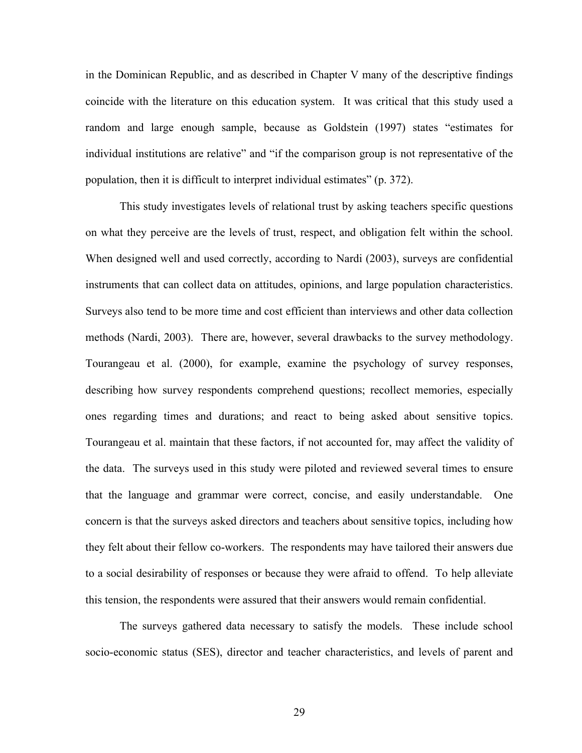in the Dominican Republic, and as described in Chapter V many of the descriptive findings coincide with the literature on this education system. It was critical that this study used a random and large enough sample, because as Goldstein (1997) states "estimates for individual institutions are relative" and "if the comparison group is not representative of the population, then it is difficult to interpret individual estimates" (p. 372).

This study investigates levels of relational trust by asking teachers specific questions on what they perceive are the levels of trust, respect, and obligation felt within the school. When designed well and used correctly, according to Nardi (2003), surveys are confidential instruments that can collect data on attitudes, opinions, and large population characteristics. Surveys also tend to be more time and cost efficient than interviews and other data collection methods (Nardi, 2003). There are, however, several drawbacks to the survey methodology. Tourangeau et al. (2000), for example, examine the psychology of survey responses, describing how survey respondents comprehend questions; recollect memories, especially ones regarding times and durations; and react to being asked about sensitive topics. Tourangeau et al. maintain that these factors, if not accounted for, may affect the validity of the data. The surveys used in this study were piloted and reviewed several times to ensure that the language and grammar were correct, concise, and easily understandable. One concern is that the surveys asked directors and teachers about sensitive topics, including how they felt about their fellow co-workers. The respondents may have tailored their answers due to a social desirability of responses or because they were afraid to offend. To help alleviate this tension, the respondents were assured that their answers would remain confidential.

The surveys gathered data necessary to satisfy the models. These include school socio-economic status (SES), director and teacher characteristics, and levels of parent and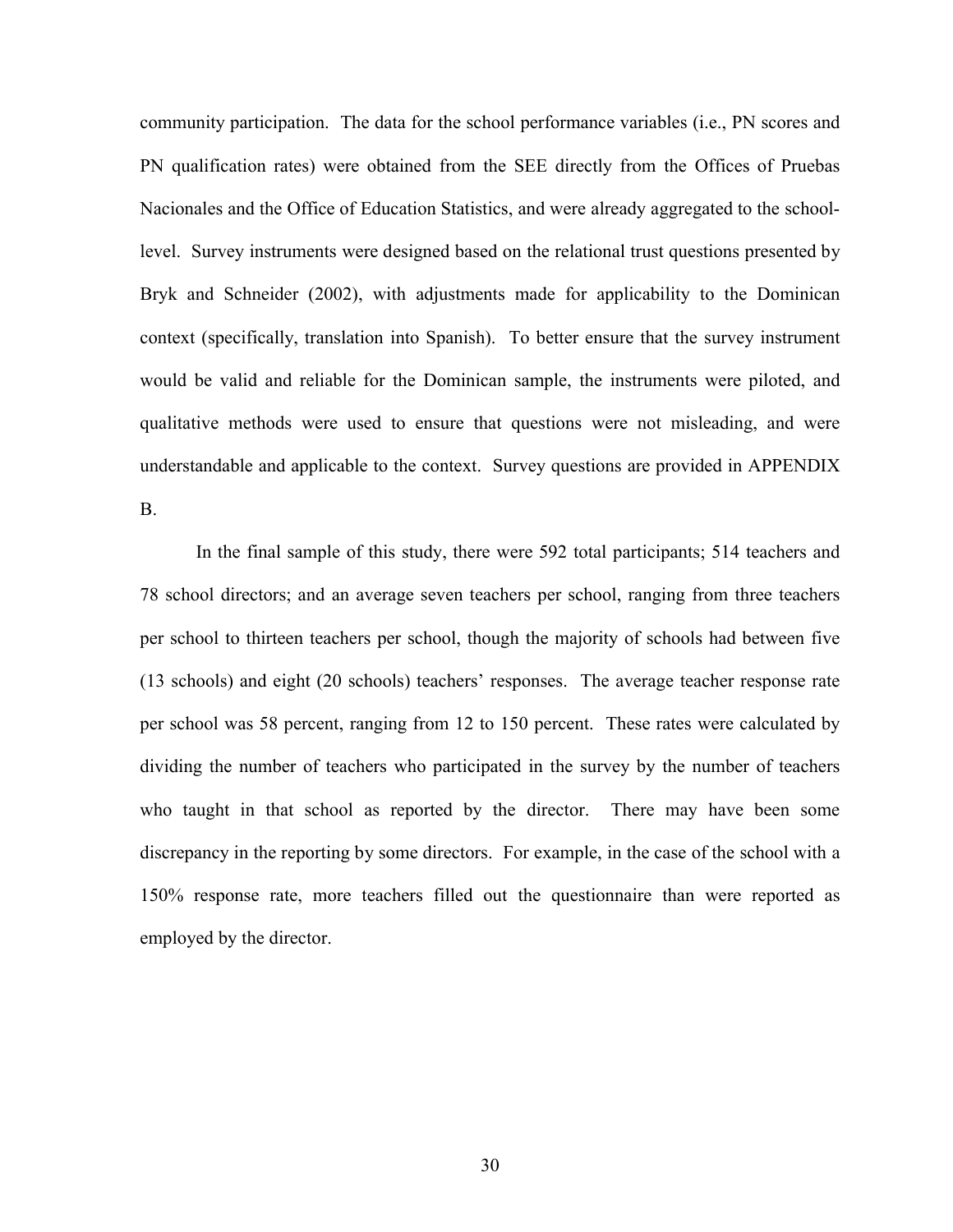community participation. The data for the school performance variables (i.e., PN scores and PN qualification rates) were obtained from the SEE directly from the Offices of Pruebas Nacionales and the Office of Education Statistics, and were already aggregated to the school-level. Survey instruments were designed based on the relational trust questions presented by Bryk and Schneider (2002), with adjustments made for applicability to the Dominican context (specifically, translation into Spanish). To better ensure that the survey instrument would be valid and reliable for the Dominican sample, the instruments were piloted, and qualitative methods were used to ensure that questions were not misleading, and were understandable and applicable to the context. Survey questions are provided in APPENDIX B.

In the final sample of this study, there were 592 total participants; 514 teachers and 78 school directors; and an average seven teachers per school, ranging from three teachers per school to thirteen teachers per school, though the majority of schools had between five (13 schools) and eight (20 schools) teachers' responses. The average teacher response rate per school was 58 percent, ranging from 12 to 150 percent. These rates were calculated by dividing the number of teachers who participated in the survey by the number of teachers who taught in that school as reported by the director. There may have been some discrepancy in the reporting by some directors. For example, in the case of the school with a 150% response rate, more teachers filled out the questionnaire than were reported as employed by the director.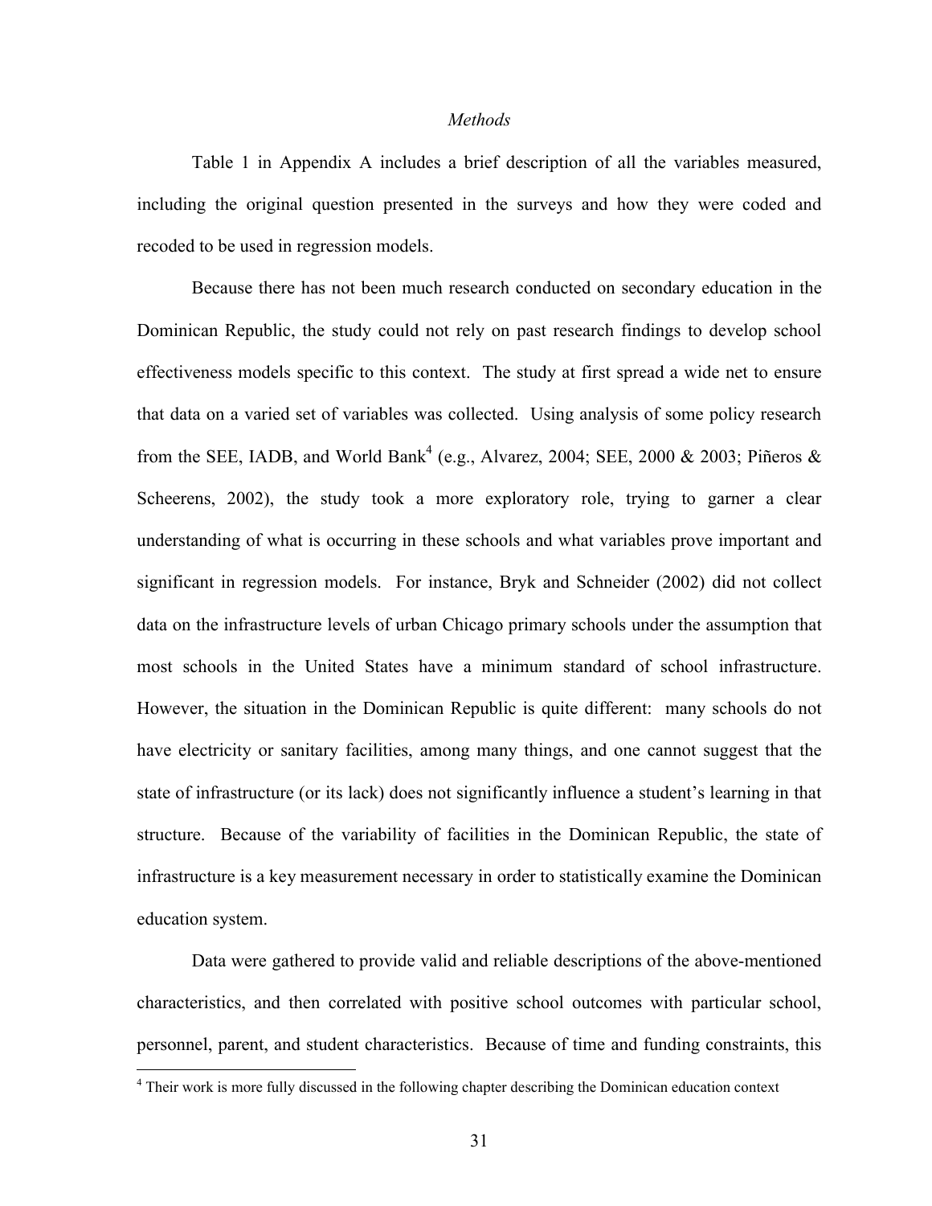*Methods*

Table 1 in Appendix A includes a brief description of all the variables measured, including the original question presented in the surveys and how they were coded and recoded to be used in regression models.

Because there has not been much research conducted on secondary education in the Dominican Republic, the study could not rely on past research findings to develop school effectiveness models specific to this context. The study at first spread a wide net to ensure that data on a varied set of variables was collected. Using analysis of some policy research from the SEE, IADB, and World Bank[4] (e.g., Alvarez, 2004; SEE, 2000 & 2003; Piñeros & Scheerens, 2002), the study took a more exploratory role, trying to garner a clear understanding of what is occurring in these schools and what variables prove important and significant in regression models. For instance, Bryk and Schneider (2002) did not collect data on the infrastructure levels of urban Chicago primary schools under the assumption that most schools in the United States have a minimum standard of school infrastructure. However, the situation in the Dominican Republic is quite different: many schools do not have electricity or sanitary facilities, among many things, and one cannot suggest that the state of infrastructure (or its lack) does not significantly influence a student's learning in that structure. Because of the variability of facilities in the Dominican Republic, the state of infrastructure is a key measurement necessary in order to statistically examine the Dominican education system.

Data were gathered to provide valid and reliable descriptions of the above-mentioned characteristics, and then correlated with positive school outcomes with particular school, personnel, parent, and student characteristics. Because of time and funding constraints, this

[4] Their work is more fully discussed in the following chapter describing the Dominican education context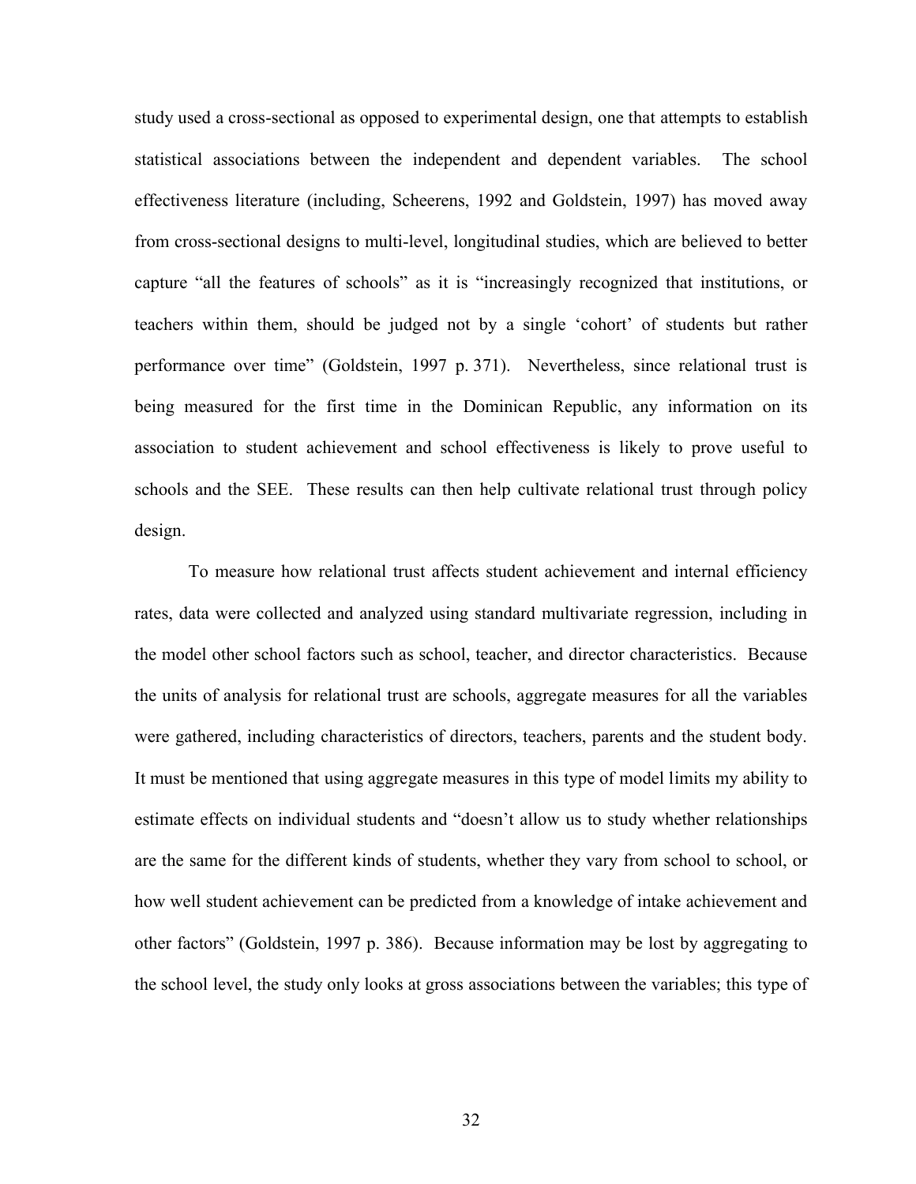study used a cross-sectional as opposed to experimental design, one that attempts to establish statistical associations between the independent and dependent variables. The school effectiveness literature (including, Scheerens, 1992 and Goldstein, 1997) has moved away from cross-sectional designs to multi-level, longitudinal studies, which are believed to better capture "all the features of schools" as it is "increasingly recognized that institutions, or teachers within them, should be judged not by a single 'cohort' of students but rather performance over time" (Goldstein, 1997 p. 371). Nevertheless, since relational trust is being measured for the first time in the Dominican Republic, any information on its association to student achievement and school effectiveness is likely to prove useful to schools and the SEE. These results can then help cultivate relational trust through policy design.

To measure how relational trust affects student achievement and internal efficiency rates, data were collected and analyzed using standard multivariate regression, including in the model other school factors such as school, teacher, and director characteristics. Because the units of analysis for relational trust are schools, aggregate measures for all the variables were gathered, including characteristics of directors, teachers, parents and the student body. It must be mentioned that using aggregate measures in this type of model limits my ability to estimate effects on individual students and "doesn't allow us to study whether relationships are the same for the different kinds of students, whether they vary from school to school, or how well student achievement can be predicted from a knowledge of intake achievement and other factors" (Goldstein, 1997 p. 386). Because information may be lost by aggregating to the school level, the study only looks at gross associations between the variables; this type of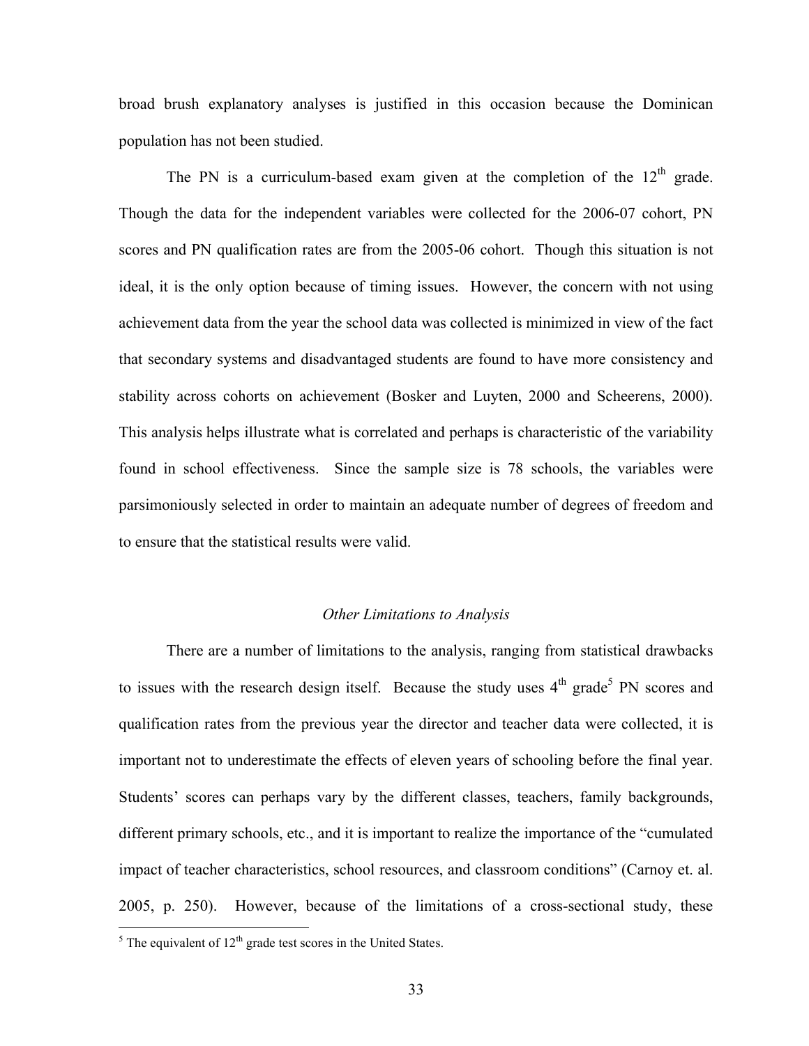broad brush explanatory analyses is justified in this occasion because the Dominican population has not been studied.

The PN is a curriculum-based exam given at the completion of the $12^{th}$ grade. Though the data for the independent variables were collected for the 2006-07 cohort, PN scores and PN qualification rates are from the 2005-06 cohort. Though this situation is not ideal, it is the only option because of timing issues. However, the concern with not using achievement data from the year the school data was collected is minimized in view of the fact that secondary systems and disadvantaged students are found to have more consistency and stability across cohorts on achievement (Bosker and Luyten, 2000 and Scheerens, 2000). This analysis helps illustrate what is correlated and perhaps is characteristic of the variability found in school effectiveness. Since the sample size is 78 schools, the variables were parsimoniously selected in order to maintain an adequate number of degrees of freedom and to ensure that the statistical results were valid.

### *Other Limitations to Analysis*

There are a number of limitations to the analysis, ranging from statistical drawbacks to issues with the research design itself. Because the study uses $4^{th}$ grade[5] PN scores and qualification rates from the previous year the director and teacher data were collected, it is important not to underestimate the effects of eleven years of schooling before the final year. Students' scores can perhaps vary by the different classes, teachers, family backgrounds, different primary schools, etc., and it is important to realize the importance of the "cumulated impact of teacher characteristics, school resources, and classroom conditions" (Carnoy et. al. 2005, p. 250). However, because of the limitations of a cross-sectional study, these

[5] The equivalent of $12^{th}$ grade test scores in the United States.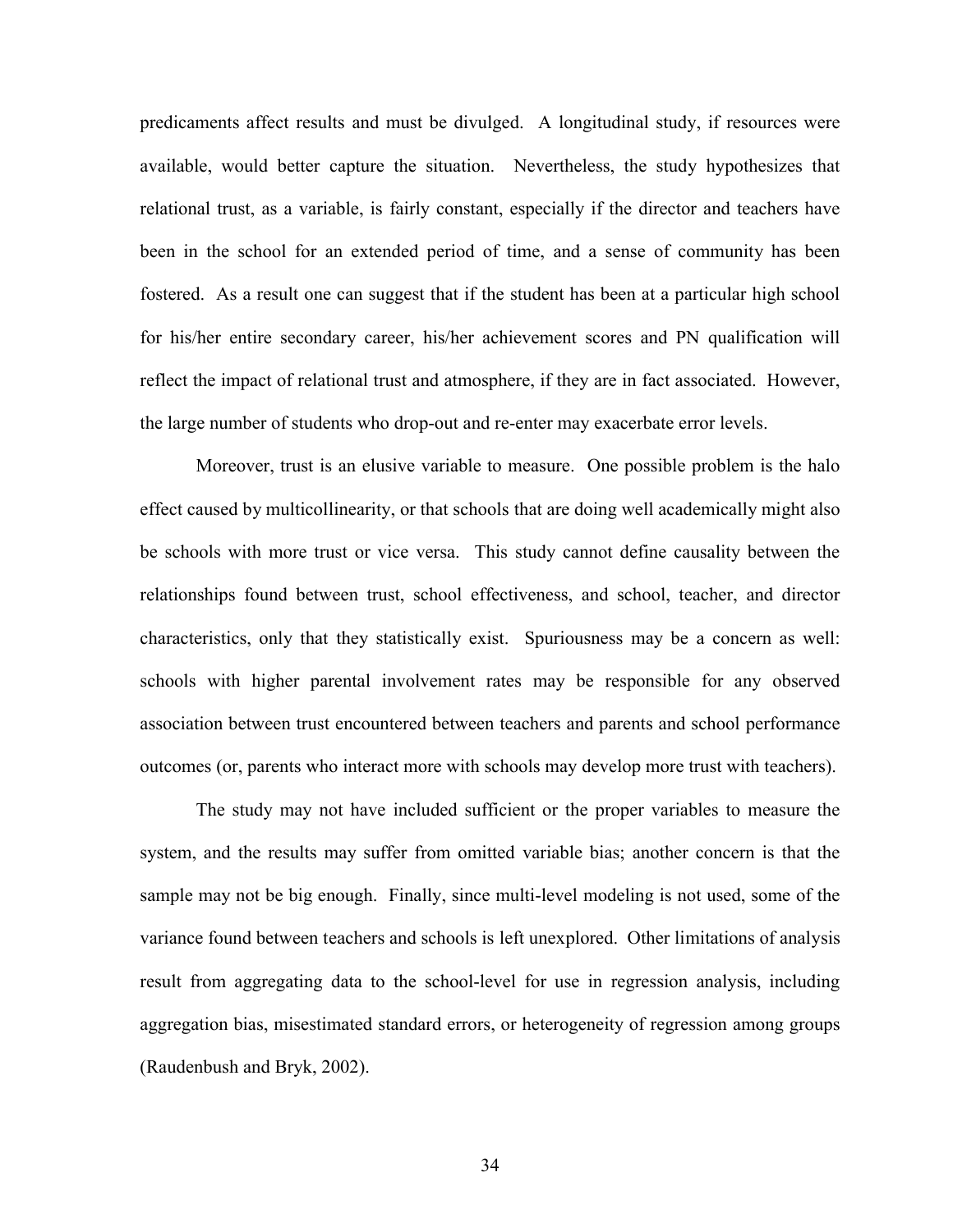predicaments affect results and must be divulged. A longitudinal study, if resources were available, would better capture the situation. Nevertheless, the study hypothesizes that relational trust, as a variable, is fairly constant, especially if the director and teachers have been in the school for an extended period of time, and a sense of community has been fostered. As a result one can suggest that if the student has been at a particular high school for his/her entire secondary career, his/her achievement scores and PN qualification will reflect the impact of relational trust and atmosphere, if they are in fact associated. However, the large number of students who drop-out and re-enter may exacerbate error levels.

Moreover, trust is an elusive variable to measure. One possible problem is the halo effect caused by multicollinearity, or that schools that are doing well academically might also be schools with more trust or vice versa. This study cannot define causality between the relationships found between trust, school effectiveness, and school, teacher, and director characteristics, only that they statistically exist. Spuriousness may be a concern as well: schools with higher parental involvement rates may be responsible for any observed association between trust encountered between teachers and parents and school performance outcomes (or, parents who interact more with schools may develop more trust with teachers).

The study may not have included sufficient or the proper variables to measure the system, and the results may suffer from omitted variable bias; another concern is that the sample may not be big enough. Finally, since multi-level modeling is not used, some of the variance found between teachers and schools is left unexplored. Other limitations of analysis result from aggregating data to the school-level for use in regression analysis, including aggregation bias, misestimated standard errors, or heterogeneity of regression among groups (Raudenbush and Bryk, 2002).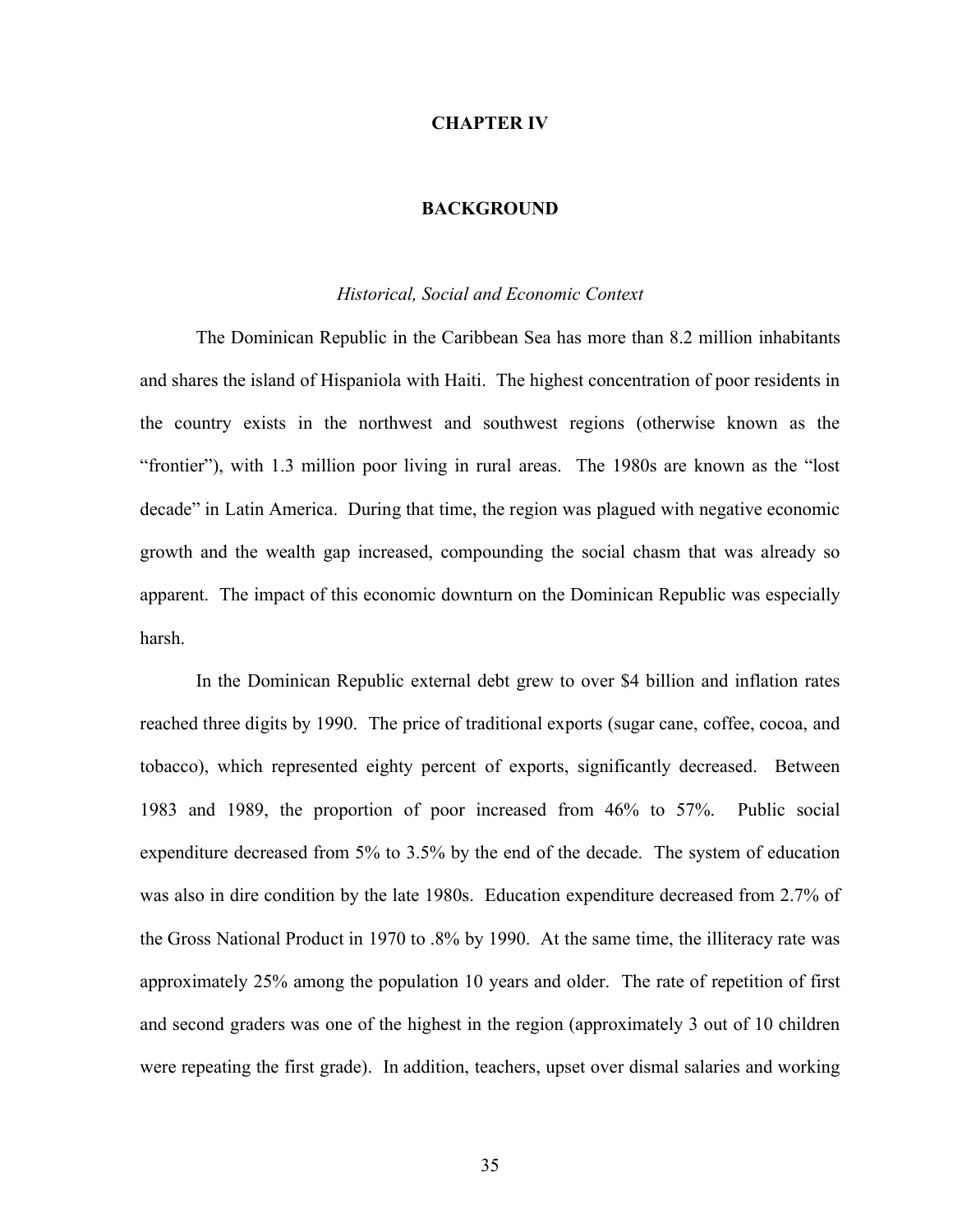# CHAPTER IV

## BACKGROUND

### *Historical, Social and Economic Context*

The Dominican Republic in the Caribbean Sea has more than 8.2 million inhabitants and shares the island of Hispaniola with Haiti. The highest concentration of poor residents in the country exists in the northwest and southwest regions (otherwise known as the "frontier"), with 1.3 million poor living in rural areas. The 1980s are known as the "lost decade" in Latin America. During that time, the region was plagued with negative economic growth and the wealth gap increased, compounding the social chasm that was already so apparent. The impact of this economic downturn on the Dominican Republic was especially harsh.

In the Dominican Republic external debt grew to over $4 billion and inflation rates reached three digits by 1990. The price of traditional exports (sugar cane, coffee, cocoa, and tobacco), which represented eighty percent of exports, significantly decreased. Between 1983 and 1989, the proportion of poor increased from 46% to 57%. Public social expenditure decreased from 5% to 3.5% by the end of the decade. The system of education was also in dire condition by the late 1980s. Education expenditure decreased from 2.7% of the Gross National Product in 1970 to .8% by 1990. At the same time, the illiteracy rate was approximately 25% among the population 10 years and older. The rate of repetition of first and second graders was one of the highest in the region (approximately 3 out of 10 children were repeating the first grade). In addition, teachers, upset over dismal salaries and working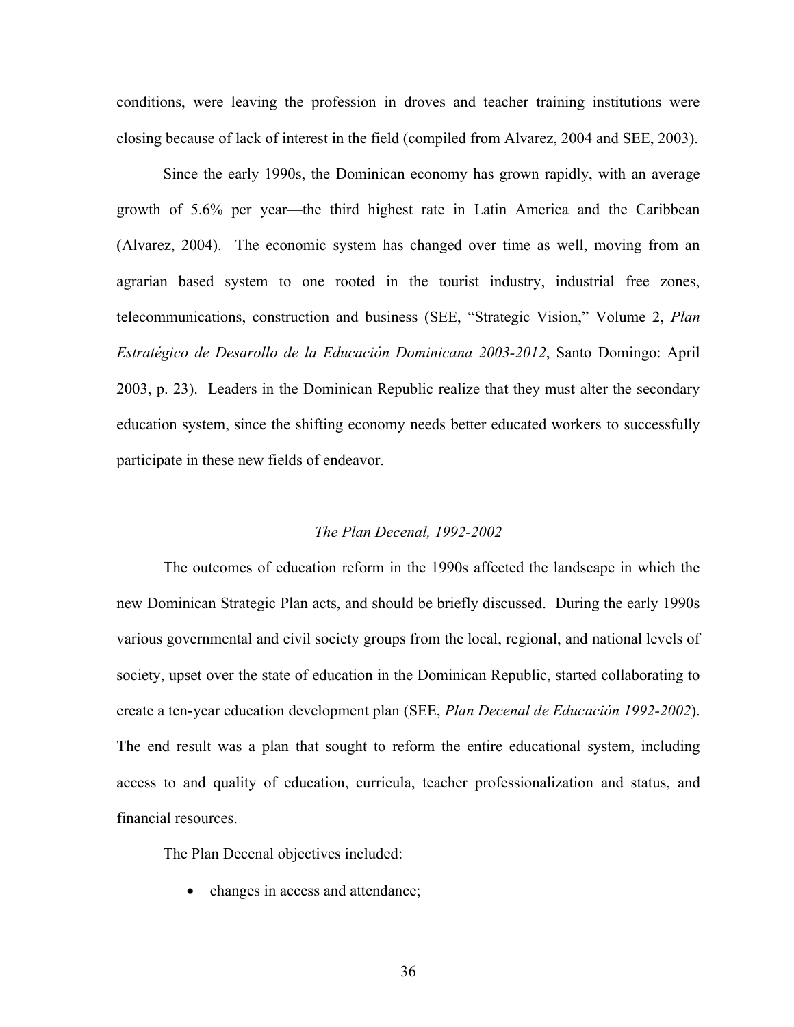conditions, were leaving the profession in droves and teacher training institutions were closing because of lack of interest in the field (compiled from Alvarez, 2004 and SEE, 2003).

Since the early 1990s, the Dominican economy has grown rapidly, with an average growth of 5.6% per year—the third highest rate in Latin America and the Caribbean (Alvarez, 2004). The economic system has changed over time as well, moving from an agrarian based system to one rooted in the tourist industry, industrial free zones, telecommunications, construction and business (SEE, "Strategic Vision," Volume 2, *Plan Estratégico de Desarollo de la Educación Dominicana 2003-2012*, Santo Domingo: April 2003, p. 23). Leaders in the Dominican Republic realize that they must alter the secondary education system, since the shifting economy needs better educated workers to successfully participate in these new fields of endeavor.

### *The Plan Decenal, 1992-2002*

The outcomes of education reform in the 1990s affected the landscape in which the new Dominican Strategic Plan acts, and should be briefly discussed. During the early 1990s various governmental and civil society groups from the local, regional, and national levels of society, upset over the state of education in the Dominican Republic, started collaborating to create a ten-year education development plan (SEE, *Plan Decenal de Educación 1992-2002*). The end result was a plan that sought to reform the entire educational system, including access to and quality of education, curricula, teacher professionalization and status, and financial resources.

The Plan Decenal objectives included:

- changes in access and attendance;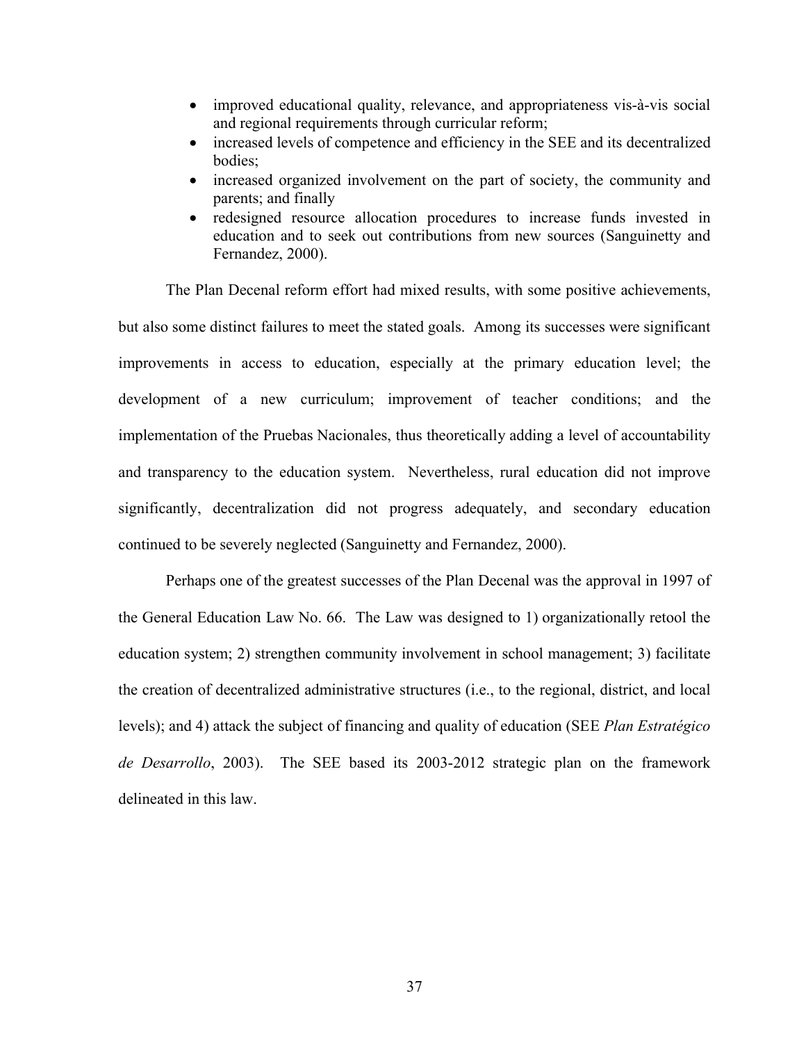- improved educational quality, relevance, and appropriateness vis-à-vis social and regional requirements through curricular reform;
- increased levels of competence and efficiency in the SEE and its decentralized bodies;
- increased organized involvement on the part of society, the community and parents; and finally
- redesigned resource allocation procedures to increase funds invested in education and to seek out contributions from new sources (Sanguinetty and Fernandez, 2000).

The Plan Decenal reform effort had mixed results, with some positive achievements, but also some distinct failures to meet the stated goals. Among its successes were significant improvements in access to education, especially at the primary education level; the development of a new curriculum; improvement of teacher conditions; and the implementation of the Pruebas Nacionales, thus theoretically adding a level of accountability and transparency to the education system. Nevertheless, rural education did not improve significantly, decentralization did not progress adequately, and secondary education continued to be severely neglected (Sanguinetty and Fernandez, 2000).

Perhaps one of the greatest successes of the Plan Decenal was the approval in 1997 of the General Education Law No. 66. The Law was designed to 1) organizationally retool the education system; 2) strengthen community involvement in school management; 3) facilitate the creation of decentralized administrative structures (i.e., to the regional, district, and local levels); and 4) attack the subject of financing and quality of education (SEE *Plan Estratégico de Desarrollo*, 2003). The SEE based its 2003-2012 strategic plan on the framework delineated in this law.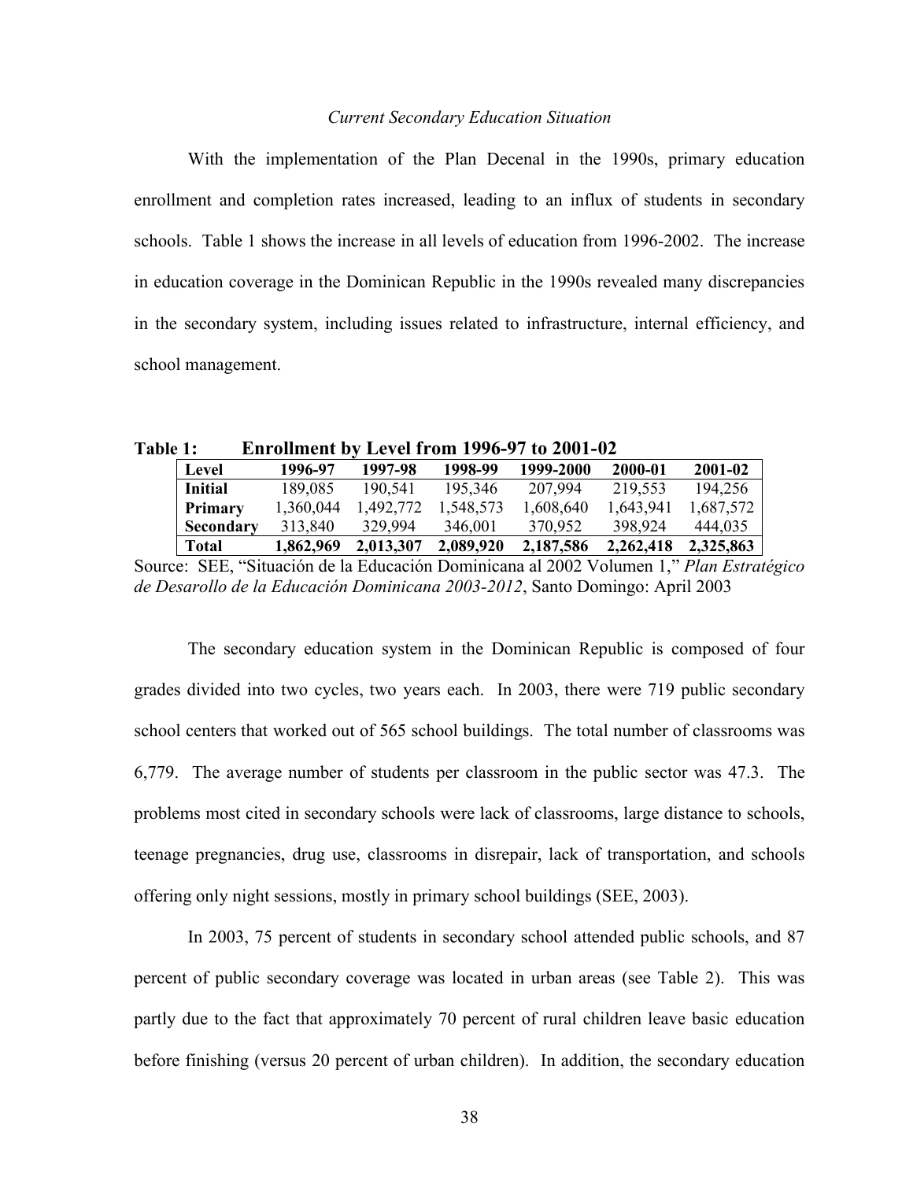*Current Secondary Education Situation*

With the implementation of the Plan Decenal in the 1990s, primary education enrollment and completion rates increased, leading to an influx of students in secondary schools. Table 1 shows the increase in all levels of education from 1996-2002. The increase in education coverage in the Dominican Republic in the 1990s revealed many discrepancies in the secondary system, including issues related to infrastructure, internal efficiency, and school management.

**Table 1: Enrollment by Level from 1996-97 to 2001-02**

| Level | 1996-97 | 1997-98 | 1998-99 | 1999-2000 | 2000-01 | 2001-02 |
|---|---|---|---|---|---|---|
| **Initial** | 189,085 | 190,541 | 195,346 | 207,994 | 219,553 | 194,256 |
| **Primary** | 1,360,044 | 1,492,772 | 1,548,573 | 1,608,640 | 1,643,941 | 1,687,572 |
| **Secondary** | 313,840 | 329,994 | 346,001 | 370,952 | 398,924 | 444,035 |
| **Total** | **1,862,969** | **2,013,307** | **2,089,920** | **2,187,586** | **2,262,418** | **2,325,863** |

Source: SEE, "Situación de la Educación Dominicana al 2002 Volumen 1," *Plan Estratégico de Desarollo de la Educación Dominicana 2003-2012*, Santo Domingo: April 2003

The secondary education system in the Dominican Republic is composed of four grades divided into two cycles, two years each. In 2003, there were 719 public secondary school centers that worked out of 565 school buildings. The total number of classrooms was 6,779. The average number of students per classroom in the public sector was 47.3. The problems most cited in secondary schools were lack of classrooms, large distance to schools, teenage pregnancies, drug use, classrooms in disrepair, lack of transportation, and schools offering only night sessions, mostly in primary school buildings (SEE, 2003).

In 2003, 75 percent of students in secondary school attended public schools, and 87 percent of public secondary coverage was located in urban areas (see Table 2). This was partly due to the fact that approximately 70 percent of rural children leave basic education before finishing (versus 20 percent of urban children). In addition, the secondary education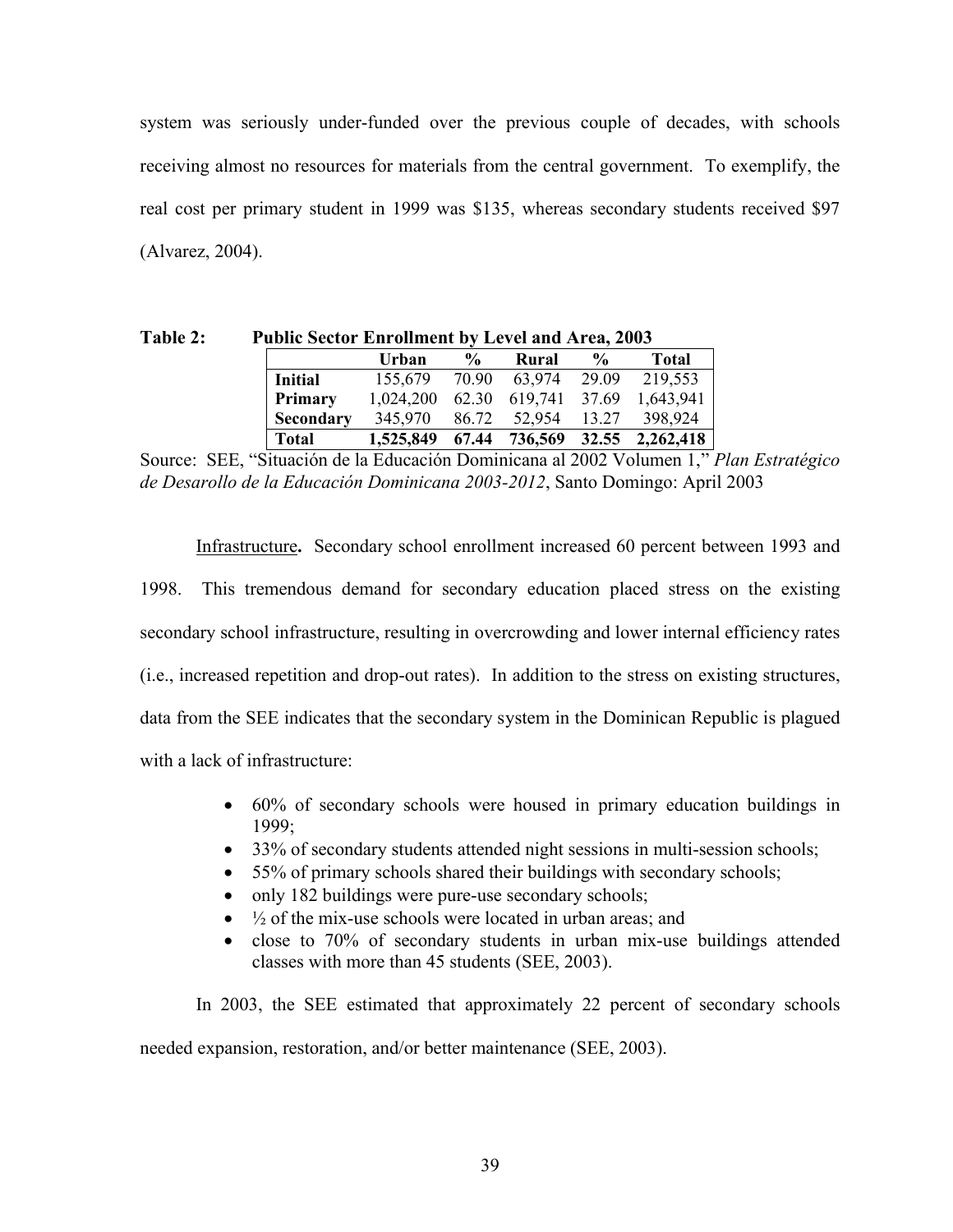system was seriously under-funded over the previous couple of decades, with schools receiving almost no resources for materials from the central government. To exemplify, the real cost per primary student in 1999 was $135, whereas secondary students received $97 (Alvarez, 2004).

**Table 2: Public Sector Enrollment by Level and Area, 2003**

| | Urban | % | Rural | % | Total |
|---|---|---|---|---|---|
| **Initial** | 155,679 | 70.90 | 63,974 | 29.09 | 219,553 |
| **Primary** | 1,024,200 | 62.30 | 619,741 | 37.69 | 1,643,941 |
| **Secondary** | 345,970 | 86.72 | 52,954 | 13.27 | 398,924 |
| **Total** | **1,525,849** | **67.44** | **736,569** | **32.55** | **2,262,418** |

Source: SEE, "Situación de la Educación Dominicana al 2002 Volumen 1," *Plan Estratégico de Desarollo de la Educación Dominicana 2003-2012*, Santo Domingo: April 2003

Infrastructure**.** Secondary school enrollment increased 60 percent between 1993 and 1998. This tremendous demand for secondary education placed stress on the existing secondary school infrastructure, resulting in overcrowding and lower internal efficiency rates (i.e., increased repetition and drop-out rates). In addition to the stress on existing structures, data from the SEE indicates that the secondary system in the Dominican Republic is plagued with a lack of infrastructure:

- 60% of secondary schools were housed in primary education buildings in 1999;
- 33% of secondary students attended night sessions in multi-session schools;
- 55% of primary schools shared their buildings with secondary schools;
- only 182 buildings were pure-use secondary schools;
- ½ of the mix-use schools were located in urban areas; and
- close to 70% of secondary students in urban mix-use buildings attended classes with more than 45 students (SEE, 2003).

In 2003, the SEE estimated that approximately 22 percent of secondary schools needed expansion, restoration, and/or better maintenance (SEE, 2003).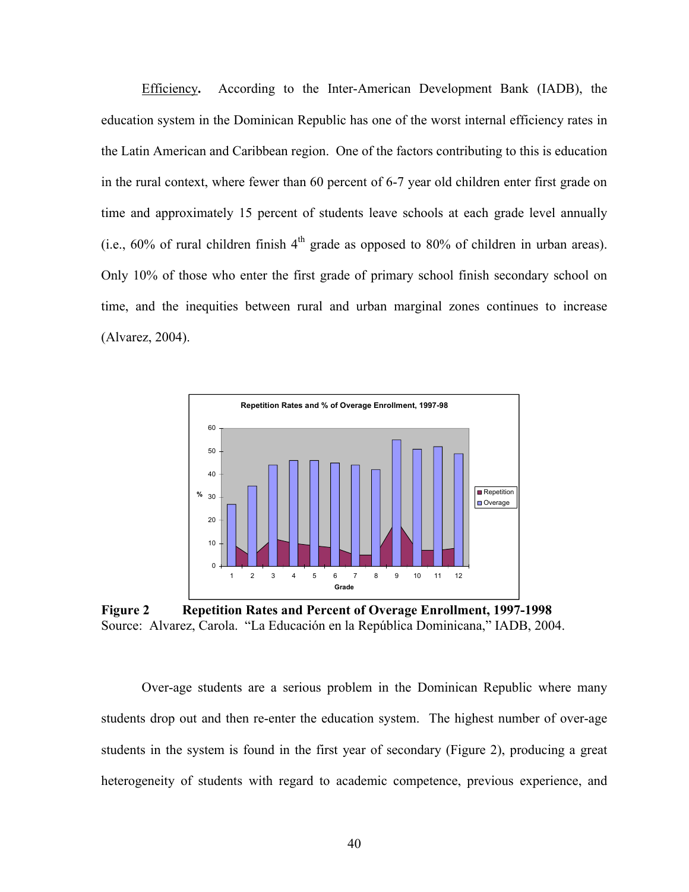Efficiency. According to the Inter-American Development Bank (IADB), the education system in the Dominican Republic has one of the worst internal efficiency rates in the Latin American and Caribbean region. One of the factors contributing to this is education in the rural context, where fewer than 60 percent of 6-7 year old children enter first grade on time and approximately 15 percent of students leave schools at each grade level annually (i.e., 60% of rural children finish 4th grade as opposed to 80% of children in urban areas). Only 10% of those who enter the first grade of primary school finish secondary school on time, and the inequities between rural and urban marginal zones continues to increase (Alvarez, 2004).

**Figure 2 Repetition Rates and Percent of Overage Enrollment, 1997-1998**
Source: Alvarez, Carola. "La Educación en la República Dominicana," IADB, 2004.

Over-age students are a serious problem in the Dominican Republic where many students drop out and then re-enter the education system. The highest number of over-age students in the system is found in the first year of secondary (Figure 2), producing a great heterogeneity of students with regard to academic competence, previous experience, and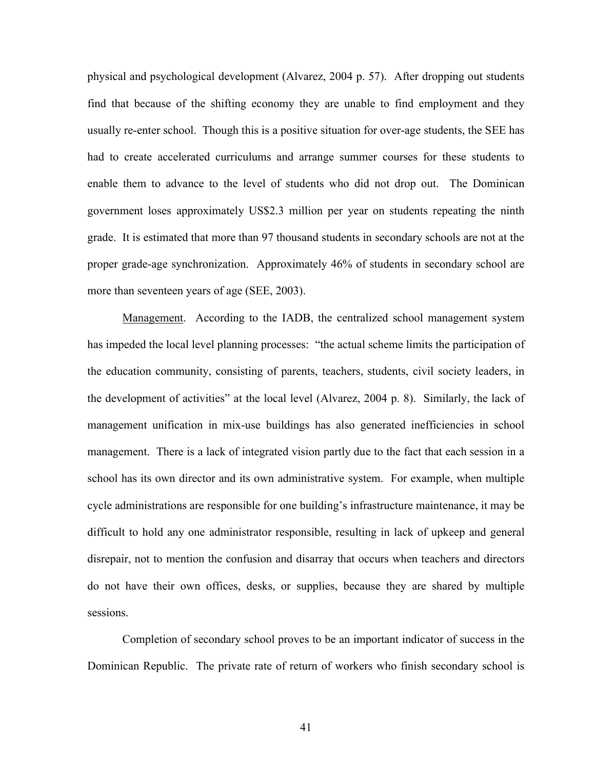physical and psychological development (Alvarez, 2004 p. 57). After dropping out students find that because of the shifting economy they are unable to find employment and they usually re-enter school. Though this is a positive situation for over-age students, the SEE has had to create accelerated curriculums and arrange summer courses for these students to enable them to advance to the level of students who did not drop out. The Dominican government loses approximately US$2.3 million per year on students repeating the ninth grade. It is estimated that more than 97 thousand students in secondary schools are not at the proper grade-age synchronization. Approximately 46% of students in secondary school are more than seventeen years of age (SEE, 2003).

<u>Management</u>. According to the IADB, the centralized school management system has impeded the local level planning processes: "the actual scheme limits the participation of the education community, consisting of parents, teachers, students, civil society leaders, in the development of activities" at the local level (Alvarez, 2004 p. 8). Similarly, the lack of management unification in mix-use buildings has also generated inefficiencies in school management. There is a lack of integrated vision partly due to the fact that each session in a school has its own director and its own administrative system. For example, when multiple cycle administrations are responsible for one building's infrastructure maintenance, it may be difficult to hold any one administrator responsible, resulting in lack of upkeep and general disrepair, not to mention the confusion and disarray that occurs when teachers and directors do not have their own offices, desks, or supplies, because they are shared by multiple sessions.

Completion of secondary school proves to be an important indicator of success in the Dominican Republic. The private rate of return of workers who finish secondary school is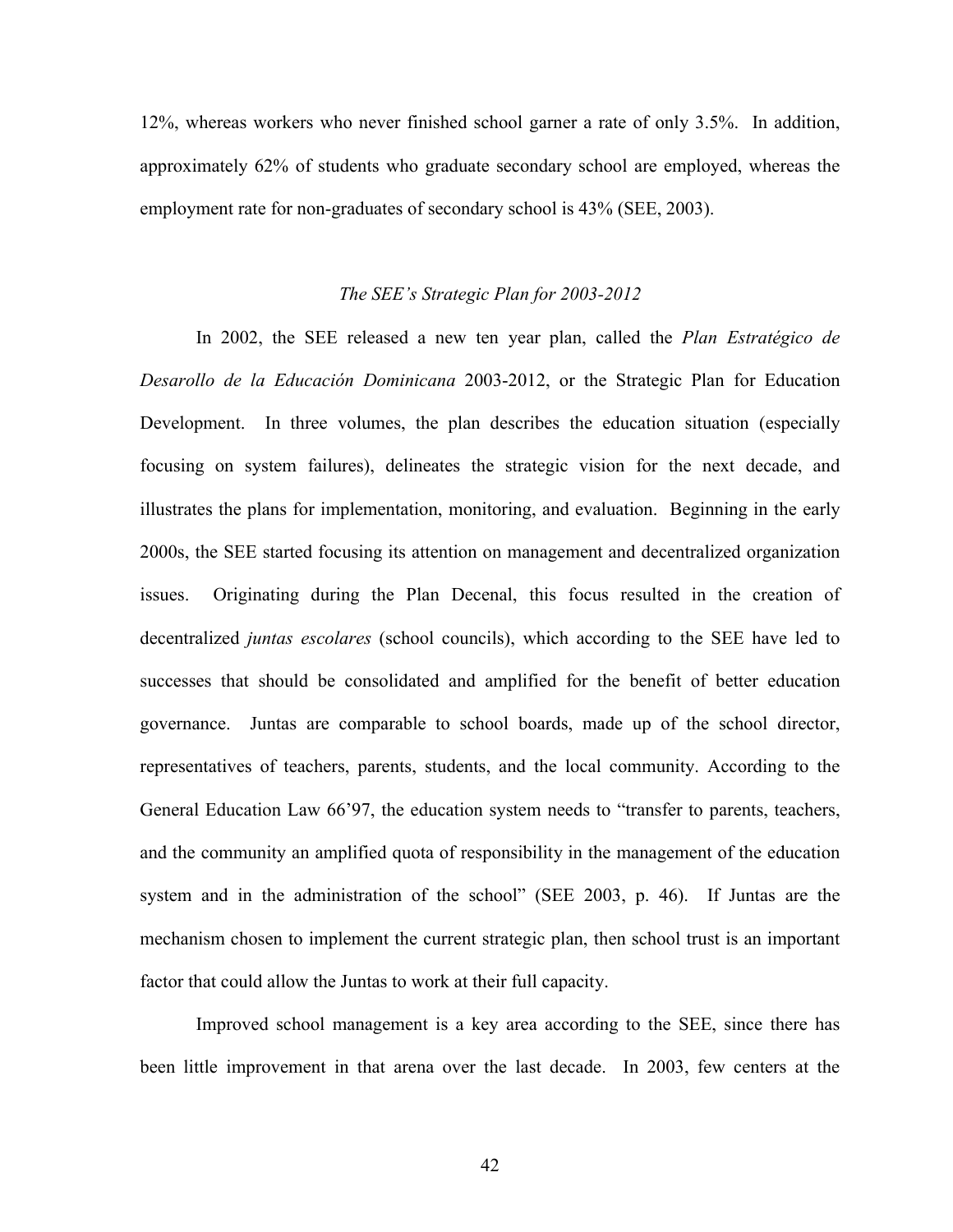12%, whereas workers who never finished school garner a rate of only 3.5%. In addition, approximately 62% of students who graduate secondary school are employed, whereas the employment rate for non-graduates of secondary school is 43% (SEE, 2003).

### *The SEE's Strategic Plan for 2003-2012*

In 2002, the SEE released a new ten year plan, called the *Plan Estratégico de Desarollo de la Educación Dominicana* 2003-2012, or the Strategic Plan for Education Development. In three volumes, the plan describes the education situation (especially focusing on system failures), delineates the strategic vision for the next decade, and illustrates the plans for implementation, monitoring, and evaluation. Beginning in the early 2000s, the SEE started focusing its attention on management and decentralized organization issues. Originating during the Plan Decenal, this focus resulted in the creation of decentralized *juntas escolares* (school councils), which according to the SEE have led to successes that should be consolidated and amplified for the benefit of better education governance. Juntas are comparable to school boards, made up of the school director, representatives of teachers, parents, students, and the local community. According to the General Education Law 66'97, the education system needs to "transfer to parents, teachers, and the community an amplified quota of responsibility in the management of the education system and in the administration of the school" (SEE 2003, p. 46). If Juntas are the mechanism chosen to implement the current strategic plan, then school trust is an important factor that could allow the Juntas to work at their full capacity.

Improved school management is a key area according to the SEE, since there has been little improvement in that arena over the last decade. In 2003, few centers at the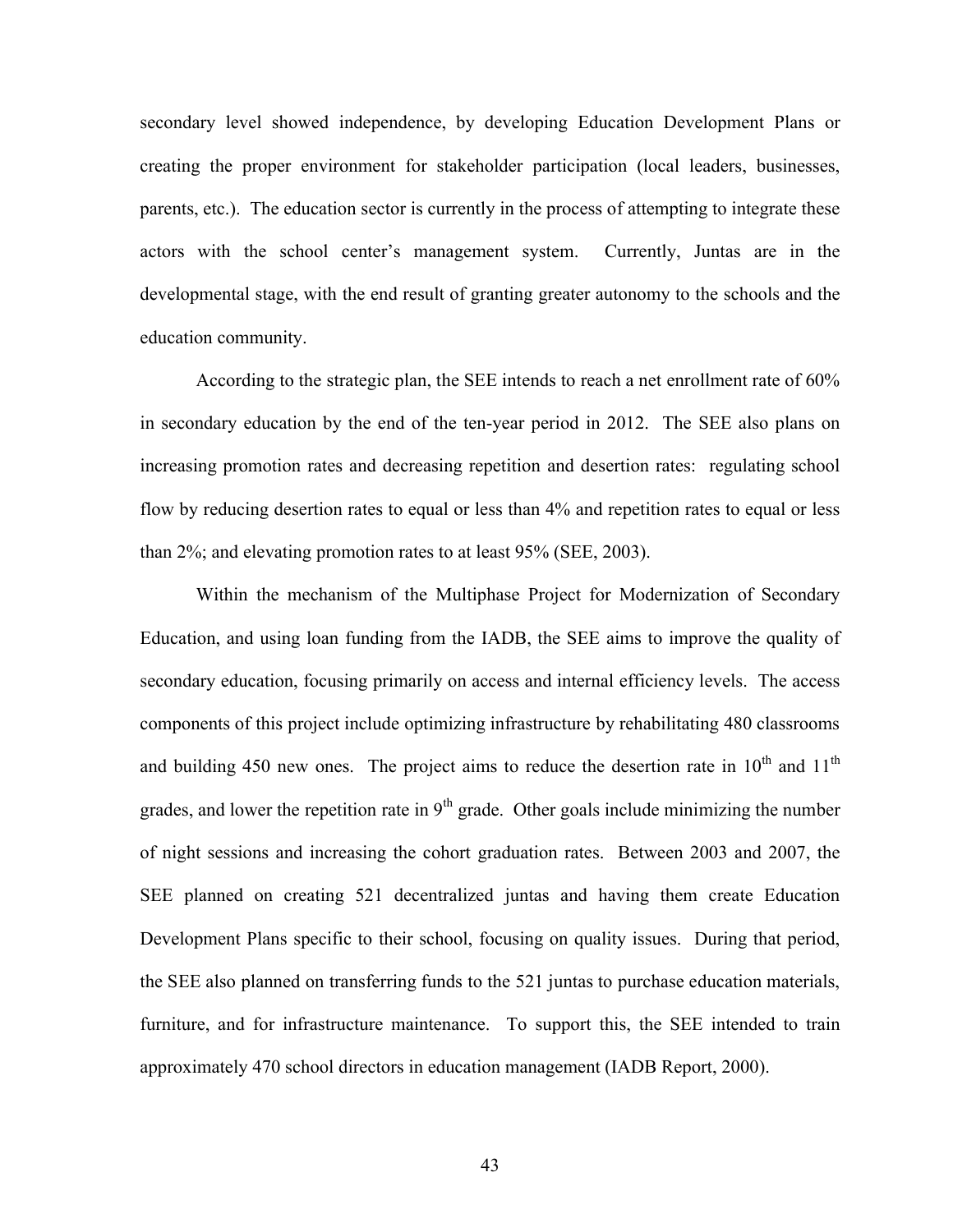secondary level showed independence, by developing Education Development Plans or creating the proper environment for stakeholder participation (local leaders, businesses, parents, etc.). The education sector is currently in the process of attempting to integrate these actors with the school center's management system. Currently, Juntas are in the developmental stage, with the end result of granting greater autonomy to the schools and the education community.

According to the strategic plan, the SEE intends to reach a net enrollment rate of 60% in secondary education by the end of the ten-year period in 2012. The SEE also plans on increasing promotion rates and decreasing repetition and desertion rates: regulating school flow by reducing desertion rates to equal or less than 4% and repetition rates to equal or less than 2%; and elevating promotion rates to at least 95% (SEE, 2003).

Within the mechanism of the Multiphase Project for Modernization of Secondary Education, and using loan funding from the IADB, the SEE aims to improve the quality of secondary education, focusing primarily on access and internal efficiency levels. The access components of this project include optimizing infrastructure by rehabilitating 480 classrooms and building 450 new ones. The project aims to reduce the desertion rate in 10th and 11th grades, and lower the repetition rate in 9th grade. Other goals include minimizing the number of night sessions and increasing the cohort graduation rates. Between 2003 and 2007, the SEE planned on creating 521 decentralized juntas and having them create Education Development Plans specific to their school, focusing on quality issues. During that period, the SEE also planned on transferring funds to the 521 juntas to purchase education materials, furniture, and for infrastructure maintenance. To support this, the SEE intended to train approximately 470 school directors in education management (IADB Report, 2000).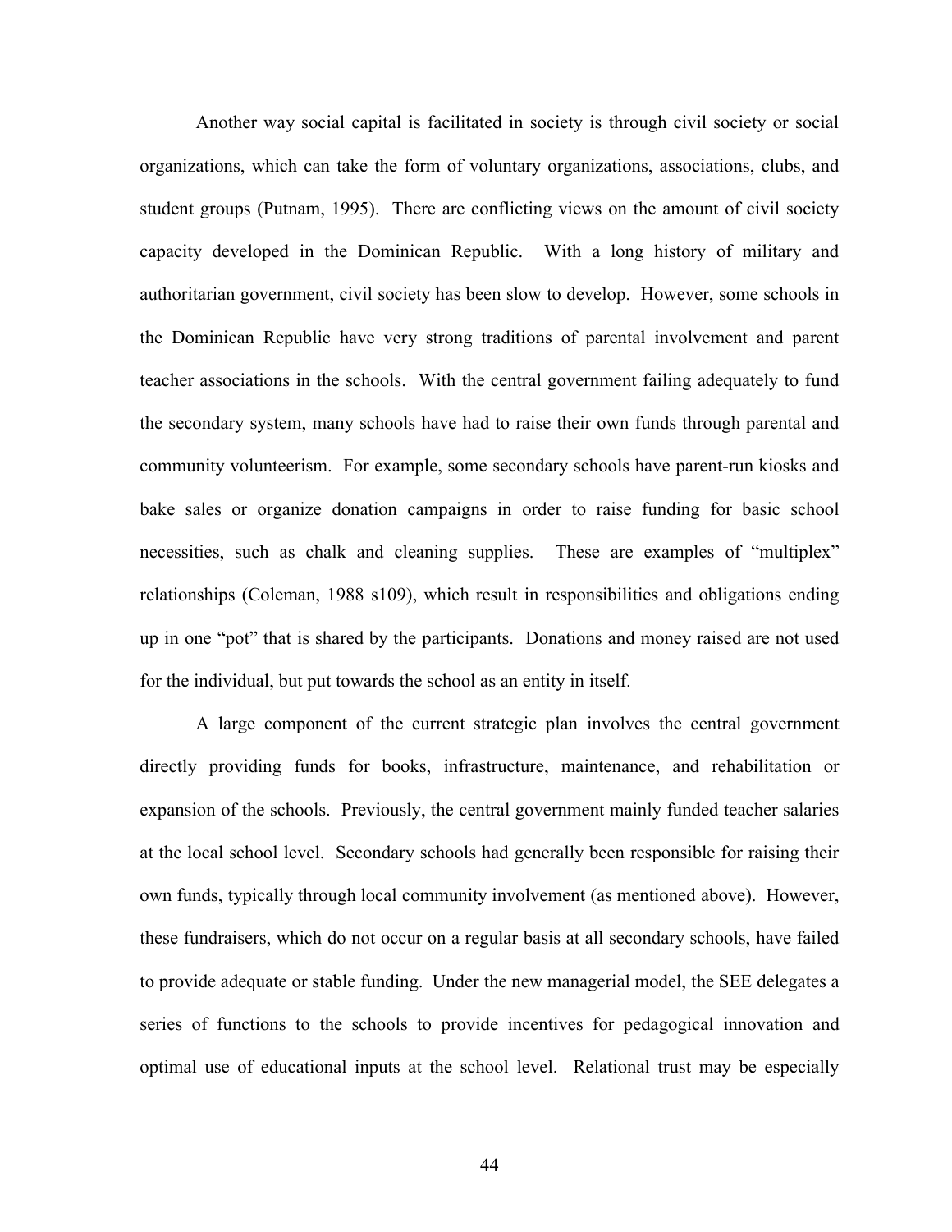Another way social capital is facilitated in society is through civil society or social organizations, which can take the form of voluntary organizations, associations, clubs, and student groups (Putnam, 1995). There are conflicting views on the amount of civil society capacity developed in the Dominican Republic. With a long history of military and authoritarian government, civil society has been slow to develop. However, some schools in the Dominican Republic have very strong traditions of parental involvement and parent teacher associations in the schools. With the central government failing adequately to fund the secondary system, many schools have had to raise their own funds through parental and community volunteerism. For example, some secondary schools have parent-run kiosks and bake sales or organize donation campaigns in order to raise funding for basic school necessities, such as chalk and cleaning supplies. These are examples of "multiplex" relationships (Coleman, 1988 s109), which result in responsibilities and obligations ending up in one "pot" that is shared by the participants. Donations and money raised are not used for the individual, but put towards the school as an entity in itself.

A large component of the current strategic plan involves the central government directly providing funds for books, infrastructure, maintenance, and rehabilitation or expansion of the schools. Previously, the central government mainly funded teacher salaries at the local school level. Secondary schools had generally been responsible for raising their own funds, typically through local community involvement (as mentioned above). However, these fundraisers, which do not occur on a regular basis at all secondary schools, have failed to provide adequate or stable funding. Under the new managerial model, the SEE delegates a series of functions to the schools to provide incentives for pedagogical innovation and optimal use of educational inputs at the school level. Relational trust may be especially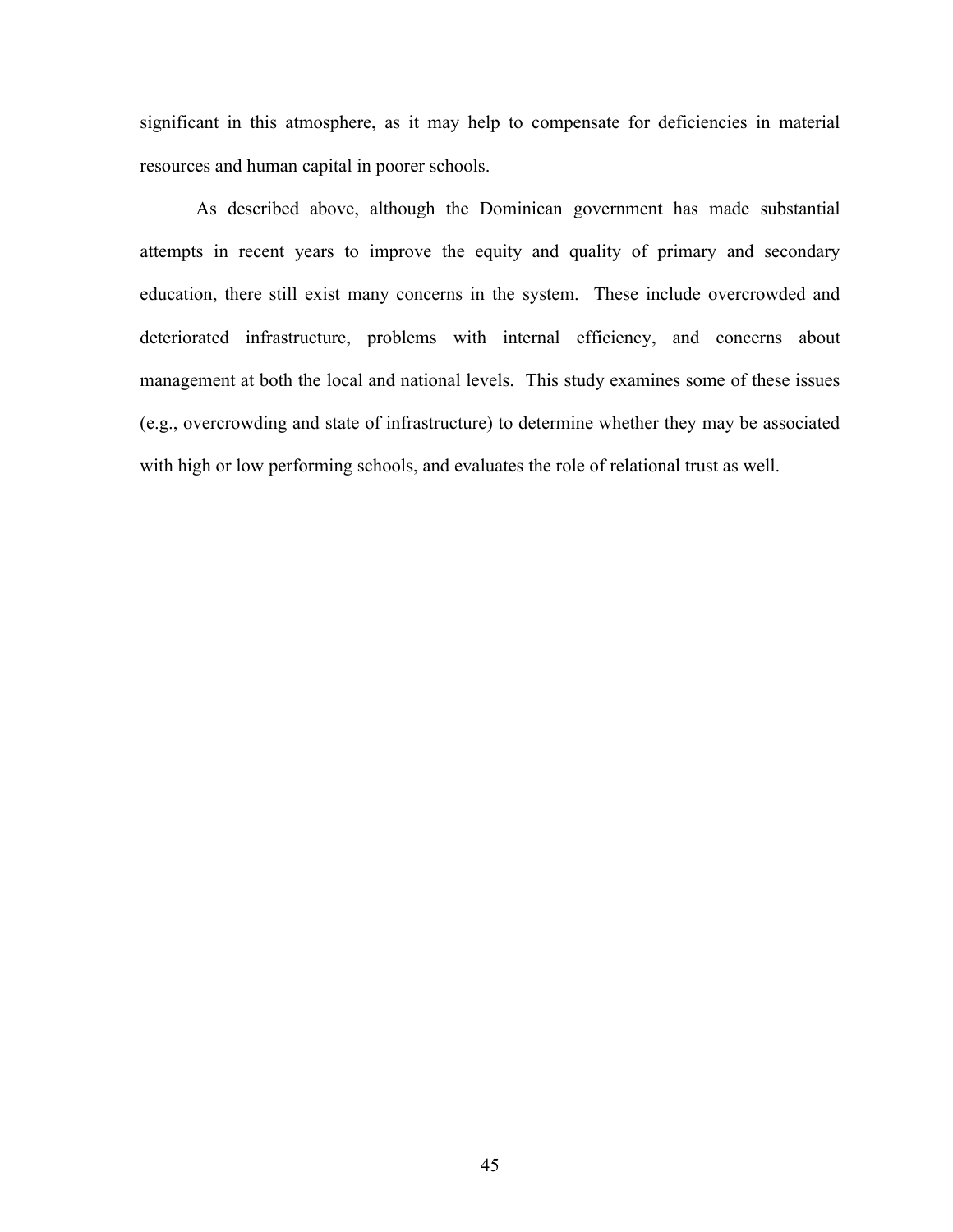significant in this atmosphere, as it may help to compensate for deficiencies in material resources and human capital in poorer schools.

As described above, although the Dominican government has made substantial attempts in recent years to improve the equity and quality of primary and secondary education, there still exist many concerns in the system. These include overcrowded and deteriorated infrastructure, problems with internal efficiency, and concerns about management at both the local and national levels. This study examines some of these issues (e.g., overcrowding and state of infrastructure) to determine whether they may be associated with high or low performing schools, and evaluates the role of relational trust as well.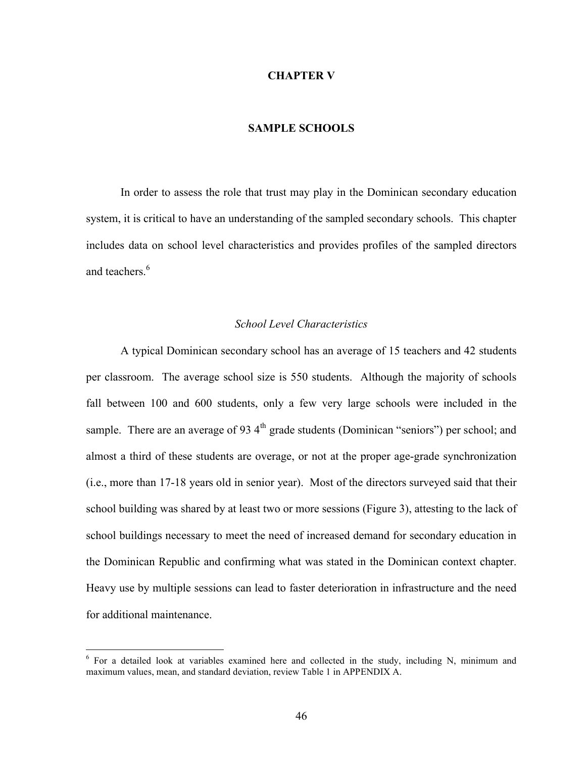# CHAPTER V

# SAMPLE SCHOOLS

In order to assess the role that trust may play in the Dominican secondary education system, it is critical to have an understanding of the sampled secondary schools. This chapter includes data on school level characteristics and provides profiles of the sampled directors and teachers.[6]

## *School Level Characteristics*

A typical Dominican secondary school has an average of 15 teachers and 42 students per classroom. The average school size is 550 students. Although the majority of schools fall between 100 and 600 students, only a few very large schools were included in the sample. There are an average of 93 4th grade students (Dominican "seniors") per school; and almost a third of these students are overage, or not at the proper age-grade synchronization (i.e., more than 17-18 years old in senior year). Most of the directors surveyed said that their school building was shared by at least two or more sessions (Figure 3), attesting to the lack of school buildings necessary to meet the need of increased demand for secondary education in the Dominican Republic and confirming what was stated in the Dominican context chapter. Heavy use by multiple sessions can lead to faster deterioration in infrastructure and the need for additional maintenance.

---

[6] For a detailed look at variables examined here and collected in the study, including N, minimum and maximum values, mean, and standard deviation, review Table 1 in APPENDIX A.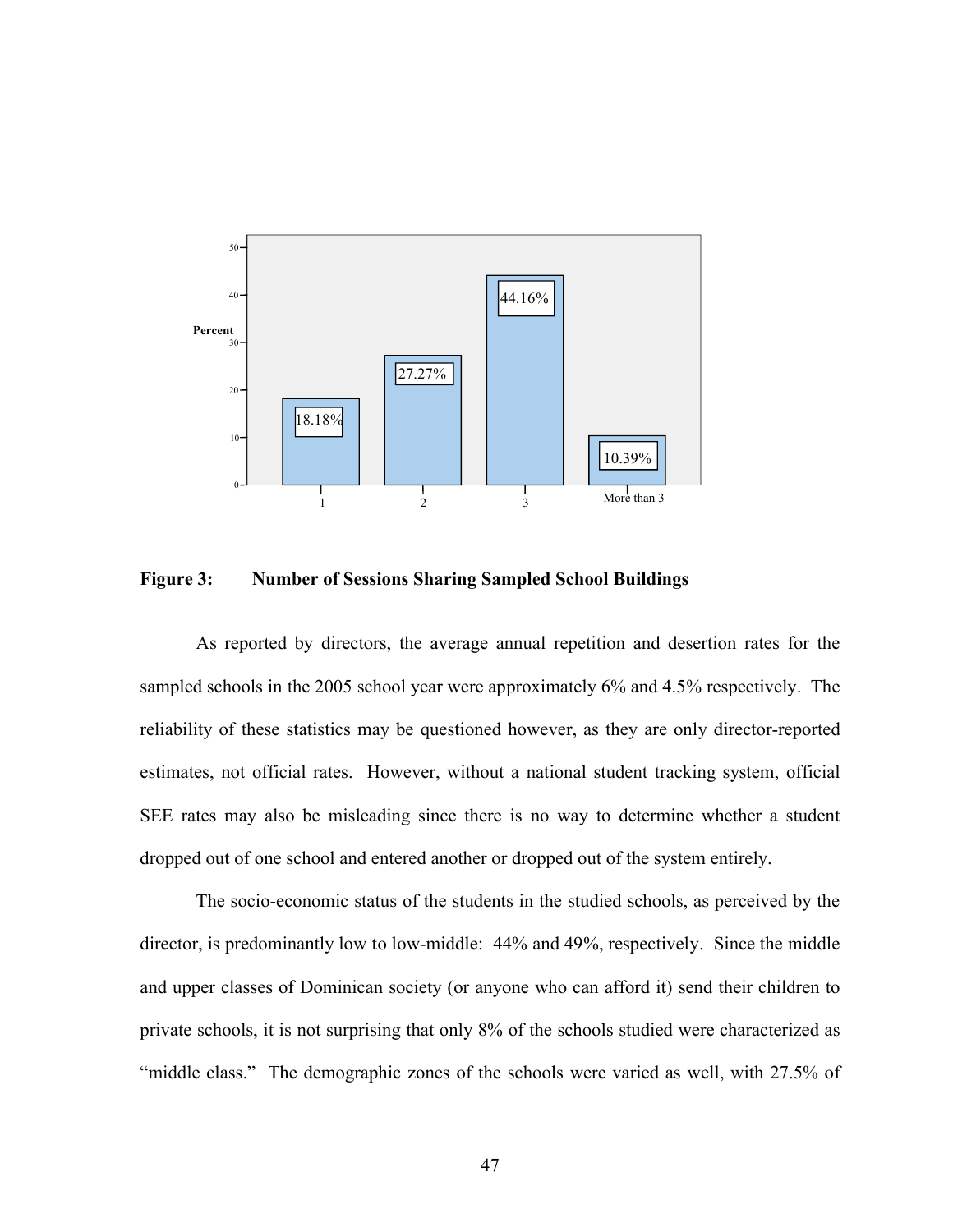**Figure 3: Number of Sessions Sharing Sampled School Buildings**

As reported by directors, the average annual repetition and desertion rates for the sampled schools in the 2005 school year were approximately 6% and 4.5% respectively. The reliability of these statistics may be questioned however, as they are only director-reported estimates, not official rates. However, without a national student tracking system, official SEE rates may also be misleading since there is no way to determine whether a student dropped out of one school and entered another or dropped out of the system entirely.

The socio-economic status of the students in the studied schools, as perceived by the director, is predominantly low to low-middle: 44% and 49%, respectively. Since the middle and upper classes of Dominican society (or anyone who can afford it) send their children to private schools, it is not surprising that only 8% of the schools studied were characterized as "middle class." The demographic zones of the schools were varied as well, with 27.5% of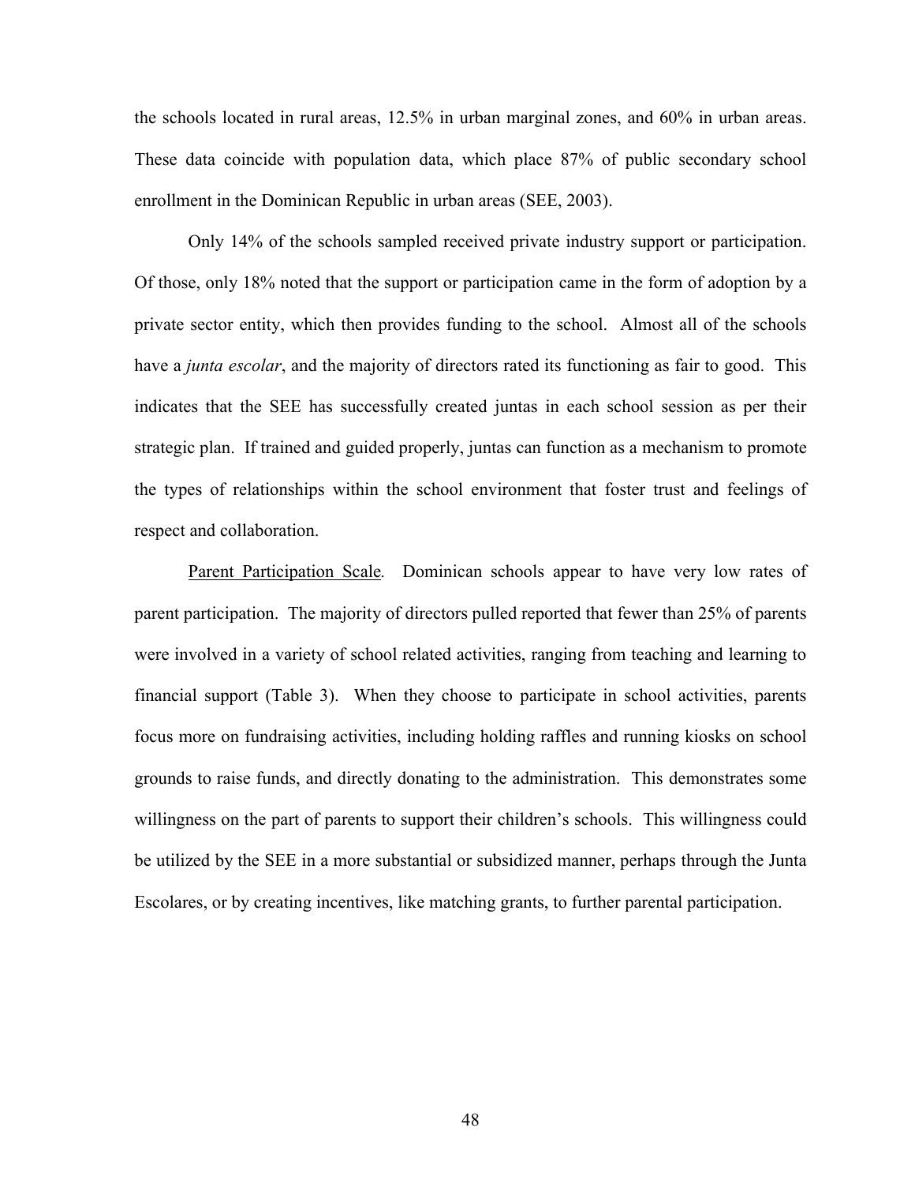the schools located in rural areas, 12.5% in urban marginal zones, and 60% in urban areas. These data coincide with population data, which place 87% of public secondary school enrollment in the Dominican Republic in urban areas (SEE, 2003).

Only 14% of the schools sampled received private industry support or participation. Of those, only 18% noted that the support or participation came in the form of adoption by a private sector entity, which then provides funding to the school. Almost all of the schools have a *junta escolar*, and the majority of directors rated its functioning as fair to good. This indicates that the SEE has successfully created juntas in each school session as per their strategic plan. If trained and guided properly, juntas can function as a mechanism to promote the types of relationships within the school environment that foster trust and feelings of respect and collaboration.

<u>Parent Participation Scale</u>. Dominican schools appear to have very low rates of parent participation. The majority of directors pulled reported that fewer than 25% of parents were involved in a variety of school related activities, ranging from teaching and learning to financial support (Table 3). When they choose to participate in school activities, parents focus more on fundraising activities, including holding raffles and running kiosks on school grounds to raise funds, and directly donating to the administration. This demonstrates some willingness on the part of parents to support their children's schools. This willingness could be utilized by the SEE in a more substantial or subsidized manner, perhaps through the Junta Escolares, or by creating incentives, like matching grants, to further parental participation.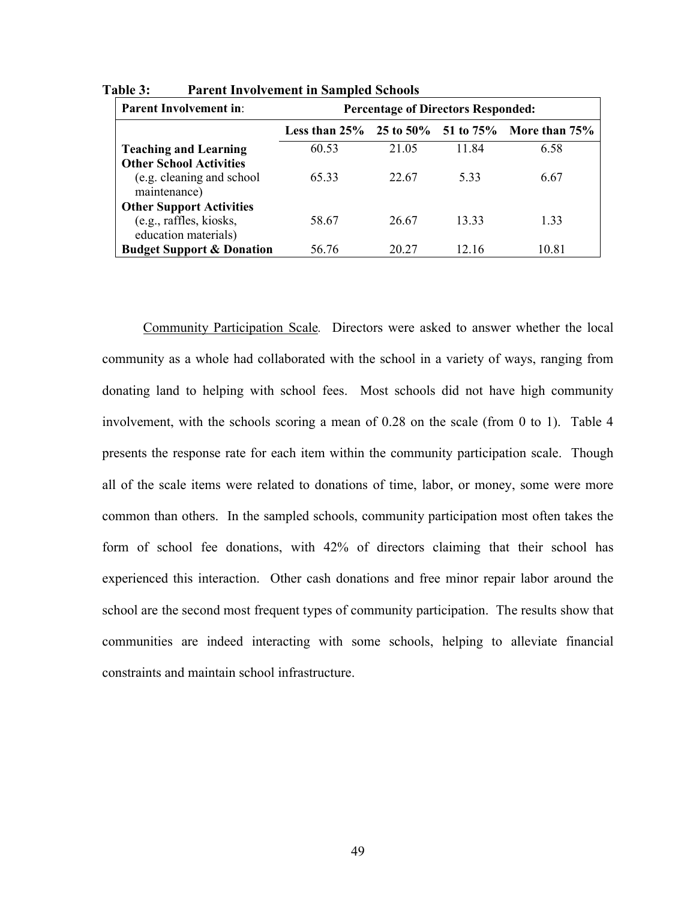**Table 3: Parent Involvement in Sampled Schools**

| Parent Involvement in: | Percentage of Directors Responded: | | | |
|---|---|---|---|---|
| | **Less than 25%** | **25 to 50%** | **51 to 75%** | **More than 75%** |
| **Teaching and Learning** | 60.53 | 21.05 | 11.84 | 6.58 |
| **Other School Activities** (e.g. cleaning and school maintenance) | 65.33 | 22.67 | 5.33 | 6.67 |
| **Other Support Activities** (e.g., raffles, kiosks, education materials) | 58.67 | 26.67 | 13.33 | 1.33 |
| **Budget Support & Donation** | 56.76 | 20.27 | 12.16 | 10.81 |

Community Participation Scale. Directors were asked to answer whether the local community as a whole had collaborated with the school in a variety of ways, ranging from donating land to helping with school fees. Most schools did not have high community involvement, with the schools scoring a mean of 0.28 on the scale (from 0 to 1). Table 4 presents the response rate for each item within the community participation scale. Though all of the scale items were related to donations of time, labor, or money, some were more common than others. In the sampled schools, community participation most often takes the form of school fee donations, with 42% of directors claiming that their school has experienced this interaction. Other cash donations and free minor repair labor around the school are the second most frequent types of community participation. The results show that communities are indeed interacting with some schools, helping to alleviate financial constraints and maintain school infrastructure.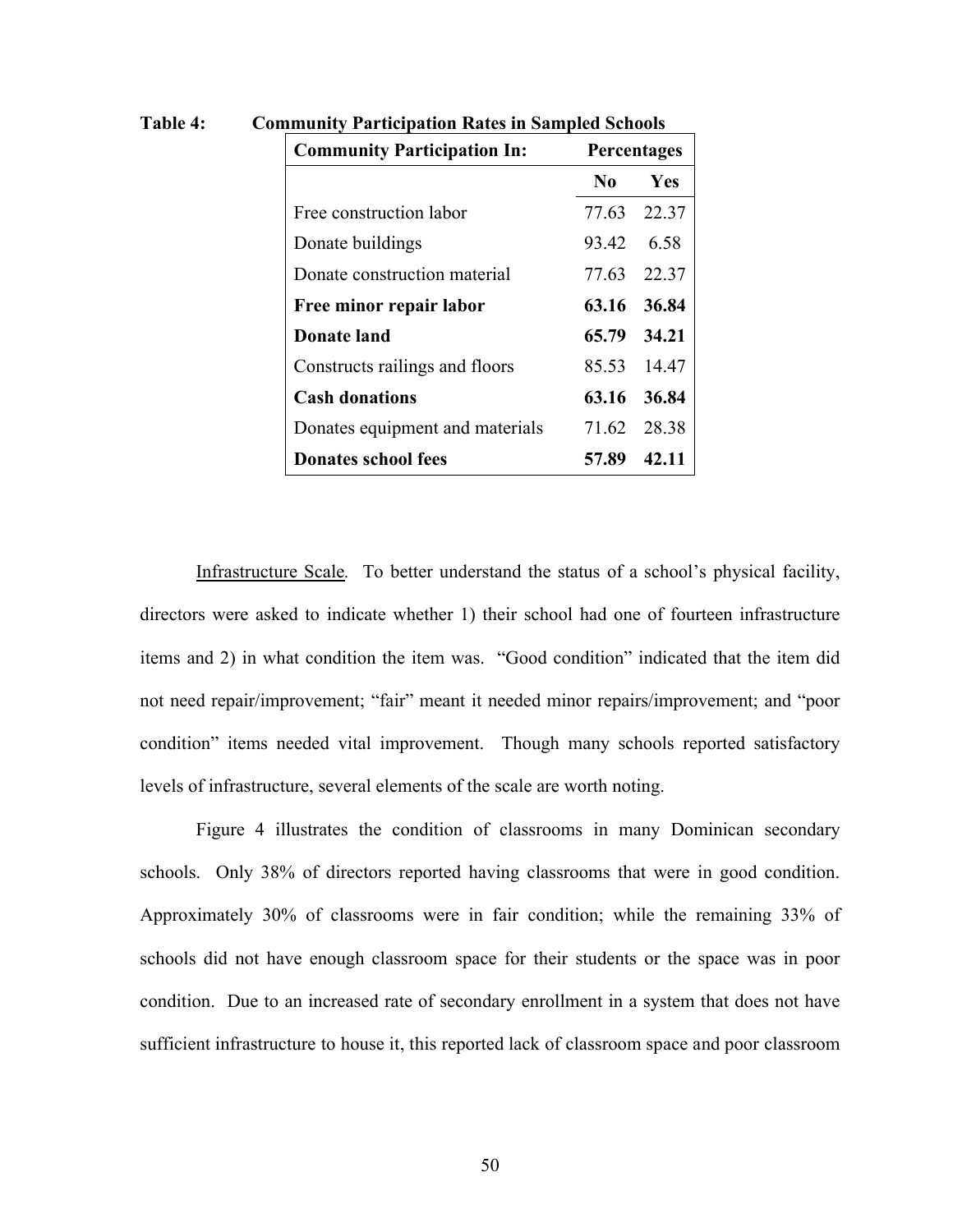**Table 4: Community Participation Rates in Sampled Schools**

| Community Participation In: | Percentages | |
|---|---|---|
| | No | Yes |
| Free construction labor | 77.63 | 22.37 |
| Donate buildings | 93.42 | 6.58 |
| Donate construction material | 77.63 | 22.37 |
| **Free minor repair labor** | **63.16** | **36.84** |
| **Donate land** | **65.79** | **34.21** |
| Constructs railings and floors | 85.53 | 14.47 |
| **Cash donations** | **63.16** | **36.84** |
| Donates equipment and materials | 71.62 | 28.38 |
| **Donates school fees** | **57.89** | **42.11** |

Infrastructure Scale. To better understand the status of a school's physical facility, directors were asked to indicate whether 1) their school had one of fourteen infrastructure items and 2) in what condition the item was. "Good condition" indicated that the item did not need repair/improvement; "fair" meant it needed minor repairs/improvement; and "poor condition" items needed vital improvement. Though many schools reported satisfactory levels of infrastructure, several elements of the scale are worth noting.

Figure 4 illustrates the condition of classrooms in many Dominican secondary schools. Only 38% of directors reported having classrooms that were in good condition. Approximately 30% of classrooms were in fair condition; while the remaining 33% of schools did not have enough classroom space for their students or the space was in poor condition. Due to an increased rate of secondary enrollment in a system that does not have sufficient infrastructure to house it, this reported lack of classroom space and poor classroom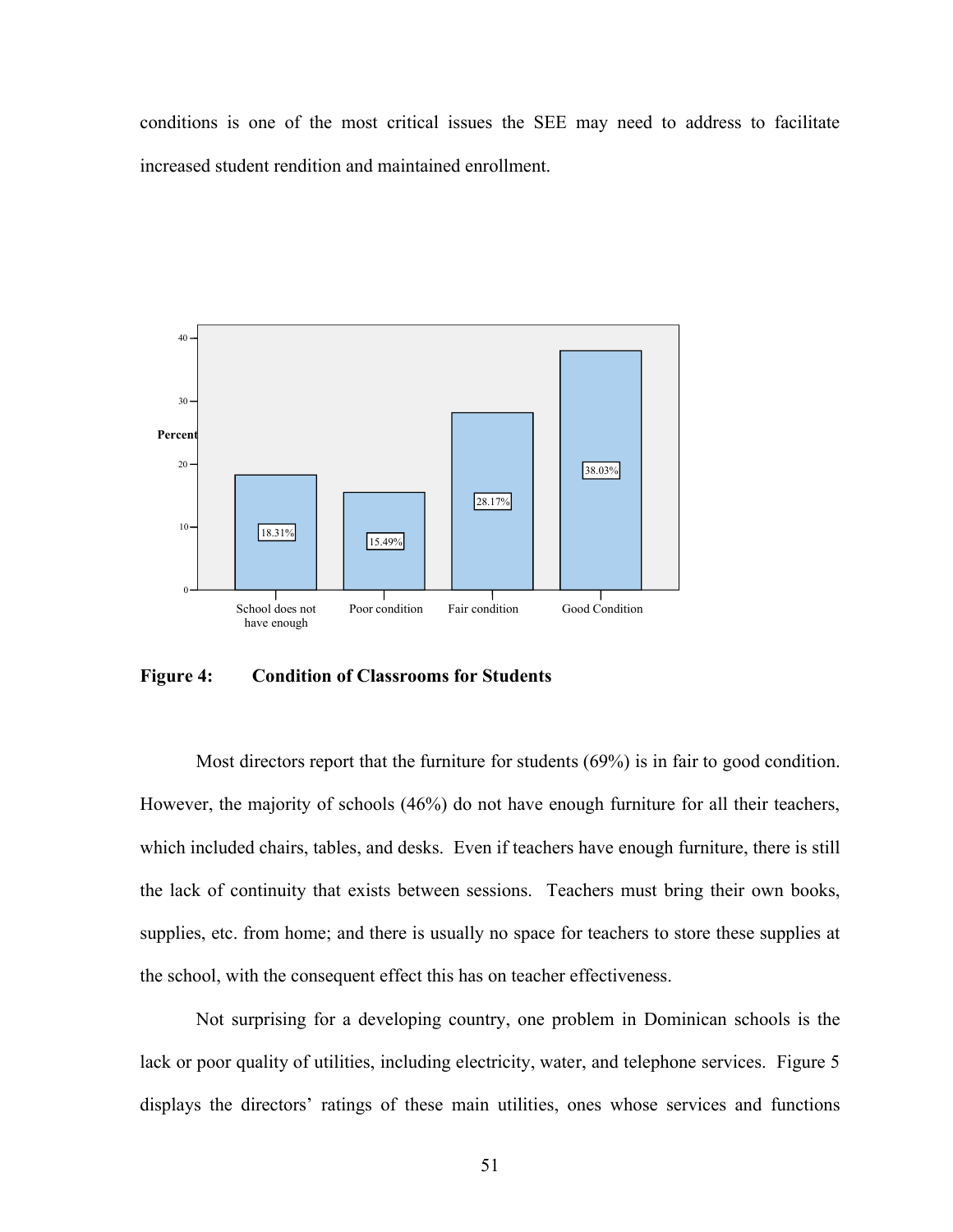conditions is one of the most critical issues the SEE may need to address to facilitate increased student rendition and maintained enrollment.

**Figure 4: Condition of Classrooms for Students**

Most directors report that the furniture for students (69%) is in fair to good condition. However, the majority of schools (46%) do not have enough furniture for all their teachers, which included chairs, tables, and desks. Even if teachers have enough furniture, there is still the lack of continuity that exists between sessions. Teachers must bring their own books, supplies, etc. from home; and there is usually no space for teachers to store these supplies at the school, with the consequent effect this has on teacher effectiveness.

Not surprising for a developing country, one problem in Dominican schools is the lack or poor quality of utilities, including electricity, water, and telephone services. Figure 5 displays the directors' ratings of these main utilities, ones whose services and functions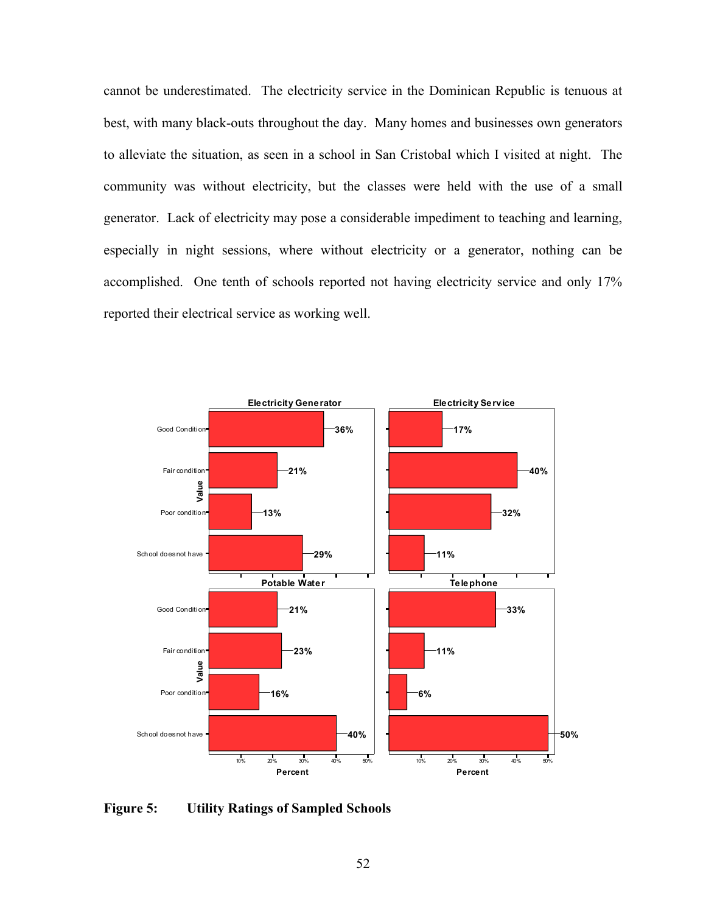cannot be underestimated. The electricity service in the Dominican Republic is tenuous at best, with many black-outs throughout the day. Many homes and businesses own generators to alleviate the situation, as seen in a school in San Cristobal which I visited at night. The community was without electricity, but the classes were held with the use of a small generator. Lack of electricity may pose a considerable impediment to teaching and learning, especially in night sessions, where without electricity or a generator, nothing can be accomplished. One tenth of schools reported not having electricity service and only 17% reported their electrical service as working well.

| Value | Electricity Generator | Electricity Service | Potable Water | Telephone |
|---|---|---|---|---|
| Good Condition | 36% | 17% | 21% | 33% |
| Fair condition | 21% | 40% | 23% | 11% |
| Poor condition | 13% | 32% | 16% | 6% |
| School does not have | 29% | 11% | 40% | 50% |

**Figure 5: Utility Ratings of Sampled Schools**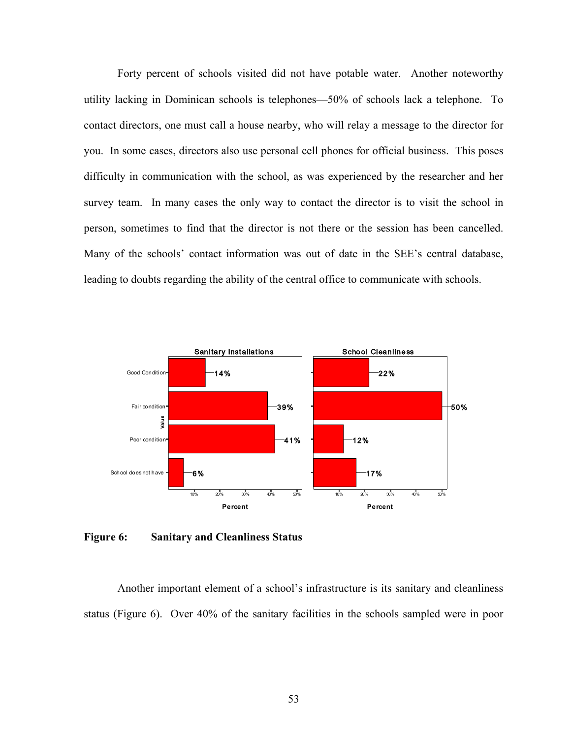Forty percent of schools visited did not have potable water. Another noteworthy utility lacking in Dominican schools is telephones—50% of schools lack a telephone. To contact directors, one must call a house nearby, who will relay a message to the director for you. In some cases, directors also use personal cell phones for official business. This poses difficulty in communication with the school, as was experienced by the researcher and her survey team. In many cases the only way to contact the director is to visit the school in person, sometimes to find that the director is not there or the session has been cancelled. Many of the schools' contact information was out of date in the SEE's central database, leading to doubts regarding the ability of the central office to communicate with schools.

| Value | Sanitary Installations (Percent) | School Cleanliness (Percent) |
|---|---|---|
| Good Condition | 14% | 22% |
| Fair condition | 39% | 50% |
| Poor condition | 41% | 12% |
| School does not have | 6% | 17% |

**Figure 6: Sanitary and Cleanliness Status**

Another important element of a school's infrastructure is its sanitary and cleanliness status (Figure 6). Over 40% of the sanitary facilities in the schools sampled were in poor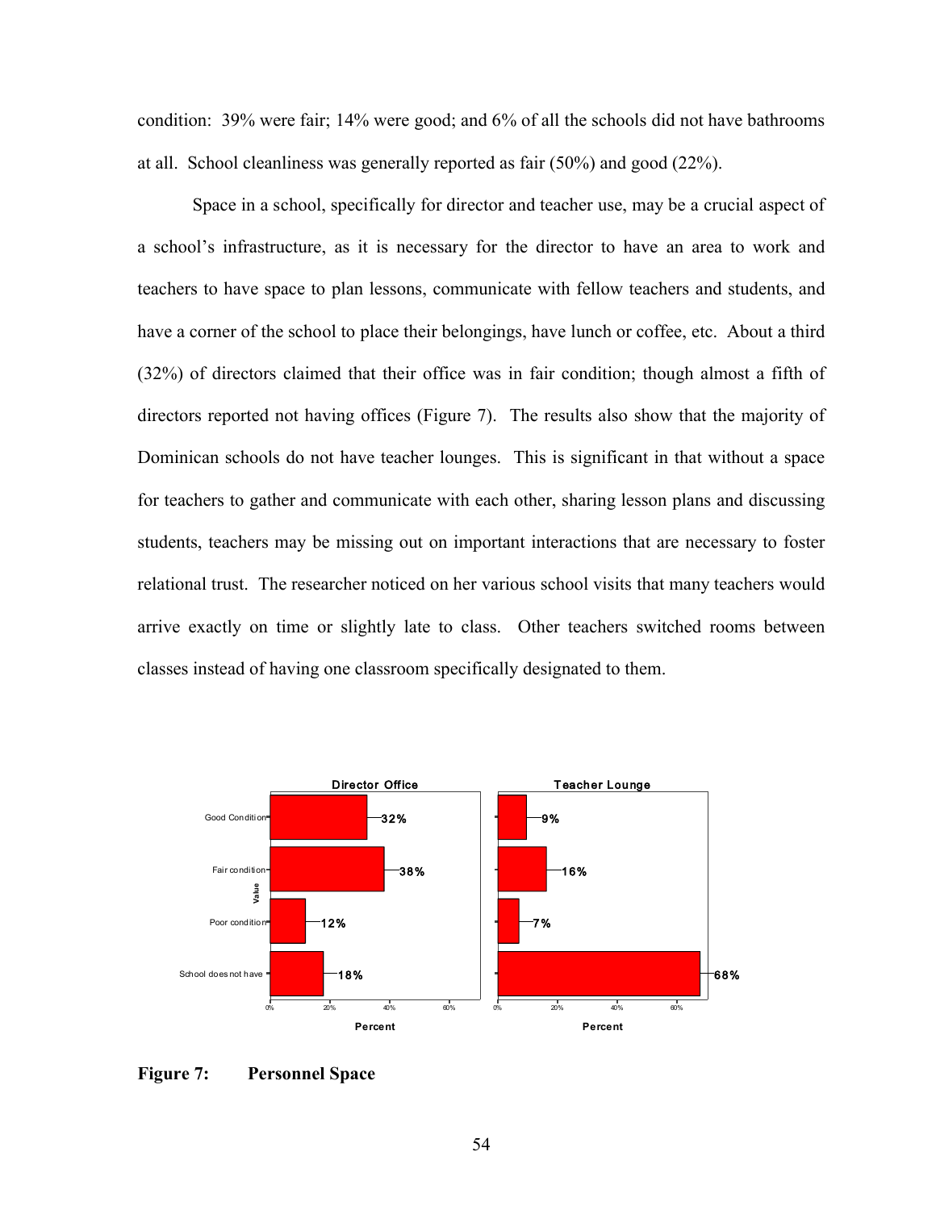condition: 39% were fair; 14% were good; and 6% of all the schools did not have bathrooms at all. School cleanliness was generally reported as fair (50%) and good (22%).

Space in a school, specifically for director and teacher use, may be a crucial aspect of a school's infrastructure, as it is necessary for the director to have an area to work and teachers to have space to plan lessons, communicate with fellow teachers and students, and have a corner of the school to place their belongings, have lunch or coffee, etc. About a third (32%) of directors claimed that their office was in fair condition; though almost a fifth of directors reported not having offices (Figure 7). The results also show that the majority of Dominican schools do not have teacher lounges. This is significant in that without a space for teachers to gather and communicate with each other, sharing lesson plans and discussing students, teachers may be missing out on important interactions that are necessary to foster relational trust. The researcher noticed on her various school visits that many teachers would arrive exactly on time or slightly late to class. Other teachers switched rooms between classes instead of having one classroom specifically designated to them.

| Value | Director Office | Teacher Lounge |
|---|---|---|
| Good Condition | 32% | 9% |
| Fair condition | 38% | 16% |
| Poor condition | 12% | 7% |
| School does not have | 18% | 68% |

**Figure 7: Personnel Space**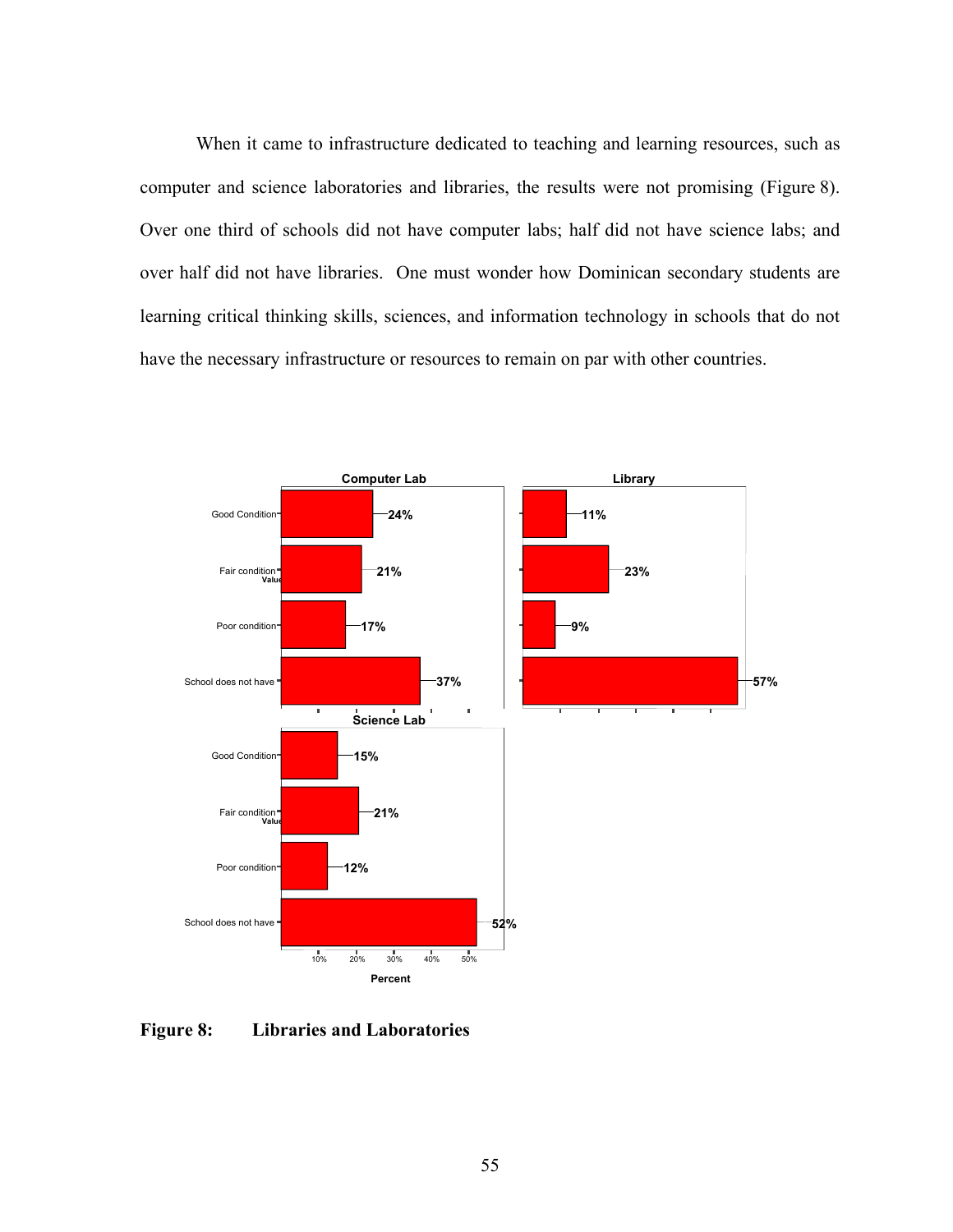When it came to infrastructure dedicated to teaching and learning resources, such as computer and science laboratories and libraries, the results were not promising (Figure 8). Over one third of schools did not have computer labs; half did not have science labs; and over half did not have libraries. One must wonder how Dominican secondary students are learning critical thinking skills, sciences, and information technology in schools that do not have the necessary infrastructure or resources to remain on par with other countries.

| Value | Computer Lab | Library | Science Lab |
|---|---|---|---|
| Good Condition | 24% | 11% | 15% |
| Fair condition | 21% | 23% | 21% |
| Poor condition | 17% | 9% | 12% |
| School does not have | 37% | 57% | 52% |

**Figure 8: Libraries and Laboratories**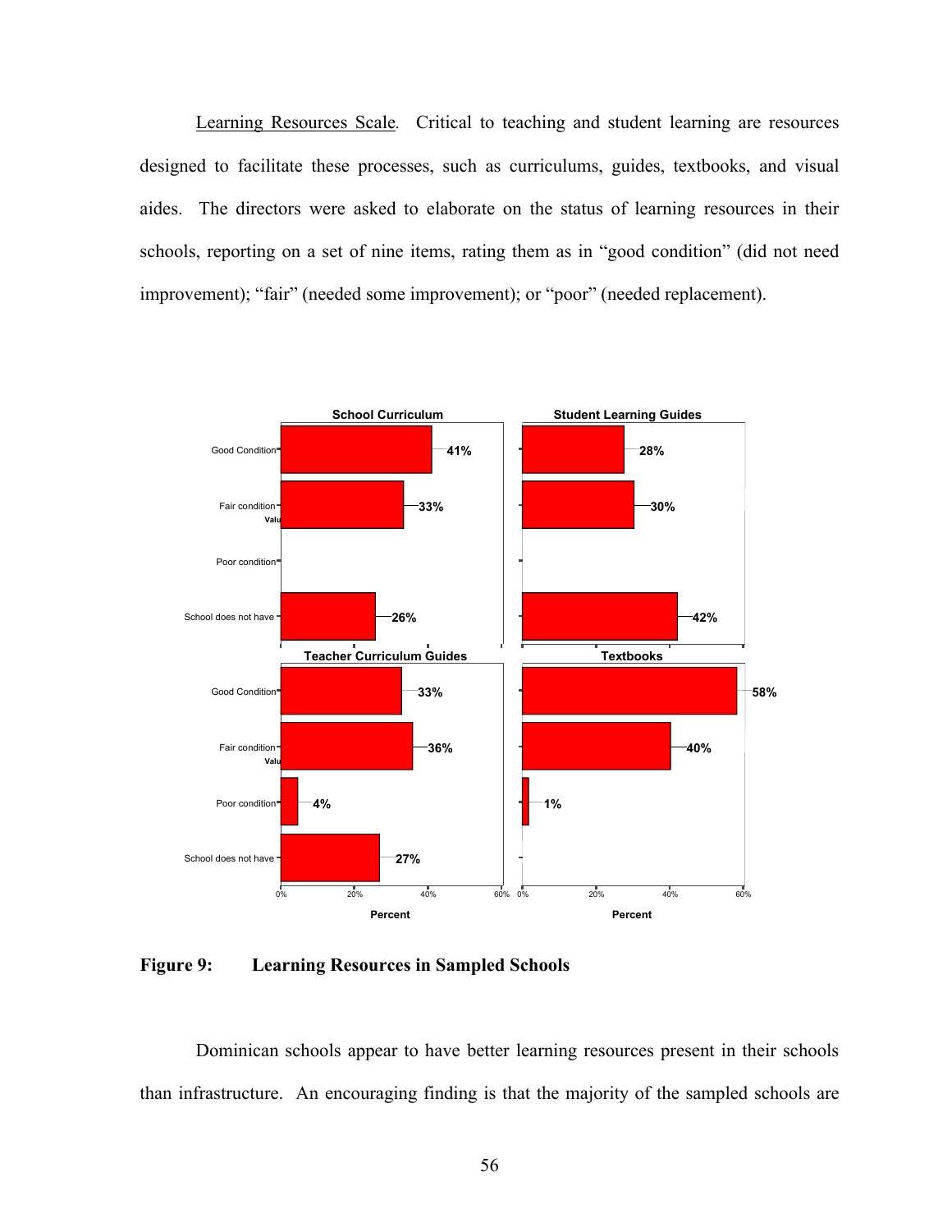Learning Resources Scale. Critical to teaching and student learning are resources designed to facilitate these processes, such as curriculums, guides, textbooks, and visual aides. The directors were asked to elaborate on the status of learning resources in their schools, reporting on a set of nine items, rating them as in "good condition" (did not need improvement); "fair" (needed some improvement); or "poor" (needed replacement).

| | School Curriculum | Student Learning Guides | Teacher Curriculum Guides | Textbooks |
|---|---|---|---|---|
| Good Condition | 41% | 28% | 33% | 58% |
| Fair condition | 33% | 30% | 36% | 40% |
| Poor condition | | | 4% | 1% |
| School does not have | 26% | 42% | 27% | |

**Figure 9: Learning Resources in Sampled Schools**

Dominican schools appear to have better learning resources present in their schools than infrastructure. An encouraging finding is that the majority of the sampled schools are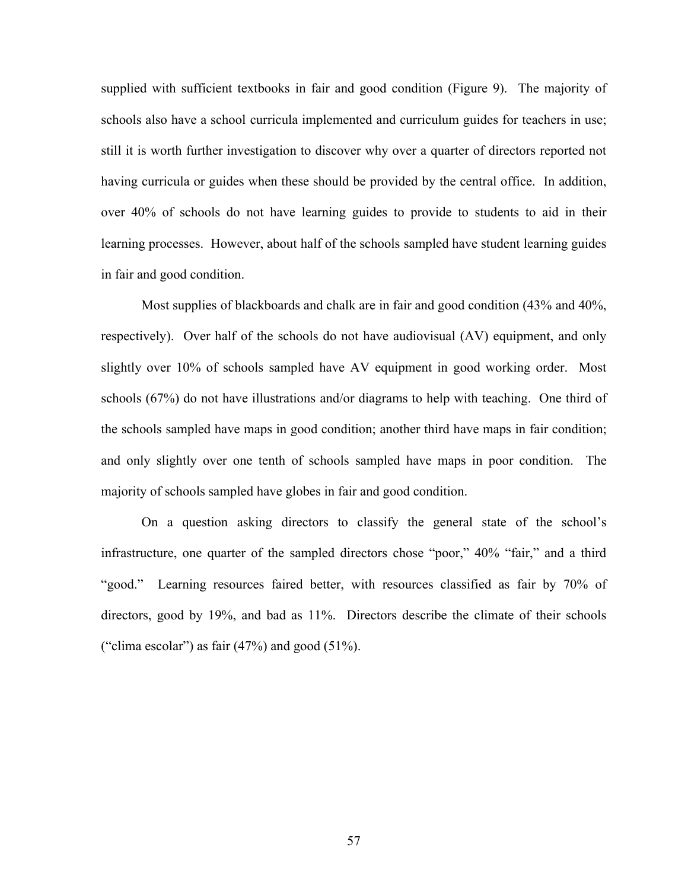supplied with sufficient textbooks in fair and good condition (Figure 9). The majority of schools also have a school curricula implemented and curriculum guides for teachers in use; still it is worth further investigation to discover why over a quarter of directors reported not having curricula or guides when these should be provided by the central office. In addition, over 40% of schools do not have learning guides to provide to students to aid in their learning processes. However, about half of the schools sampled have student learning guides in fair and good condition.

Most supplies of blackboards and chalk are in fair and good condition (43% and 40%, respectively). Over half of the schools do not have audiovisual (AV) equipment, and only slightly over 10% of schools sampled have AV equipment in good working order. Most schools (67%) do not have illustrations and/or diagrams to help with teaching. One third of the schools sampled have maps in good condition; another third have maps in fair condition; and only slightly over one tenth of schools sampled have maps in poor condition. The majority of schools sampled have globes in fair and good condition.

On a question asking directors to classify the general state of the school's infrastructure, one quarter of the sampled directors chose "poor," 40% "fair," and a third "good." Learning resources faired better, with resources classified as fair by 70% of directors, good by 19%, and bad as 11%. Directors describe the climate of their schools ("clima escolar") as fair (47%) and good (51%).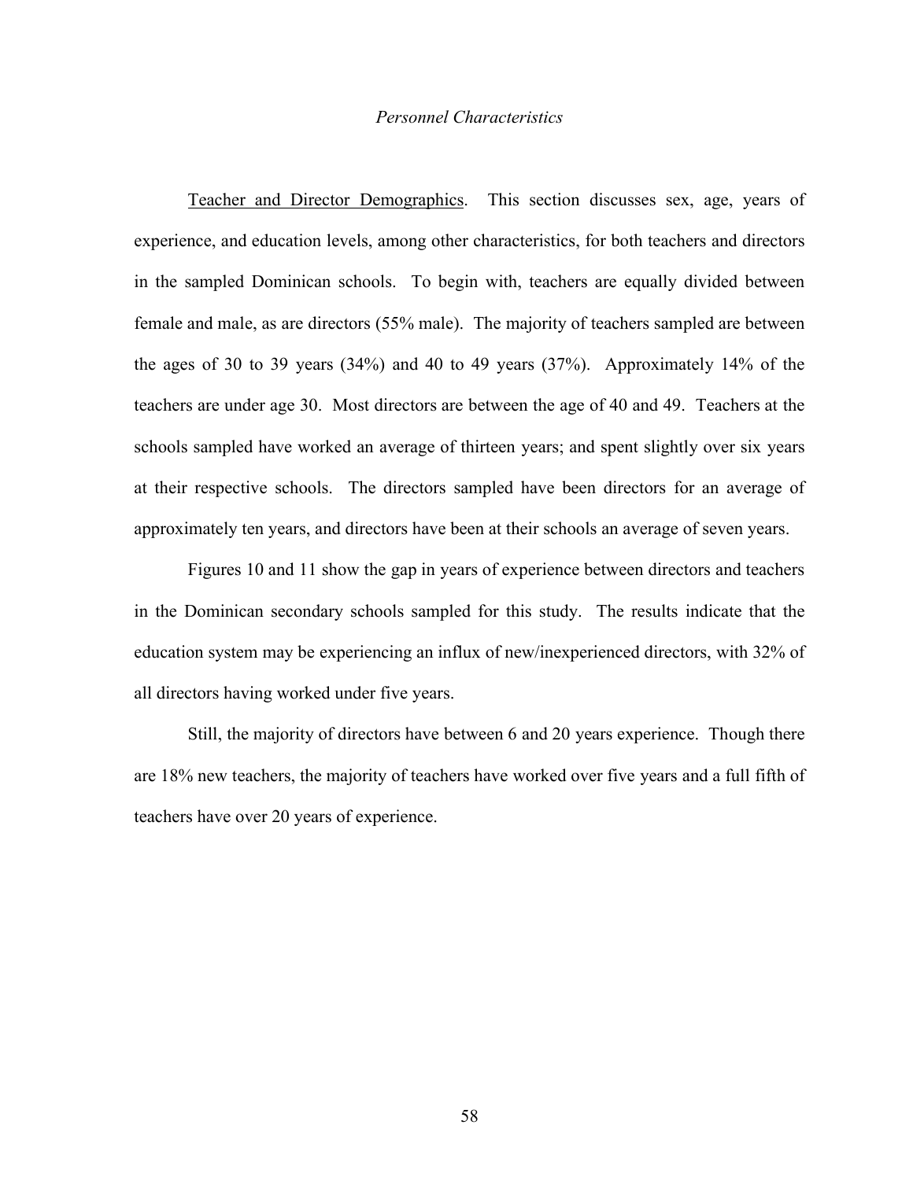### *Personnel Characteristics*

Teacher and Director Demographics. This section discusses sex, age, years of experience, and education levels, among other characteristics, for both teachers and directors in the sampled Dominican schools. To begin with, teachers are equally divided between female and male, as are directors (55% male). The majority of teachers sampled are between the ages of 30 to 39 years (34%) and 40 to 49 years (37%). Approximately 14% of the teachers are under age 30. Most directors are between the age of 40 and 49. Teachers at the schools sampled have worked an average of thirteen years; and spent slightly over six years at their respective schools. The directors sampled have been directors for an average of approximately ten years, and directors have been at their schools an average of seven years.

Figures 10 and 11 show the gap in years of experience between directors and teachers in the Dominican secondary schools sampled for this study. The results indicate that the education system may be experiencing an influx of new/inexperienced directors, with 32% of all directors having worked under five years.

Still, the majority of directors have between 6 and 20 years experience. Though there are 18% new teachers, the majority of teachers have worked over five years and a full fifth of teachers have over 20 years of experience.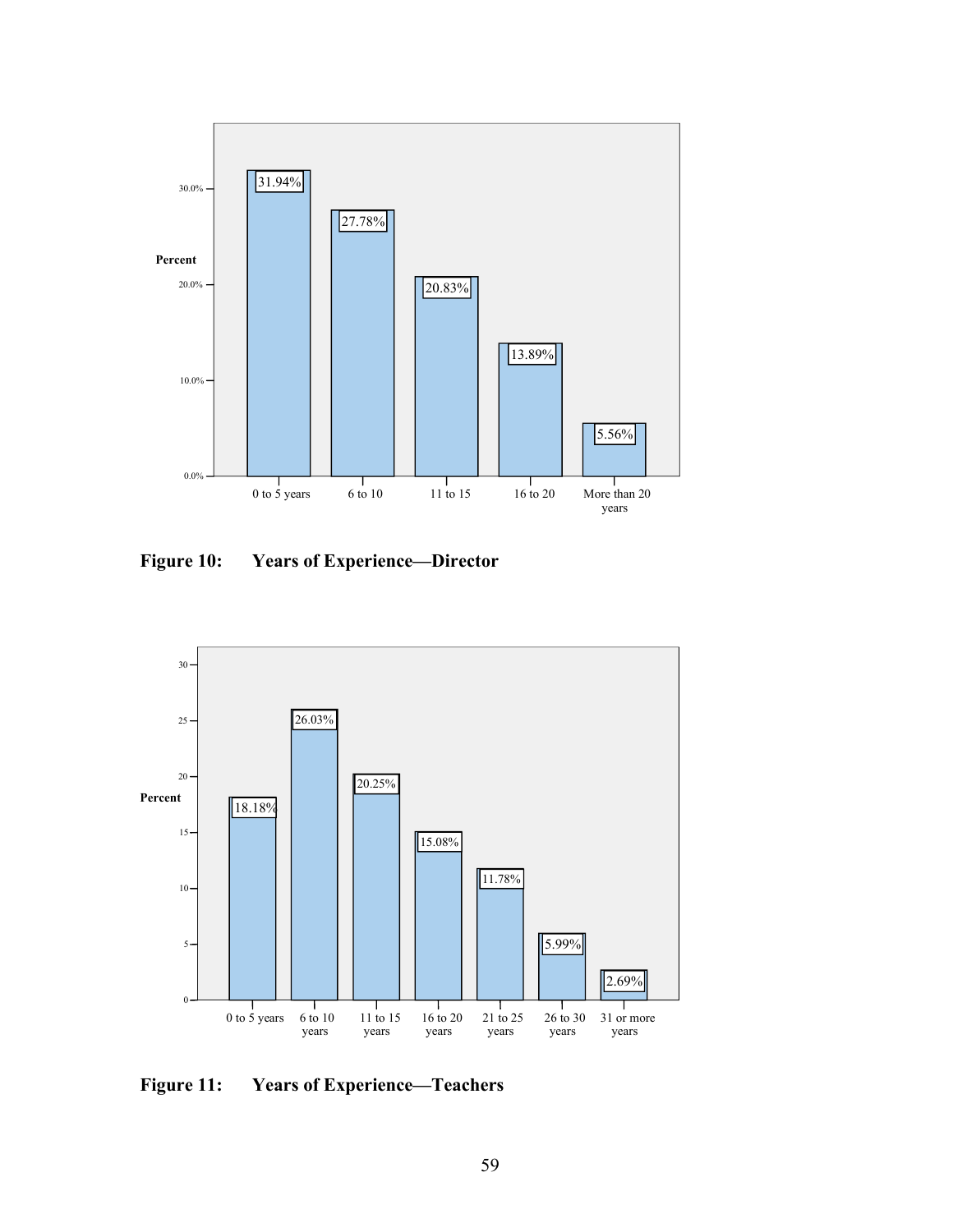| Years of Experience | Percent |
|---|---|
| 0 to 5 years | 31.94% |
| 6 to 10 | 27.78% |
| 11 to 15 | 20.83% |
| 16 to 20 | 13.89% |
| More than 20 years | 5.56% |

**Figure 10: Years of Experience—Director**

| Years of Experience | Percent |
|---|---|
| 0 to 5 years | 18.18% |
| 6 to 10 years | 26.03% |
| 11 to 15 years | 20.25% |
| 16 to 20 years | 15.08% |
| 21 to 25 years | 11.78% |
| 26 to 30 years | 5.99% |
| 31 or more years | 2.69% |

**Figure 11: Years of Experience—Teachers**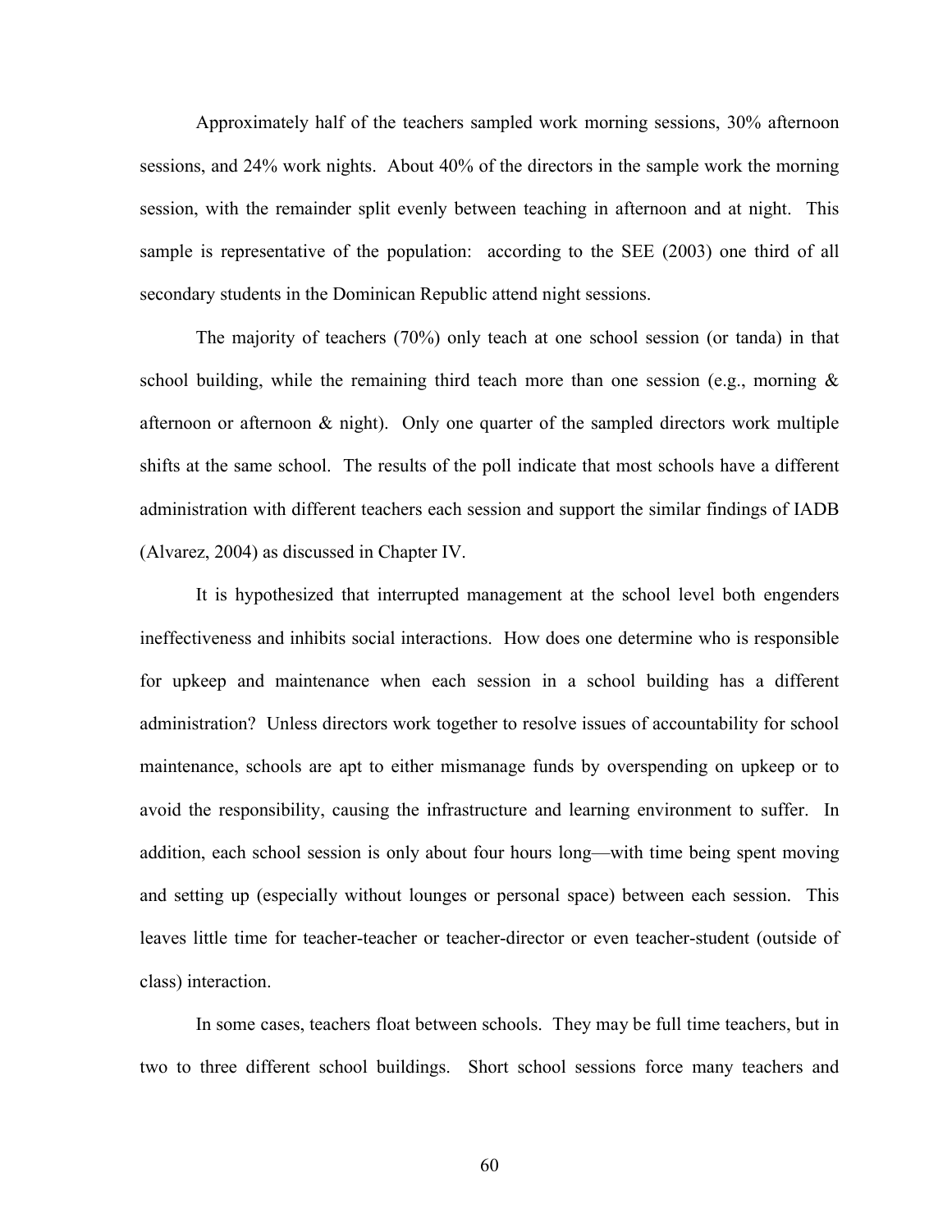Approximately half of the teachers sampled work morning sessions, 30% afternoon sessions, and 24% work nights. About 40% of the directors in the sample work the morning session, with the remainder split evenly between teaching in afternoon and at night. This sample is representative of the population: according to the SEE (2003) one third of all secondary students in the Dominican Republic attend night sessions.

The majority of teachers (70%) only teach at one school session (or tanda) in that school building, while the remaining third teach more than one session (e.g., morning & afternoon or afternoon & night). Only one quarter of the sampled directors work multiple shifts at the same school. The results of the poll indicate that most schools have a different administration with different teachers each session and support the similar findings of IADB (Alvarez, 2004) as discussed in Chapter IV.

It is hypothesized that interrupted management at the school level both engenders ineffectiveness and inhibits social interactions. How does one determine who is responsible for upkeep and maintenance when each session in a school building has a different administration? Unless directors work together to resolve issues of accountability for school maintenance, schools are apt to either mismanage funds by overspending on upkeep or to avoid the responsibility, causing the infrastructure and learning environment to suffer. In addition, each school session is only about four hours long—with time being spent moving and setting up (especially without lounges or personal space) between each session. This leaves little time for teacher-teacher or teacher-director or even teacher-student (outside of class) interaction.

In some cases, teachers float between schools. They may be full time teachers, but in two to three different school buildings. Short school sessions force many teachers and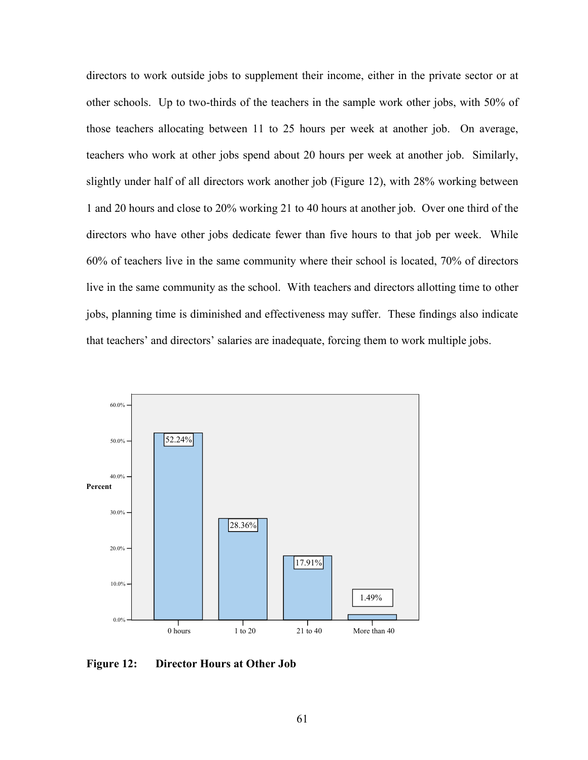directors to work outside jobs to supplement their income, either in the private sector or at other schools. Up to two-thirds of the teachers in the sample work other jobs, with 50% of those teachers allocating between 11 to 25 hours per week at another job. On average, teachers who work at other jobs spend about 20 hours per week at another job. Similarly, slightly under half of all directors work another job (Figure 12), with 28% working between 1 and 20 hours and close to 20% working 21 to 40 hours at another job. Over one third of the directors who have other jobs dedicate fewer than five hours to that job per week. While 60% of teachers live in the same community where their school is located, 70% of directors live in the same community as the school. With teachers and directors allotting time to other jobs, planning time is diminished and effectiveness may suffer. These findings also indicate that teachers' and directors' salaries are inadequate, forcing them to work multiple jobs.

| Director Hours at Other Job | Percent |
|---|---|
| 0 hours | 52.24% |
| 1 to 20 | 28.36% |
| 21 to 40 | 17.91% |
| More than 40 | 1.49% |

**Figure 12: Director Hours at Other Job**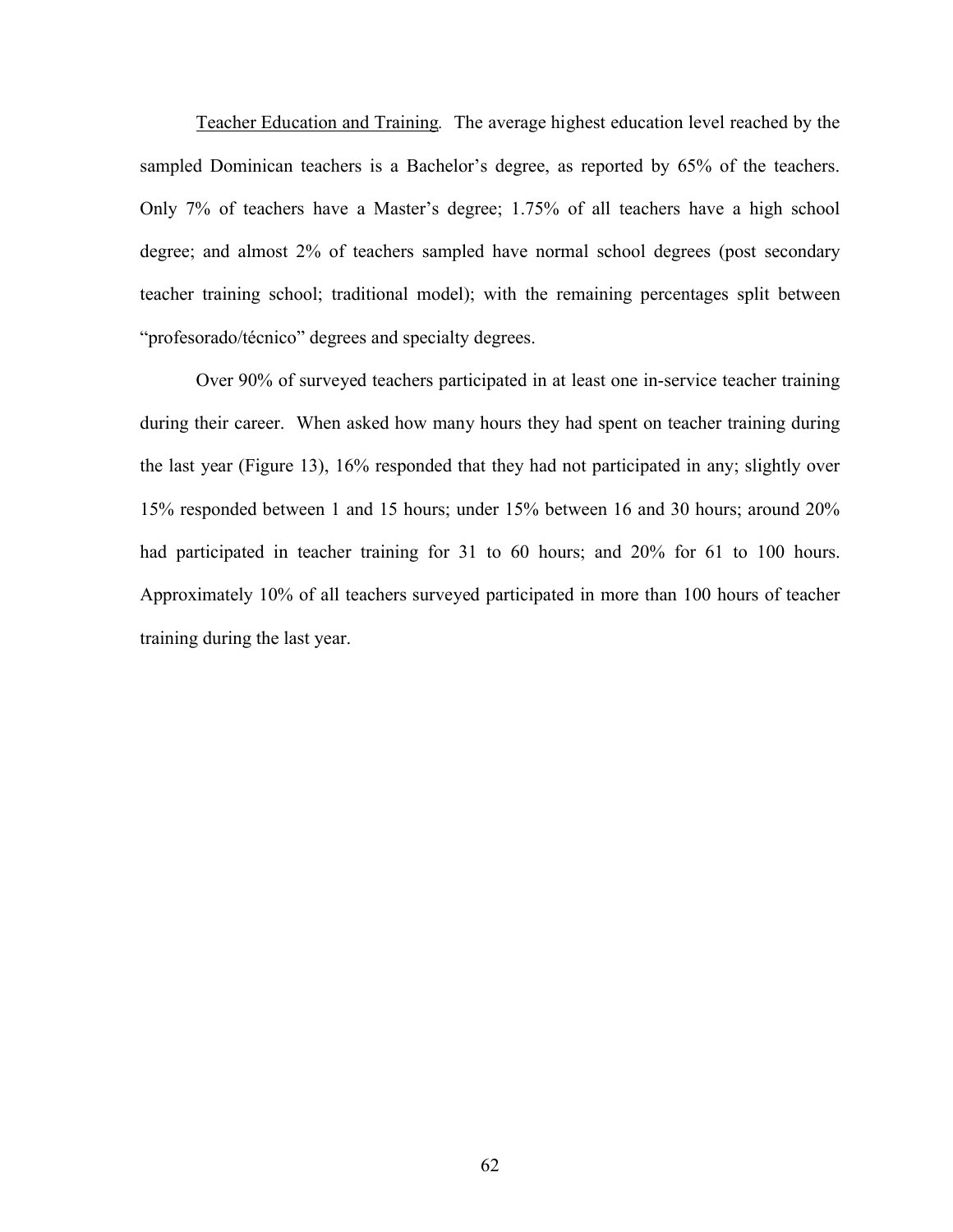Teacher Education and Training. The average highest education level reached by the sampled Dominican teachers is a Bachelor's degree, as reported by 65% of the teachers. Only 7% of teachers have a Master's degree; 1.75% of all teachers have a high school degree; and almost 2% of teachers sampled have normal school degrees (post secondary teacher training school; traditional model); with the remaining percentages split between "profesorado/técnico" degrees and specialty degrees.

Over 90% of surveyed teachers participated in at least one in-service teacher training during their career. When asked how many hours they had spent on teacher training during the last year (Figure 13), 16% responded that they had not participated in any; slightly over 15% responded between 1 and 15 hours; under 15% between 16 and 30 hours; around 20% had participated in teacher training for 31 to 60 hours; and 20% for 61 to 100 hours. Approximately 10% of all teachers surveyed participated in more than 100 hours of teacher training during the last year.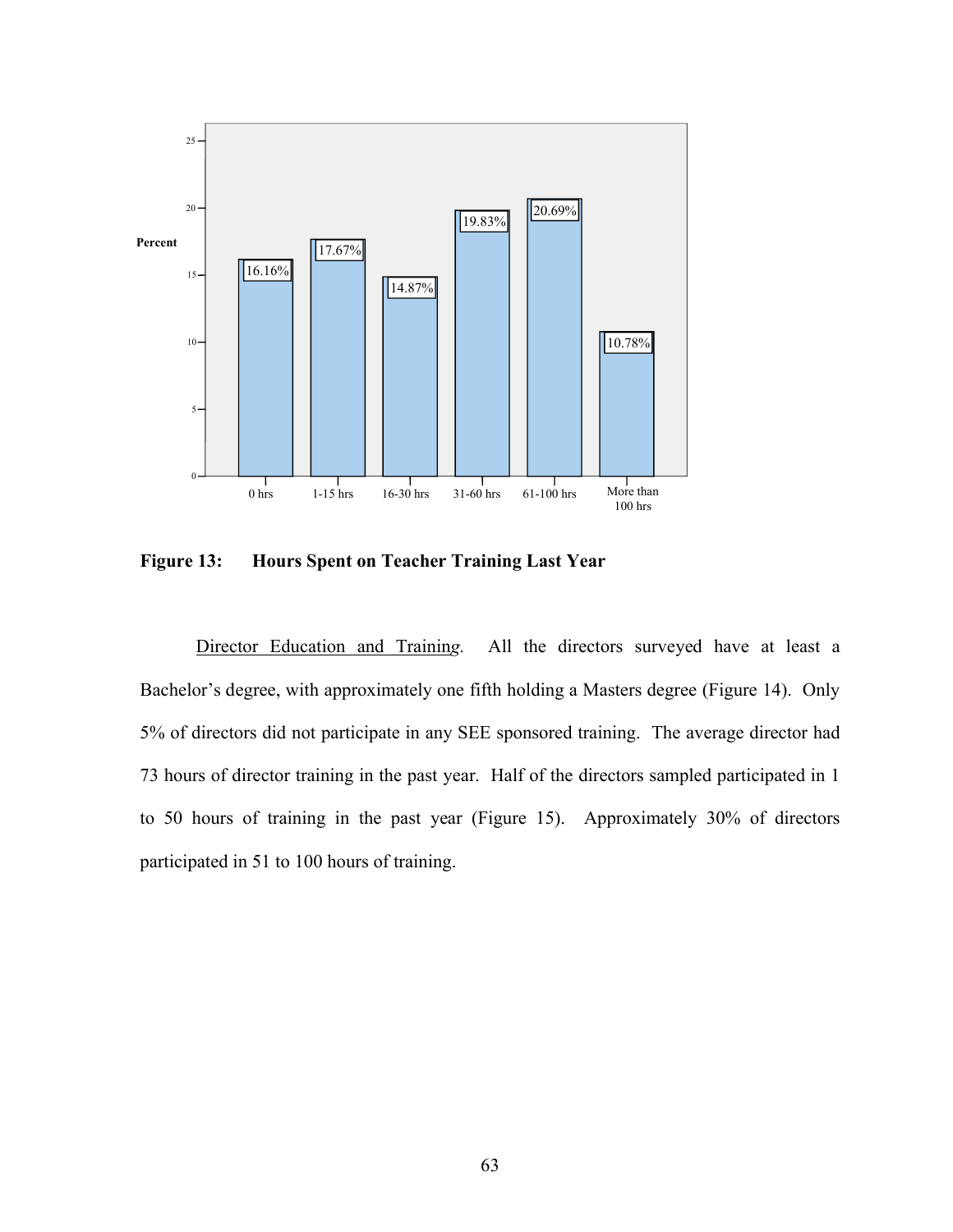**Figure 13: Hours Spent on Teacher Training Last Year**

Director Education and Training. All the directors surveyed have at least a Bachelor's degree, with approximately one fifth holding a Masters degree (Figure 14). Only 5% of directors did not participate in any SEE sponsored training. The average director had 73 hours of director training in the past year. Half of the directors sampled participated in 1 to 50 hours of training in the past year (Figure 15). Approximately 30% of directors participated in 51 to 100 hours of training.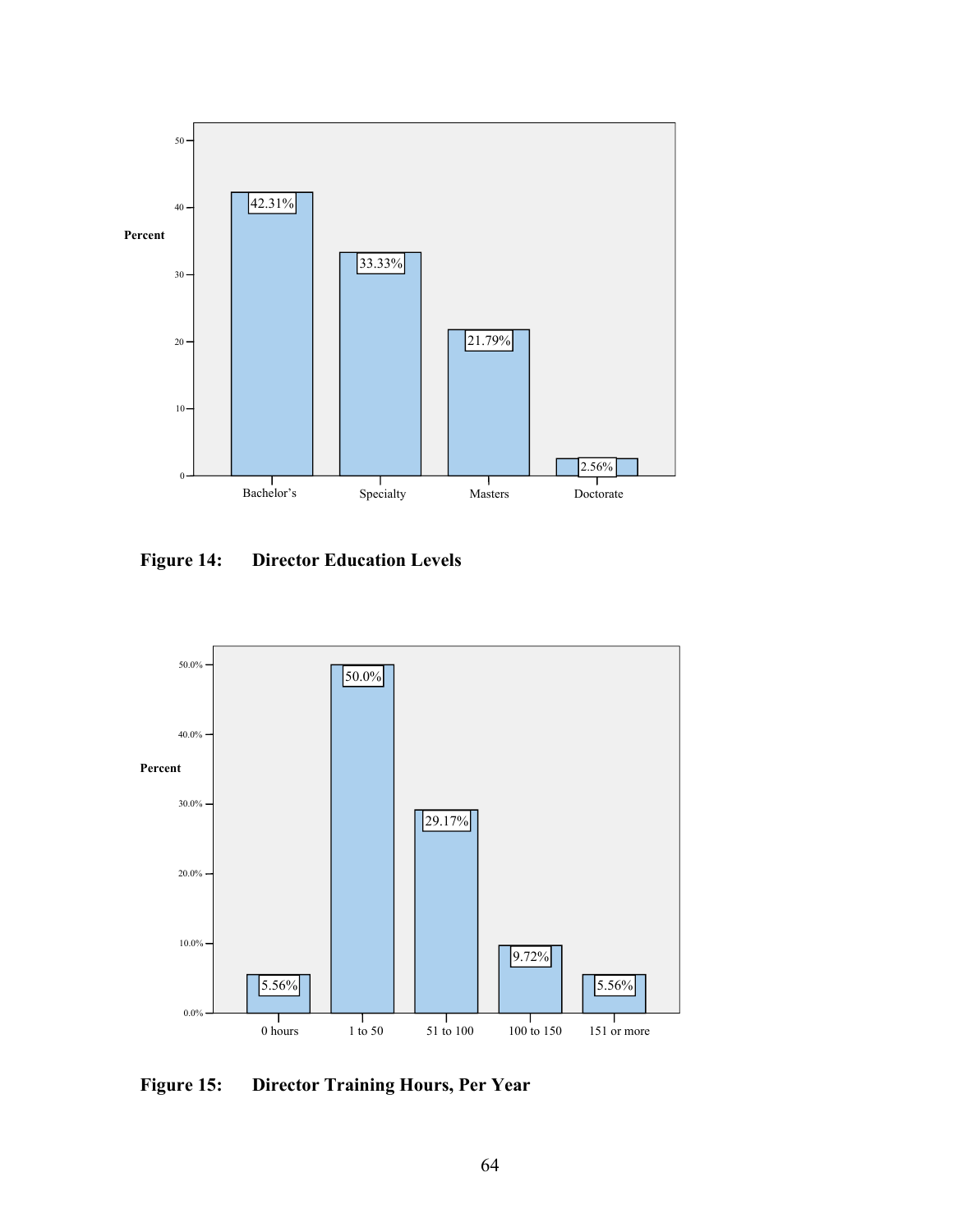| | Percent |
|---|---|
| Bachelor's | 42.31% |
| Specialty | 33.33% |
| Masters | 21.79% |
| Doctorate | 2.56% |

**Figure 14: Director Education Levels**

| | Percent |
|---|---|
| 0 hours | 5.56% |
| 1 to 50 | 50.0% |
| 51 to 100 | 29.17% |
| 100 to 150 | 9.72% |
| 151 or more | 5.56% |

**Figure 15: Director Training Hours, Per Year**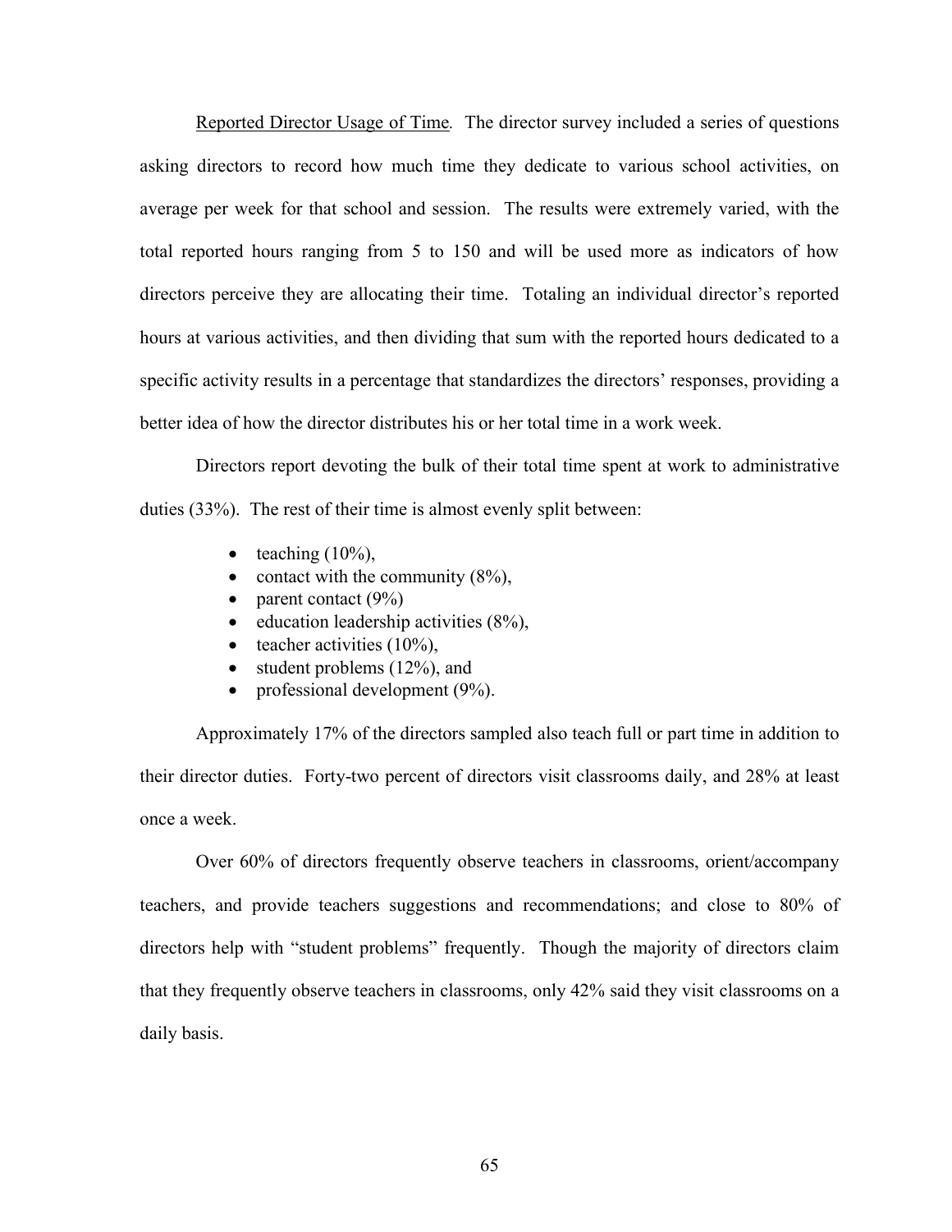<u>Reported Director Usage of Time</u>. The director survey included a series of questions asking directors to record how much time they dedicate to various school activities, on average per week for that school and session. The results were extremely varied, with the total reported hours ranging from 5 to 150 and will be used more as indicators of how directors perceive they are allocating their time. Totaling an individual director's reported hours at various activities, and then dividing that sum with the reported hours dedicated to a specific activity results in a percentage that standardizes the directors' responses, providing a better idea of how the director distributes his or her total time in a work week.

Directors report devoting the bulk of their total time spent at work to administrative duties (33%). The rest of their time is almost evenly split between:

- teaching (10%),
- contact with the community (8%),
- parent contact (9%)
- education leadership activities (8%),
- teacher activities (10%),
- student problems (12%), and
- professional development (9%).

Approximately 17% of the directors sampled also teach full or part time in addition to their director duties. Forty-two percent of directors visit classrooms daily, and 28% at least once a week.

Over 60% of directors frequently observe teachers in classrooms, orient/accompany teachers, and provide teachers suggestions and recommendations; and close to 80% of directors help with "student problems" frequently. Though the majority of directors claim that they frequently observe teachers in classrooms, only 42% said they visit classrooms on a daily basis.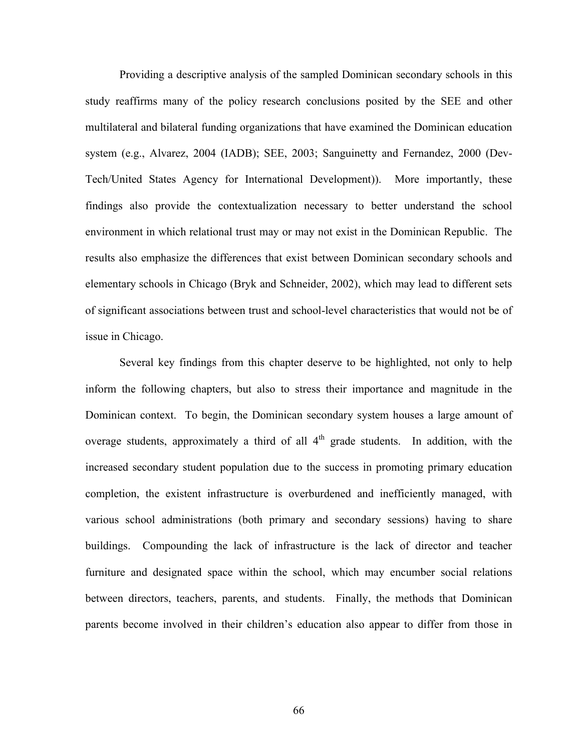Providing a descriptive analysis of the sampled Dominican secondary schools in this study reaffirms many of the policy research conclusions posited by the SEE and other multilateral and bilateral funding organizations that have examined the Dominican education system (e.g., Alvarez, 2004 (IADB); SEE, 2003; Sanguinetty and Fernandez, 2000 (Dev-Tech/United States Agency for International Development)). More importantly, these findings also provide the contextualization necessary to better understand the school environment in which relational trust may or may not exist in the Dominican Republic. The results also emphasize the differences that exist between Dominican secondary schools and elementary schools in Chicago (Bryk and Schneider, 2002), which may lead to different sets of significant associations between trust and school-level characteristics that would not be of issue in Chicago.

Several key findings from this chapter deserve to be highlighted, not only to help inform the following chapters, but also to stress their importance and magnitude in the Dominican context. To begin, the Dominican secondary system houses a large amount of overage students, approximately a third of all 4th grade students. In addition, with the increased secondary student population due to the success in promoting primary education completion, the existent infrastructure is overburdened and inefficiently managed, with various school administrations (both primary and secondary sessions) having to share buildings. Compounding the lack of infrastructure is the lack of director and teacher furniture and designated space within the school, which may encumber social relations between directors, teachers, parents, and students. Finally, the methods that Dominican parents become involved in their children's education also appear to differ from those in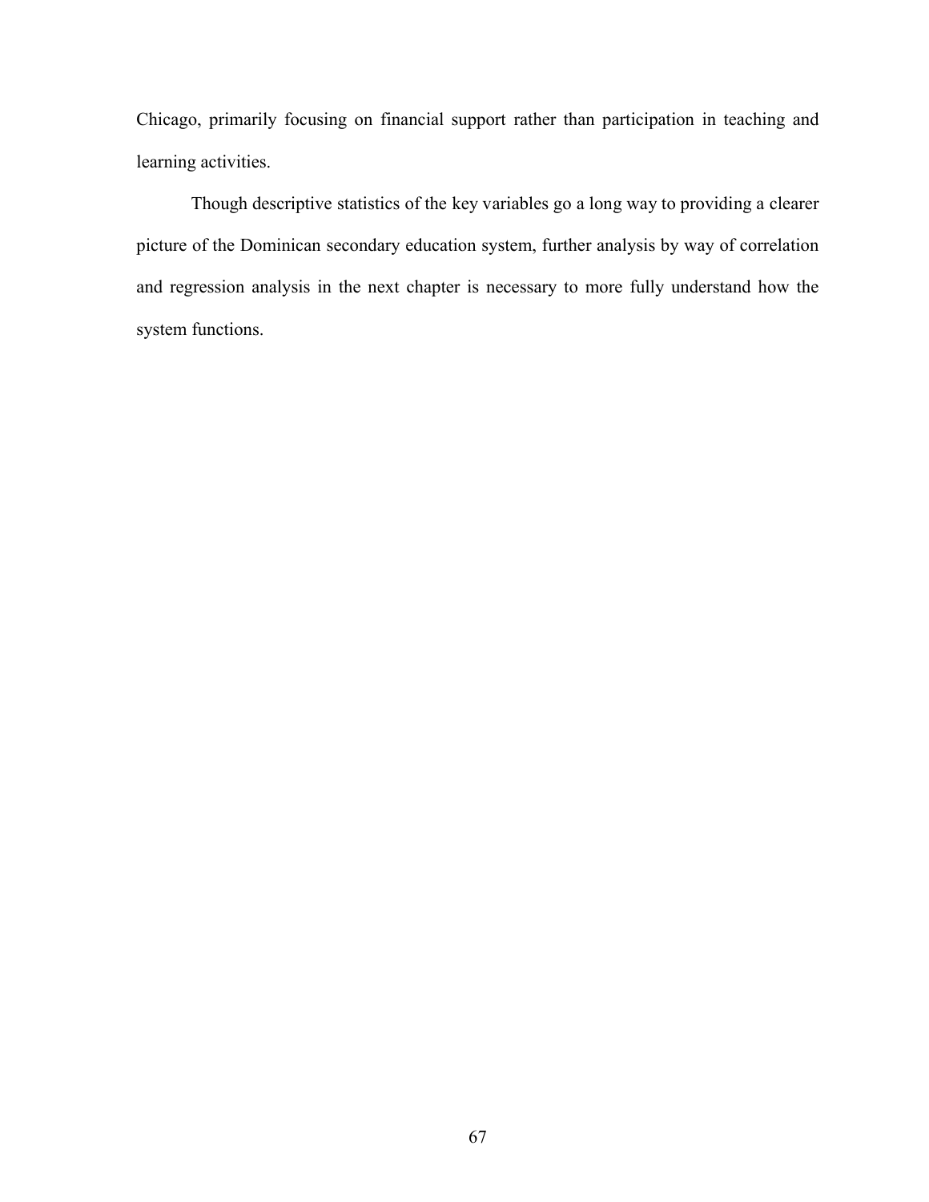Chicago, primarily focusing on financial support rather than participation in teaching and learning activities.

Though descriptive statistics of the key variables go a long way to providing a clearer picture of the Dominican secondary education system, further analysis by way of correlation and regression analysis in the next chapter is necessary to more fully understand how the system functions.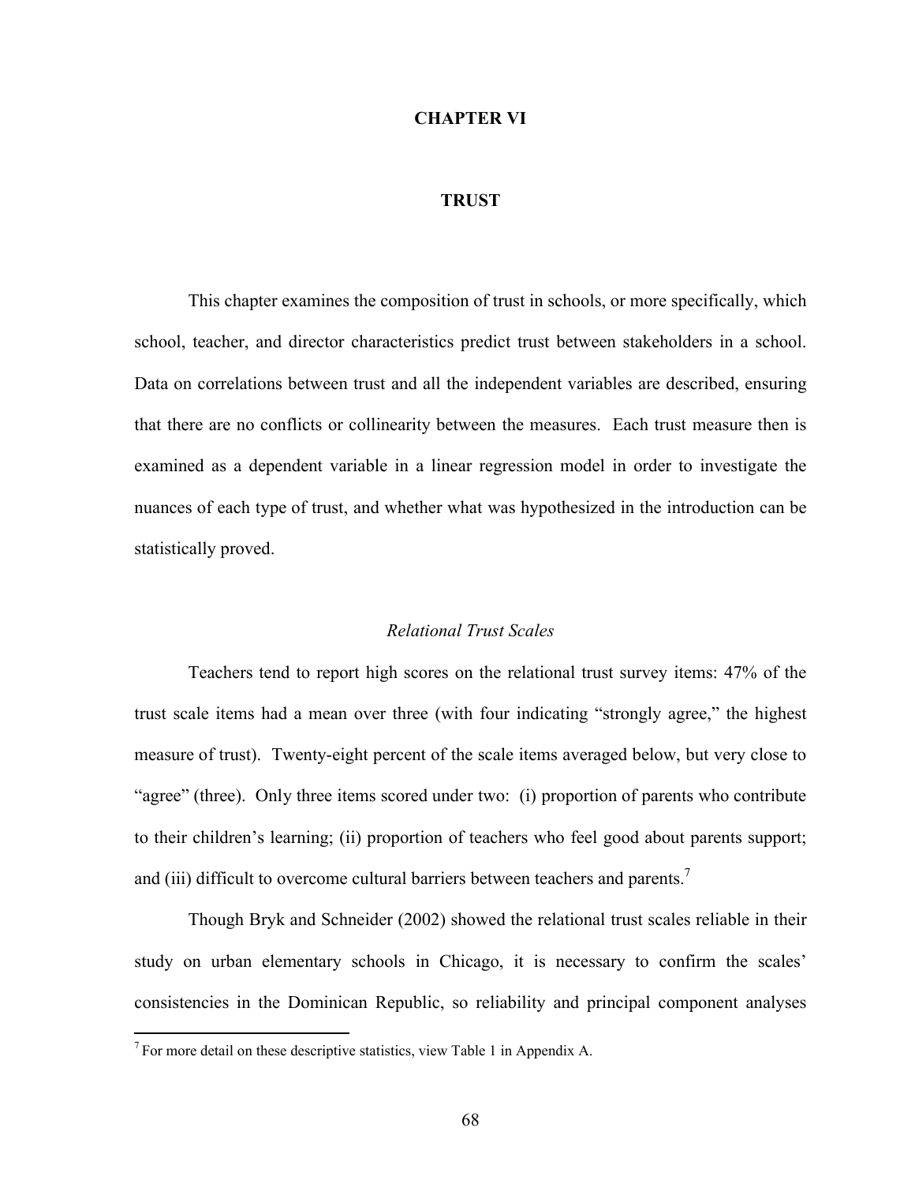# CHAPTER VI

# TRUST

This chapter examines the composition of trust in schools, or more specifically, which school, teacher, and director characteristics predict trust between stakeholders in a school. Data on correlations between trust and all the independent variables are described, ensuring that there are no conflicts or collinearity between the measures. Each trust measure then is examined as a dependent variable in a linear regression model in order to investigate the nuances of each type of trust, and whether what was hypothesized in the introduction can be statistically proved.

## *Relational Trust Scales*

Teachers tend to report high scores on the relational trust survey items: 47% of the trust scale items had a mean over three (with four indicating "strongly agree," the highest measure of trust). Twenty-eight percent of the scale items averaged below, but very close to "agree" (three). Only three items scored under two: (i) proportion of parents who contribute to their children's learning; (ii) proportion of teachers who feel good about parents support; and (iii) difficult to overcome cultural barriers between teachers and parents.[7]

Though Bryk and Schneider (2002) showed the relational trust scales reliable in their study on urban elementary schools in Chicago, it is necessary to confirm the scales' consistencies in the Dominican Republic, so reliability and principal component analyses

[7] For more detail on these descriptive statistics, view Table 1 in Appendix A.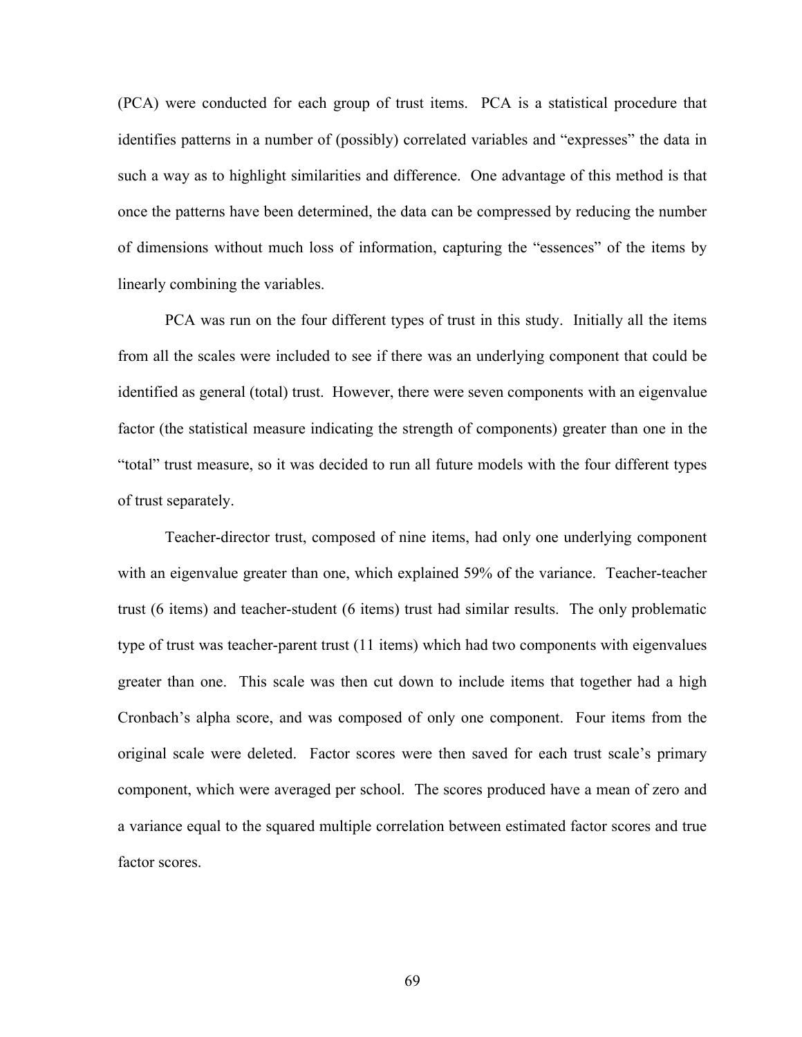(PCA) were conducted for each group of trust items. PCA is a statistical procedure that identifies patterns in a number of (possibly) correlated variables and "expresses" the data in such a way as to highlight similarities and difference. One advantage of this method is that once the patterns have been determined, the data can be compressed by reducing the number of dimensions without much loss of information, capturing the "essences" of the items by linearly combining the variables.

PCA was run on the four different types of trust in this study. Initially all the items from all the scales were included to see if there was an underlying component that could be identified as general (total) trust. However, there were seven components with an eigenvalue factor (the statistical measure indicating the strength of components) greater than one in the "total" trust measure, so it was decided to run all future models with the four different types of trust separately.

Teacher-director trust, composed of nine items, had only one underlying component with an eigenvalue greater than one, which explained 59% of the variance. Teacher-teacher trust (6 items) and teacher-student (6 items) trust had similar results. The only problematic type of trust was teacher-parent trust (11 items) which had two components with eigenvalues greater than one. This scale was then cut down to include items that together had a high Cronbach's alpha score, and was composed of only one component. Four items from the original scale were deleted. Factor scores were then saved for each trust scale's primary component, which were averaged per school. The scores produced have a mean of zero and a variance equal to the squared multiple correlation between estimated factor scores and true factor scores.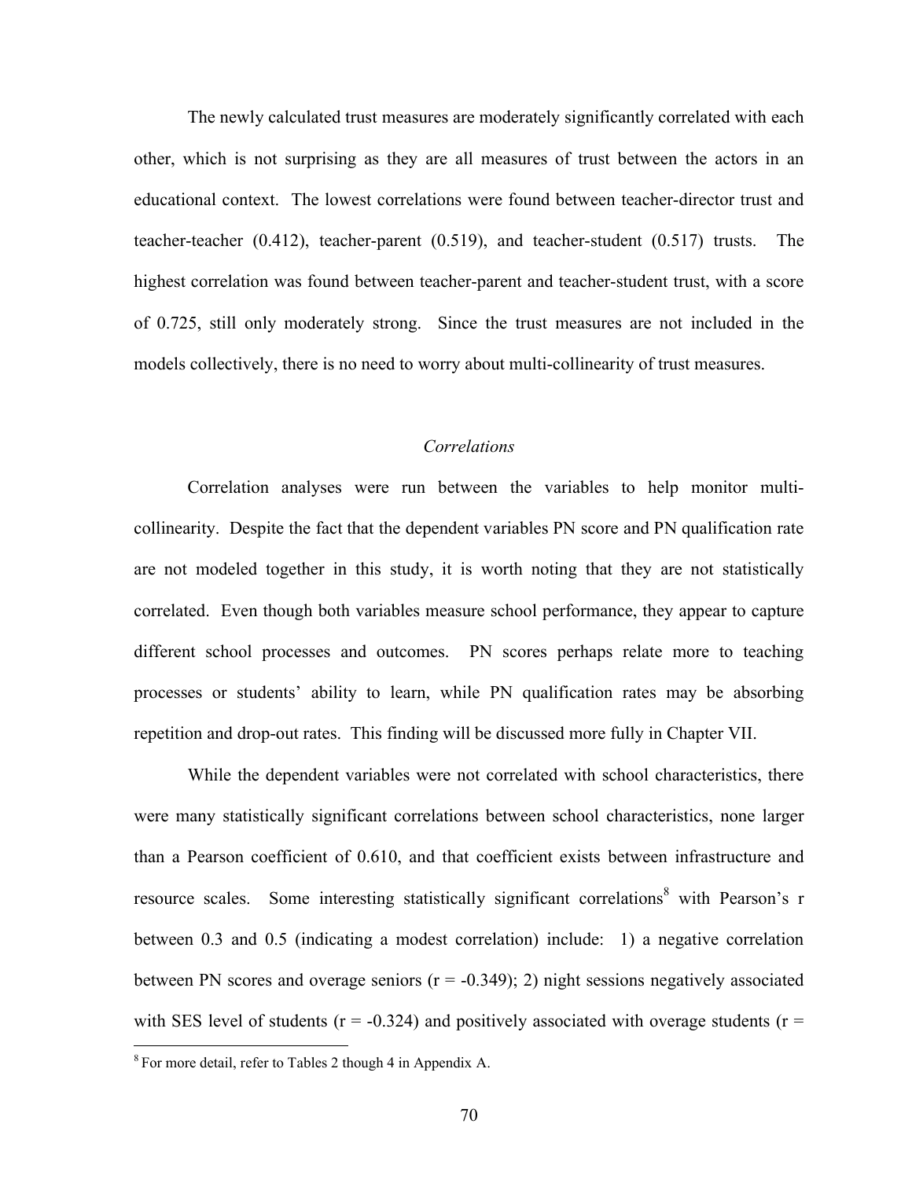The newly calculated trust measures are moderately significantly correlated with each other, which is not surprising as they are all measures of trust between the actors in an educational context. The lowest correlations were found between teacher-director trust and teacher-teacher (0.412), teacher-parent (0.519), and teacher-student (0.517) trusts. The highest correlation was found between teacher-parent and teacher-student trust, with a score of 0.725, still only moderately strong. Since the trust measures are not included in the models collectively, there is no need to worry about multi-collinearity of trust measures.

### *Correlations*

Correlation analyses were run between the variables to help monitor multi-collinearity. Despite the fact that the dependent variables PN score and PN qualification rate are not modeled together in this study, it is worth noting that they are not statistically correlated. Even though both variables measure school performance, they appear to capture different school processes and outcomes. PN scores perhaps relate more to teaching processes or students' ability to learn, while PN qualification rates may be absorbing repetition and drop-out rates. This finding will be discussed more fully in Chapter VII.

While the dependent variables were not correlated with school characteristics, there were many statistically significant correlations between school characteristics, none larger than a Pearson coefficient of 0.610, and that coefficient exists between infrastructure and resource scales. Some interesting statistically significant correlations[8] with Pearson's r between 0.3 and 0.5 (indicating a modest correlation) include: 1) a negative correlation between PN scores and overage seniors ($r = -0.349$); 2) night sessions negatively associated with SES level of students ($r = -0.324$) and positively associated with overage students ($r =$

[8] For more detail, refer to Tables 2 though 4 in Appendix A.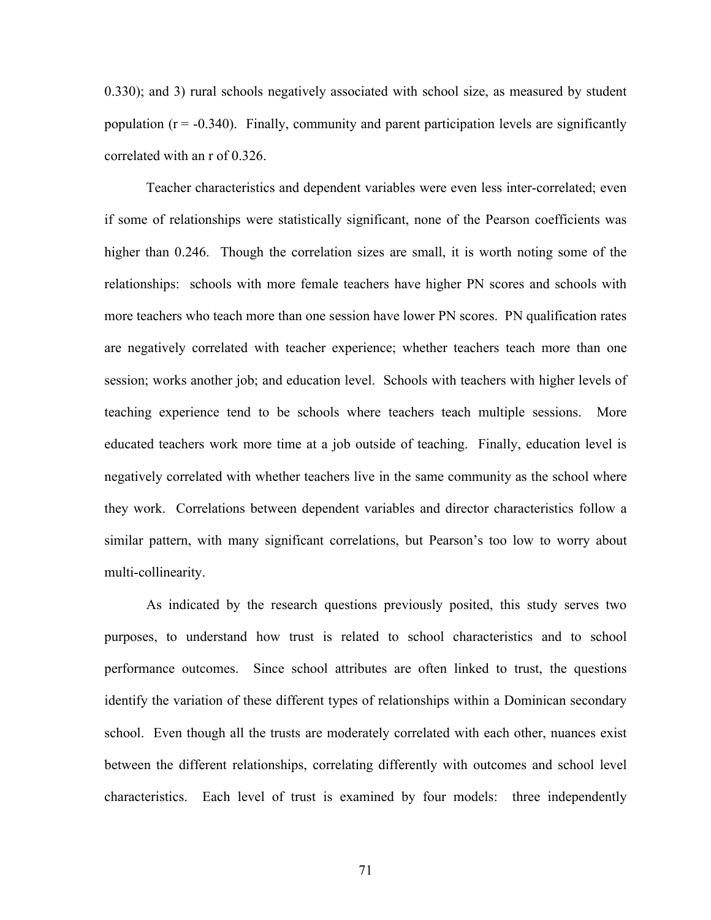0.330); and 3) rural schools negatively associated with school size, as measured by student population ($r = -0.340$). Finally, community and parent participation levels are significantly correlated with an r of 0.326.

Teacher characteristics and dependent variables were even less inter-correlated; even if some of relationships were statistically significant, none of the Pearson coefficients was higher than 0.246. Though the correlation sizes are small, it is worth noting some of the relationships: schools with more female teachers have higher PN scores and schools with more teachers who teach more than one session have lower PN scores. PN qualification rates are negatively correlated with teacher experience; whether teachers teach more than one session; works another job; and education level. Schools with teachers with higher levels of teaching experience tend to be schools where teachers teach multiple sessions. More educated teachers work more time at a job outside of teaching. Finally, education level is negatively correlated with whether teachers live in the same community as the school where they work. Correlations between dependent variables and director characteristics follow a similar pattern, with many significant correlations, but Pearson's too low to worry about multi-collinearity.

As indicated by the research questions previously posited, this study serves two purposes, to understand how trust is related to school characteristics and to school performance outcomes. Since school attributes are often linked to trust, the questions identify the variation of these different types of relationships within a Dominican secondary school. Even though all the trusts are moderately correlated with each other, nuances exist between the different relationships, correlating differently with outcomes and school level characteristics. Each level of trust is examined by four models: three independently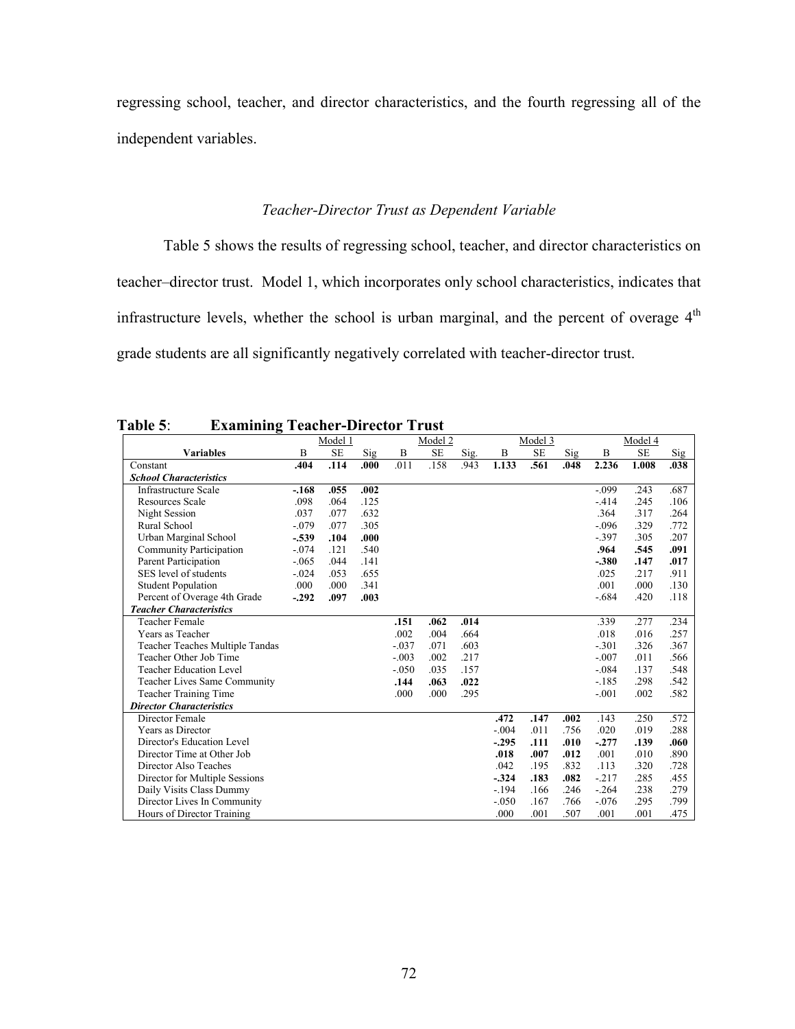regressing school, teacher, and director characteristics, and the fourth regressing all of the independent variables.

### *Teacher-Director Trust as Dependent Variable*

Table 5 shows the results of regressing school, teacher, and director characteristics on teacher–director trust. Model 1, which incorporates only school characteristics, indicates that infrastructure levels, whether the school is urban marginal, and the percent of overage 4th grade students are all significantly negatively correlated with teacher-director trust.

**Table 5**: **Examining Teacher-Director Trust**

| | Model 1 | | | Model 2 | | | Model 3 | | | Model 4 | | |
|---|---|---|---|---|---|---|---|---|---|---|---|---|
| **Variables** | B | SE | Sig | B | SE | Sig. | B | SE | Sig | B | SE | Sig |
| Constant | **.404** | **.114** | **.000** | .011 | .158 | .943 | **1.133** | **.561** | **.048** | **2.236** | **1.008** | **.038** |
| ***School Characteristics*** | | | | | | | | | | | | |
| Infrastructure Scale | **-.168** | **.055** | **.002** | | | | | | | -.099 | .243 | .687 |
| Resources Scale | .098 | .064 | .125 | | | | | | | -.414 | .245 | .106 |
| Night Session | .037 | .077 | .632 | | | | | | | .364 | .317 | .264 |
| Rural School | -.079 | .077 | .305 | | | | | | | -.096 | .329 | .772 |
| Urban Marginal School | **-.539** | **.104** | **.000** | | | | | | | -.397 | .305 | .207 |
| Community Participation | -.074 | .121 | .540 | | | | | | | **.964** | **.545** | **.091** |
| Parent Participation | -.065 | .044 | .141 | | | | | | | **-.380** | **.147** | **.017** |
| SES level of students | -.024 | .053 | .655 | | | | | | | .025 | .217 | .911 |
| Student Population | .000 | .000 | .341 | | | | | | | .001 | .000 | .130 |
| Percent of Overage 4th Grade | **-.292** | **.097** | **.003** | | | | | | | -.684 | .420 | .118 |
| ***Teacher Characteristics*** | | | | | | | | | | | | |
| Teacher Female | | | | **.151** | **.062** | **.014** | | | | .339 | .277 | .234 |
| Years as Teacher | | | | .002 | .004 | .664 | | | | .018 | .016 | .257 |
| Teacher Teaches Multiple Tandas | | | | -.037 | .071 | .603 | | | | -.301 | .326 | .367 |
| Teacher Other Job Time | | | | -.003 | .002 | .217 | | | | -.007 | .011 | .566 |
| Teacher Education Level | | | | -.050 | .035 | .157 | | | | -.084 | .137 | .548 |
| Teacher Lives Same Community | | | | **.144** | **.063** | **.022** | | | | -.185 | .298 | .542 |
| Teacher Training Time | | | | .000 | .000 | .295 | | | | -.001 | .002 | .582 |
| ***Director Characteristics*** | | | | | | | | | | | | |
| Director Female | | | | | | | **.472** | **.147** | **.002** | .143 | .250 | .572 |
| Years as Director | | | | | | | -.004 | .011 | .756 | .020 | .019 | .288 |
| Director's Education Level | | | | | | | **-.295** | **.111** | **.010** | **-.277** | **.139** | **.060** |
| Director Time at Other Job | | | | | | | **.018** | **.007** | **.012** | .001 | .010 | .890 |
| Director Also Teaches | | | | | | | .042 | .195 | .832 | .113 | .320 | .728 |
| Director for Multiple Sessions | | | | | | | **-.324** | **.183** | **.082** | -.217 | .285 | .455 |
| Daily Visits Class Dummy | | | | | | | -.194 | .166 | .246 | -.264 | .238 | .279 |
| Director Lives In Community | | | | | | | -.050 | .167 | .766 | -.076 | .295 | .799 |
| Hours of Director Training | | | | | | | .000 | .001 | .507 | .001 | .001 | .475 |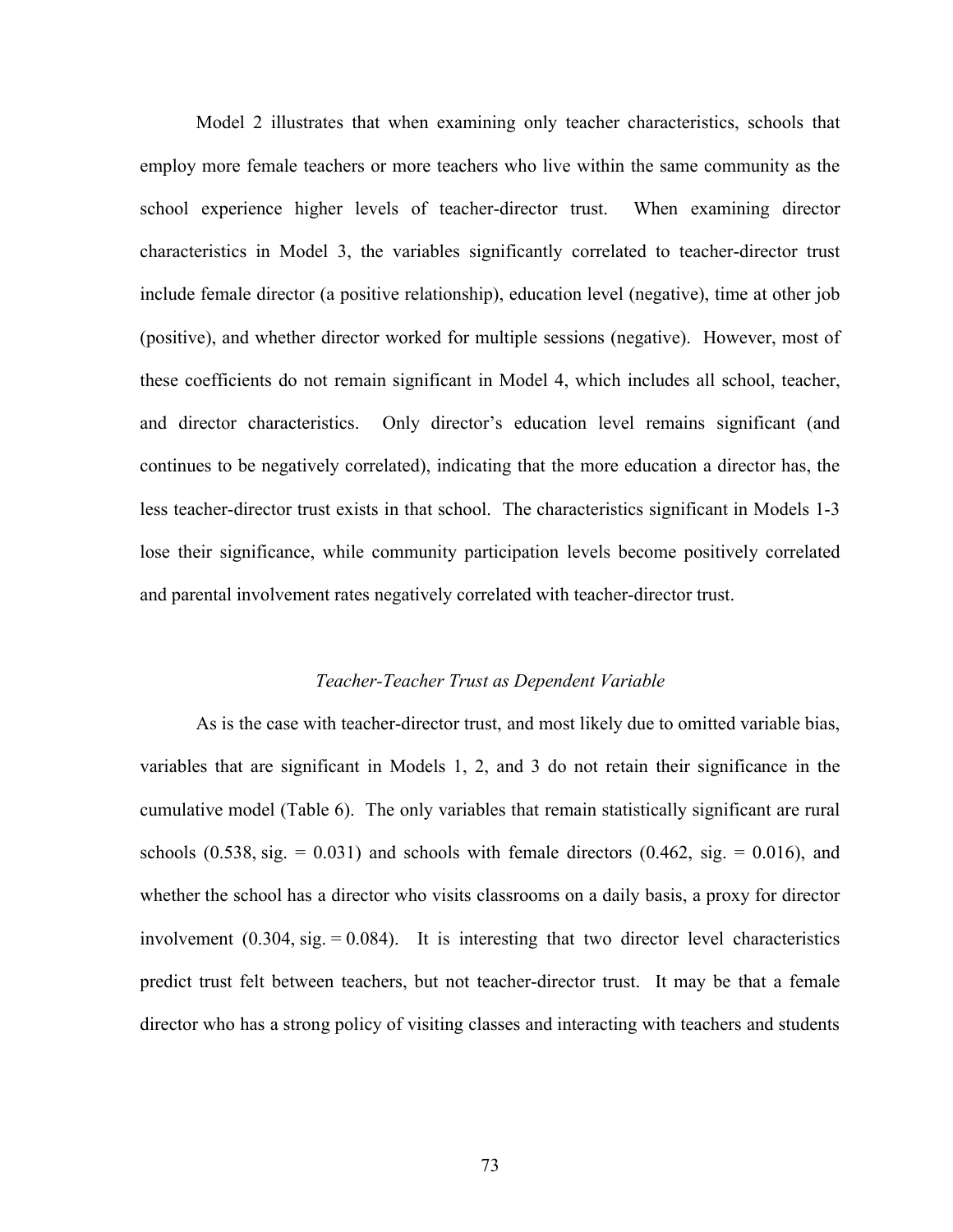Model 2 illustrates that when examining only teacher characteristics, schools that employ more female teachers or more teachers who live within the same community as the school experience higher levels of teacher-director trust. When examining director characteristics in Model 3, the variables significantly correlated to teacher-director trust include female director (a positive relationship), education level (negative), time at other job (positive), and whether director worked for multiple sessions (negative). However, most of these coefficients do not remain significant in Model 4, which includes all school, teacher, and director characteristics. Only director's education level remains significant (and continues to be negatively correlated), indicating that the more education a director has, the less teacher-director trust exists in that school. The characteristics significant in Models 1-3 lose their significance, while community participation levels become positively correlated and parental involvement rates negatively correlated with teacher-director trust.

### *Teacher-Teacher Trust as Dependent Variable*

As is the case with teacher-director trust, and most likely due to omitted variable bias, variables that are significant in Models 1, 2, and 3 do not retain their significance in the cumulative model (Table 6). The only variables that remain statistically significant are rural schools (0.538, sig. = 0.031) and schools with female directors (0.462, sig. = 0.016), and whether the school has a director who visits classrooms on a daily basis, a proxy for director involvement (0.304, sig. = 0.084). It is interesting that two director level characteristics predict trust felt between teachers, but not teacher-director trust. It may be that a female director who has a strong policy of visiting classes and interacting with teachers and students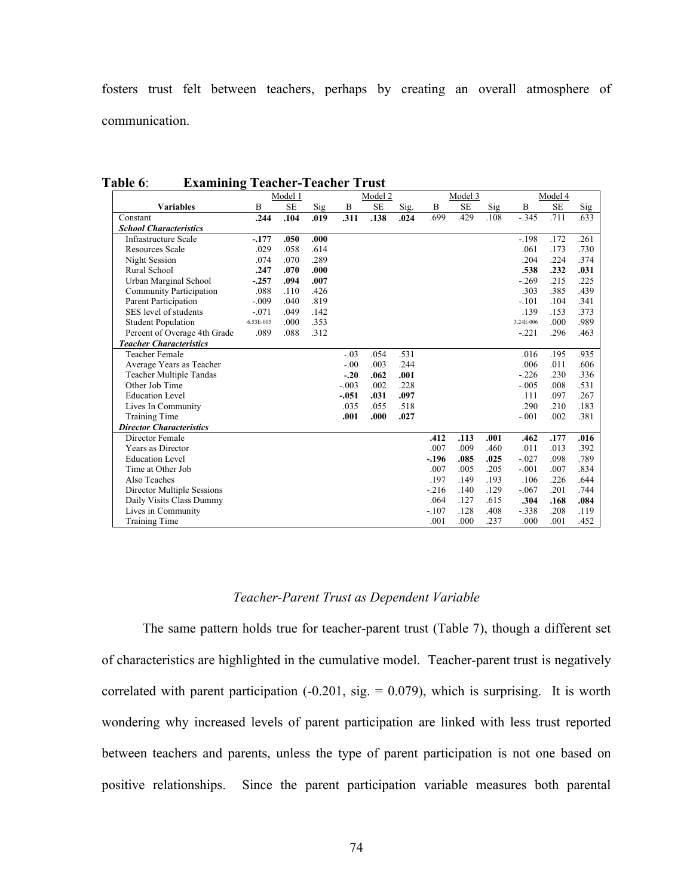fosters trust felt between teachers, perhaps by creating an overall atmosphere of communication.

**Table 6: Examining Teacher-Teacher Trust**

| | Model 1 | | | Model 2 | | | Model 3 | | | Model 4 | | |
|---|---|---|---|---|---|---|---|---|---|---|---|---|
| **Variables** | B | SE | Sig | B | SE | Sig. | B | SE | Sig | B | SE | Sig |
| Constant | **.244** | **.104** | **.019** | **.311** | **.138** | **.024** | .699 | .429 | .108 | -.345 | .711 | .633 |
| ***School Characteristics*** | | | | | | | | | | | | |
| Infrastructure Scale | **-.177** | **.050** | **.000** | | | | | | | -.198 | .172 | .261 |
| Resources Scale | .029 | .058 | .614 | | | | | | | .061 | .173 | .730 |
| Night Session | .074 | .070 | .289 | | | | | | | .204 | .224 | .374 |
| Rural School | **.247** | **.070** | **.000** | | | | | | | **.538** | **.232** | **.031** |
| Urban Marginal School | **-.257** | **.094** | **.007** | | | | | | | -.269 | .215 | .225 |
| Community Participation | .088 | .110 | .426 | | | | | | | .303 | .385 | .439 |
| Parent Participation | -.009 | .040 | .819 | | | | | | | -.101 | .104 | .341 |
| SES level of students | -.071 | .049 | .142 | | | | | | | .139 | .153 | .373 |
| Student Population | -6.53E-005 | .000 | .353 | | | | | | | 3.24E-006 | .000 | .989 |
| Percent of Overage 4th Grade | .089 | .088 | .312 | | | | | | | -.221 | .296 | .463 |
| ***Teacher Characteristics*** | | | | | | | | | | | | |
| Teacher Female | | | | -.03 | .054 | .531 | | | | .016 | .195 | .935 |
| Average Years as Teacher | | | | -.00 | .003 | .244 | | | | .006 | .011 | .606 |
| Teacher Multiple Tandas | | | | **-.20** | **.062** | **.001** | | | | -.226 | .230 | .336 |
| Other Job Time | | | | -.003 | .002 | .228 | | | | -.005 | .008 | .531 |
| Education Level | | | | **-.051** | **.031** | **.097** | | | | .111 | .097 | .267 |
| Lives In Community | | | | .035 | .055 | .518 | | | | .290 | .210 | .183 |
| Training Time | | | | **.001** | **.000** | **.027** | | | | -.001 | .002 | .381 |
| ***Director Characteristics*** | | | | | | | | | | | | |
| Director Female | | | | | | | **.412** | **.113** | **.001** | **.462** | **.177** | **.016** |
| Years as Director | | | | | | | .007 | .009 | .460 | .011 | .013 | .392 |
| Education Level | | | | | | | **-.196** | **.085** | **.025** | -.027 | .098 | .789 |
| Time at Other Job | | | | | | | .007 | .005 | .205 | -.001 | .007 | .834 |
| Also Teaches | | | | | | | .197 | .149 | .193 | .106 | .226 | .644 |
| Director Multiple Sessions | | | | | | | -.216 | .140 | .129 | -.067 | .201 | .744 |
| Daily Visits Class Dummy | | | | | | | .064 | .127 | .615 | **.304** | **.168** | **.084** |
| Lives in Community | | | | | | | -.107 | .128 | .408 | -.338 | .208 | .119 |
| Training Time | | | | | | | .001 | .000 | .237 | .000 | .001 | .452 |

### *Teacher-Parent Trust as Dependent Variable*

The same pattern holds true for teacher-parent trust (Table 7), though a different set of characteristics are highlighted in the cumulative model. Teacher-parent trust is negatively correlated with parent participation (-0.201, sig. = 0.079), which is surprising. It is worth wondering why increased levels of parent participation are linked with less trust reported between teachers and parents, unless the type of parent participation is not one based on positive relationships. Since the parent participation variable measures both parental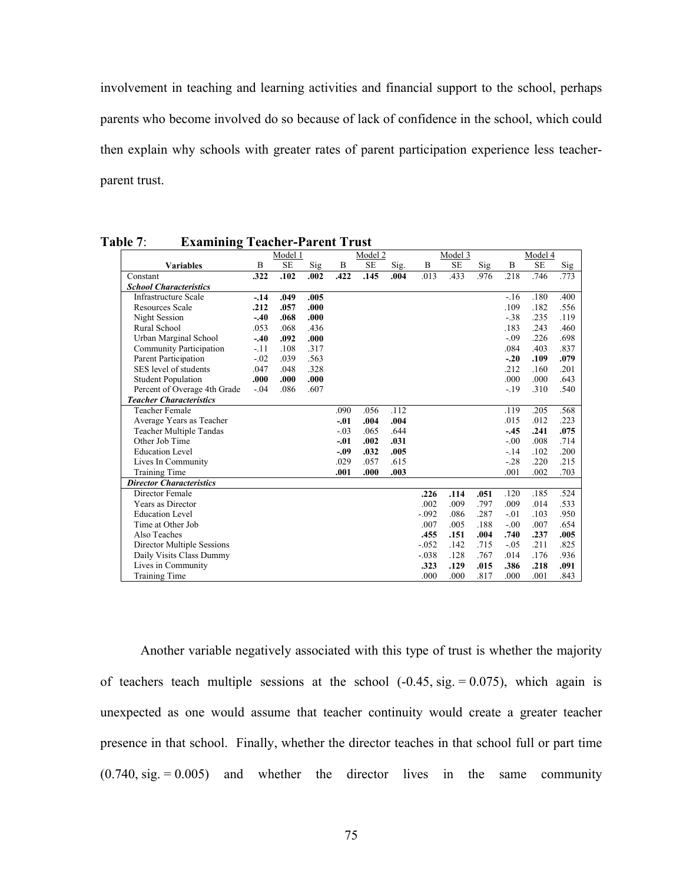involvement in teaching and learning activities and financial support to the school, perhaps parents who become involved do so because of lack of confidence in the school, which could then explain why schools with greater rates of parent participation experience less teacher-parent trust.

**Table 7**: **Examining Teacher-Parent Trust**

| Variables | Model 1 | | | Model 2 | | | Model 3 | | | Model 4 | | |
|---|---|---|---|---|---|---|---|---|---|---|---|---|
| | B | SE | Sig | B | SE | Sig. | B | SE | Sig | B | SE | Sig |
| Constant | **.322** | **.102** | **.002** | **.422** | **.145** | **.004** | .013 | .433 | .976 | .218 | .746 | .773 |
| ***School Characteristics*** | | | | | | | | | | | | |
| Infrastructure Scale | **-.14** | **.049** | **.005** | | | | | | | -.16 | .180 | .400 |
| Resources Scale | **.212** | **.057** | **.000** | | | | | | | .109 | .182 | .556 |
| Night Session | **-.40** | **.068** | **.000** | | | | | | | -.38 | .235 | .119 |
| Rural School | .053 | .068 | .436 | | | | | | | .183 | .243 | .460 |
| Urban Marginal School | **-.40** | **.092** | **.000** | | | | | | | -.09 | .226 | .698 |
| Community Participation | -.11 | .108 | .317 | | | | | | | .084 | .403 | .837 |
| Parent Participation | -.02 | .039 | .563 | | | | | | | **-.20** | **.109** | **.079** |
| SES level of students | .047 | .048 | .328 | | | | | | | .212 | .160 | .201 |
| Student Population | **.000** | **.000** | **.000** | | | | | | | .000 | .000 | .643 |
| Percent of Overage 4th Grade | -.04 | .086 | .607 | | | | | | | -.19 | .310 | .540 |
| ***Teacher Characteristics*** | | | | | | | | | | | | |
| Teacher Female | | | | .090 | .056 | .112 | | | | .119 | .205 | .568 |
| Average Years as Teacher | | | | **-.01** | **.004** | **.004** | | | | .015 | .012 | .223 |
| Teacher Multiple Tandas | | | | -.03 | .065 | .644 | | | | **-.45** | **.241** | **.075** |
| Other Job Time | | | | **-.01** | **.002** | **.031** | | | | -.00 | .008 | .714 |
| Education Level | | | | **-.09** | **.032** | **.005** | | | | -.14 | .102 | .200 |
| Lives In Community | | | | .029 | .057 | .615 | | | | -.28 | .220 | .215 |
| Training Time | | | | **.001** | **.000** | **.003** | | | | .001 | .002 | .703 |
| ***Director Characteristics*** | | | | | | | | | | | | |
| Director Female | | | | | | | **.226** | **.114** | **.051** | .120 | .185 | .524 |
| Years as Director | | | | | | | .002 | .009 | .797 | .009 | .014 | .533 |
| Education Level | | | | | | | -.092 | .086 | .287 | -.01 | .103 | .950 |
| Time at Other Job | | | | | | | .007 | .005 | .188 | -.00 | .007 | .654 |
| Also Teaches | | | | | | | **.455** | **.151** | **.004** | **.740** | **.237** | **.005** |
| Director Multiple Sessions | | | | | | | -.052 | .142 | .715 | -.05 | .211 | .825 |
| Daily Visits Class Dummy | | | | | | | -.038 | .128 | .767 | .014 | .176 | .936 |
| Lives in Community | | | | | | | **.323** | **.129** | **.015** | **.386** | **.218** | **.091** |
| Training Time | | | | | | | .000 | .000 | .817 | .000 | .001 | .843 |

Another variable negatively associated with this type of trust is whether the majority of teachers teach multiple sessions at the school (-0.45, sig. = 0.075), which again is unexpected as one would assume that teacher continuity would create a greater teacher presence in that school. Finally, whether the director teaches in that school full or part time (0.740, sig. = 0.005) and whether the director lives in the same community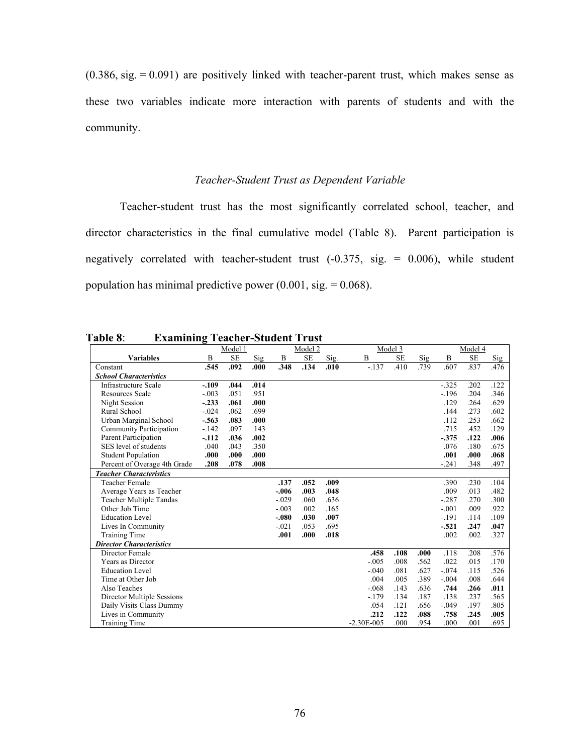(0.386, sig. = 0.091) are positively linked with teacher-parent trust, which makes sense as these two variables indicate more interaction with parents of students and with the community.

### *Teacher-Student Trust as Dependent Variable*

Teacher-student trust has the most significantly correlated school, teacher, and director characteristics in the final cumulative model (Table 8). Parent participation is negatively correlated with teacher-student trust (-0.375, sig. = 0.006), while student population has minimal predictive power (0.001, sig. = 0.068).

**Table 8: Examining Teacher-Student Trust**

| | Model 1 | | | Model 2 | | | Model 3 | | | Model 4 | | |
|---|---|---|---|---|---|---|---|---|---|---|---|---|
| **Variables** | B | SE | Sig | B | SE | Sig. | B | SE | Sig | B | SE | Sig |
| Constant | **.545** | **.092** | **.000** | **.348** | **.134** | **.010** | -.137 | .410 | .739 | .607 | .837 | .476 |
| ***School Characteristics*** | | | | | | | | | | | | |
| Infrastructure Scale | **-.109** | **.044** | **.014** | | | | | | | -.325 | .202 | .122 |
| Resources Scale | -.003 | .051 | .951 | | | | | | | -.196 | .204 | .346 |
| Night Session | **-.233** | **.061** | **.000** | | | | | | | .129 | .264 | .629 |
| Rural School | -.024 | .062 | .699 | | | | | | | .144 | .273 | .602 |
| Urban Marginal School | **-.563** | **.083** | **.000** | | | | | | | .112 | .253 | .662 |
| Community Participation | -.142 | .097 | .143 | | | | | | | .715 | .452 | .129 |
| Parent Participation | **-.112** | **.036** | **.002** | | | | | | | **-.375** | **.122** | **.006** |
| SES level of students | .040 | .043 | .350 | | | | | | | .076 | .180 | .675 |
| Student Population | **.000** | **.000** | **.000** | | | | | | | **.001** | **.000** | **.068** |
| Percent of Overage 4th Grade | **.208** | **.078** | **.008** | | | | | | | -.241 | .348 | .497 |
| ***Teacher Characteristics*** | | | | | | | | | | | | |
| Teacher Female | | | | **.137** | **.052** | **.009** | | | | .390 | .230 | .104 |
| Average Years as Teacher | | | | **-.006** | **.003** | **.048** | | | | .009 | .013 | .482 |
| Teacher Multiple Tandas | | | | -.029 | .060 | .636 | | | | -.287 | .270 | .300 |
| Other Job Time | | | | -.003 | .002 | .165 | | | | -.001 | .009 | .922 |
| Education Level | | | | **-.080** | **.030** | **.007** | | | | -.191 | .114 | .109 |
| Lives In Community | | | | -.021 | .053 | .695 | | | | **-.521** | **.247** | **.047** |
| Training Time | | | | **.001** | **.000** | **.018** | | | | .002 | .002 | .327 |
| ***Director Characteristics*** | | | | | | | | | | | | |
| Director Female | | | | | | | **.458** | **.108** | **.000** | .118 | .208 | .576 |
| Years as Director | | | | | | | -.005 | .008 | .562 | .022 | .015 | .170 |
| Education Level | | | | | | | -.040 | .081 | .627 | -.074 | .115 | .526 |
| Time at Other Job | | | | | | | .004 | .005 | .389 | -.004 | .008 | .644 |
| Also Teaches | | | | | | | -.068 | .143 | .636 | **.744** | **.266** | **.011** |
| Director Multiple Sessions | | | | | | | -.179 | .134 | .187 | .138 | .237 | .565 |
| Daily Visits Class Dummy | | | | | | | .054 | .121 | .656 | -.049 | .197 | .805 |
| Lives in Community | | | | | | | **.212** | **.122** | **.088** | **.758** | **.245** | **.005** |
| Training Time | | | | | | | -2.30E-005 | .000 | .954 | .000 | .001 | .695 |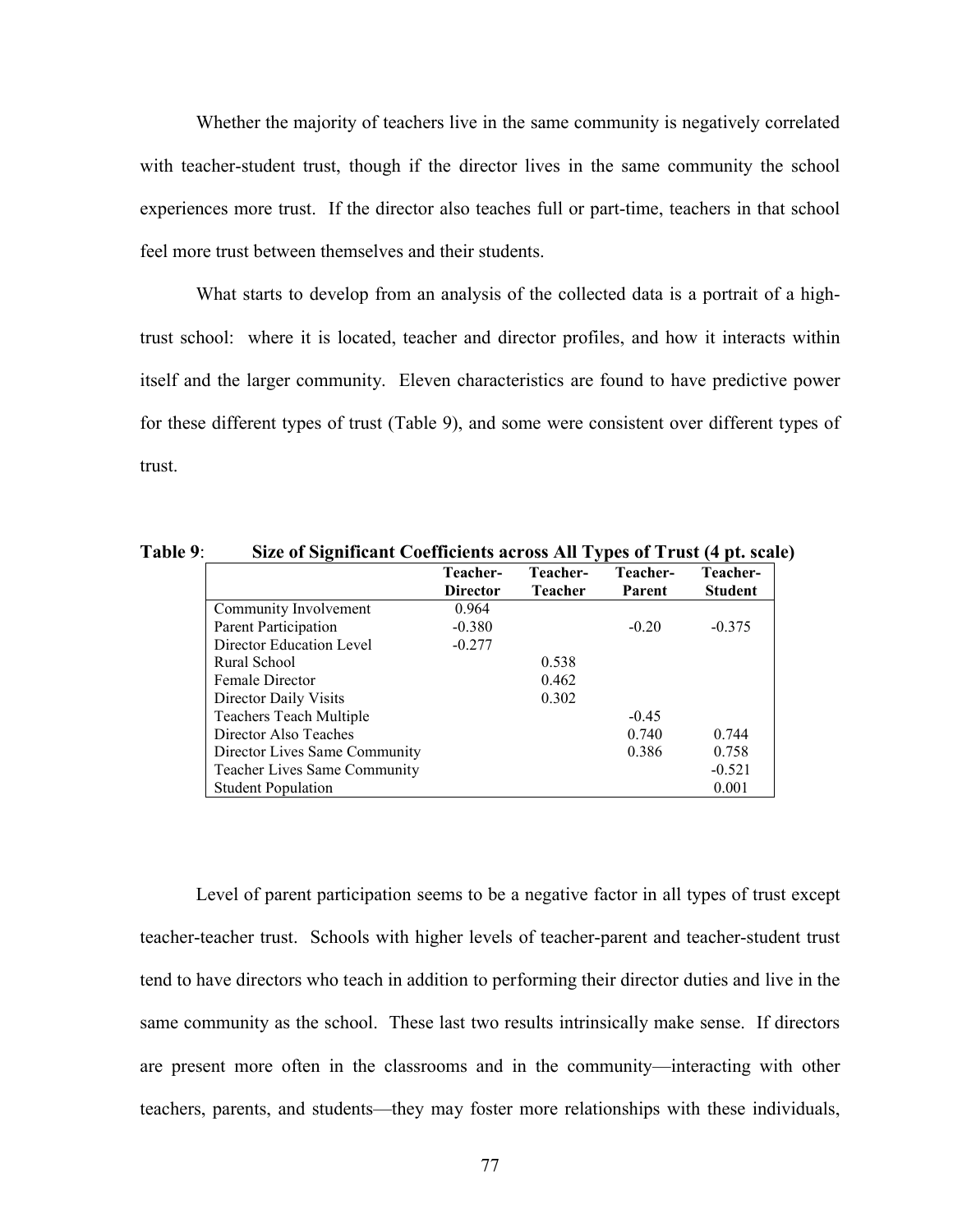Whether the majority of teachers live in the same community is negatively correlated with teacher-student trust, though if the director lives in the same community the school experiences more trust. If the director also teaches full or part-time, teachers in that school feel more trust between themselves and their students.

What starts to develop from an analysis of the collected data is a portrait of a high-trust school: where it is located, teacher and director profiles, and how it interacts within itself and the larger community. Eleven characteristics are found to have predictive power for these different types of trust (Table 9), and some were consistent over different types of trust.

**Table 9**: **Size of Significant Coefficients across All Types of Trust (4 pt. scale)**

| | Teacher-Director | Teacher-Teacher | Teacher-Parent | Teacher-Student |
|---|---|---|---|---|
| Community Involvement | 0.964 | | | |
| Parent Participation | -0.380 | | -0.20 | -0.375 |
| Director Education Level | -0.277 | | | |
| Rural School | | 0.538 | | |
| Female Director | | 0.462 | | |
| Director Daily Visits | | 0.302 | | |
| Teachers Teach Multiple | | | -0.45 | |
| Director Also Teaches | | | 0.740 | 0.744 |
| Director Lives Same Community | | | 0.386 | 0.758 |
| Teacher Lives Same Community | | | | -0.521 |
| Student Population | | | | 0.001 |

Level of parent participation seems to be a negative factor in all types of trust except teacher-teacher trust. Schools with higher levels of teacher-parent and teacher-student trust tend to have directors who teach in addition to performing their director duties and live in the same community as the school. These last two results intrinsically make sense. If directors are present more often in the classrooms and in the community—interacting with other teachers, parents, and students—they may foster more relationships with these individuals,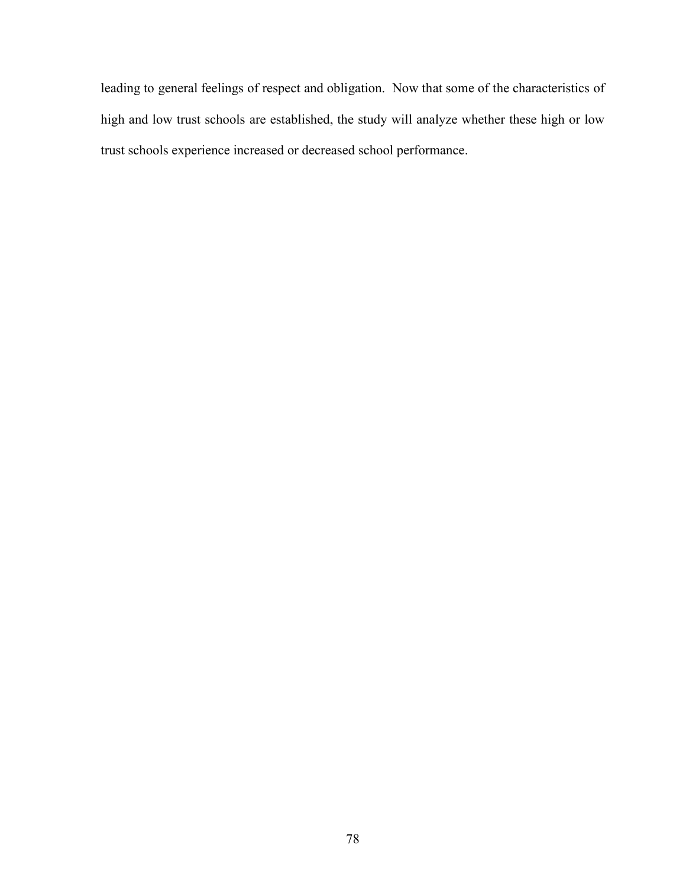leading to general feelings of respect and obligation. Now that some of the characteristics of high and low trust schools are established, the study will analyze whether these high or low trust schools experience increased or decreased school performance.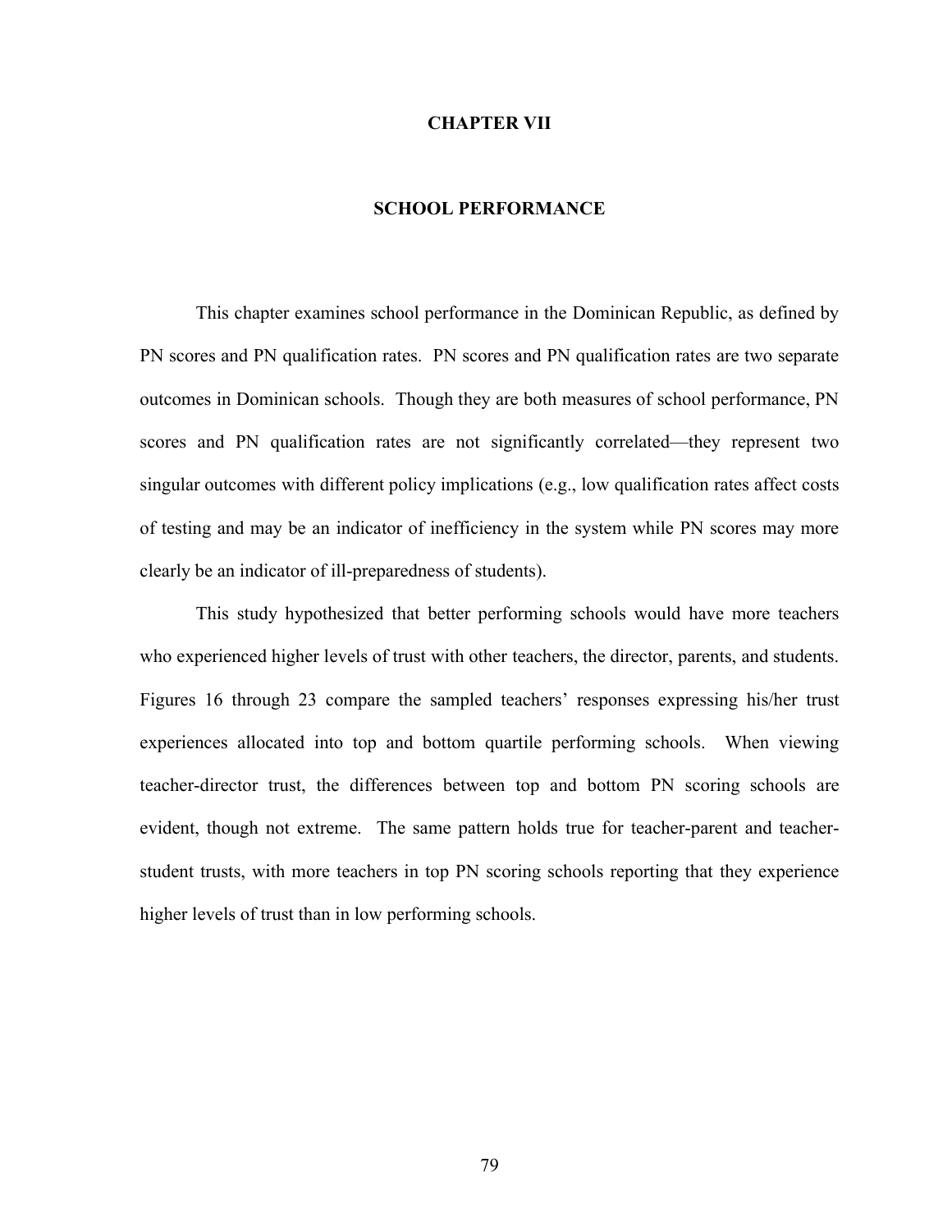# CHAPTER VII

## SCHOOL PERFORMANCE

This chapter examines school performance in the Dominican Republic, as defined by PN scores and PN qualification rates. PN scores and PN qualification rates are two separate outcomes in Dominican schools. Though they are both measures of school performance, PN scores and PN qualification rates are not significantly correlated—they represent two singular outcomes with different policy implications (e.g., low qualification rates affect costs of testing and may be an indicator of inefficiency in the system while PN scores may more clearly be an indicator of ill-preparedness of students).

This study hypothesized that better performing schools would have more teachers who experienced higher levels of trust with other teachers, the director, parents, and students. Figures 16 through 23 compare the sampled teachers' responses expressing his/her trust experiences allocated into top and bottom quartile performing schools. When viewing teacher-director trust, the differences between top and bottom PN scoring schools are evident, though not extreme. The same pattern holds true for teacher-parent and teacher-student trusts, with more teachers in top PN scoring schools reporting that they experience higher levels of trust than in low performing schools.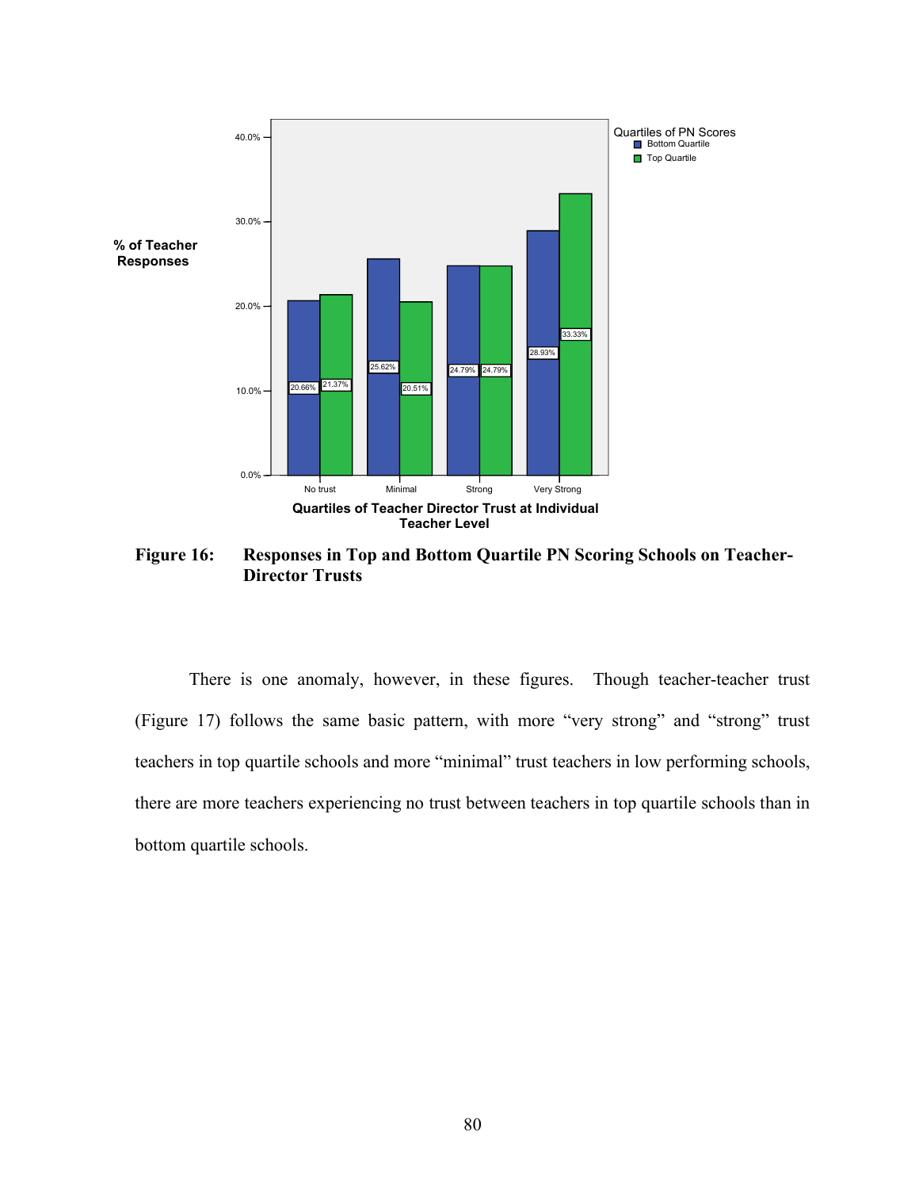Figure 16: **Responses in Top and Bottom Quartile PN Scoring Schools on Teacher-Director Trusts**

There is one anomaly, however, in these figures. Though teacher-teacher trust (Figure 17) follows the same basic pattern, with more "very strong" and "strong" trust teachers in top quartile schools and more "minimal" trust teachers in low performing schools, there are more teachers experiencing no trust between teachers in top quartile schools than in bottom quartile schools.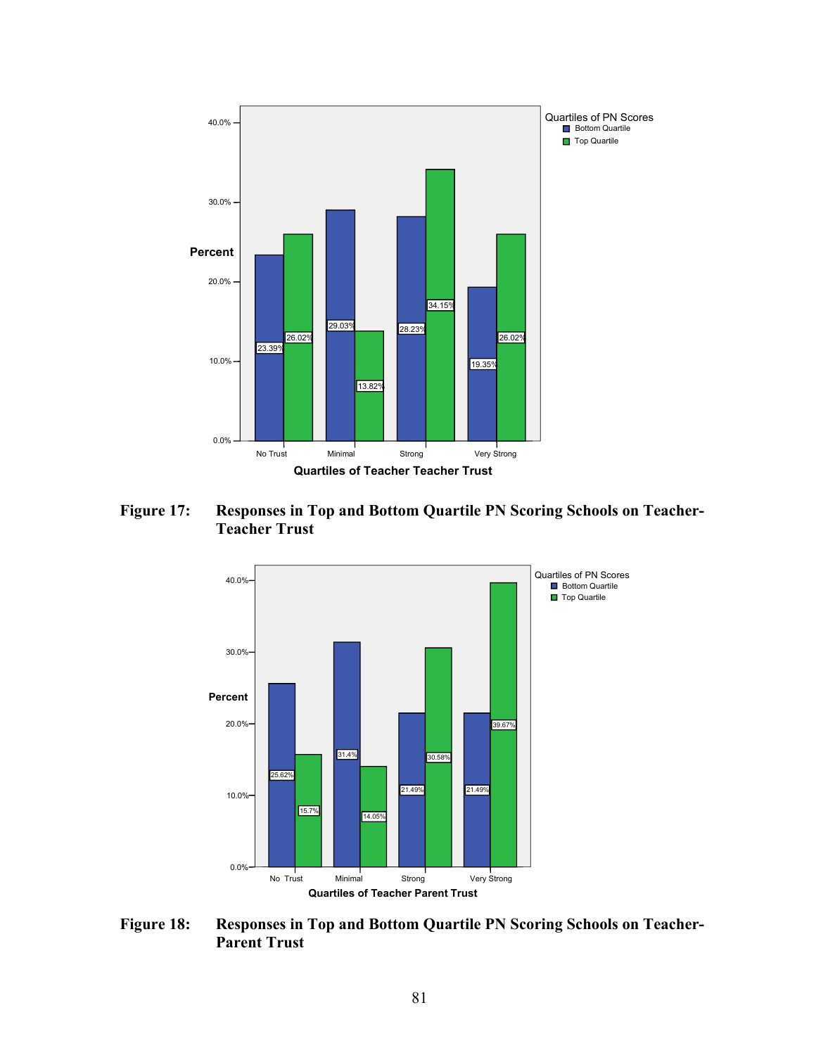Figure 17: Responses in Top and Bottom Quartile PN Scoring Schools on Teacher-Teacher Trust

Figure 18: Responses in Top and Bottom Quartile PN Scoring Schools on Teacher-Parent Trust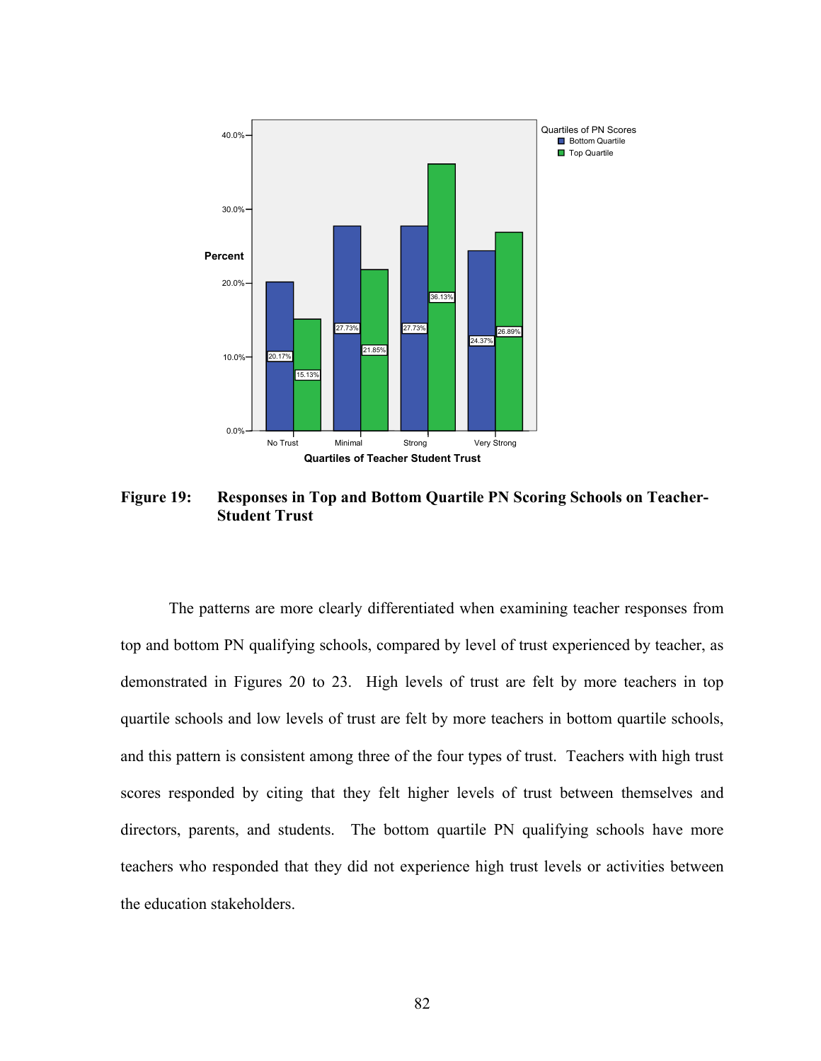**Figure 19: Responses in Top and Bottom Quartile PN Scoring Schools on Teacher-Student Trust**

The patterns are more clearly differentiated when examining teacher responses from top and bottom PN qualifying schools, compared by level of trust experienced by teacher, as demonstrated in Figures 20 to 23. High levels of trust are felt by more teachers in top quartile schools and low levels of trust are felt by more teachers in bottom quartile schools, and this pattern is consistent among three of the four types of trust. Teachers with high trust scores responded by citing that they felt higher levels of trust between themselves and directors, parents, and students. The bottom quartile PN qualifying schools have more teachers who responded that they did not experience high trust levels or activities between the education stakeholders.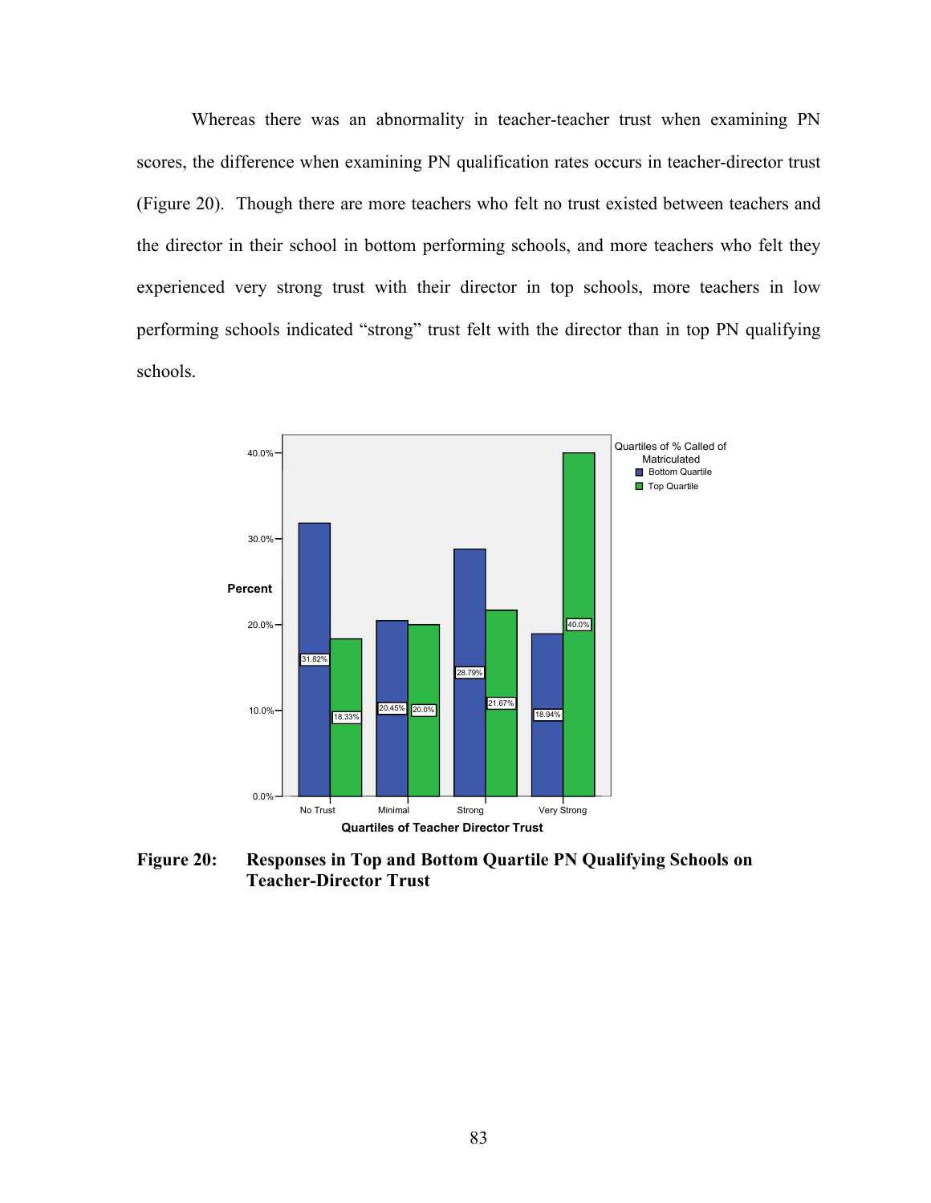Whereas there was an abnormality in teacher-teacher trust when examining PN scores, the difference when examining PN qualification rates occurs in teacher-director trust (Figure 20). Though there are more teachers who felt no trust existed between teachers and the director in their school in bottom performing schools, and more teachers who felt they experienced very strong trust with their director in top schools, more teachers in low performing schools indicated "strong" trust felt with the director than in top PN qualifying schools.

| Quartiles of Teacher Director Trust | Bottom Quartile | Top Quartile |
|---|---|---|
| No Trust | 31.82% | 18.33% |
| Minimal | 20.45% | 20.0% |
| Strong | 28.79% | 21.67% |
| Very Strong | 18.94% | 40.0% |

**Figure 20: Responses in Top and Bottom Quartile PN Qualifying Schools on Teacher-Director Trust**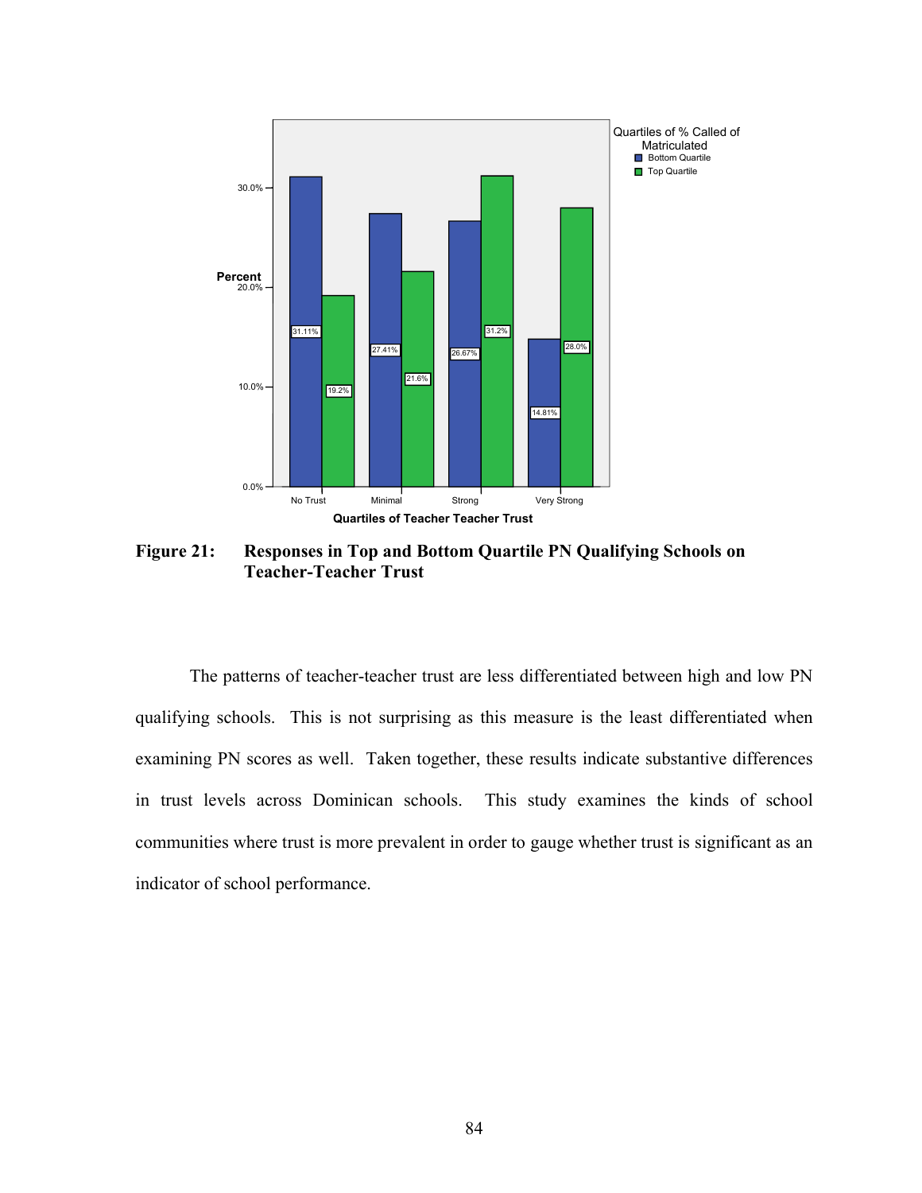**Figure 21: Responses in Top and Bottom Quartile PN Qualifying Schools on Teacher-Teacher Trust**

The patterns of teacher-teacher trust are less differentiated between high and low PN qualifying schools. This is not surprising as this measure is the least differentiated when examining PN scores as well. Taken together, these results indicate substantive differences in trust levels across Dominican schools. This study examines the kinds of school communities where trust is more prevalent in order to gauge whether trust is significant as an indicator of school performance.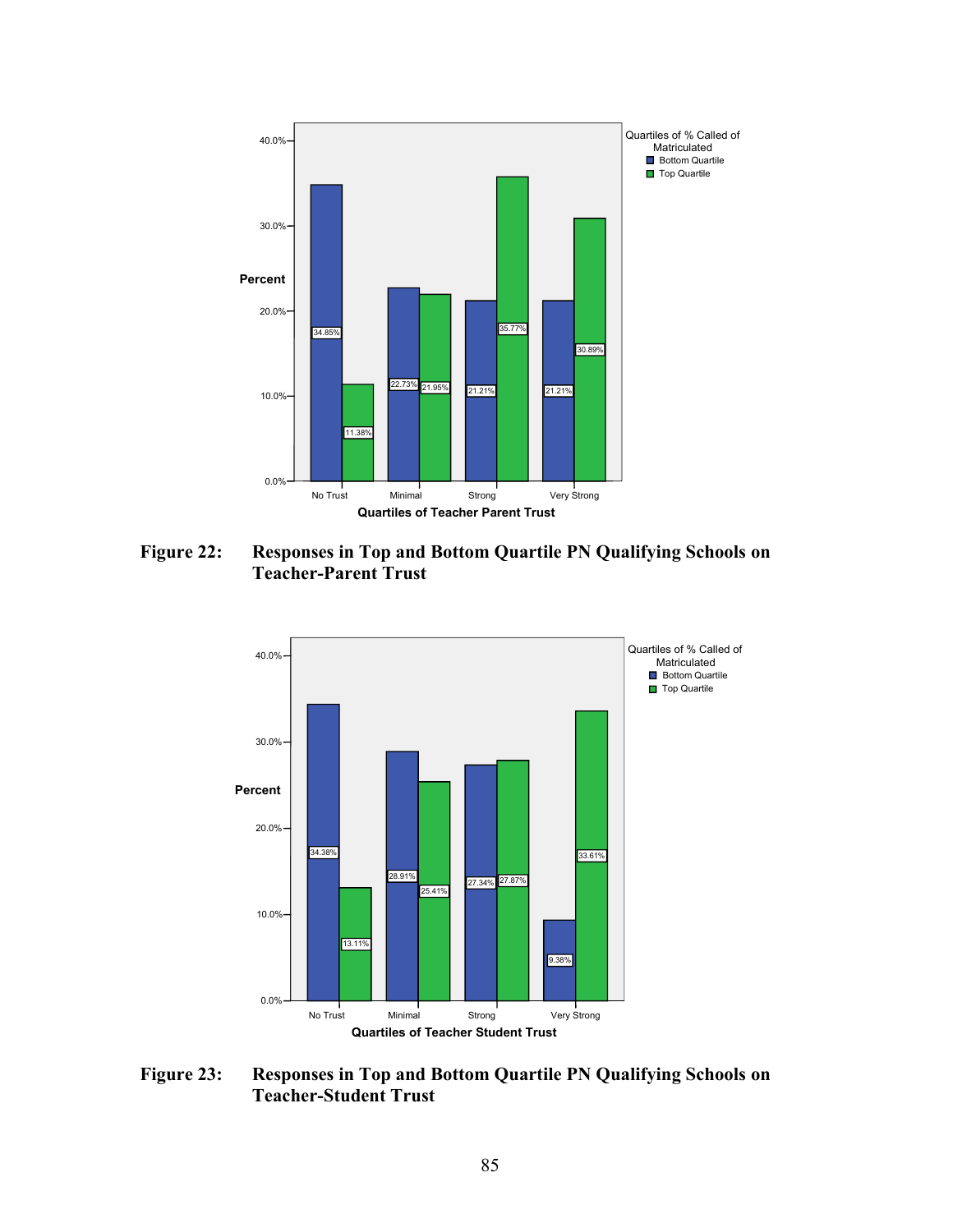**Figure 22: Responses in Top and Bottom Quartile PN Qualifying Schools on Teacher-Parent Trust**

**Figure 23: Responses in Top and Bottom Quartile PN Qualifying Schools on Teacher-Student Trust**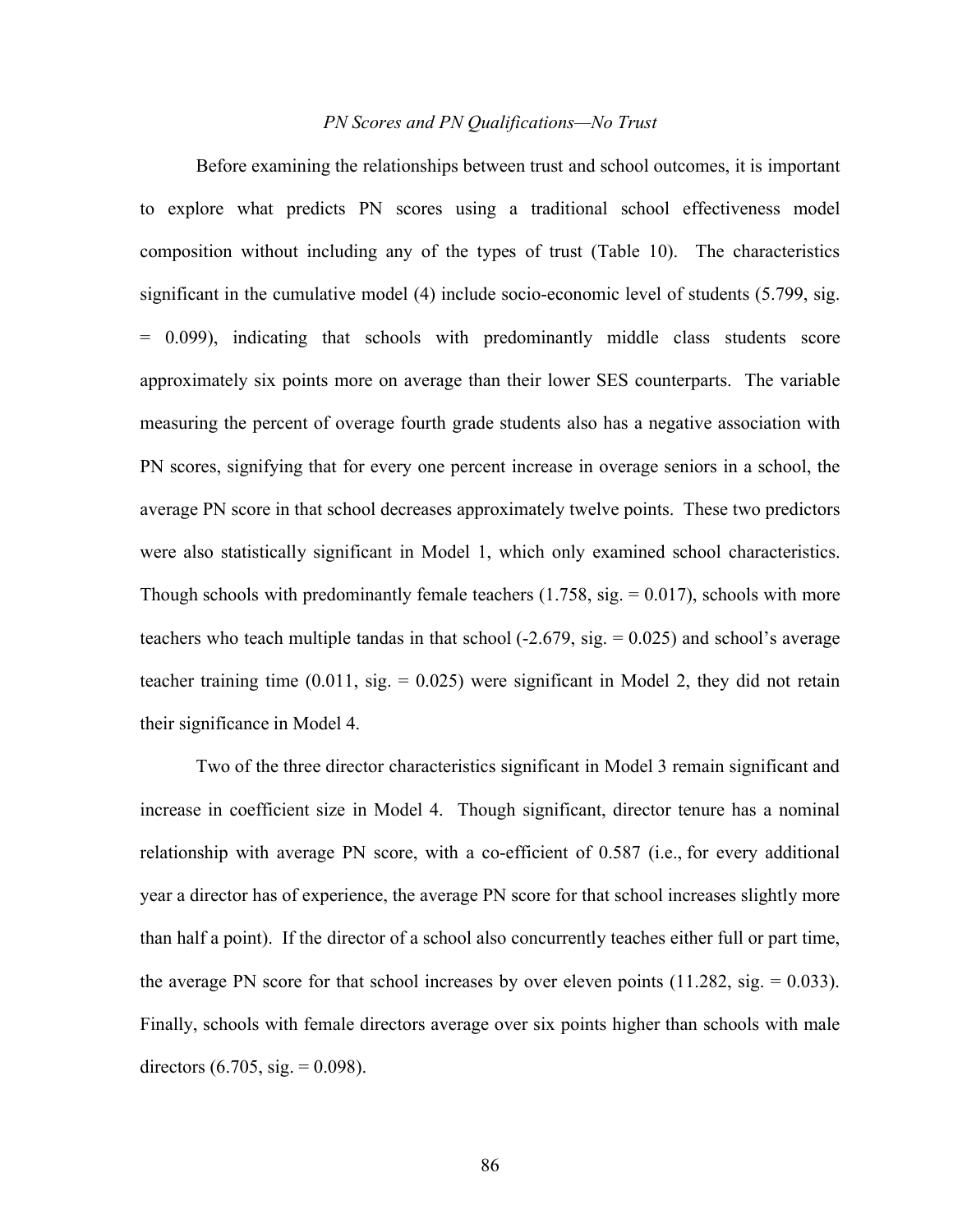*PN Scores and PN Qualifications—No Trust*

Before examining the relationships between trust and school outcomes, it is important to explore what predicts PN scores using a traditional school effectiveness model composition without including any of the types of trust (Table 10). The characteristics significant in the cumulative model (4) include socio-economic level of students (5.799, sig. = 0.099), indicating that schools with predominantly middle class students score approximately six points more on average than their lower SES counterparts. The variable measuring the percent of overage fourth grade students also has a negative association with PN scores, signifying that for every one percent increase in overage seniors in a school, the average PN score in that school decreases approximately twelve points. These two predictors were also statistically significant in Model 1, which only examined school characteristics. Though schools with predominantly female teachers (1.758, sig. = 0.017), schools with more teachers who teach multiple tandas in that school (-2.679, sig. = 0.025) and school's average teacher training time (0.011, sig. = 0.025) were significant in Model 2, they did not retain their significance in Model 4.

Two of the three director characteristics significant in Model 3 remain significant and increase in coefficient size in Model 4. Though significant, director tenure has a nominal relationship with average PN score, with a co-efficient of 0.587 (i.e., for every additional year a director has of experience, the average PN score for that school increases slightly more than half a point). If the director of a school also concurrently teaches either full or part time, the average PN score for that school increases by over eleven points (11.282, sig. = 0.033). Finally, schools with female directors average over six points higher than schools with male directors (6.705, sig. = 0.098).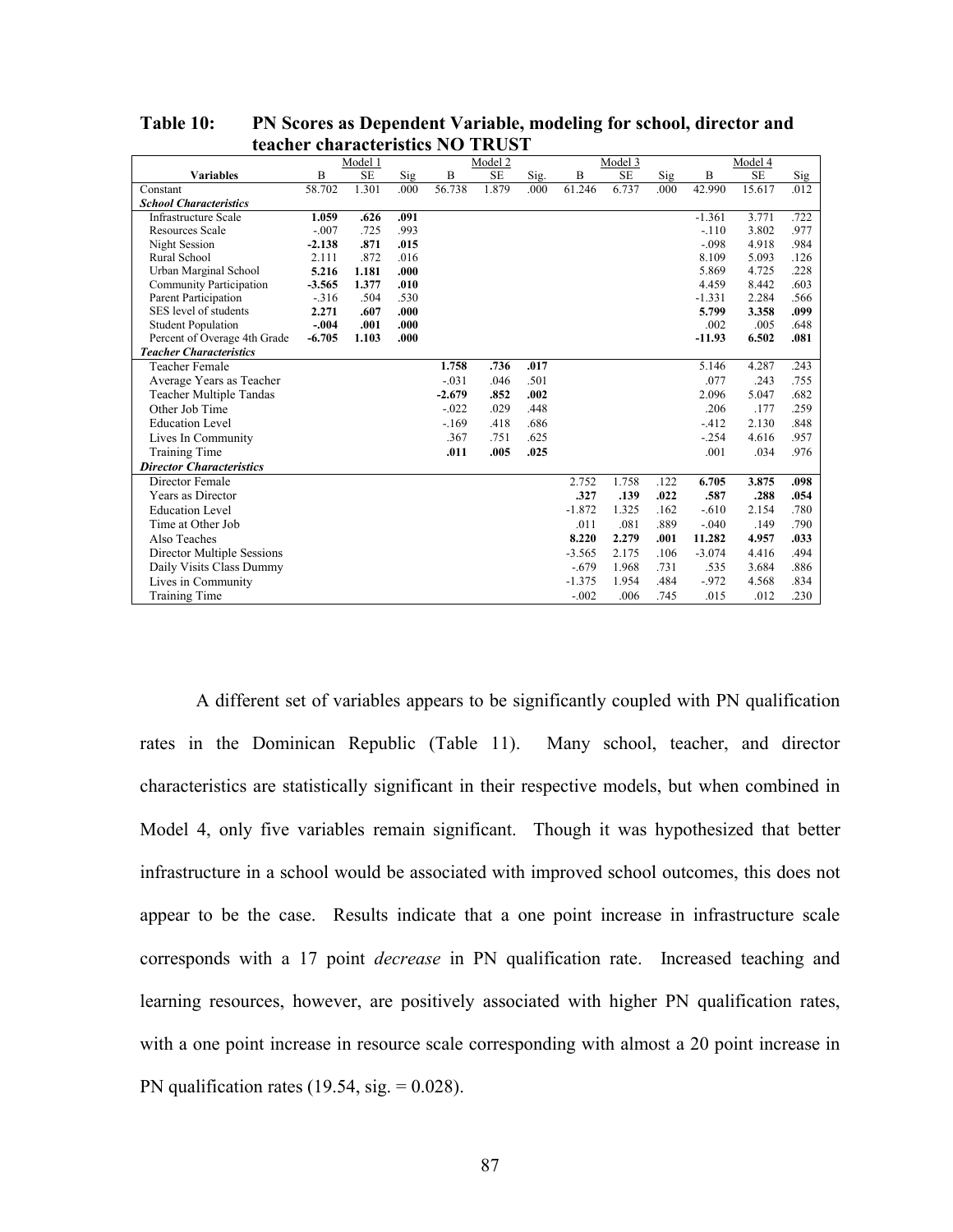**Table 10: PN Scores as Dependent Variable, modeling for school, director and teacher characteristics NO TRUST**

| | Model 1 | | | Model 2 | | | Model 3 | | | Model 4 | | |
|---|---|---|---|---|---|---|---|---|---|---|---|---|
| **Variables** | B | SE | Sig | B | SE | Sig. | B | SE | Sig | B | SE | Sig |
| Constant | 58.702 | 1.301 | .000 | 56.738 | 1.879 | .000 | 61.246 | 6.737 | .000 | 42.990 | 15.617 | .012 |
| ***School Characteristics*** | | | | | | | | | | | | |
| Infrastructure Scale | **1.059** | **.626** | **.091** | | | | | | | -1.361 | 3.771 | .722 |
| Resources Scale | -.007 | .725 | .993 | | | | | | | -.110 | 3.802 | .977 |
| Night Session | **-2.138** | **.871** | **.015** | | | | | | | -.098 | 4.918 | .984 |
| Rural School | 2.111 | .872 | .016 | | | | | | | 8.109 | 5.093 | .126 |
| Urban Marginal School | **5.216** | **1.181** | **.000** | | | | | | | 5.869 | 4.725 | .228 |
| Community Participation | **-3.565** | **1.377** | **.010** | | | | | | | 4.459 | 8.442 | .603 |
| Parent Participation | -.316 | .504 | .530 | | | | | | | -1.331 | 2.284 | .566 |
| SES level of students | **2.271** | **.607** | **.000** | | | | | | | **5.799** | **3.358** | **.099** |
| Student Population | **-.004** | **.001** | **.000** | | | | | | | .002 | .005 | .648 |
| Percent of Overage 4th Grade | **-6.705** | **1.103** | **.000** | | | | | | | **-11.93** | **6.502** | **.081** |
| ***Teacher Characteristics*** | | | | | | | | | | | | |
| Teacher Female | | | | **1.758** | **.736** | **.017** | | | | 5.146 | 4.287 | .243 |
| Average Years as Teacher | | | | -.031 | .046 | .501 | | | | .077 | .243 | .755 |
| Teacher Multiple Tandas | | | | **-2.679** | **.852** | **.002** | | | | 2.096 | 5.047 | .682 |
| Other Job Time | | | | -.022 | .029 | .448 | | | | .206 | .177 | .259 |
| Education Level | | | | -.169 | .418 | .686 | | | | -.412 | 2.130 | .848 |
| Lives In Community | | | | .367 | .751 | .625 | | | | -.254 | 4.616 | .957 |
| Training Time | | | | **.011** | **.005** | **.025** | | | | .001 | .034 | .976 |
| ***Director Characteristics*** | | | | | | | | | | | | |
| Director Female | | | | | | | 2.752 | 1.758 | .122 | **6.705** | **3.875** | **.098** |
| Years as Director | | | | | | | **.327** | **.139** | **.022** | **.587** | **.288** | **.054** |
| Education Level | | | | | | | -1.872 | 1.325 | .162 | -.610 | 2.154 | .780 |
| Time at Other Job | | | | | | | .011 | .081 | .889 | -.040 | .149 | .790 |
| Also Teaches | | | | | | | **8.220** | **2.279** | **.001** | **11.282** | **4.957** | **.033** |
| Director Multiple Sessions | | | | | | | -3.565 | 2.175 | .106 | -3.074 | 4.416 | .494 |
| Daily Visits Class Dummy | | | | | | | -.679 | 1.968 | .731 | .535 | 3.684 | .886 |
| Lives in Community | | | | | | | -1.375 | 1.954 | .484 | -.972 | 4.568 | .834 |
| Training Time | | | | | | | -.002 | .006 | .745 | .015 | .012 | .230 |

A different set of variables appears to be significantly coupled with PN qualification rates in the Dominican Republic (Table 11). Many school, teacher, and director characteristics are statistically significant in their respective models, but when combined in Model 4, only five variables remain significant. Though it was hypothesized that better infrastructure in a school would be associated with improved school outcomes, this does not appear to be the case. Results indicate that a one point increase in infrastructure scale corresponds with a 17 point *decrease* in PN qualification rate. Increased teaching and learning resources, however, are positively associated with higher PN qualification rates, with a one point increase in resource scale corresponding with almost a 20 point increase in PN qualification rates (19.54, sig. = 0.028).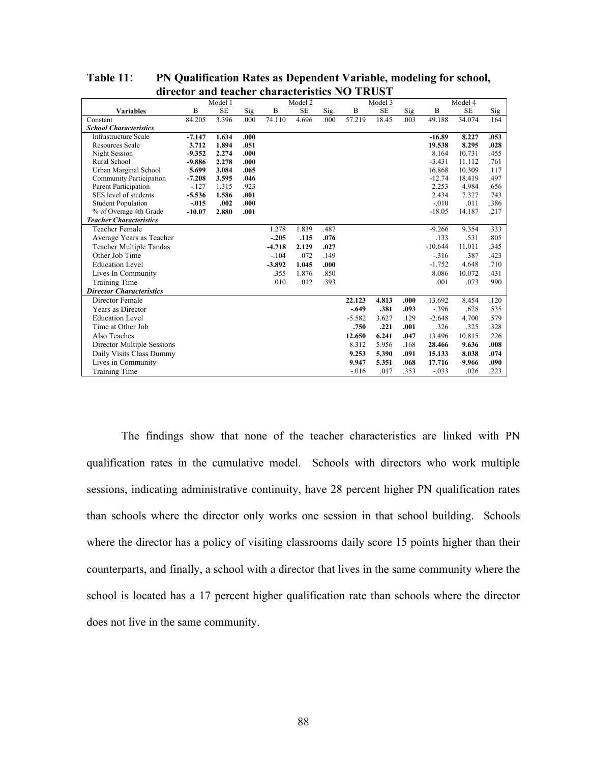**Table 11**: **PN Qualification Rates as Dependent Variable, modeling for school, director and teacher characteristics NO TRUST**

| | Model 1 | | | Model 2 | | | Model 3 | | | Model 4 | | |
|---|---|---|---|---|---|---|---|---|---|---|---|---|
| **Variables** | B | SE | Sig | B | SE | Sig. | B | SE | Sig | B | SE | Sig |
| Constant | 84.205 | 3.396 | .000 | 74.110 | 4.696 | .000 | 57.219 | 18.45 | .003 | 49.188 | 34.074 | .164 |
| ***School Characteristics*** | | | | | | | | | | | | |
| Infrastructure Scale | **-7.147** | **1.634** | **.000** | | | | | | | **-16.89** | **8.227** | **.053** |
| Resources Scale | **3.712** | **1.894** | **.051** | | | | | | | **19.538** | **8.295** | **.028** |
| Night Session | **-9.352** | **2.274** | **.000** | | | | | | | 8.164 | 10.731 | .455 |
| Rural School | **-9.886** | **2.278** | **.000** | | | | | | | -3.431 | 11.112 | .761 |
| Urban Marginal School | **5.699** | **3.084** | **.065** | | | | | | | 16.868 | 10.309 | .117 |
| Community Participation | **-7.208** | **3.595** | **.046** | | | | | | | -12.74 | 18.419 | .497 |
| Parent Participation | -.127 | 1.315 | .923 | | | | | | | 2.253 | 4.984 | .656 |
| SES level of students | **-5.536** | **1.586** | **.001** | | | | | | | 2.434 | 7.327 | .743 |
| Student Population | **-.015** | **.002** | **.000** | | | | | | | -.010 | .011 | .386 |
| % of Overage 4th Grade | **-10.07** | **2.880** | **.001** | | | | | | | -18.05 | 14.187 | .217 |
| ***Teacher Characteristics*** | | | | | | | | | | | | |
| Teacher Female | | | | 1.278 | 1.839 | .487 | | | | -9.266 | 9.354 | .333 |
| Average Years as Teacher | | | | **-.205** | **.115** | **.076** | | | | .133 | .531 | .805 |
| Teacher Multiple Tandas | | | | **-4.718** | **2.129** | **.027** | | | | -10.644 | 11.011 | .345 |
| Other Job Time | | | | -.104 | .072 | .149 | | | | -.316 | .387 | .423 |
| Education Level | | | | **-3.892** | **1.045** | **.000** | | | | -1.752 | 4.648 | .710 |
| Lives In Community | | | | .355 | 1.876 | .850 | | | | 8.086 | 10.072 | .431 |
| Training Time | | | | .010 | .012 | .393 | | | | .001 | .073 | .990 |
| ***Director Characteristics*** | | | | | | | | | | | | |
| Director Female | | | | | | | **22.123** | **4.813** | **.000** | 13.692 | 8.454 | .120 |
| Years as Director | | | | | | | **-.649** | **.381** | **.093** | -.396 | .628 | .535 |
| Education Level | | | | | | | -5.582 | 3.627 | .129 | -2.648 | 4.700 | .579 |
| Time at Other Job | | | | | | | **.750** | **.221** | **.001** | .326 | .325 | .328 |
| Also Teaches | | | | | | | **12.650** | **6.241** | **.047** | 13.496 | 10.815 | .226 |
| Director Multiple Sessions | | | | | | | 8.312 | 5.956 | .168 | **28.466** | **9.636** | **.008** |
| Daily Visits Class Dummy | | | | | | | **9.253** | **5.390** | **.091** | **15.133** | **8.038** | **.074** |
| Lives in Community | | | | | | | **9.947** | **5.351** | **.068** | **17.716** | **9.966** | **.090** |
| Training Time | | | | | | | -.016 | .017 | .353 | -.033 | .026 | .223 |

The findings show that none of the teacher characteristics are linked with PN qualification rates in the cumulative model. Schools with directors who work multiple sessions, indicating administrative continuity, have 28 percent higher PN qualification rates than schools where the director only works one session in that school building. Schools where the director has a policy of visiting classrooms daily score 15 points higher than their counterparts, and finally, a school with a director that lives in the same community where the school is located has a 17 percent higher qualification rate than schools where the director does not live in the same community.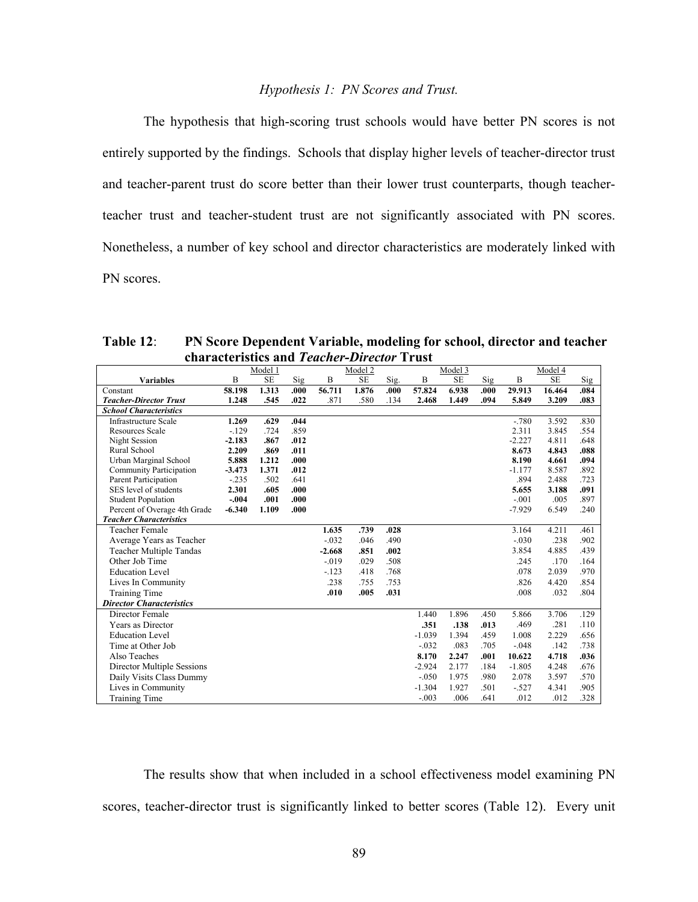*Hypothesis 1: PN Scores and Trust.*

The hypothesis that high-scoring trust schools would have better PN scores is not entirely supported by the findings. Schools that display higher levels of teacher-director trust and teacher-parent trust do score better than their lower trust counterparts, though teacher-teacher trust and teacher-student trust are not significantly associated with PN scores. Nonetheless, a number of key school and director characteristics are moderately linked with PN scores.

**Table 12**: **PN Score Dependent Variable, modeling for school, director and teacher characteristics and *Teacher-Director* Trust**

| | Model 1 | | | Model 2 | | | Model 3 | | | Model 4 | | |
|---|---|---|---|---|---|---|---|---|---|---|---|---|
| **Variables** | B | SE | Sig | B | SE | Sig. | B | SE | Sig | B | SE | Sig |
| Constant | **58.198** | **1.313** | **.000** | **56.711** | **1.876** | **.000** | **57.824** | **6.938** | **.000** | **29.913** | **16.464** | **.084** |
| ***Teacher-Director Trust*** | **1.248** | **.545** | **.022** | .871 | .580 | .134 | **2.468** | **1.449** | **.094** | **5.849** | **3.209** | **.083** |
| ***School Characteristics*** | | | | | | | | | | | | |
| Infrastructure Scale | **1.269** | **.629** | **.044** | | | | | | | -.780 | 3.592 | .830 |
| Resources Scale | -.129 | .724 | .859 | | | | | | | 2.311 | 3.845 | .554 |
| Night Session | **-2.183** | **.867** | **.012** | | | | | | | -2.227 | 4.811 | .648 |
| Rural School | **2.209** | **.869** | **.011** | | | | | | | **8.673** | **4.843** | **.088** |
| Urban Marginal School | **5.888** | **1.212** | **.000** | | | | | | | **8.190** | **4.661** | **.094** |
| Community Participation | **-3.473** | **1.371** | **.012** | | | | | | | -1.177 | 8.587 | .892 |
| Parent Participation | -.235 | .502 | .641 | | | | | | | .894 | 2.488 | .723 |
| SES level of students | **2.301** | **.605** | **.000** | | | | | | | **5.655** | **3.188** | **.091** |
| Student Population | **-.004** | **.001** | **.000** | | | | | | | -.001 | .005 | .897 |
| Percent of Overage 4th Grade | **-6.340** | **1.109** | **.000** | | | | | | | -7.929 | 6.549 | .240 |
| ***Teacher Characteristics*** | | | | | | | | | | | | |
| Teacher Female | | | | **1.635** | **.739** | **.028** | | | | 3.164 | 4.211 | .461 |
| Average Years as Teacher | | | | -.032 | .046 | .490 | | | | -.030 | .238 | .902 |
| Teacher Multiple Tandas | | | | **-2.668** | **.851** | **.002** | | | | 3.854 | 4.885 | .439 |
| Other Job Time | | | | -.019 | .029 | .508 | | | | .245 | .170 | .164 |
| Education Level | | | | -.123 | .418 | .768 | | | | .078 | 2.039 | .970 |
| Lives In Community | | | | .238 | .755 | .753 | | | | .826 | 4.420 | .854 |
| Training Time | | | | **.010** | **.005** | **.031** | | | | .008 | .032 | .804 |
| ***Director Characteristics*** | | | | | | | | | | | | |
| Director Female | | | | | | | 1.440 | 1.896 | .450 | 5.866 | 3.706 | .129 |
| Years as Director | | | | | | | **.351** | **.138** | **.013** | .469 | .281 | .110 |
| Education Level | | | | | | | -1.039 | 1.394 | .459 | 1.008 | 2.229 | .656 |
| Time at Other Job | | | | | | | -.032 | .083 | .705 | -.048 | .142 | .738 |
| Also Teaches | | | | | | | **8.170** | **2.247** | **.001** | **10.622** | **4.718** | **.036** |
| Director Multiple Sessions | | | | | | | -2.924 | 2.177 | .184 | -1.805 | 4.248 | .676 |
| Daily Visits Class Dummy | | | | | | | -.050 | 1.975 | .980 | 2.078 | 3.597 | .570 |
| Lives in Community | | | | | | | -1.304 | 1.927 | .501 | -.527 | 4.341 | .905 |
| Training Time | | | | | | | -.003 | .006 | .641 | .012 | .012 | .328 |

The results show that when included in a school effectiveness model examining PN scores, teacher-director trust is significantly linked to better scores (Table 12). Every unit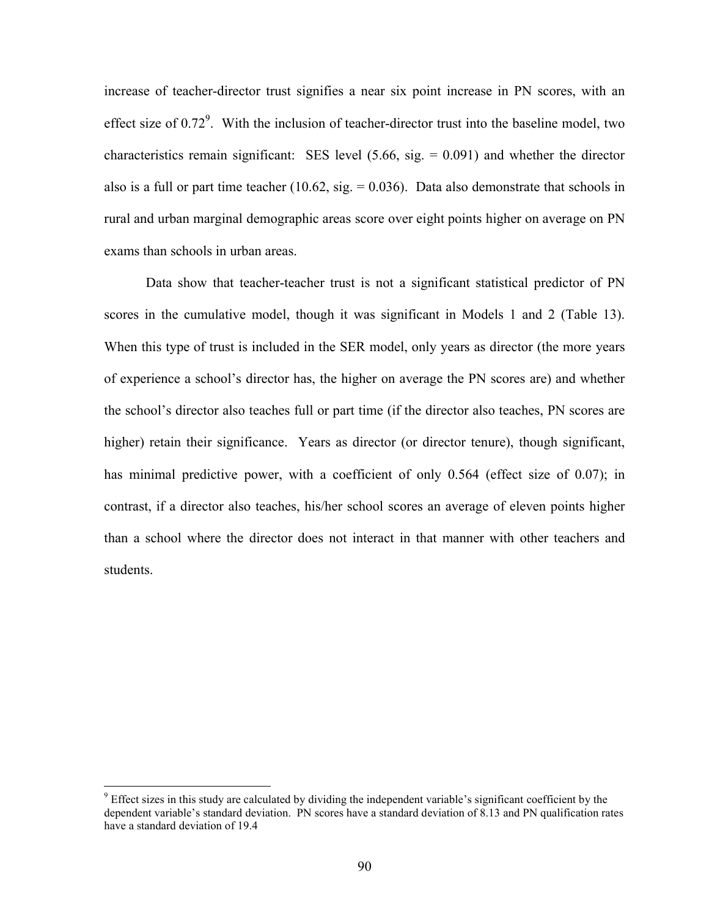increase of teacher-director trust signifies a near six point increase in PN scores, with an effect size of 0.72[9]. With the inclusion of teacher-director trust into the baseline model, two characteristics remain significant: SES level (5.66, sig. = 0.091) and whether the director also is a full or part time teacher (10.62, sig. = 0.036). Data also demonstrate that schools in rural and urban marginal demographic areas score over eight points higher on average on PN exams than schools in urban areas.

Data show that teacher-teacher trust is not a significant statistical predictor of PN scores in the cumulative model, though it was significant in Models 1 and 2 (Table 13). When this type of trust is included in the SER model, only years as director (the more years of experience a school's director has, the higher on average the PN scores are) and whether the school's director also teaches full or part time (if the director also teaches, PN scores are higher) retain their significance. Years as director (or director tenure), though significant, has minimal predictive power, with a coefficient of only 0.564 (effect size of 0.07); in contrast, if a director also teaches, his/her school scores an average of eleven points higher than a school where the director does not interact in that manner with other teachers and students.

[9] Effect sizes in this study are calculated by dividing the independent variable's significant coefficient by the dependent variable's standard deviation. PN scores have a standard deviation of 8.13 and PN qualification rates have a standard deviation of 19.4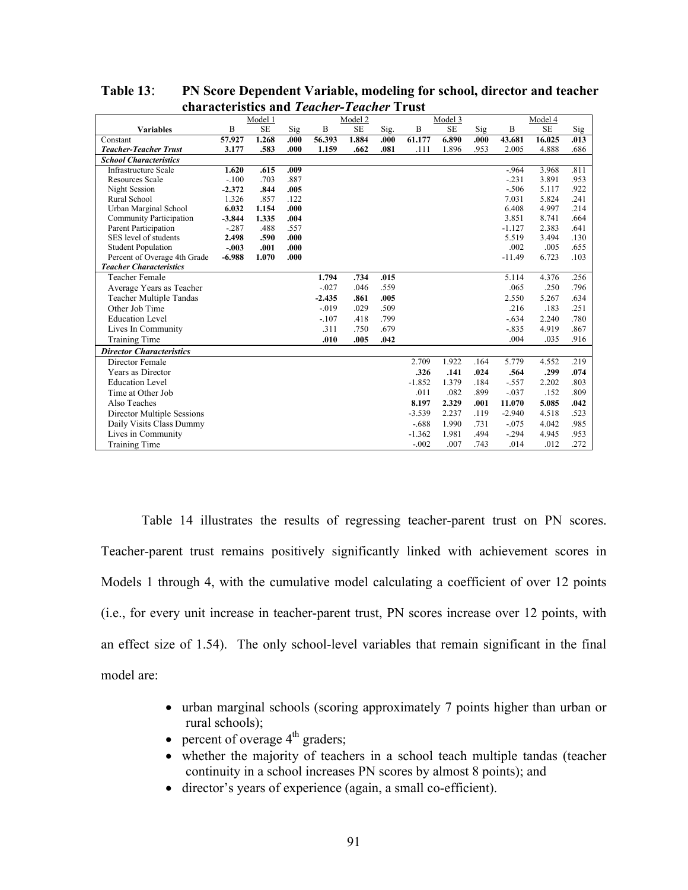**Table 13**: **PN Score Dependent Variable, modeling for school, director and teacher characteristics and *Teacher-Teacher* Trust**

| | Model 1 | | | Model 2 | | | Model 3 | | | Model 4 | | |
|---|---|---|---|---|---|---|---|---|---|---|---|---|
| **Variables** | B | SE | Sig | B | SE | Sig. | B | SE | Sig | B | SE | Sig |
| Constant | **57.927** | **1.268** | **.000** | **56.393** | **1.884** | **.000** | **61.177** | **6.890** | **.000** | **43.681** | **16.025** | **.013** |
| ***Teacher-Teacher Trust*** | **3.177** | **.583** | **.000** | 1.159 | .662 | .081 | .111 | 1.896 | .953 | 2.005 | 4.888 | .686 |
| ***School Characteristics*** | | | | | | | | | | | | |
| Infrastructure Scale | **1.620** | **.615** | **.009** | | | | | | | -.964 | 3.968 | .811 |
| Resources Scale | -.100 | .703 | .887 | | | | | | | -.231 | 3.891 | .953 |
| Night Session | **-2.372** | **.844** | **.005** | | | | | | | -.506 | 5.117 | .922 |
| Rural School | 1.326 | .857 | .122 | | | | | | | 7.031 | 5.824 | .241 |
| Urban Marginal School | **6.032** | **1.154** | **.000** | | | | | | | 6.408 | 4.997 | .214 |
| Community Participation | **-3.844** | **1.335** | **.004** | | | | | | | 3.851 | 8.741 | .664 |
| Parent Participation | -.287 | .488 | .557 | | | | | | | -1.127 | 2.383 | .641 |
| SES level of students | **2.498** | **.590** | **.000** | | | | | | | 5.519 | 3.494 | .130 |
| Student Population | **-.003** | **.001** | **.000** | | | | | | | .002 | .005 | .655 |
| Percent of Overage 4th Grade | **-6.988** | **1.070** | **.000** | | | | | | | -11.49 | 6.723 | .103 |
| ***Teacher Characteristics*** | | | | | | | | | | | | |
| Teacher Female | | | | **1.794** | **.734** | **.015** | | | | 5.114 | 4.376 | .256 |
| Average Years as Teacher | | | | -.027 | .046 | .559 | | | | .065 | .250 | .796 |
| Teacher Multiple Tandas | | | | **-2.435** | **.861** | **.005** | | | | 2.550 | 5.267 | .634 |
| Other Job Time | | | | -.019 | .029 | .509 | | | | .216 | .183 | .251 |
| Education Level | | | | -.107 | .418 | .799 | | | | -.634 | 2.240 | .780 |
| Lives In Community | | | | .311 | .750 | .679 | | | | -.835 | 4.919 | .867 |
| Training Time | | | | **.010** | **.005** | **.042** | | | | .004 | .035 | .916 |
| ***Director Characteristics*** | | | | | | | | | | | | |
| Director Female | | | | | | | 2.709 | 1.922 | .164 | 5.779 | 4.552 | .219 |
| Years as Director | | | | | | | **.326** | **.141** | **.024** | **.564** | **.299** | **.074** |
| Education Level | | | | | | | -1.852 | 1.379 | .184 | -.557 | 2.202 | .803 |
| Time at Other Job | | | | | | | .011 | .082 | .899 | -.037 | .152 | .809 |
| Also Teaches | | | | | | | **8.197** | **2.329** | **.001** | **11.070** | **5.085** | **.042** |
| Director Multiple Sessions | | | | | | | -3.539 | 2.237 | .119 | -2.940 | 4.518 | .523 |
| Daily Visits Class Dummy | | | | | | | -.688 | 1.990 | .731 | -.075 | 4.042 | .985 |
| Lives in Community | | | | | | | -1.362 | 1.981 | .494 | -.294 | 4.945 | .953 |
| Training Time | | | | | | | -.002 | .007 | .743 | .014 | .012 | .272 |

Table 14 illustrates the results of regressing teacher-parent trust on PN scores. Teacher-parent trust remains positively significantly linked with achievement scores in Models 1 through 4, with the cumulative model calculating a coefficient of over 12 points (i.e., for every unit increase in teacher-parent trust, PN scores increase over 12 points, with an effect size of 1.54). The only school-level variables that remain significant in the final model are:

- urban marginal schools (scoring approximately 7 points higher than urban or rural schools);
- percent of overage 4th graders;
- whether the majority of teachers in a school teach multiple tandas (teacher continuity in a school increases PN scores by almost 8 points); and
- director's years of experience (again, a small co-efficient).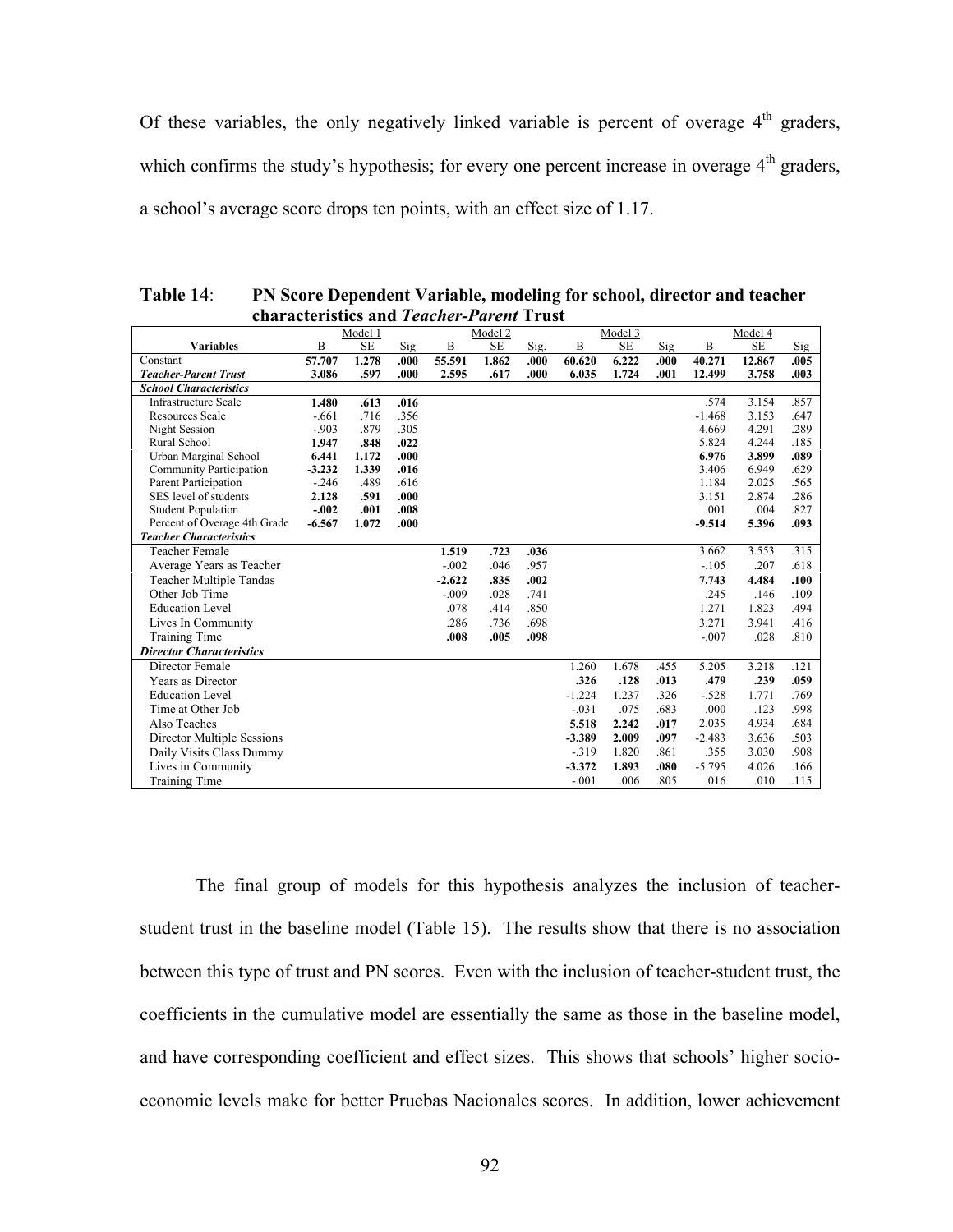Of these variables, the only negatively linked variable is percent of overage 4th graders, which confirms the study's hypothesis; for every one percent increase in overage 4th graders, a school's average score drops ten points, with an effect size of 1.17.

**Table 14**: **PN Score Dependent Variable, modeling for school, director and teacher characteristics and *Teacher-Parent* Trust**

| | Model 1 | | | Model 2 | | | Model 3 | | | Model 4 | | |
|---|---|---|---|---|---|---|---|---|---|---|---|---|
| **Variables** | B | SE | Sig | B | SE | Sig. | B | SE | Sig | B | SE | Sig |
| Constant | **57.707** | **1.278** | **.000** | **55.591** | **1.862** | **.000** | **60.620** | **6.222** | **.000** | **40.271** | **12.867** | **.005** |
| ***Teacher-Parent Trust*** | **3.086** | **.597** | **.000** | **2.595** | **.617** | **.000** | **6.035** | **1.724** | **.001** | **12.499** | **3.758** | **.003** |
| ***School Characteristics*** | | | | | | | | | | | | |
| Infrastructure Scale | **1.480** | **.613** | **.016** | | | | | | | .574 | 3.154 | .857 |
| Resources Scale | -.661 | .716 | .356 | | | | | | | -1.468 | 3.153 | .647 |
| Night Session | -.903 | .879 | .305 | | | | | | | 4.669 | 4.291 | .289 |
| Rural School | **1.947** | **.848** | **.022** | | | | | | | 5.824 | 4.244 | .185 |
| Urban Marginal School | **6.441** | **1.172** | **.000** | | | | | | | **6.976** | **3.899** | **.089** |
| Community Participation | **-3.232** | **1.339** | **.016** | | | | | | | 3.406 | 6.949 | .629 |
| Parent Participation | -.246 | .489 | .616 | | | | | | | 1.184 | 2.025 | .565 |
| SES level of students | **2.128** | **.591** | **.000** | | | | | | | 3.151 | 2.874 | .286 |
| Student Population | **-.002** | **.001** | **.008** | | | | | | | .001 | .004 | .827 |
| Percent of Overage 4th Grade | **-6.567** | **1.072** | **.000** | | | | | | | **-9.514** | **5.396** | **.093** |
| ***Teacher Characteristics*** | | | | | | | | | | | | |
| Teacher Female | | | | **1.519** | **.723** | **.036** | | | | 3.662 | 3.553 | .315 |
| Average Years as Teacher | | | | -.002 | .046 | .957 | | | | -.105 | .207 | .618 |
| Teacher Multiple Tandas | | | | **-2.622** | **.835** | **.002** | | | | **7.743** | **4.484** | **.100** |
| Other Job Time | | | | -.009 | .028 | .741 | | | | .245 | .146 | .109 |
| Education Level | | | | .078 | .414 | .850 | | | | 1.271 | 1.823 | .494 |
| Lives In Community | | | | .286 | .736 | .698 | | | | 3.271 | 3.941 | .416 |
| Training Time | | | | **.008** | **.005** | **.098** | | | | -.007 | .028 | .810 |
| ***Director Characteristics*** | | | | | | | | | | | | |
| Director Female | | | | | | | 1.260 | 1.678 | .455 | 5.205 | 3.218 | .121 |
| Years as Director | | | | | | | **.326** | **.128** | **.013** | **.479** | **.239** | **.059** |
| Education Level | | | | | | | -1.224 | 1.237 | .326 | -.528 | 1.771 | .769 |
| Time at Other Job | | | | | | | -.031 | .075 | .683 | .000 | .123 | .998 |
| Also Teaches | | | | | | | **5.518** | **2.242** | **.017** | 2.035 | 4.934 | .684 |
| Director Multiple Sessions | | | | | | | **-3.389** | **2.009** | **.097** | -2.483 | 3.636 | .503 |
| Daily Visits Class Dummy | | | | | | | -.319 | 1.820 | .861 | .355 | 3.030 | .908 |
| Lives in Community | | | | | | | **-3.372** | **1.893** | **.080** | -5.795 | 4.026 | .166 |
| Training Time | | | | | | | -.001 | .006 | .805 | .016 | .010 | .115 |

The final group of models for this hypothesis analyzes the inclusion of teacher-student trust in the baseline model (Table 15). The results show that there is no association between this type of trust and PN scores. Even with the inclusion of teacher-student trust, the coefficients in the cumulative model are essentially the same as those in the baseline model, and have corresponding coefficient and effect sizes. This shows that schools' higher socio-economic levels make for better Pruebas Nacionales scores. In addition, lower achievement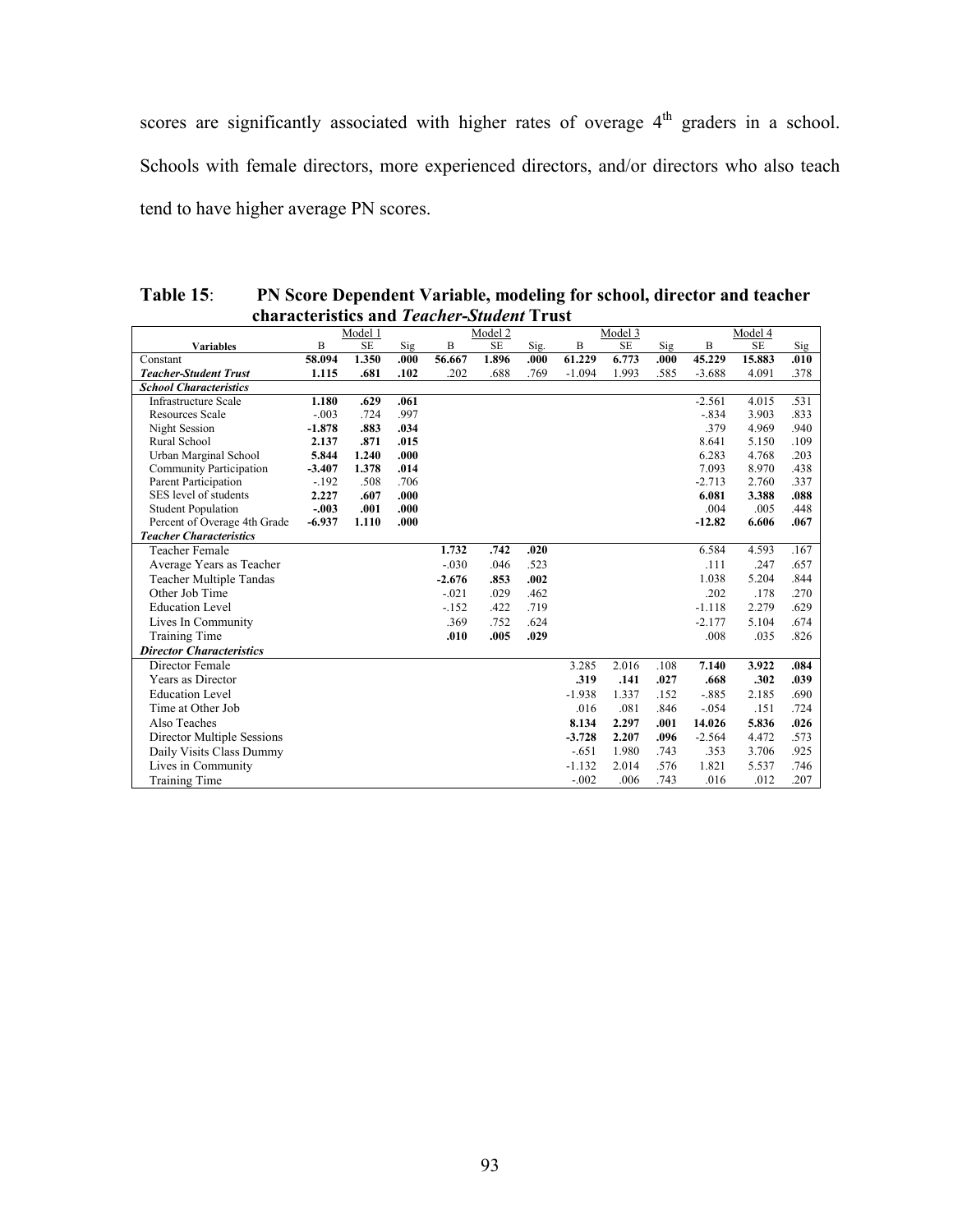scores are significantly associated with higher rates of overage 4th graders in a school. Schools with female directors, more experienced directors, and/or directors who also teach tend to have higher average PN scores.

**Table 15**: **PN Score Dependent Variable, modeling for school, director and teacher characteristics and *Teacher-Student* Trust**

| | Model 1 | | | Model 2 | | | Model 3 | | | Model 4 | | |
|---|---|---|---|---|---|---|---|---|---|---|---|---|
| **Variables** | B | SE | Sig | B | SE | Sig. | B | SE | Sig | B | SE | Sig |
| Constant | **58.094** | **1.350** | **.000** | **56.667** | **1.896** | **.000** | **61.229** | **6.773** | **.000** | **45.229** | **15.883** | **.010** |
| ***Teacher-Student Trust*** | **1.115** | **.681** | **.102** | .202 | .688 | .769 | -1.094 | 1.993 | .585 | -3.688 | 4.091 | .378 |
| ***School Characteristics*** | | | | | | | | | | | | |
| Infrastructure Scale | **1.180** | **.629** | **.061** | | | | | | | -2.561 | 4.015 | .531 |
| Resources Scale | -.003 | .724 | .997 | | | | | | | -.834 | 3.903 | .833 |
| Night Session | **-1.878** | **.883** | **.034** | | | | | | | .379 | 4.969 | .940 |
| Rural School | **2.137** | **.871** | **.015** | | | | | | | 8.641 | 5.150 | .109 |
| Urban Marginal School | **5.844** | **1.240** | **.000** | | | | | | | 6.283 | 4.768 | .203 |
| Community Participation | **-3.407** | **1.378** | **.014** | | | | | | | 7.093 | 8.970 | .438 |
| Parent Participation | -.192 | .508 | .706 | | | | | | | -2.713 | 2.760 | .337 |
| SES level of students | **2.227** | **.607** | **.000** | | | | | | | **6.081** | **3.388** | **.088** |
| Student Population | **-.003** | **.001** | **.000** | | | | | | | .004 | .005 | .448 |
| Percent of Overage 4th Grade | **-6.937** | **1.110** | **.000** | | | | | | | **-12.82** | **6.606** | **.067** |
| ***Teacher Characteristics*** | | | | | | | | | | | | |
| Teacher Female | | | | **1.732** | **.742** | **.020** | | | | 6.584 | 4.593 | .167 |
| Average Years as Teacher | | | | -.030 | .046 | .523 | | | | .111 | .247 | .657 |
| Teacher Multiple Tandas | | | | **-2.676** | **.853** | **.002** | | | | 1.038 | 5.204 | .844 |
| Other Job Time | | | | -.021 | .029 | .462 | | | | .202 | .178 | .270 |
| Education Level | | | | -.152 | .422 | .719 | | | | -1.118 | 2.279 | .629 |
| Lives In Community | | | | .369 | .752 | .624 | | | | -2.177 | 5.104 | .674 |
| Training Time | | | | **.010** | **.005** | **.029** | | | | .008 | .035 | .826 |
| ***Director Characteristics*** | | | | | | | | | | | | |
| Director Female | | | | | | | 3.285 | 2.016 | .108 | **7.140** | **3.922** | **.084** |
| Years as Director | | | | | | | **.319** | **.141** | **.027** | **.668** | **.302** | **.039** |
| Education Level | | | | | | | -1.938 | 1.337 | .152 | -.885 | 2.185 | .690 |
| Time at Other Job | | | | | | | .016 | .081 | .846 | -.054 | .151 | .724 |
| Also Teaches | | | | | | | **8.134** | **2.297** | **.001** | **14.026** | **5.836** | **.026** |
| Director Multiple Sessions | | | | | | | **-3.728** | **2.207** | **.096** | -2.564 | 4.472 | .573 |
| Daily Visits Class Dummy | | | | | | | -.651 | 1.980 | .743 | .353 | 3.706 | .925 |
| Lives in Community | | | | | | | -1.132 | 2.014 | .576 | 1.821 | 5.537 | .746 |
| Training Time | | | | | | | -.002 | .006 | .743 | .016 | .012 | .207 |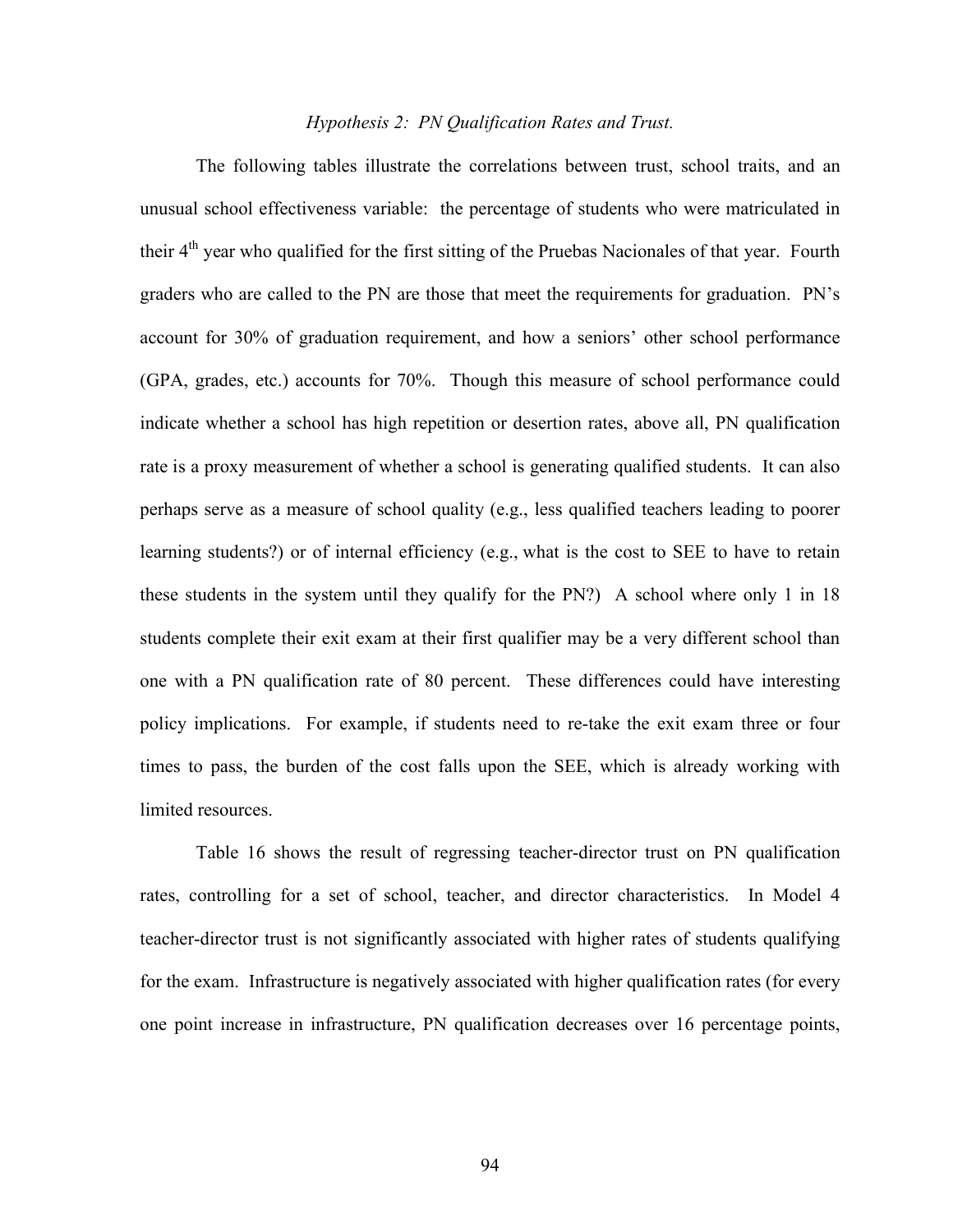*Hypothesis 2: PN Qualification Rates and Trust.*

The following tables illustrate the correlations between trust, school traits, and an unusual school effectiveness variable: the percentage of students who were matriculated in their 4$^{th}$ year who qualified for the first sitting of the Pruebas Nacionales of that year. Fourth graders who are called to the PN are those that meet the requirements for graduation. PN's account for 30% of graduation requirement, and how a seniors' other school performance (GPA, grades, etc.) accounts for 70%. Though this measure of school performance could indicate whether a school has high repetition or desertion rates, above all, PN qualification rate is a proxy measurement of whether a school is generating qualified students. It can also perhaps serve as a measure of school quality (e.g., less qualified teachers leading to poorer learning students?) or of internal efficiency (e.g., what is the cost to SEE to have to retain these students in the system until they qualify for the PN?) A school where only 1 in 18 students complete their exit exam at their first qualifier may be a very different school than one with a PN qualification rate of 80 percent. These differences could have interesting policy implications. For example, if students need to re-take the exit exam three or four times to pass, the burden of the cost falls upon the SEE, which is already working with limited resources.

Table 16 shows the result of regressing teacher-director trust on PN qualification rates, controlling for a set of school, teacher, and director characteristics. In Model 4 teacher-director trust is not significantly associated with higher rates of students qualifying for the exam. Infrastructure is negatively associated with higher qualification rates (for every one point increase in infrastructure, PN qualification decreases over 16 percentage points,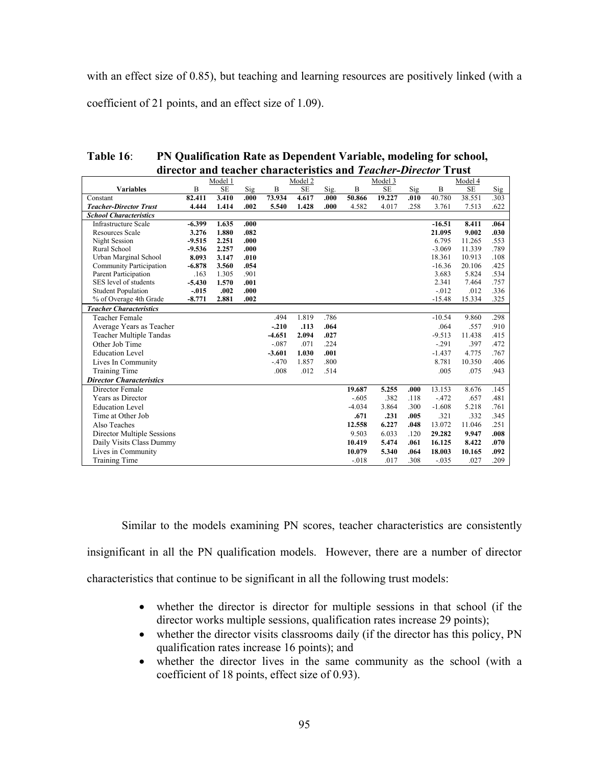with an effect size of 0.85), but teaching and learning resources are positively linked (with a coefficient of 21 points, and an effect size of 1.09).

**Table 16**: **PN Qualification Rate as Dependent Variable, modeling for school, director and teacher characteristics and *Teacher-Director* Trust**

| | Model 1 | | | Model 2 | | | Model 3 | | | Model 4 | | |
|---|---|---|---|---|---|---|---|---|---|---|---|---|
| **Variables** | B | SE | Sig | B | SE | Sig. | B | SE | Sig | B | SE | Sig |
| Constant | **82.411** | **3.410** | **.000** | **73.934** | **4.617** | **.000** | **50.866** | **19.227** | **.010** | 40.780 | 38.551 | .303 |
| ***Teacher-Director Trust*** | **4.444** | **1.414** | **.002** | **5.540** | **1.428** | **.000** | 4.582 | 4.017 | .258 | 3.761 | 7.513 | .622 |
| ***School Characteristics*** | | | | | | | | | | | | |
| Infrastructure Scale | **-6.399** | **1.635** | **.000** | | | | | | | **-16.51** | **8.411** | **.064** |
| Resources Scale | **3.276** | **1.880** | **.082** | | | | | | | **21.095** | **9.002** | **.030** |
| Night Session | **-9.515** | **2.251** | **.000** | | | | | | | 6.795 | 11.265 | .553 |
| Rural School | **-9.536** | **2.257** | **.000** | | | | | | | -3.069 | 11.339 | .789 |
| Urban Marginal School | **8.093** | **3.147** | **.010** | | | | | | | 18.361 | 10.913 | .108 |
| Community Participation | **-6.878** | **3.560** | **.054** | | | | | | | -16.36 | 20.106 | .425 |
| Parent Participation | .163 | 1.305 | .901 | | | | | | | 3.683 | 5.824 | .534 |
| SES level of students | **-5.430** | **1.570** | **.001** | | | | | | | 2.341 | 7.464 | .757 |
| Student Population | **-.015** | **.002** | **.000** | | | | | | | -.012 | .012 | .336 |
| % of Overage 4th Grade | **-8.771** | **2.881** | **.002** | | | | | | | -15.48 | 15.334 | .325 |
| ***Teacher Characteristics*** | | | | | | | | | | | | |
| Teacher Female | | | | .494 | 1.819 | .786 | | | | -10.54 | 9.860 | .298 |
| Average Years as Teacher | | | | **-.210** | **.113** | **.064** | | | | .064 | .557 | .910 |
| Teacher Multiple Tandas | | | | **-4.651** | **2.094** | **.027** | | | | -9.513 | 11.438 | .415 |
| Other Job Time | | | | -.087 | .071 | .224 | | | | -.291 | .397 | .472 |
| Education Level | | | | **-3.601** | **1.030** | **.001** | | | | -1.437 | 4.775 | .767 |
| Lives In Community | | | | -.470 | 1.857 | .800 | | | | 8.781 | 10.350 | .406 |
| Training Time | | | | .008 | .012 | .514 | | | | .005 | .075 | .943 |
| ***Director Characteristics*** | | | | | | | | | | | | |
| Director Female | | | | | | | **19.687** | **5.255** | **.000** | 13.153 | 8.676 | .145 |
| Years as Director | | | | | | | -.605 | .382 | .118 | -.472 | .657 | .481 |
| Education Level | | | | | | | -4.034 | 3.864 | .300 | -1.608 | 5.218 | .761 |
| Time at Other Job | | | | | | | **.671** | **.231** | **.005** | .321 | .332 | .345 |
| Also Teaches | | | | | | | **12.558** | **6.227** | **.048** | 13.072 | 11.046 | .251 |
| Director Multiple Sessions | | | | | | | 9.503 | 6.033 | .120 | **29.282** | **9.947** | **.008** |
| Daily Visits Class Dummy | | | | | | | **10.419** | **5.474** | **.061** | **16.125** | **8.422** | **.070** |
| Lives in Community | | | | | | | **10.079** | **5.340** | **.064** | **18.003** | **10.165** | **.092** |
| Training Time | | | | | | | -.018 | .017 | .308 | -.035 | .027 | .209 |

Similar to the models examining PN scores, teacher characteristics are consistently insignificant in all the PN qualification models. However, there are a number of director characteristics that continue to be significant in all the following trust models:

- whether the director is director for multiple sessions in that school (if the director works multiple sessions, qualification rates increase 29 points);
- whether the director visits classrooms daily (if the director has this policy, PN qualification rates increase 16 points); and
- whether the director lives in the same community as the school (with a coefficient of 18 points, effect size of 0.93).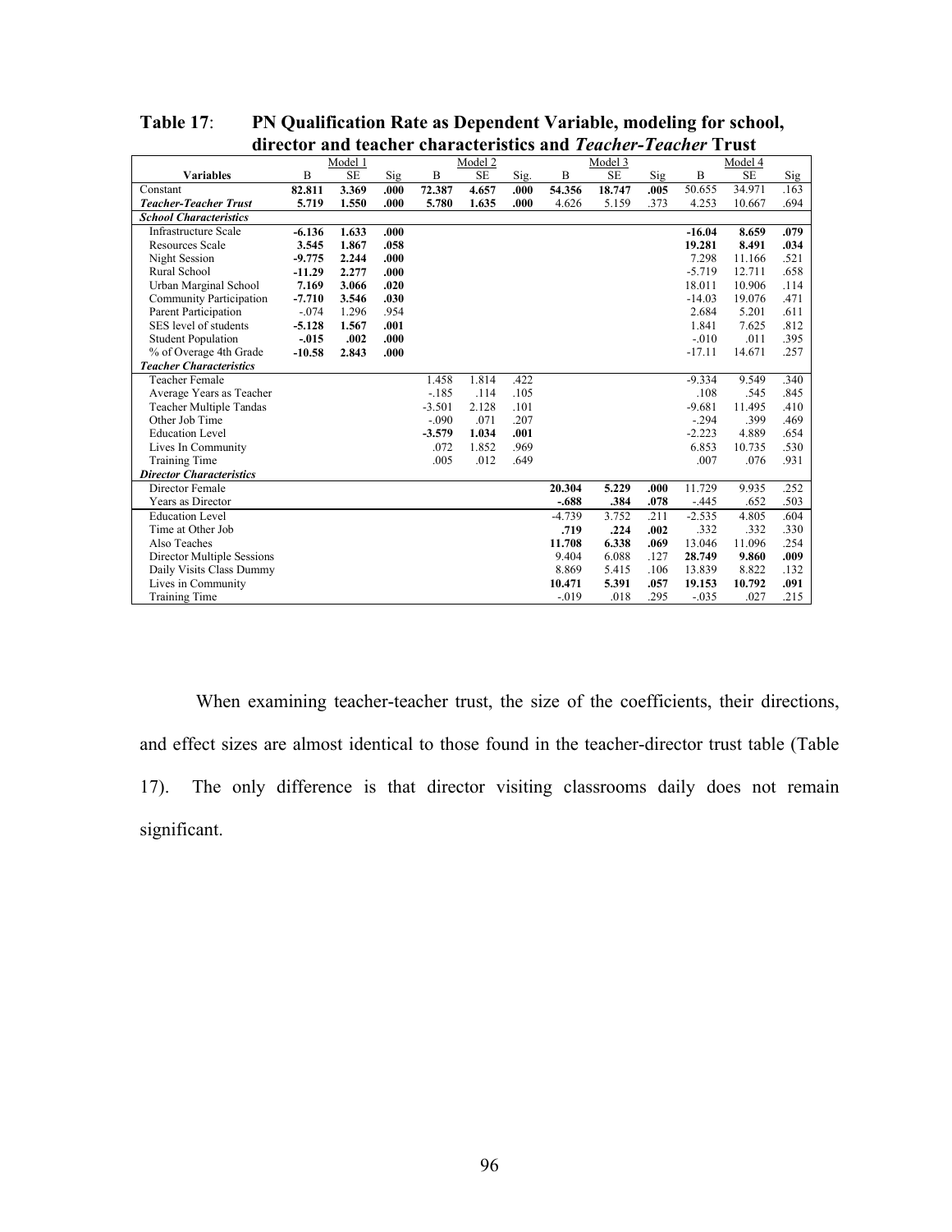**Table 17**: **PN Qualification Rate as Dependent Variable, modeling for school, director and teacher characteristics and *Teacher-Teacher* Trust**

| | Model 1 | | | Model 2 | | | Model 3 | | | Model 4 | | |
|---|---|---|---|---|---|---|---|---|---|---|---|---|
| **Variables** | B | SE | Sig | B | SE | Sig. | B | SE | Sig | B | SE | Sig |
| Constant | **82.811** | **3.369** | **.000** | **72.387** | **4.657** | **.000** | **54.356** | **18.747** | **.005** | 50.655 | 34.971 | .163 |
| ***Teacher-Teacher Trust*** | **5.719** | **1.550** | **.000** | **5.780** | **1.635** | **.000** | 4.626 | 5.159 | .373 | 4.253 | 10.667 | .694 |
| ***School Characteristics*** | | | | | | | | | | | | |
| Infrastructure Scale | **-6.136** | **1.633** | **.000** | | | | | | | **-16.04** | **8.659** | **.079** |
| Resources Scale | **3.545** | **1.867** | **.058** | | | | | | | **19.281** | **8.491** | **.034** |
| Night Session | **-9.775** | **2.244** | **.000** | | | | | | | 7.298 | 11.166 | .521 |
| Rural School | **-11.29** | **2.277** | **.000** | | | | | | | -5.719 | 12.711 | .658 |
| Urban Marginal School | **7.169** | **3.066** | **.020** | | | | | | | 18.011 | 10.906 | .114 |
| Community Participation | **-7.710** | **3.546** | **.030** | | | | | | | -14.03 | 19.076 | .471 |
| Parent Participation | -.074 | 1.296 | .954 | | | | | | | 2.684 | 5.201 | .611 |
| SES level of students | **-5.128** | **1.567** | **.001** | | | | | | | 1.841 | 7.625 | .812 |
| Student Population | **-.015** | **.002** | **.000** | | | | | | | -.010 | .011 | .395 |
| % of Overage 4th Grade | **-10.58** | **2.843** | **.000** | | | | | | | -17.11 | 14.671 | .257 |
| ***Teacher Characteristics*** | | | | | | | | | | | | |
| Teacher Female | | | | 1.458 | 1.814 | .422 | | | | -9.334 | 9.549 | .340 |
| Average Years as Teacher | | | | -.185 | .114 | .105 | | | | .108 | .545 | .845 |
| Teacher Multiple Tandas | | | | -3.501 | 2.128 | .101 | | | | -9.681 | 11.495 | .410 |
| Other Job Time | | | | -.090 | .071 | .207 | | | | -.294 | .399 | .469 |
| Education Level | | | | **-3.579** | **1.034** | **.001** | | | | -2.223 | 4.889 | .654 |
| Lives In Community | | | | .072 | 1.852 | .969 | | | | 6.853 | 10.735 | .530 |
| Training Time | | | | .005 | .012 | .649 | | | | .007 | .076 | .931 |
| ***Director Characteristics*** | | | | | | | | | | | | |
| Director Female | | | | | | | **20.304** | **5.229** | **.000** | 11.729 | 9.935 | .252 |
| Years as Director | | | | | | | **-.688** | **.384** | **.078** | -.445 | .652 | .503 |
| Education Level | | | | | | | -4.739 | 3.752 | .211 | -2.535 | 4.805 | .604 |
| Time at Other Job | | | | | | | **.719** | **.224** | **.002** | .332 | .332 | .330 |
| Also Teaches | | | | | | | **11.708** | **6.338** | **.069** | 13.046 | 11.096 | .254 |
| Director Multiple Sessions | | | | | | | 9.404 | 6.088 | .127 | **28.749** | **9.860** | **.009** |
| Daily Visits Class Dummy | | | | | | | 8.869 | 5.415 | .106 | 13.839 | 8.822 | .132 |
| Lives in Community | | | | | | | **10.471** | **5.391** | **.057** | **19.153** | **10.792** | **.091** |
| Training Time | | | | | | | -.019 | .018 | .295 | -.035 | .027 | .215 |

When examining teacher-teacher trust, the size of the coefficients, their directions, and effect sizes are almost identical to those found in the teacher-director trust table (Table 17). The only difference is that director visiting classrooms daily does not remain significant.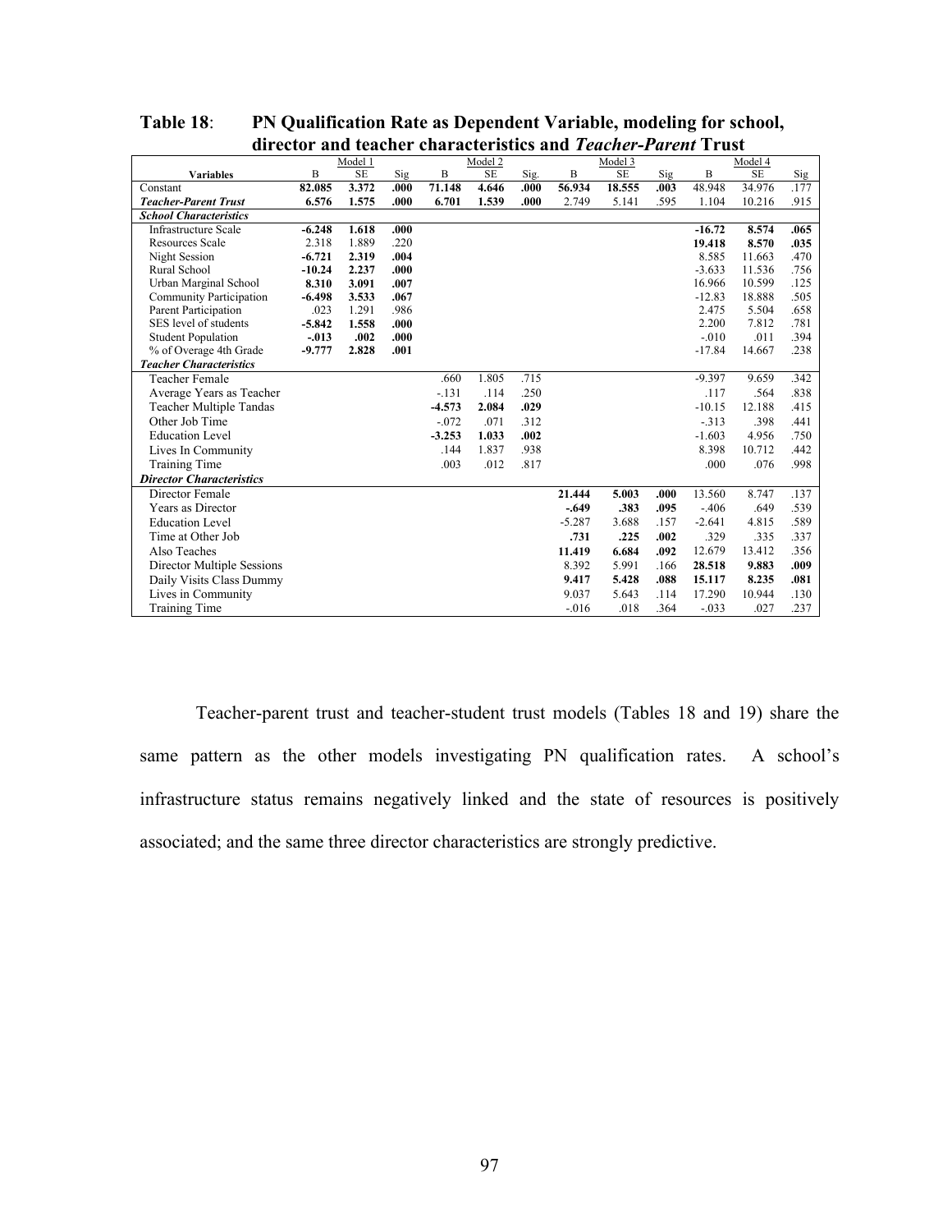**Table 18**: **PN Qualification Rate as Dependent Variable, modeling for school, director and teacher characteristics and *Teacher-Parent* Trust**

| Variables | Model 1 B | Model 1 SE | Model 1 Sig | Model 2 B | Model 2 SE | Model 2 Sig. | Model 3 B | Model 3 SE | Model 3 Sig | Model 4 B | Model 4 SE | Model 4 Sig |
|---|---|---|---|---|---|---|---|---|---|---|---|---|
| Constant | **82.085** | **3.372** | **.000** | **71.148** | **4.646** | **.000** | **56.934** | **18.555** | **.003** | 48.948 | 34.976 | .177 |
| ***Teacher-Parent Trust*** | **6.576** | **1.575** | **.000** | **6.701** | **1.539** | **.000** | 2.749 | 5.141 | .595 | 1.104 | 10.216 | .915 |
| ***School Characteristics*** | | | | | | | | | | | | |
| Infrastructure Scale | **-6.248** | **1.618** | **.000** | | | | | | | **-16.72** | **8.574** | **.065** |
| Resources Scale | 2.318 | 1.889 | .220 | | | | | | | **19.418** | **8.570** | **.035** |
| Night Session | **-6.721** | **2.319** | **.004** | | | | | | | 8.585 | 11.663 | .470 |
| Rural School | **-10.24** | **2.237** | **.000** | | | | | | | -3.633 | 11.536 | .756 |
| Urban Marginal School | **8.310** | **3.091** | **.007** | | | | | | | 16.966 | 10.599 | .125 |
| Community Participation | **-6.498** | **3.533** | **.067** | | | | | | | -12.83 | 18.888 | .505 |
| Parent Participation | .023 | 1.291 | .986 | | | | | | | 2.475 | 5.504 | .658 |
| SES level of students | **-5.842** | **1.558** | **.000** | | | | | | | 2.200 | 7.812 | .781 |
| Student Population | **-.013** | **.002** | **.000** | | | | | | | -.010 | .011 | .394 |
| % of Overage 4th Grade | **-9.777** | **2.828** | **.001** | | | | | | | -17.84 | 14.667 | .238 |
| ***Teacher Characteristics*** | | | | | | | | | | | | |
| Teacher Female | | | | .660 | 1.805 | .715 | | | | -9.397 | 9.659 | .342 |
| Average Years as Teacher | | | | -.131 | .114 | .250 | | | | .117 | .564 | .838 |
| Teacher Multiple Tandas | | | | **-4.573** | **2.084** | **.029** | | | | -10.15 | 12.188 | .415 |
| Other Job Time | | | | -.072 | .071 | .312 | | | | -.313 | .398 | .441 |
| Education Level | | | | **-3.253** | **1.033** | **.002** | | | | -1.603 | 4.956 | .750 |
| Lives In Community | | | | .144 | 1.837 | .938 | | | | 8.398 | 10.712 | .442 |
| Training Time | | | | .003 | .012 | .817 | | | | .000 | .076 | .998 |
| ***Director Characteristics*** | | | | | | | | | | | | |
| Director Female | | | | | | | **21.444** | **5.003** | **.000** | 13.560 | 8.747 | .137 |
| Years as Director | | | | | | | **-.649** | **.383** | **.095** | -.406 | .649 | .539 |
| Education Level | | | | | | | -5.287 | 3.688 | .157 | -2.641 | 4.815 | .589 |
| Time at Other Job | | | | | | | **.731** | **.225** | **.002** | .329 | .335 | .337 |
| Also Teaches | | | | | | | **11.419** | **6.684** | **.092** | 12.679 | 13.412 | .356 |
| Director Multiple Sessions | | | | | | | 8.392 | 5.991 | .166 | **28.518** | **9.883** | **.009** |
| Daily Visits Class Dummy | | | | | | | **9.417** | **5.428** | **.088** | **15.117** | **8.235** | **.081** |
| Lives in Community | | | | | | | 9.037 | 5.643 | .114 | 17.290 | 10.944 | .130 |
| Training Time | | | | | | | -.016 | .018 | .364 | -.033 | .027 | .237 |

Teacher-parent trust and teacher-student trust models (Tables 18 and 19) share the same pattern as the other models investigating PN qualification rates. A school's infrastructure status remains negatively linked and the state of resources is positively associated; and the same three director characteristics are strongly predictive.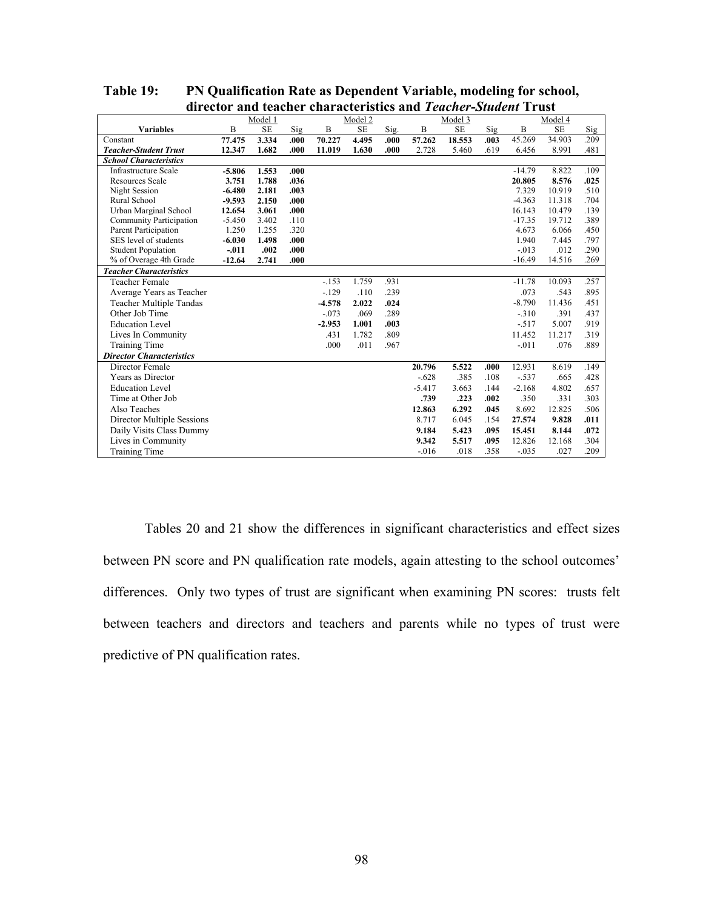**Table 19: PN Qualification Rate as Dependent Variable, modeling for school, director and teacher characteristics and *Teacher-Student* Trust**

| | Model 1 | | | Model 2 | | | Model 3 | | | Model 4 | | |
|---|---|---|---|---|---|---|---|---|---|---|---|---|
| **Variables** | B | SE | Sig | B | SE | Sig. | B | SE | Sig | B | SE | Sig |
| Constant | **77.475** | **3.334** | **.000** | **70.227** | **4.495** | **.000** | **57.262** | **18.553** | **.003** | 45.269 | 34.903 | .209 |
| ***Teacher-Student Trust*** | **12.347** | **1.682** | **.000** | **11.019** | **1.630** | **.000** | 2.728 | 5.460 | .619 | 6.456 | 8.991 | .481 |
| ***School Characteristics*** | | | | | | | | | | | | |
| Infrastructure Scale | **-5.806** | **1.553** | **.000** | | | | | | | -14.79 | 8.822 | .109 |
| Resources Scale | **3.751** | **1.788** | **.036** | | | | | | | **20.805** | **8.576** | **.025** |
| Night Session | **-6.480** | **2.181** | **.003** | | | | | | | 7.329 | 10.919 | .510 |
| Rural School | **-9.593** | **2.150** | **.000** | | | | | | | -4.363 | 11.318 | .704 |
| Urban Marginal School | **12.654** | **3.061** | **.000** | | | | | | | 16.143 | 10.479 | .139 |
| Community Participation | -5.450 | 3.402 | .110 | | | | | | | -17.35 | 19.712 | .389 |
| Parent Participation | 1.250 | 1.255 | .320 | | | | | | | 4.673 | 6.066 | .450 |
| SES level of students | **-6.030** | **1.498** | **.000** | | | | | | | 1.940 | 7.445 | .797 |
| Student Population | **-.011** | **.002** | **.000** | | | | | | | -.013 | .012 | .290 |
| % of Overage 4th Grade | **-12.64** | **2.741** | **.000** | | | | | | | -16.49 | 14.516 | .269 |
| ***Teacher Characteristics*** | | | | | | | | | | | | |
| Teacher Female | | | | -.153 | 1.759 | .931 | | | | -11.78 | 10.093 | .257 |
| Average Years as Teacher | | | | -.129 | .110 | .239 | | | | .073 | .543 | .895 |
| Teacher Multiple Tandas | | | | **-4.578** | **2.022** | **.024** | | | | -8.790 | 11.436 | .451 |
| Other Job Time | | | | -.073 | .069 | .289 | | | | -.310 | .391 | .437 |
| Education Level | | | | **-2.953** | **1.001** | **.003** | | | | -.517 | 5.007 | .919 |
| Lives In Community | | | | .431 | 1.782 | .809 | | | | 11.452 | 11.217 | .319 |
| Training Time | | | | .000 | .011 | .967 | | | | -.011 | .076 | .889 |
| ***Director Characteristics*** | | | | | | | | | | | | |
| Director Female | | | | | | | **20.796** | **5.522** | **.000** | 12.931 | 8.619 | .149 |
| Years as Director | | | | | | | -.628 | .385 | .108 | -.537 | .665 | .428 |
| Education Level | | | | | | | -5.417 | 3.663 | .144 | -2.168 | 4.802 | .657 |
| Time at Other Job | | | | | | | **.739** | **.223** | **.002** | .350 | .331 | .303 |
| Also Teaches | | | | | | | **12.863** | **6.292** | **.045** | 8.692 | 12.825 | .506 |
| Director Multiple Sessions | | | | | | | 8.717 | 6.045 | .154 | **27.574** | **9.828** | **.011** |
| Daily Visits Class Dummy | | | | | | | **9.184** | **5.423** | **.095** | **15.451** | **8.144** | **.072** |
| Lives in Community | | | | | | | **9.342** | **5.517** | **.095** | 12.826 | 12.168 | .304 |
| Training Time | | | | | | | -.016 | .018 | .358 | -.035 | .027 | .209 |

Tables 20 and 21 show the differences in significant characteristics and effect sizes between PN score and PN qualification rate models, again attesting to the school outcomes' differences. Only two types of trust are significant when examining PN scores: trusts felt between teachers and directors and teachers and parents while no types of trust were predictive of PN qualification rates.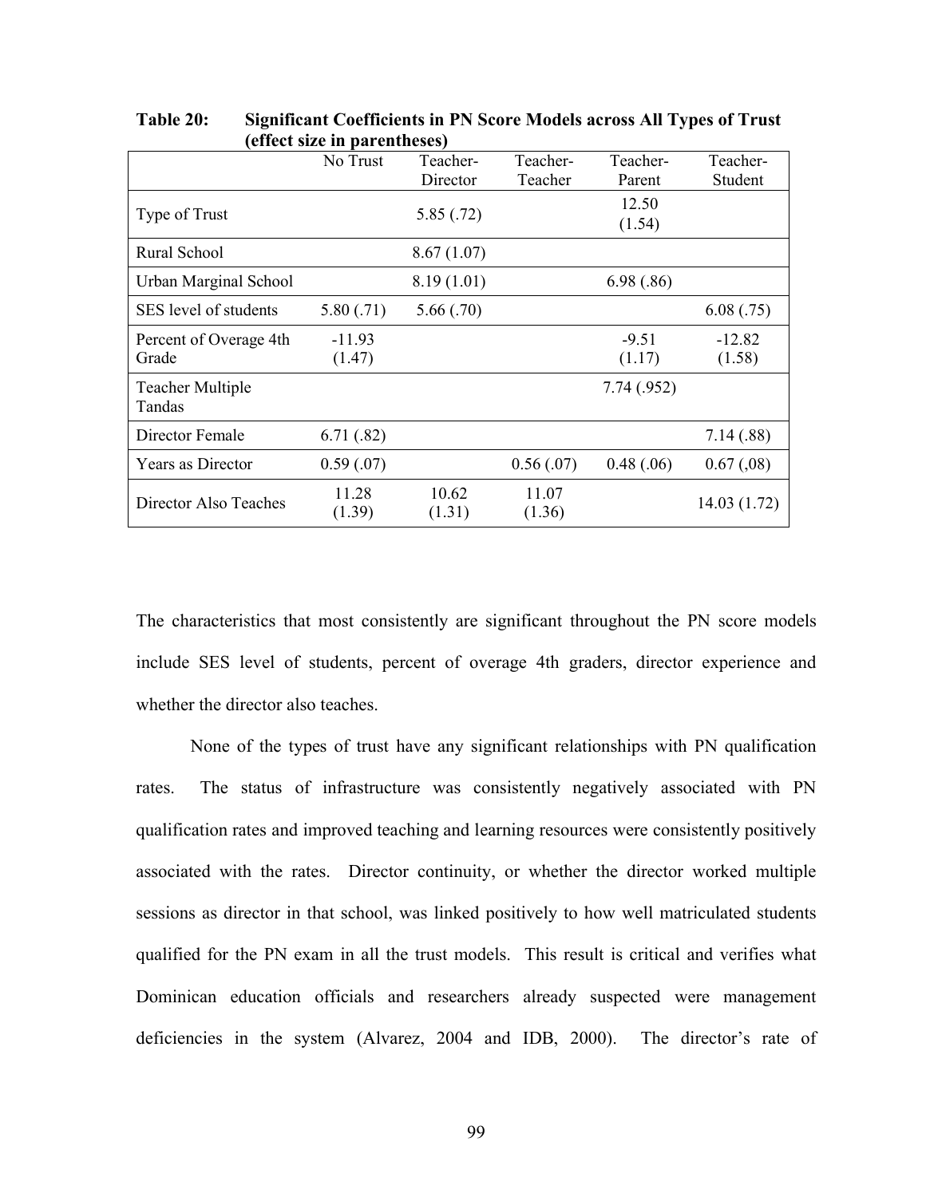**Table 20: Significant Coefficients in PN Score Models across All Types of Trust (effect size in parentheses)**

| | No Trust | Teacher-Director | Teacher-Teacher | Teacher-Parent | Teacher-Student |
|---|---|---|---|---|---|
| Type of Trust | | 5.85 (.72) | | 12.50 (1.54) | |
| Rural School | | 8.67 (1.07) | | | |
| Urban Marginal School | | 8.19 (1.01) | | 6.98 (.86) | |
| SES level of students | 5.80 (.71) | 5.66 (.70) | | | 6.08 (.75) |
| Percent of Overage 4th Grade | -11.93 (1.47) | | | -9.51 (1.17) | -12.82 (1.58) |
| Teacher Multiple Tandas | | | | 7.74 (.952) | |
| Director Female | 6.71 (.82) | | | | 7.14 (.88) |
| Years as Director | 0.59 (.07) | | 0.56 (.07) | 0.48 (.06) | 0.67 (,08) |
| Director Also Teaches | 11.28 (1.39) | 10.62 (1.31) | 11.07 (1.36) | | 14.03 (1.72) |

The characteristics that most consistently are significant throughout the PN score models include SES level of students, percent of overage 4th graders, director experience and whether the director also teaches.

None of the types of trust have any significant relationships with PN qualification rates. The status of infrastructure was consistently negatively associated with PN qualification rates and improved teaching and learning resources were consistently positively associated with the rates. Director continuity, or whether the director worked multiple sessions as director in that school, was linked positively to how well matriculated students qualified for the PN exam in all the trust models. This result is critical and verifies what Dominican education officials and researchers already suspected were management deficiencies in the system (Alvarez, 2004 and IDB, 2000). The director's rate of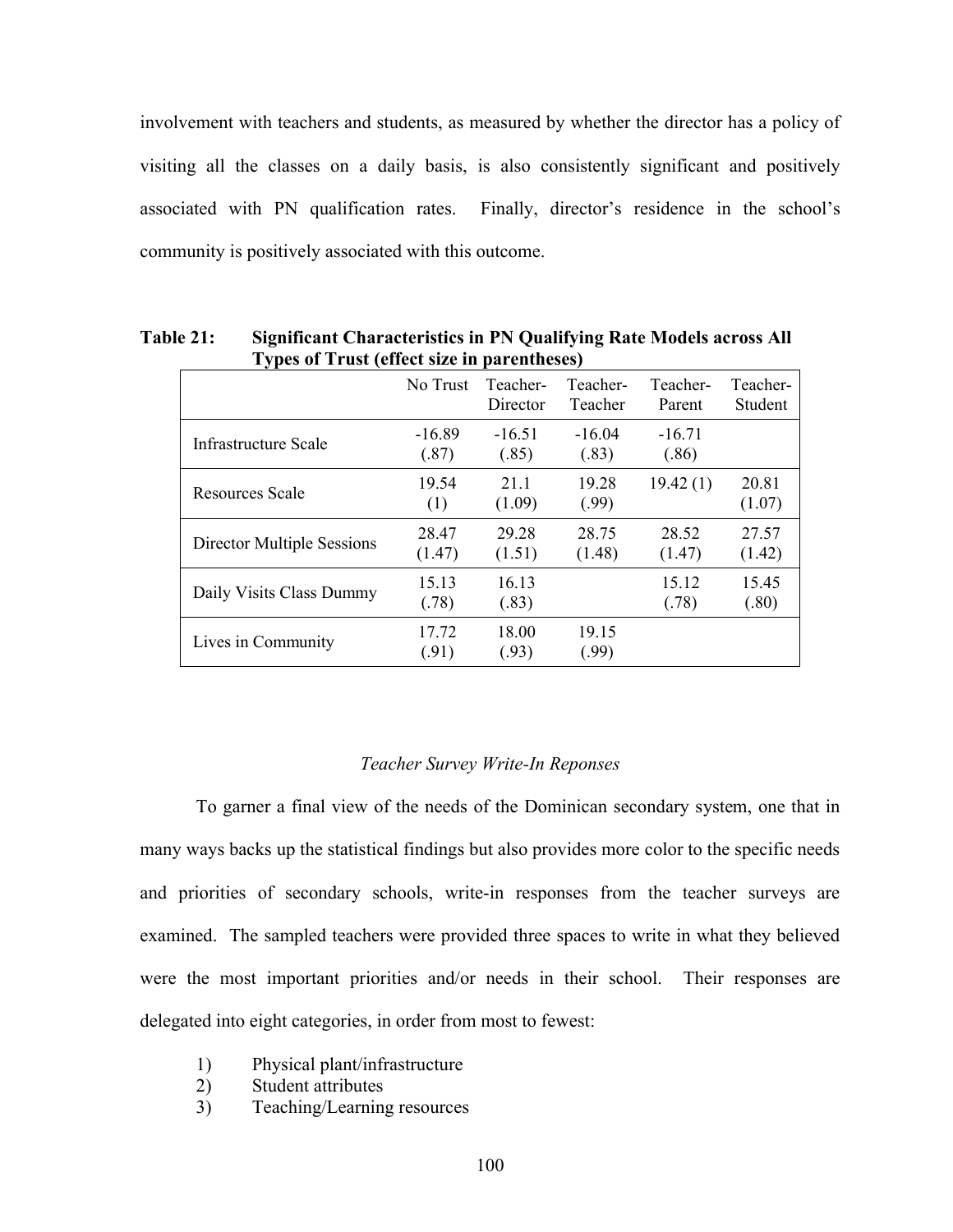involvement with teachers and students, as measured by whether the director has a policy of visiting all the classes on a daily basis, is also consistently significant and positively associated with PN qualification rates. Finally, director's residence in the school's community is positively associated with this outcome.

**Table 21: Significant Characteristics in PN Qualifying Rate Models across All Types of Trust (effect size in parentheses)**

| | No Trust | Teacher-Director | Teacher-Teacher | Teacher-Parent | Teacher-Student |
|---|---|---|---|---|---|
| Infrastructure Scale | -16.89 (.87) | -16.51 (.85) | -16.04 (.83) | -16.71 (.86) | |
| Resources Scale | 19.54 (1) | 21.1 (1.09) | 19.28 (.99) | 19.42 (1) | 20.81 (1.07) |
| Director Multiple Sessions | 28.47 (1.47) | 29.28 (1.51) | 28.75 (1.48) | 28.52 (1.47) | 27.57 (1.42) |
| Daily Visits Class Dummy | 15.13 (.78) | 16.13 (.83) | | 15.12 (.78) | 15.45 (.80) |
| Lives in Community | 17.72 (.91) | 18.00 (.93) | 19.15 (.99) | | |

*Teacher Survey Write-In Reponses*

To garner a final view of the needs of the Dominican secondary system, one that in many ways backs up the statistical findings but also provides more color to the specific needs and priorities of secondary schools, write-in responses from the teacher surveys are examined. The sampled teachers were provided three spaces to write in what they believed were the most important priorities and/or needs in their school. Their responses are delegated into eight categories, in order from most to fewest:

1) Physical plant/infrastructure
2) Student attributes
3) Teaching/Learning resources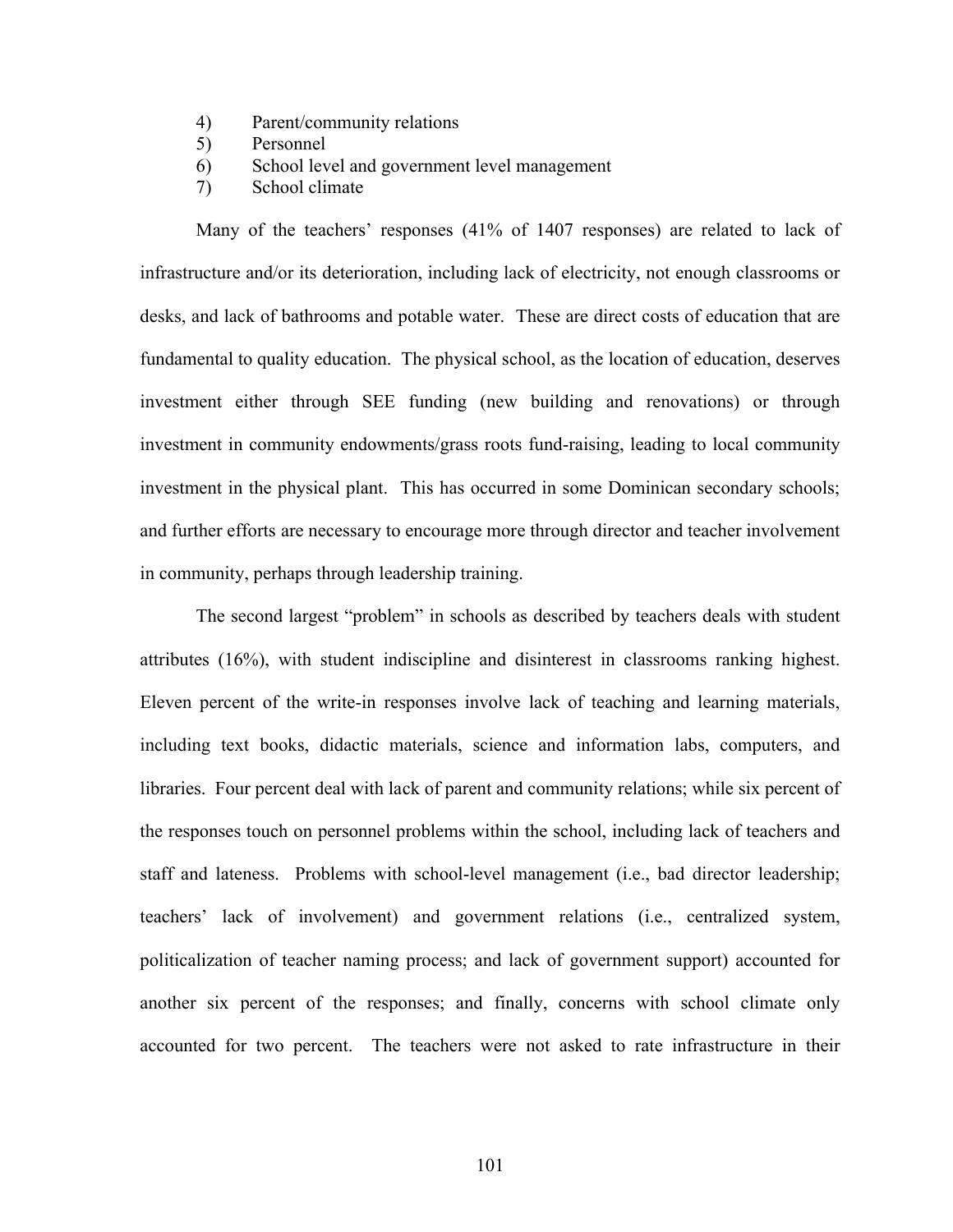4) Parent/community relations
5) Personnel
6) School level and government level management
7) School climate

Many of the teachers' responses (41% of 1407 responses) are related to lack of infrastructure and/or its deterioration, including lack of electricity, not enough classrooms or desks, and lack of bathrooms and potable water. These are direct costs of education that are fundamental to quality education. The physical school, as the location of education, deserves investment either through SEE funding (new building and renovations) or through investment in community endowments/grass roots fund-raising, leading to local community investment in the physical plant. This has occurred in some Dominican secondary schools; and further efforts are necessary to encourage more through director and teacher involvement in community, perhaps through leadership training.

The second largest "problem" in schools as described by teachers deals with student attributes (16%), with student indiscipline and disinterest in classrooms ranking highest. Eleven percent of the write-in responses involve lack of teaching and learning materials, including text books, didactic materials, science and information labs, computers, and libraries. Four percent deal with lack of parent and community relations; while six percent of the responses touch on personnel problems within the school, including lack of teachers and staff and lateness. Problems with school-level management (i.e., bad director leadership; teachers' lack of involvement) and government relations (i.e., centralized system, politicalization of teacher naming process; and lack of government support) accounted for another six percent of the responses; and finally, concerns with school climate only accounted for two percent. The teachers were not asked to rate infrastructure in their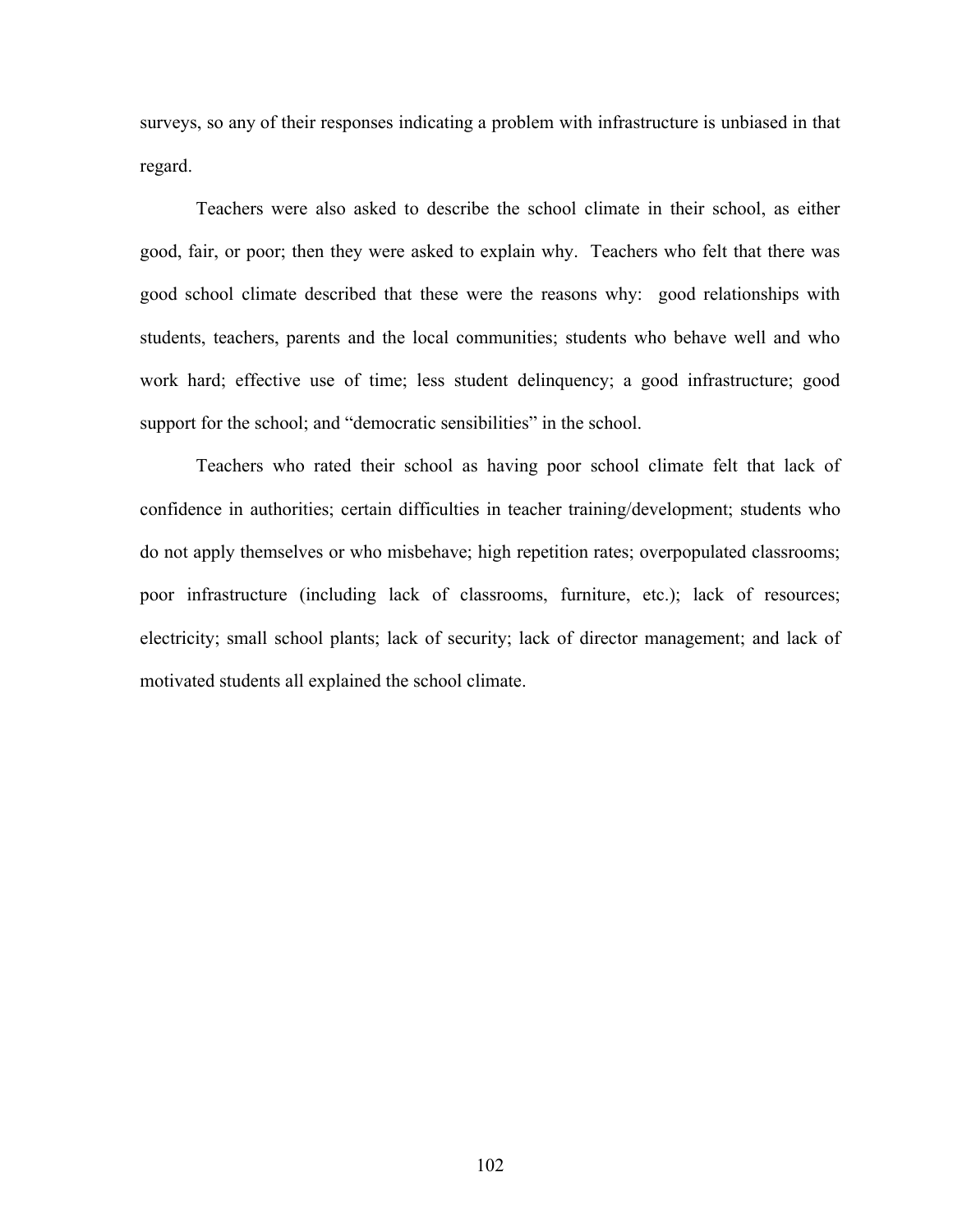surveys, so any of their responses indicating a problem with infrastructure is unbiased in that regard.

Teachers were also asked to describe the school climate in their school, as either good, fair, or poor; then they were asked to explain why. Teachers who felt that there was good school climate described that these were the reasons why: good relationships with students, teachers, parents and the local communities; students who behave well and who work hard; effective use of time; less student delinquency; a good infrastructure; good support for the school; and "democratic sensibilities" in the school.

Teachers who rated their school as having poor school climate felt that lack of confidence in authorities; certain difficulties in teacher training/development; students who do not apply themselves or who misbehave; high repetition rates; overpopulated classrooms; poor infrastructure (including lack of classrooms, furniture, etc.); lack of resources; electricity; small school plants; lack of security; lack of director management; and lack of motivated students all explained the school climate.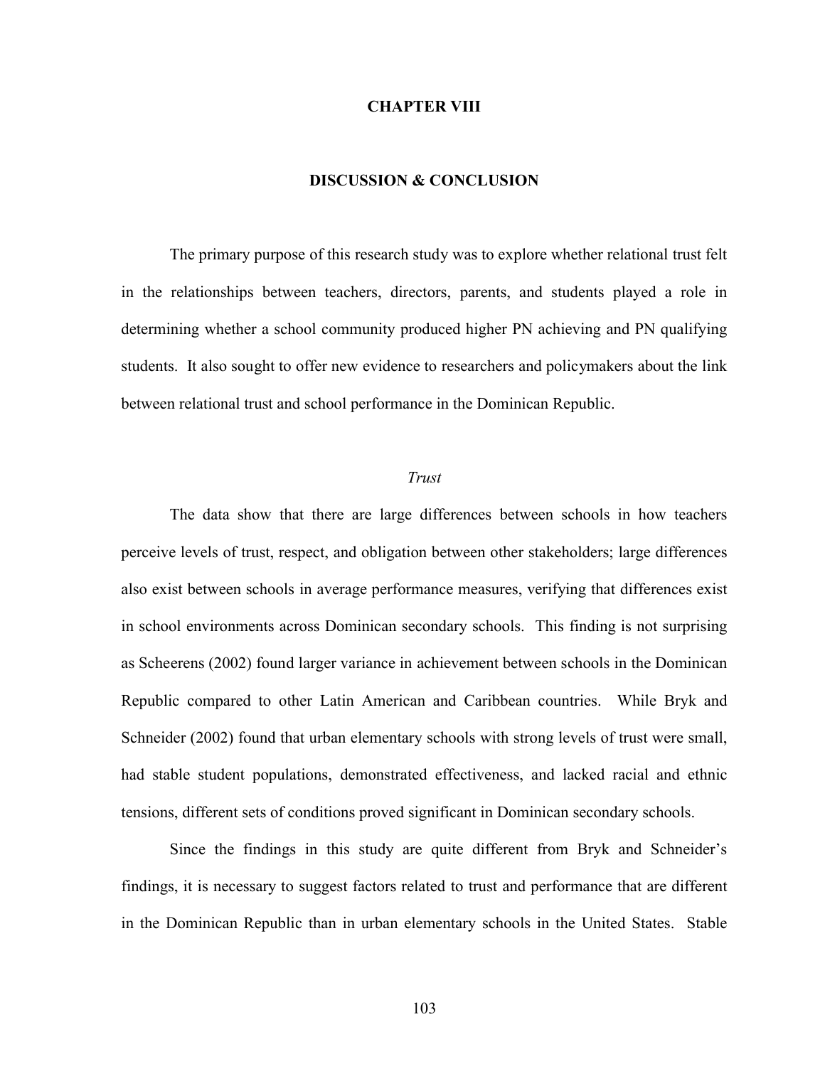# CHAPTER VIII

## DISCUSSION & CONCLUSION

The primary purpose of this research study was to explore whether relational trust felt in the relationships between teachers, directors, parents, and students played a role in determining whether a school community produced higher PN achieving and PN qualifying students. It also sought to offer new evidence to researchers and policymakers about the link between relational trust and school performance in the Dominican Republic.

### *Trust*

The data show that there are large differences between schools in how teachers perceive levels of trust, respect, and obligation between other stakeholders; large differences also exist between schools in average performance measures, verifying that differences exist in school environments across Dominican secondary schools. This finding is not surprising as Scheerens (2002) found larger variance in achievement between schools in the Dominican Republic compared to other Latin American and Caribbean countries. While Bryk and Schneider (2002) found that urban elementary schools with strong levels of trust were small, had stable student populations, demonstrated effectiveness, and lacked racial and ethnic tensions, different sets of conditions proved significant in Dominican secondary schools.

Since the findings in this study are quite different from Bryk and Schneider's findings, it is necessary to suggest factors related to trust and performance that are different in the Dominican Republic than in urban elementary schools in the United States. Stable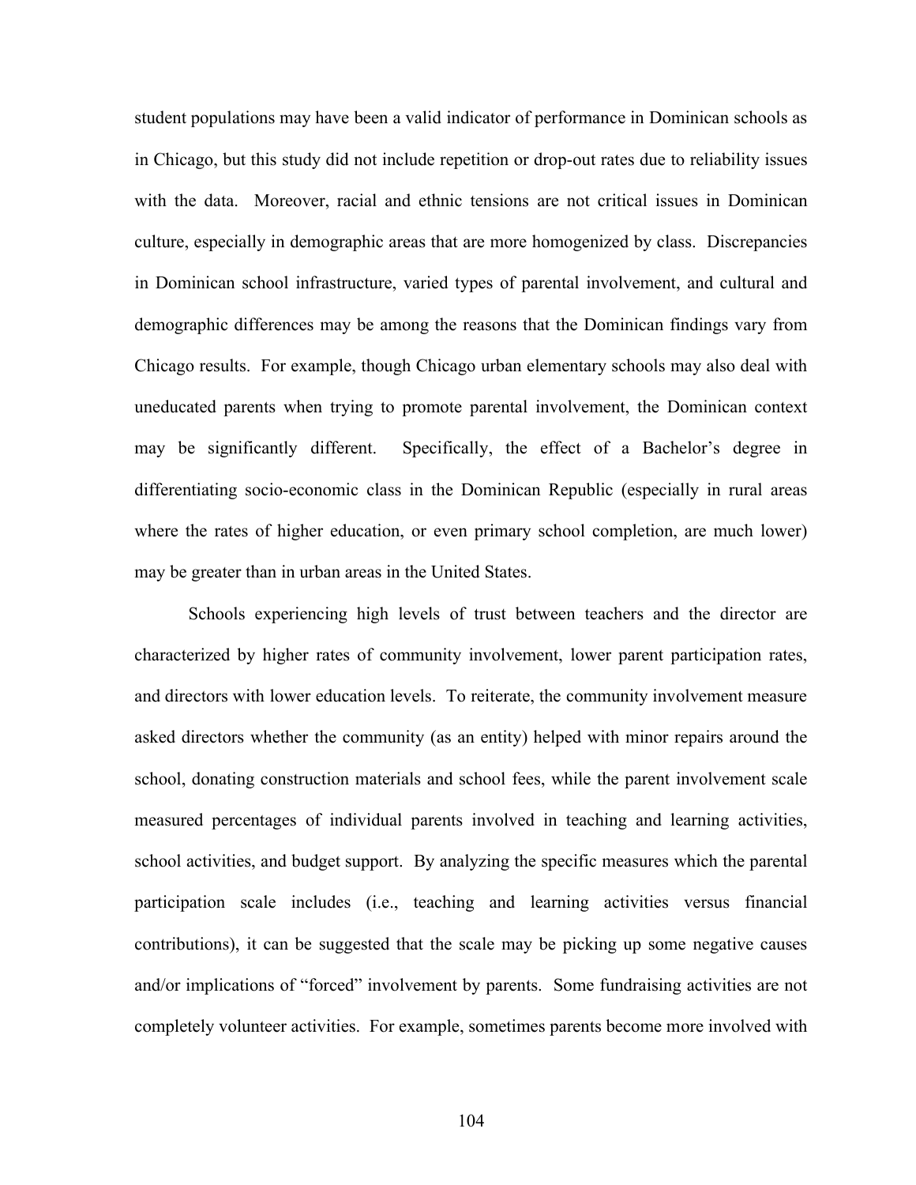student populations may have been a valid indicator of performance in Dominican schools as in Chicago, but this study did not include repetition or drop-out rates due to reliability issues with the data. Moreover, racial and ethnic tensions are not critical issues in Dominican culture, especially in demographic areas that are more homogenized by class. Discrepancies in Dominican school infrastructure, varied types of parental involvement, and cultural and demographic differences may be among the reasons that the Dominican findings vary from Chicago results. For example, though Chicago urban elementary schools may also deal with uneducated parents when trying to promote parental involvement, the Dominican context may be significantly different. Specifically, the effect of a Bachelor's degree in differentiating socio-economic class in the Dominican Republic (especially in rural areas where the rates of higher education, or even primary school completion, are much lower) may be greater than in urban areas in the United States.

Schools experiencing high levels of trust between teachers and the director are characterized by higher rates of community involvement, lower parent participation rates, and directors with lower education levels. To reiterate, the community involvement measure asked directors whether the community (as an entity) helped with minor repairs around the school, donating construction materials and school fees, while the parent involvement scale measured percentages of individual parents involved in teaching and learning activities, school activities, and budget support. By analyzing the specific measures which the parental participation scale includes (i.e., teaching and learning activities versus financial contributions), it can be suggested that the scale may be picking up some negative causes and/or implications of "forced" involvement by parents. Some fundraising activities are not completely volunteer activities. For example, sometimes parents become more involved with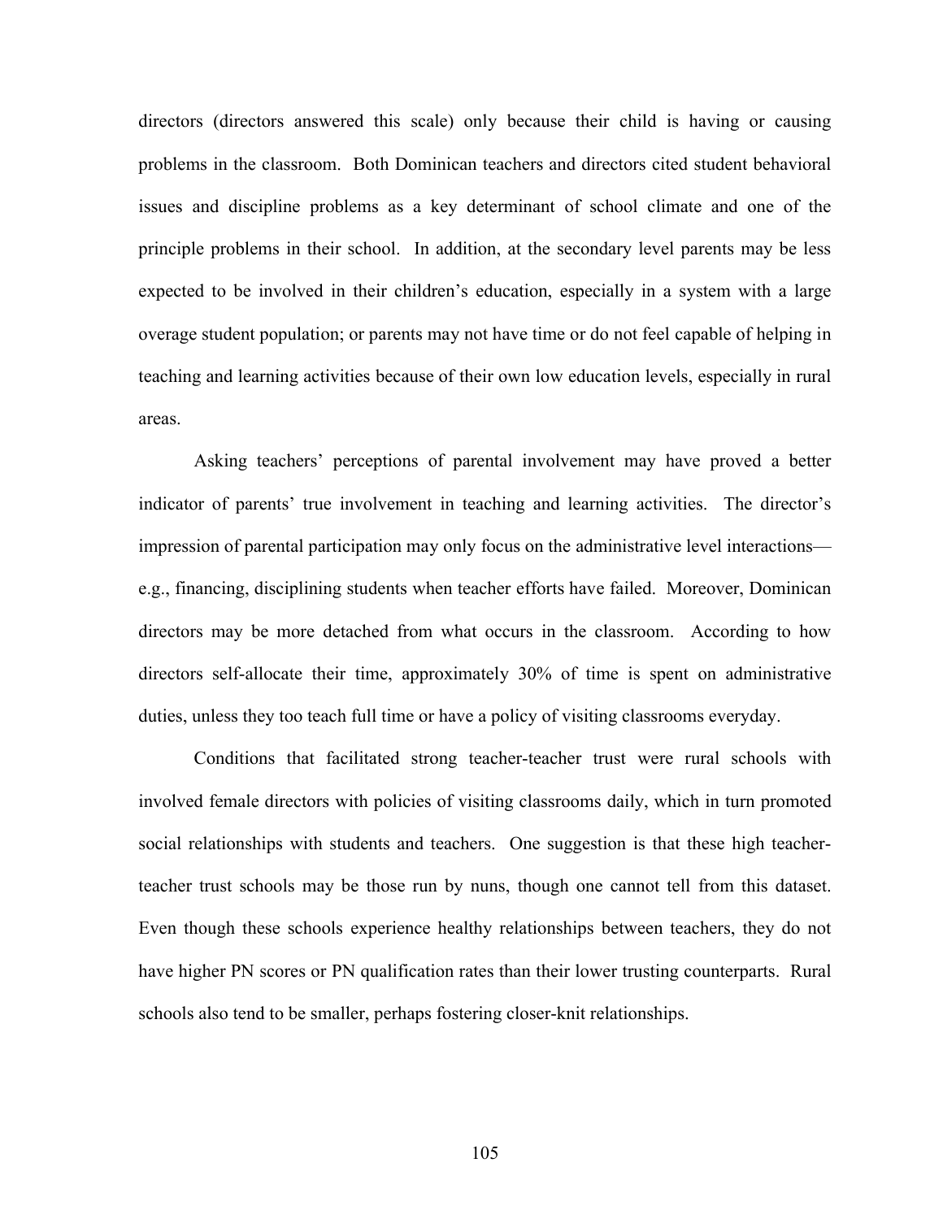directors (directors answered this scale) only because their child is having or causing problems in the classroom. Both Dominican teachers and directors cited student behavioral issues and discipline problems as a key determinant of school climate and one of the principle problems in their school. In addition, at the secondary level parents may be less expected to be involved in their children's education, especially in a system with a large overage student population; or parents may not have time or do not feel capable of helping in teaching and learning activities because of their own low education levels, especially in rural areas.

Asking teachers' perceptions of parental involvement may have proved a better indicator of parents' true involvement in teaching and learning activities. The director's impression of parental participation may only focus on the administrative level interactions—e.g., financing, disciplining students when teacher efforts have failed. Moreover, Dominican directors may be more detached from what occurs in the classroom. According to how directors self-allocate their time, approximately 30% of time is spent on administrative duties, unless they too teach full time or have a policy of visiting classrooms everyday.

Conditions that facilitated strong teacher-teacher trust were rural schools with involved female directors with policies of visiting classrooms daily, which in turn promoted social relationships with students and teachers. One suggestion is that these high teacher-teacher trust schools may be those run by nuns, though one cannot tell from this dataset. Even though these schools experience healthy relationships between teachers, they do not have higher PN scores or PN qualification rates than their lower trusting counterparts. Rural schools also tend to be smaller, perhaps fostering closer-knit relationships.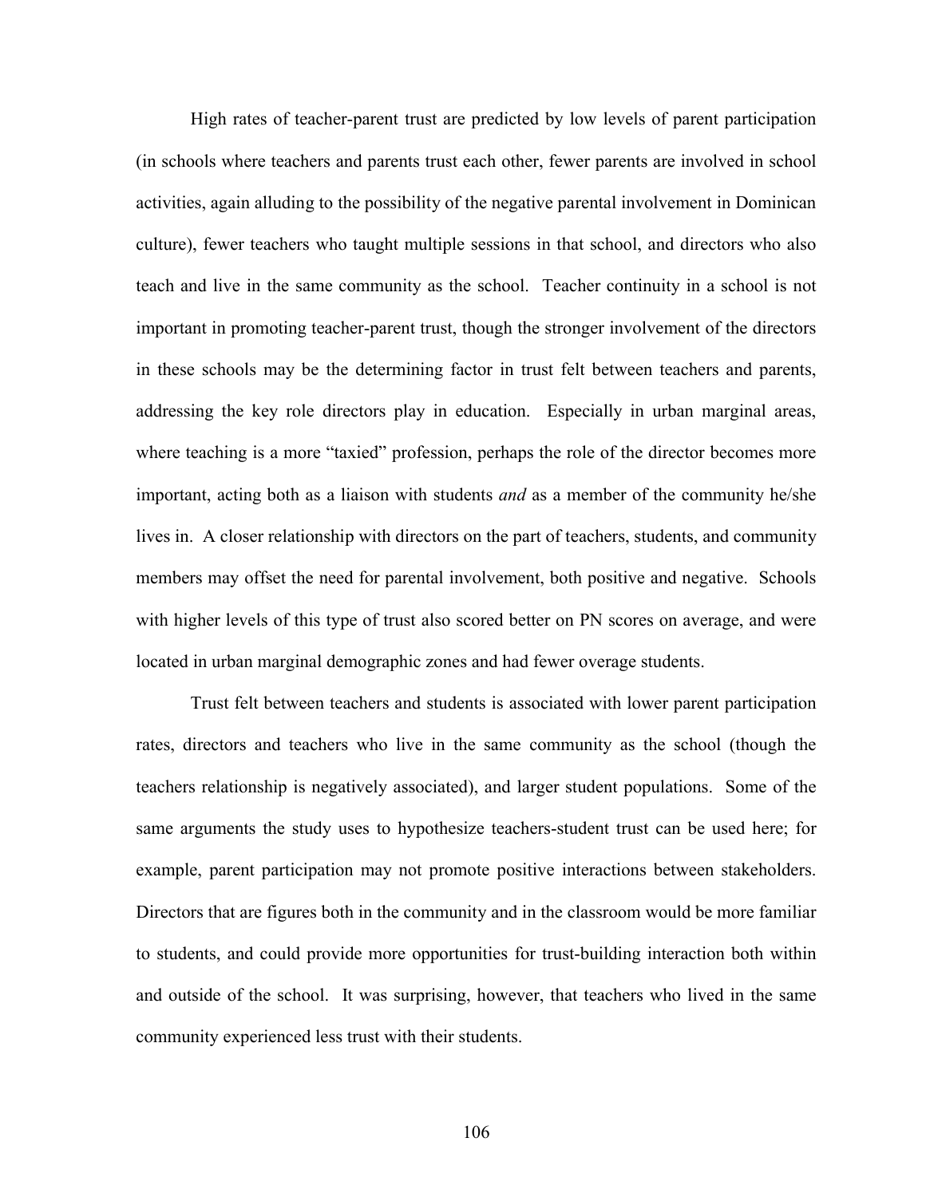High rates of teacher-parent trust are predicted by low levels of parent participation (in schools where teachers and parents trust each other, fewer parents are involved in school activities, again alluding to the possibility of the negative parental involvement in Dominican culture), fewer teachers who taught multiple sessions in that school, and directors who also teach and live in the same community as the school. Teacher continuity in a school is not important in promoting teacher-parent trust, though the stronger involvement of the directors in these schools may be the determining factor in trust felt between teachers and parents, addressing the key role directors play in education. Especially in urban marginal areas, where teaching is a more "taxied" profession, perhaps the role of the director becomes more important, acting both as a liaison with students *and* as a member of the community he/she lives in. A closer relationship with directors on the part of teachers, students, and community members may offset the need for parental involvement, both positive and negative. Schools with higher levels of this type of trust also scored better on PN scores on average, and were located in urban marginal demographic zones and had fewer overage students.

Trust felt between teachers and students is associated with lower parent participation rates, directors and teachers who live in the same community as the school (though the teachers relationship is negatively associated), and larger student populations. Some of the same arguments the study uses to hypothesize teachers-student trust can be used here; for example, parent participation may not promote positive interactions between stakeholders. Directors that are figures both in the community and in the classroom would be more familiar to students, and could provide more opportunities for trust-building interaction both within and outside of the school. It was surprising, however, that teachers who lived in the same community experienced less trust with their students.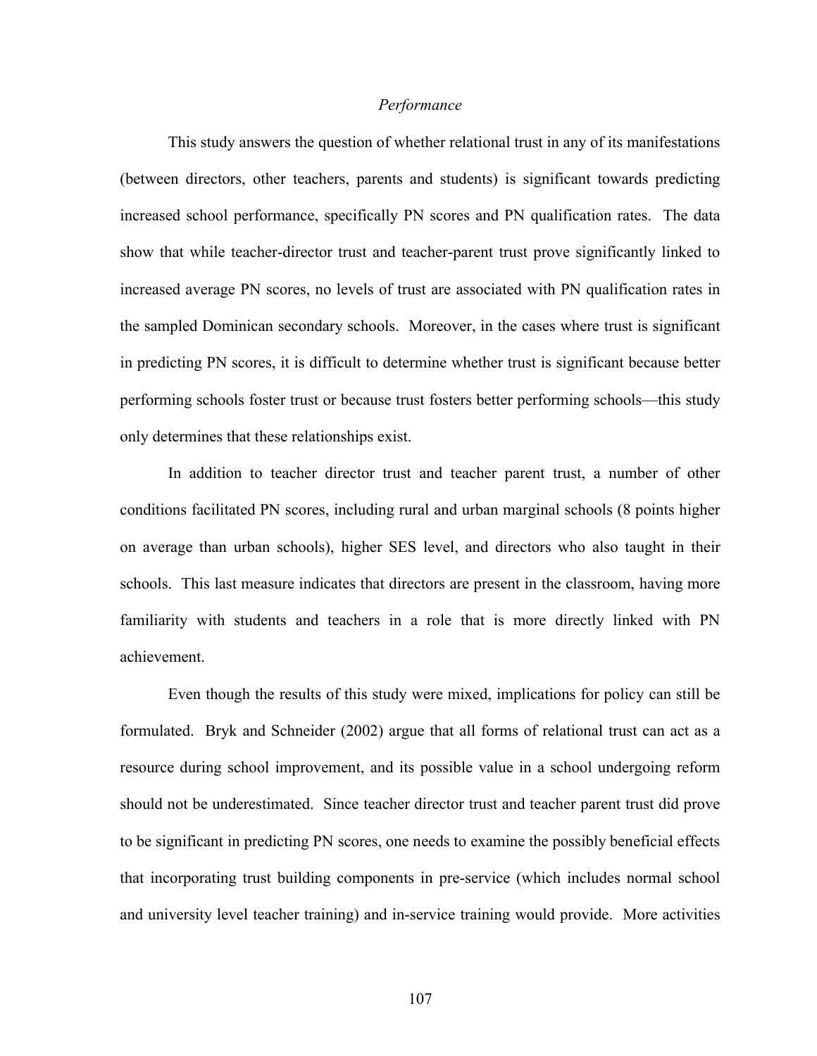### *Performance*

This study answers the question of whether relational trust in any of its manifestations (between directors, other teachers, parents and students) is significant towards predicting increased school performance, specifically PN scores and PN qualification rates. The data show that while teacher-director trust and teacher-parent trust prove significantly linked to increased average PN scores, no levels of trust are associated with PN qualification rates in the sampled Dominican secondary schools. Moreover, in the cases where trust is significant in predicting PN scores, it is difficult to determine whether trust is significant because better performing schools foster trust or because trust fosters better performing schools—this study only determines that these relationships exist.

In addition to teacher director trust and teacher parent trust, a number of other conditions facilitated PN scores, including rural and urban marginal schools (8 points higher on average than urban schools), higher SES level, and directors who also taught in their schools. This last measure indicates that directors are present in the classroom, having more familiarity with students and teachers in a role that is more directly linked with PN achievement.

Even though the results of this study were mixed, implications for policy can still be formulated. Bryk and Schneider (2002) argue that all forms of relational trust can act as a resource during school improvement, and its possible value in a school undergoing reform should not be underestimated. Since teacher director trust and teacher parent trust did prove to be significant in predicting PN scores, one needs to examine the possibly beneficial effects that incorporating trust building components in pre-service (which includes normal school and university level teacher training) and in-service training would provide. More activities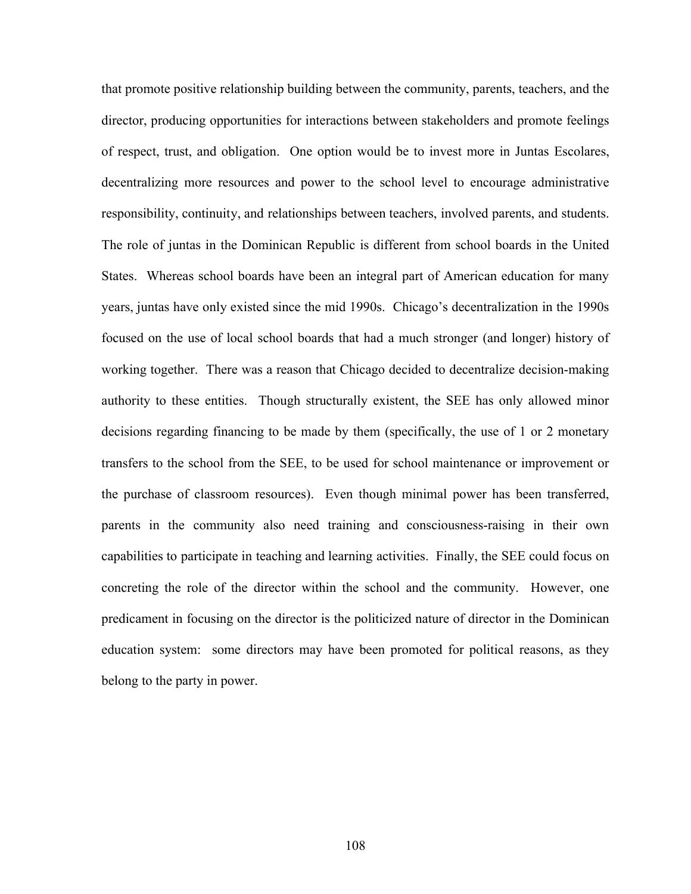that promote positive relationship building between the community, parents, teachers, and the director, producing opportunities for interactions between stakeholders and promote feelings of respect, trust, and obligation. One option would be to invest more in Juntas Escolares, decentralizing more resources and power to the school level to encourage administrative responsibility, continuity, and relationships between teachers, involved parents, and students. The role of juntas in the Dominican Republic is different from school boards in the United States. Whereas school boards have been an integral part of American education for many years, juntas have only existed since the mid 1990s. Chicago's decentralization in the 1990s focused on the use of local school boards that had a much stronger (and longer) history of working together. There was a reason that Chicago decided to decentralize decision-making authority to these entities. Though structurally existent, the SEE has only allowed minor decisions regarding financing to be made by them (specifically, the use of 1 or 2 monetary transfers to the school from the SEE, to be used for school maintenance or improvement or the purchase of classroom resources). Even though minimal power has been transferred, parents in the community also need training and consciousness-raising in their own capabilities to participate in teaching and learning activities. Finally, the SEE could focus on concreting the role of the director within the school and the community. However, one predicament in focusing on the director is the politicized nature of director in the Dominican education system: some directors may have been promoted for political reasons, as they belong to the party in power.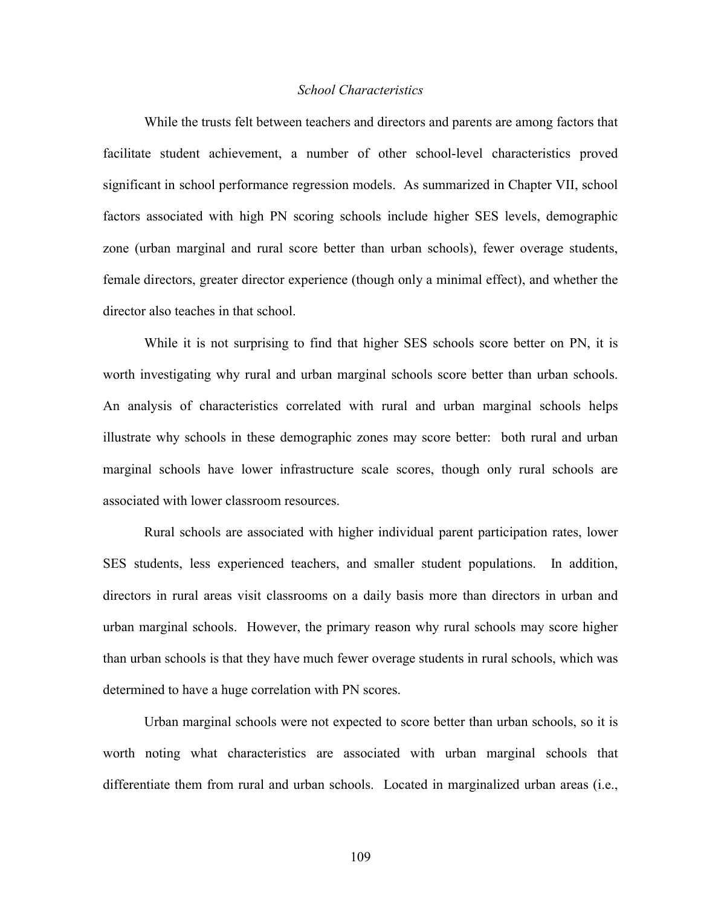*School Characteristics*

While the trusts felt between teachers and directors and parents are among factors that facilitate student achievement, a number of other school-level characteristics proved significant in school performance regression models. As summarized in Chapter VII, school factors associated with high PN scoring schools include higher SES levels, demographic zone (urban marginal and rural score better than urban schools), fewer overage students, female directors, greater director experience (though only a minimal effect), and whether the director also teaches in that school.

While it is not surprising to find that higher SES schools score better on PN, it is worth investigating why rural and urban marginal schools score better than urban schools. An analysis of characteristics correlated with rural and urban marginal schools helps illustrate why schools in these demographic zones may score better: both rural and urban marginal schools have lower infrastructure scale scores, though only rural schools are associated with lower classroom resources.

Rural schools are associated with higher individual parent participation rates, lower SES students, less experienced teachers, and smaller student populations. In addition, directors in rural areas visit classrooms on a daily basis more than directors in urban and urban marginal schools. However, the primary reason why rural schools may score higher than urban schools is that they have much fewer overage students in rural schools, which was determined to have a huge correlation with PN scores.

Urban marginal schools were not expected to score better than urban schools, so it is worth noting what characteristics are associated with urban marginal schools that differentiate them from rural and urban schools. Located in marginalized urban areas (i.e.,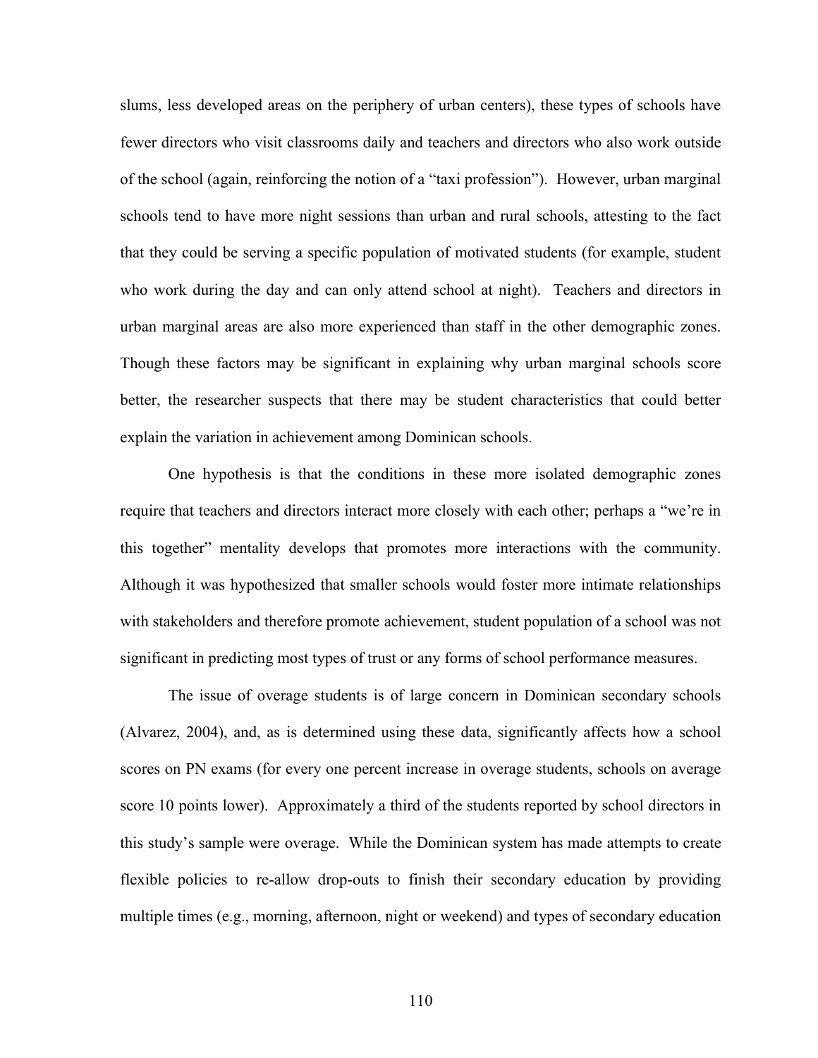slums, less developed areas on the periphery of urban centers), these types of schools have fewer directors who visit classrooms daily and teachers and directors who also work outside of the school (again, reinforcing the notion of a "taxi profession"). However, urban marginal schools tend to have more night sessions than urban and rural schools, attesting to the fact that they could be serving a specific population of motivated students (for example, student who work during the day and can only attend school at night). Teachers and directors in urban marginal areas are also more experienced than staff in the other demographic zones. Though these factors may be significant in explaining why urban marginal schools score better, the researcher suspects that there may be student characteristics that could better explain the variation in achievement among Dominican schools.

One hypothesis is that the conditions in these more isolated demographic zones require that teachers and directors interact more closely with each other; perhaps a "we're in this together" mentality develops that promotes more interactions with the community. Although it was hypothesized that smaller schools would foster more intimate relationships with stakeholders and therefore promote achievement, student population of a school was not significant in predicting most types of trust or any forms of school performance measures.

The issue of overage students is of large concern in Dominican secondary schools (Alvarez, 2004), and, as is determined using these data, significantly affects how a school scores on PN exams (for every one percent increase in overage students, schools on average score 10 points lower). Approximately a third of the students reported by school directors in this study's sample were overage. While the Dominican system has made attempts to create flexible policies to re-allow drop-outs to finish their secondary education by providing multiple times (e.g., morning, afternoon, night or weekend) and types of secondary education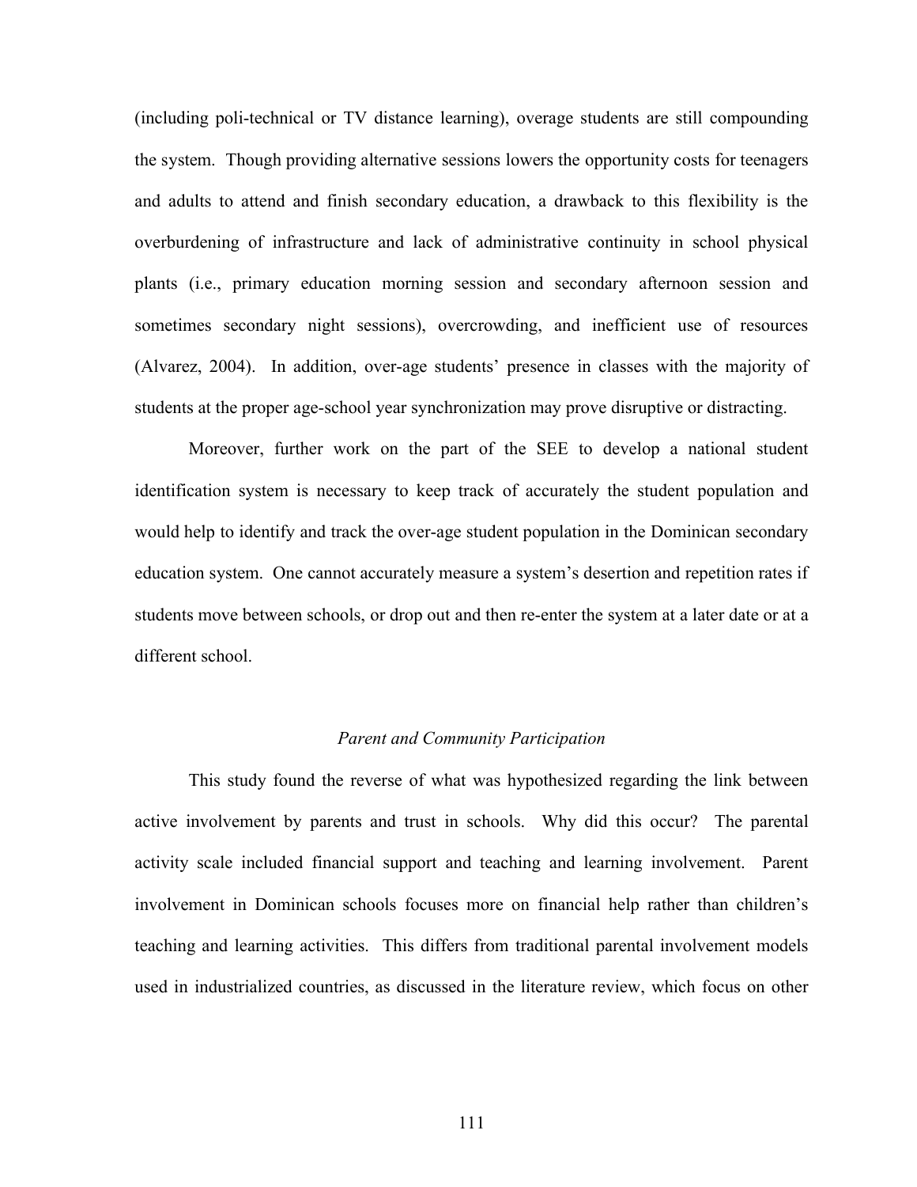(including poli-technical or TV distance learning), overage students are still compounding the system. Though providing alternative sessions lowers the opportunity costs for teenagers and adults to attend and finish secondary education, a drawback to this flexibility is the overburdening of infrastructure and lack of administrative continuity in school physical plants (i.e., primary education morning session and secondary afternoon session and sometimes secondary night sessions), overcrowding, and inefficient use of resources (Alvarez, 2004). In addition, over-age students' presence in classes with the majority of students at the proper age-school year synchronization may prove disruptive or distracting.

Moreover, further work on the part of the SEE to develop a national student identification system is necessary to keep track of accurately the student population and would help to identify and track the over-age student population in the Dominican secondary education system. One cannot accurately measure a system's desertion and repetition rates if students move between schools, or drop out and then re-enter the system at a later date or at a different school.

### *Parent and Community Participation*

This study found the reverse of what was hypothesized regarding the link between active involvement by parents and trust in schools. Why did this occur? The parental activity scale included financial support and teaching and learning involvement. Parent involvement in Dominican schools focuses more on financial help rather than children's teaching and learning activities. This differs from traditional parental involvement models used in industrialized countries, as discussed in the literature review, which focus on other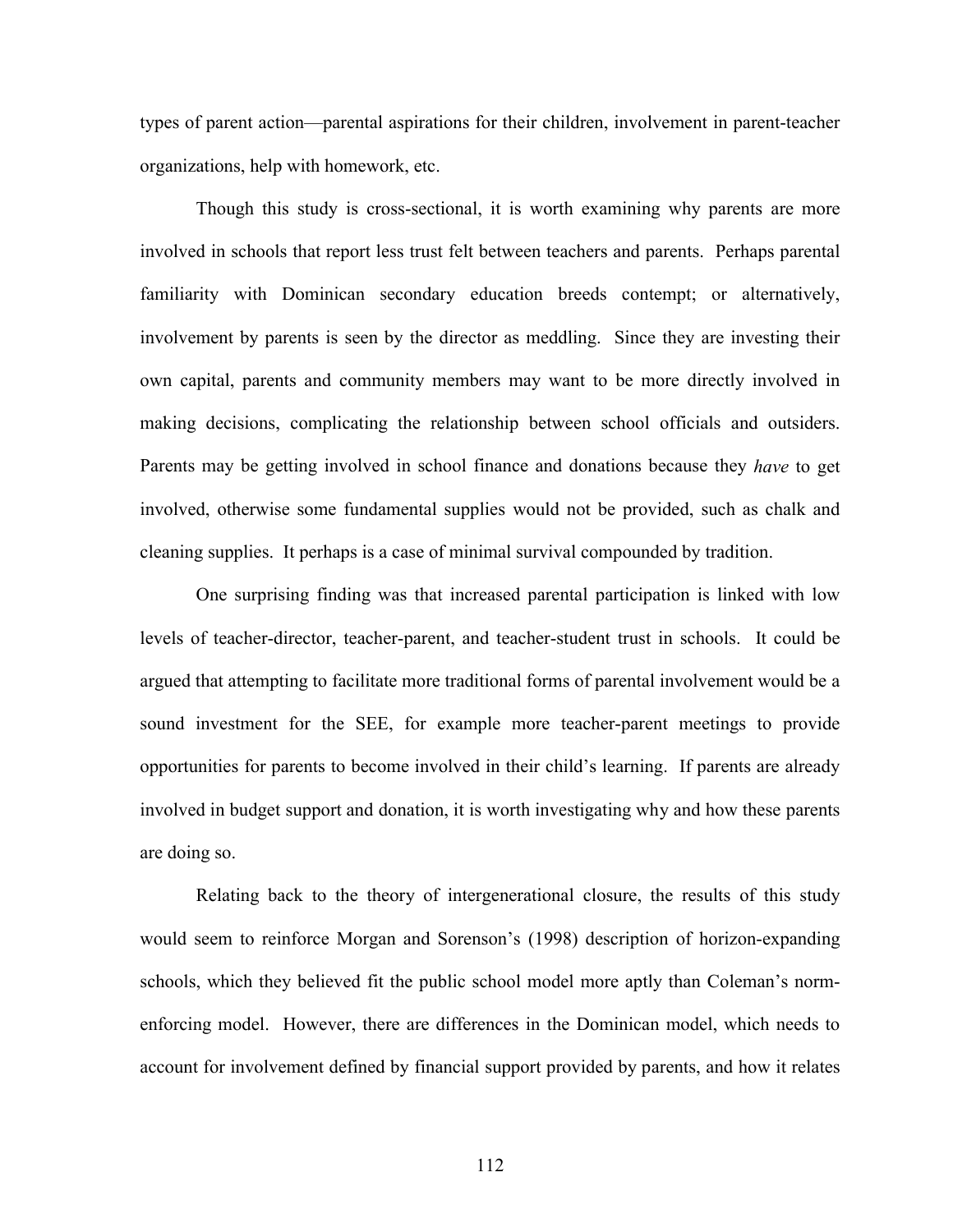types of parent action—parental aspirations for their children, involvement in parent-teacher organizations, help with homework, etc.

Though this study is cross-sectional, it is worth examining why parents are more involved in schools that report less trust felt between teachers and parents. Perhaps parental familiarity with Dominican secondary education breeds contempt; or alternatively, involvement by parents is seen by the director as meddling. Since they are investing their own capital, parents and community members may want to be more directly involved in making decisions, complicating the relationship between school officials and outsiders. Parents may be getting involved in school finance and donations because they *have* to get involved, otherwise some fundamental supplies would not be provided, such as chalk and cleaning supplies. It perhaps is a case of minimal survival compounded by tradition.

One surprising finding was that increased parental participation is linked with low levels of teacher-director, teacher-parent, and teacher-student trust in schools. It could be argued that attempting to facilitate more traditional forms of parental involvement would be a sound investment for the SEE, for example more teacher-parent meetings to provide opportunities for parents to become involved in their child's learning. If parents are already involved in budget support and donation, it is worth investigating why and how these parents are doing so.

Relating back to the theory of intergenerational closure, the results of this study would seem to reinforce Morgan and Sorenson's (1998) description of horizon-expanding schools, which they believed fit the public school model more aptly than Coleman's norm-enforcing model. However, there are differences in the Dominican model, which needs to account for involvement defined by financial support provided by parents, and how it relates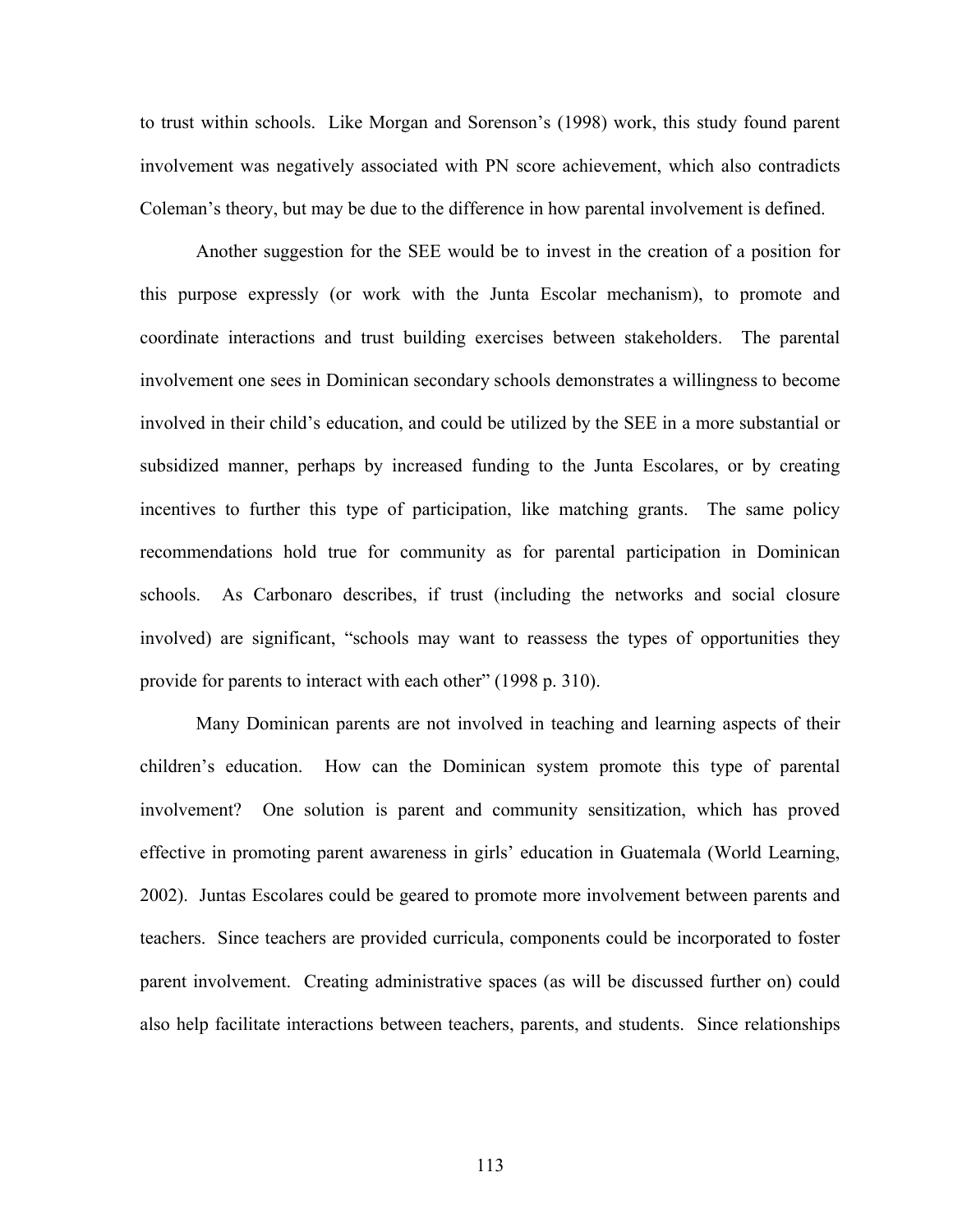to trust within schools. Like Morgan and Sorenson's (1998) work, this study found parent involvement was negatively associated with PN score achievement, which also contradicts Coleman's theory, but may be due to the difference in how parental involvement is defined.

Another suggestion for the SEE would be to invest in the creation of a position for this purpose expressly (or work with the Junta Escolar mechanism), to promote and coordinate interactions and trust building exercises between stakeholders. The parental involvement one sees in Dominican secondary schools demonstrates a willingness to become involved in their child's education, and could be utilized by the SEE in a more substantial or subsidized manner, perhaps by increased funding to the Junta Escolares, or by creating incentives to further this type of participation, like matching grants. The same policy recommendations hold true for community as for parental participation in Dominican schools. As Carbonaro describes, if trust (including the networks and social closure involved) are significant, "schools may want to reassess the types of opportunities they provide for parents to interact with each other" (1998 p. 310).

Many Dominican parents are not involved in teaching and learning aspects of their children's education. How can the Dominican system promote this type of parental involvement? One solution is parent and community sensitization, which has proved effective in promoting parent awareness in girls' education in Guatemala (World Learning, 2002). Juntas Escolares could be geared to promote more involvement between parents and teachers. Since teachers are provided curricula, components could be incorporated to foster parent involvement. Creating administrative spaces (as will be discussed further on) could also help facilitate interactions between teachers, parents, and students. Since relationships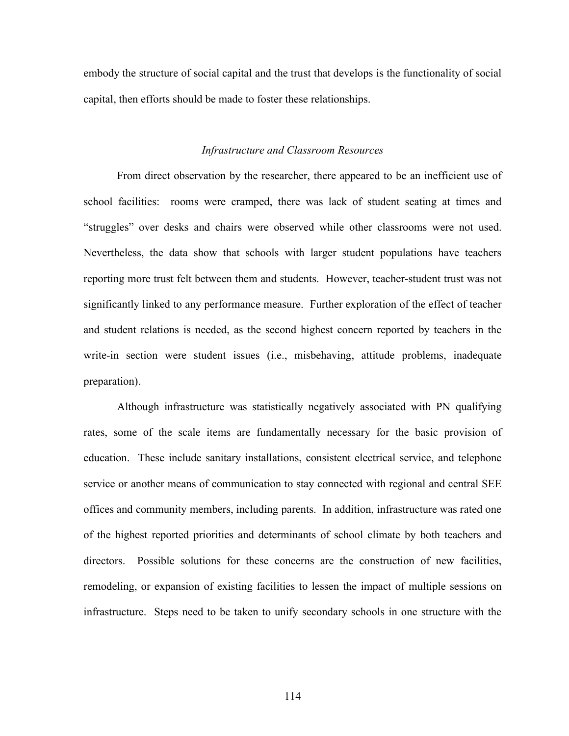embody the structure of social capital and the trust that develops is the functionality of social capital, then efforts should be made to foster these relationships.

### *Infrastructure and Classroom Resources*

From direct observation by the researcher, there appeared to be an inefficient use of school facilities: rooms were cramped, there was lack of student seating at times and "struggles" over desks and chairs were observed while other classrooms were not used. Nevertheless, the data show that schools with larger student populations have teachers reporting more trust felt between them and students. However, teacher-student trust was not significantly linked to any performance measure. Further exploration of the effect of teacher and student relations is needed, as the second highest concern reported by teachers in the write-in section were student issues (i.e., misbehaving, attitude problems, inadequate preparation).

Although infrastructure was statistically negatively associated with PN qualifying rates, some of the scale items are fundamentally necessary for the basic provision of education. These include sanitary installations, consistent electrical service, and telephone service or another means of communication to stay connected with regional and central SEE offices and community members, including parents. In addition, infrastructure was rated one of the highest reported priorities and determinants of school climate by both teachers and directors. Possible solutions for these concerns are the construction of new facilities, remodeling, or expansion of existing facilities to lessen the impact of multiple sessions on infrastructure. Steps need to be taken to unify secondary schools in one structure with the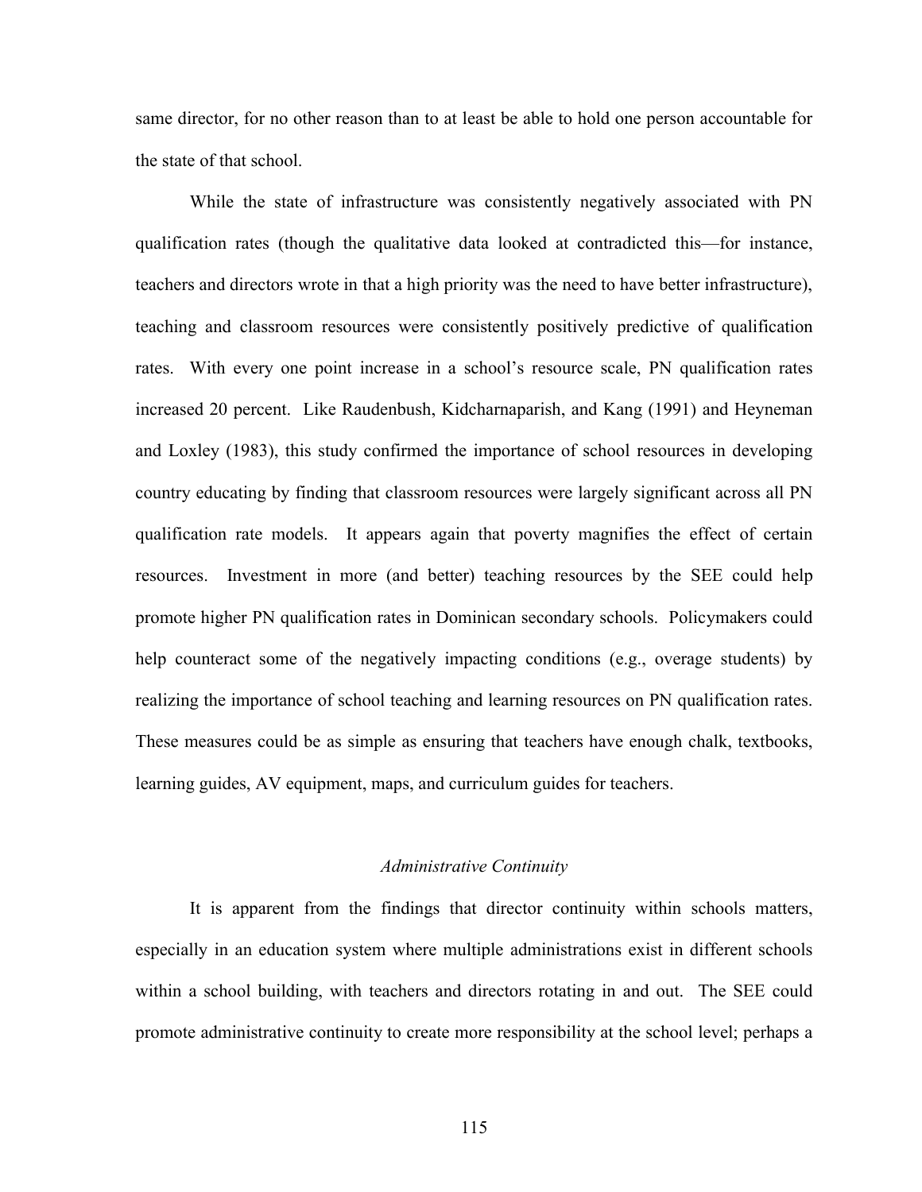same director, for no other reason than to at least be able to hold one person accountable for the state of that school.

While the state of infrastructure was consistently negatively associated with PN qualification rates (though the qualitative data looked at contradicted this—for instance, teachers and directors wrote in that a high priority was the need to have better infrastructure), teaching and classroom resources were consistently positively predictive of qualification rates. With every one point increase in a school's resource scale, PN qualification rates increased 20 percent. Like Raudenbush, Kidcharnaparish, and Kang (1991) and Heyneman and Loxley (1983), this study confirmed the importance of school resources in developing country educating by finding that classroom resources were largely significant across all PN qualification rate models. It appears again that poverty magnifies the effect of certain resources. Investment in more (and better) teaching resources by the SEE could help promote higher PN qualification rates in Dominican secondary schools. Policymakers could help counteract some of the negatively impacting conditions (e.g., overage students) by realizing the importance of school teaching and learning resources on PN qualification rates. These measures could be as simple as ensuring that teachers have enough chalk, textbooks, learning guides, AV equipment, maps, and curriculum guides for teachers.

### *Administrative Continuity*

It is apparent from the findings that director continuity within schools matters, especially in an education system where multiple administrations exist in different schools within a school building, with teachers and directors rotating in and out. The SEE could promote administrative continuity to create more responsibility at the school level; perhaps a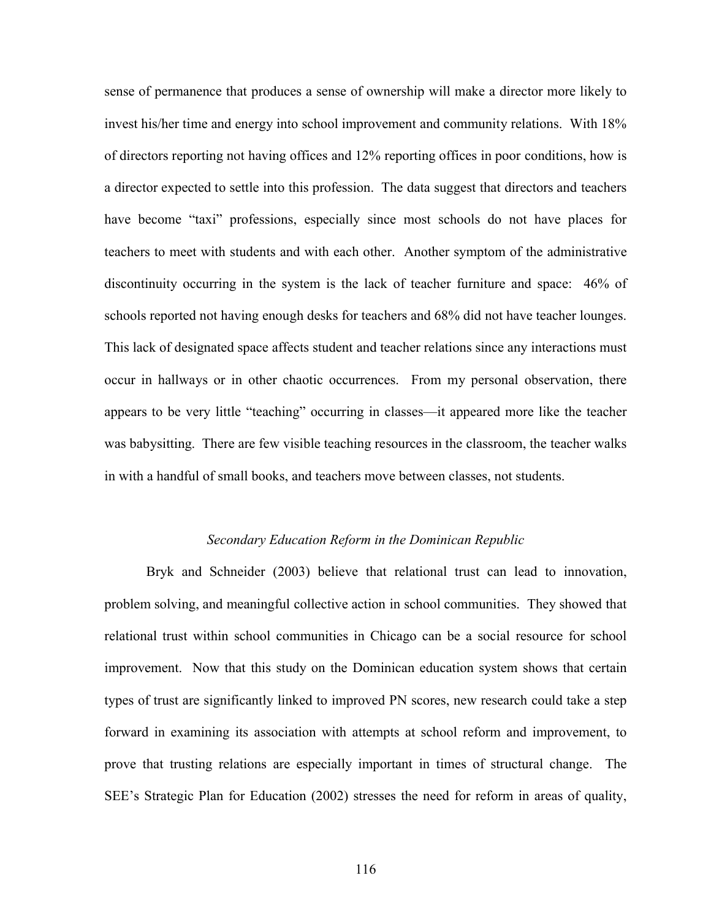sense of permanence that produces a sense of ownership will make a director more likely to invest his/her time and energy into school improvement and community relations. With 18% of directors reporting not having offices and 12% reporting offices in poor conditions, how is a director expected to settle into this profession. The data suggest that directors and teachers have become "taxi" professions, especially since most schools do not have places for teachers to meet with students and with each other. Another symptom of the administrative discontinuity occurring in the system is the lack of teacher furniture and space: 46% of schools reported not having enough desks for teachers and 68% did not have teacher lounges. This lack of designated space affects student and teacher relations since any interactions must occur in hallways or in other chaotic occurrences. From my personal observation, there appears to be very little "teaching" occurring in classes—it appeared more like the teacher was babysitting. There are few visible teaching resources in the classroom, the teacher walks in with a handful of small books, and teachers move between classes, not students.

### *Secondary Education Reform in the Dominican Republic*

Bryk and Schneider (2003) believe that relational trust can lead to innovation, problem solving, and meaningful collective action in school communities. They showed that relational trust within school communities in Chicago can be a social resource for school improvement. Now that this study on the Dominican education system shows that certain types of trust are significantly linked to improved PN scores, new research could take a step forward in examining its association with attempts at school reform and improvement, to prove that trusting relations are especially important in times of structural change. The SEE's Strategic Plan for Education (2002) stresses the need for reform in areas of quality,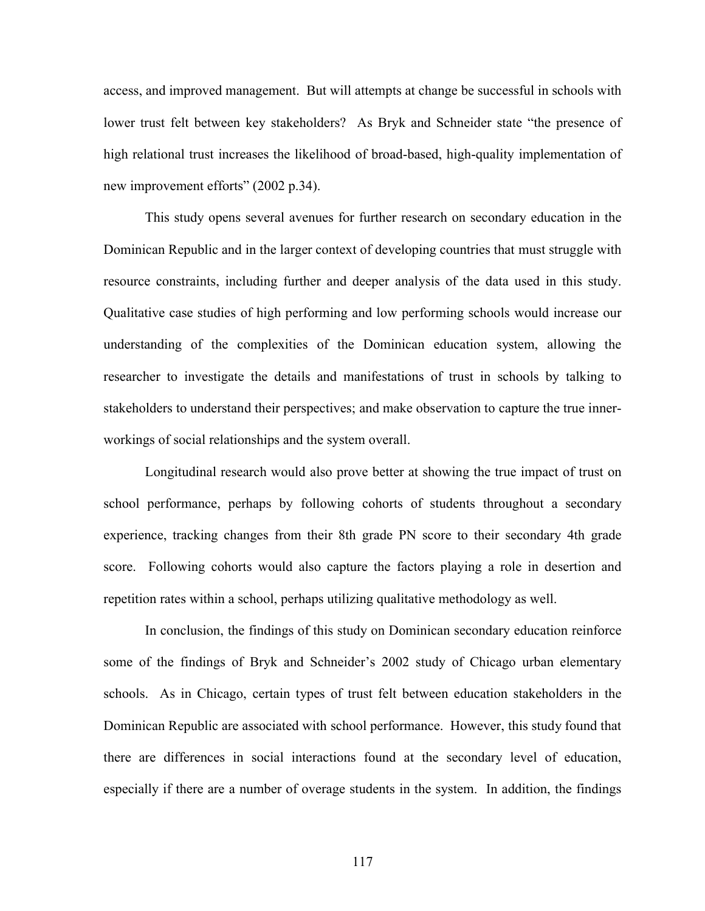access, and improved management. But will attempts at change be successful in schools with lower trust felt between key stakeholders? As Bryk and Schneider state "the presence of high relational trust increases the likelihood of broad-based, high-quality implementation of new improvement efforts" (2002 p.34).

This study opens several avenues for further research on secondary education in the Dominican Republic and in the larger context of developing countries that must struggle with resource constraints, including further and deeper analysis of the data used in this study. Qualitative case studies of high performing and low performing schools would increase our understanding of the complexities of the Dominican education system, allowing the researcher to investigate the details and manifestations of trust in schools by talking to stakeholders to understand their perspectives; and make observation to capture the true inner-workings of social relationships and the system overall.

Longitudinal research would also prove better at showing the true impact of trust on school performance, perhaps by following cohorts of students throughout a secondary experience, tracking changes from their 8th grade PN score to their secondary 4th grade score. Following cohorts would also capture the factors playing a role in desertion and repetition rates within a school, perhaps utilizing qualitative methodology as well.

In conclusion, the findings of this study on Dominican secondary education reinforce some of the findings of Bryk and Schneider's 2002 study of Chicago urban elementary schools. As in Chicago, certain types of trust felt between education stakeholders in the Dominican Republic are associated with school performance. However, this study found that there are differences in social interactions found at the secondary level of education, especially if there are a number of overage students in the system. In addition, the findings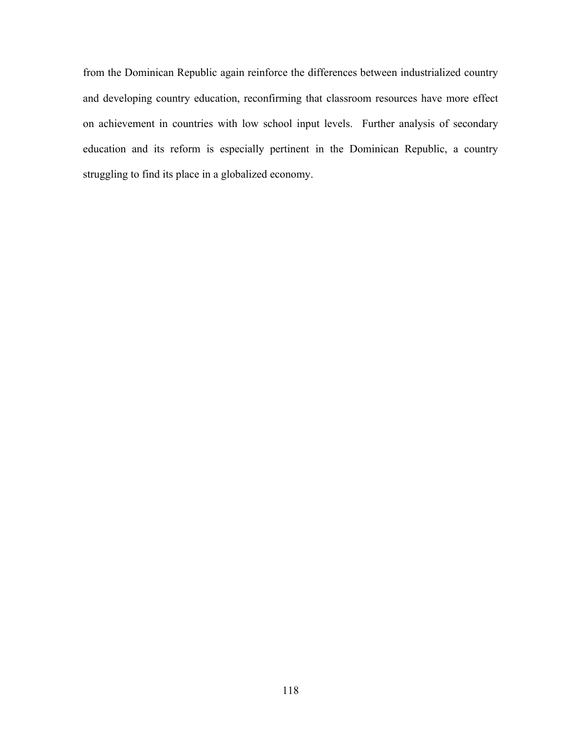from the Dominican Republic again reinforce the differences between industrialized country and developing country education, reconfirming that classroom resources have more effect on achievement in countries with low school input levels. Further analysis of secondary education and its reform is especially pertinent in the Dominican Republic, a country struggling to find its place in a globalized economy.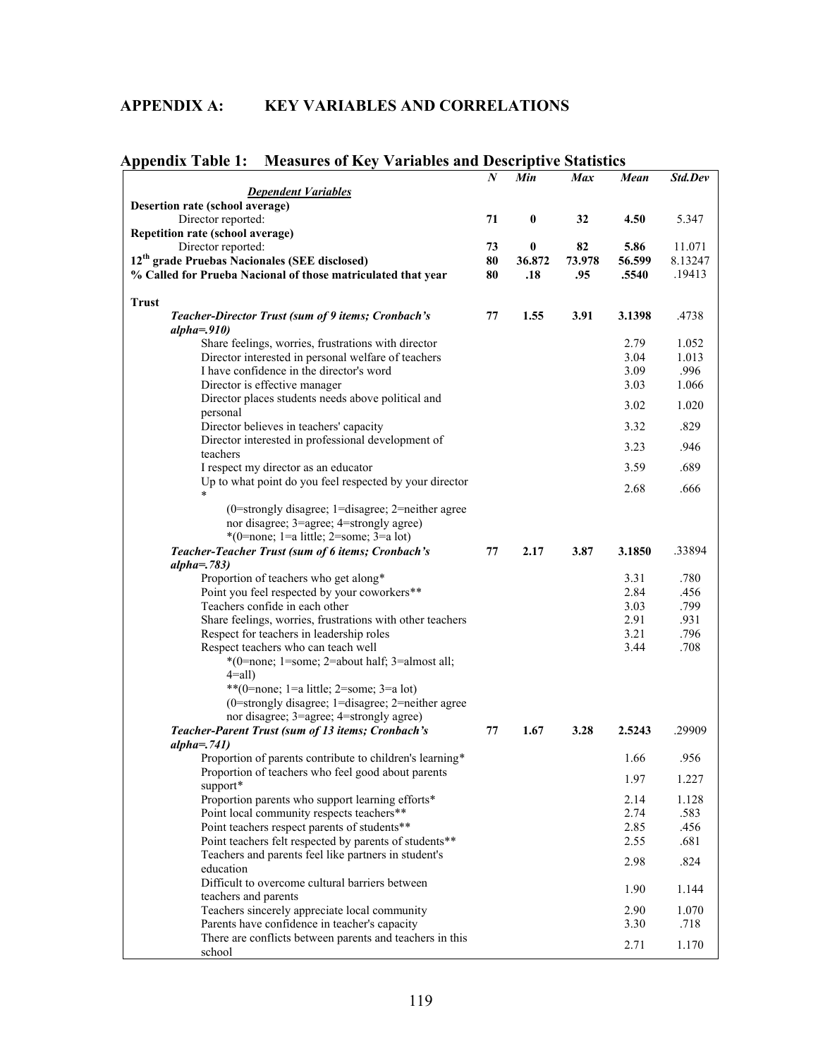## APPENDIX A: KEY VARIABLES AND CORRELATIONS

### Appendix Table 1: Measures of Key Variables and Descriptive Statistics

| | *N* | *Min* | *Max* | *Mean* | *Std.Dev* |
|---|---|---|---|---|---|
| ***Dependent Variables*** | | | | | |
| **Desertion rate (school average)** | | | | | |
| Director reported: | **71** | **0** | **32** | **4.50** | 5.347 |
| **Repetition rate (school average)** | | | | | |
| Director reported: | **73** | **0** | **82** | **5.86** | 11.071 |
| **12th grade Pruebas Nacionales (SEE disclosed)** | **80** | **36.872** | **73.978** | **56.599** | 8.13247 |
| **% Called for Prueba Nacional of those matriculated that year** | **80** | **.18** | **.95** | **.5540** | .19413 |
| **Trust** | | | | | |
| ***Teacher-Director Trust (sum of 9 items; Cronbach's alpha=.910)*** | **77** | **1.55** | **3.91** | **3.1398** | .4738 |
| Share feelings, worries, frustrations with director | | | | 2.79 | 1.052 |
| Director interested in personal welfare of teachers | | | | 3.04 | 1.013 |
| I have confidence in the director's word | | | | 3.09 | .996 |
| Director is effective manager | | | | 3.03 | 1.066 |
| Director places students needs above political and personal | | | | 3.02 | 1.020 |
| Director believes in teachers' capacity | | | | 3.32 | .829 |
| Director interested in professional development of teachers | | | | 3.23 | .946 |
| I respect my director as an educator | | | | 3.59 | .689 |
| Up to what point do you feel respected by your director * | | | | 2.68 | .666 |
| (0=strongly disagree; 1=disagree; 2=neither agree nor disagree; 3=agree; 4=strongly agree) *(0=none; 1=a little; 2=some; 3=a lot) | | | | | |
| ***Teacher-Teacher Trust (sum of 6 items; Cronbach's alpha=.783)*** | **77** | **2.17** | **3.87** | **3.1850** | .33894 |
| Proportion of teachers who get along* | | | | 3.31 | .780 |
| Point you feel respected by your coworkers** | | | | 2.84 | .456 |
| Teachers confide in each other | | | | 3.03 | .799 |
| Share feelings, worries, frustrations with other teachers | | | | 2.91 | .931 |
| Respect for teachers in leadership roles | | | | 3.21 | .796 |
| Respect teachers who can teach well | | | | 3.44 | .708 |
| *(0=none; 1=some; 2=about half; 3=almost all; 4=all) **(0=none; 1=a little; 2=some; 3=a lot) (0=strongly disagree; 1=disagree; 2=neither agree nor disagree; 3=agree; 4=strongly agree) | | | | | |
| ***Teacher-Parent Trust (sum of 13 items; Cronbach's alpha=.741)*** | **77** | **1.67** | **3.28** | **2.5243** | .29909 |
| Proportion of parents contribute to children's learning* | | | | 1.66 | .956 |
| Proportion of teachers who feel good about parents support* | | | | 1.97 | 1.227 |
| Proportion parents who support learning efforts* | | | | 2.14 | 1.128 |
| Point local community respects teachers** | | | | 2.74 | .583 |
| Point teachers respect parents of students** | | | | 2.85 | .456 |
| Point teachers felt respected by parents of students** | | | | 2.55 | .681 |
| Teachers and parents feel like partners in student's education | | | | 2.98 | .824 |
| Difficult to overcome cultural barriers between teachers and parents | | | | 1.90 | 1.144 |
| Teachers sincerely appreciate local community | | | | 2.90 | 1.070 |
| Parents have confidence in teacher's capacity | | | | 3.30 | .718 |
| There are conflicts between parents and teachers in this school | | | | 2.71 | 1.170 |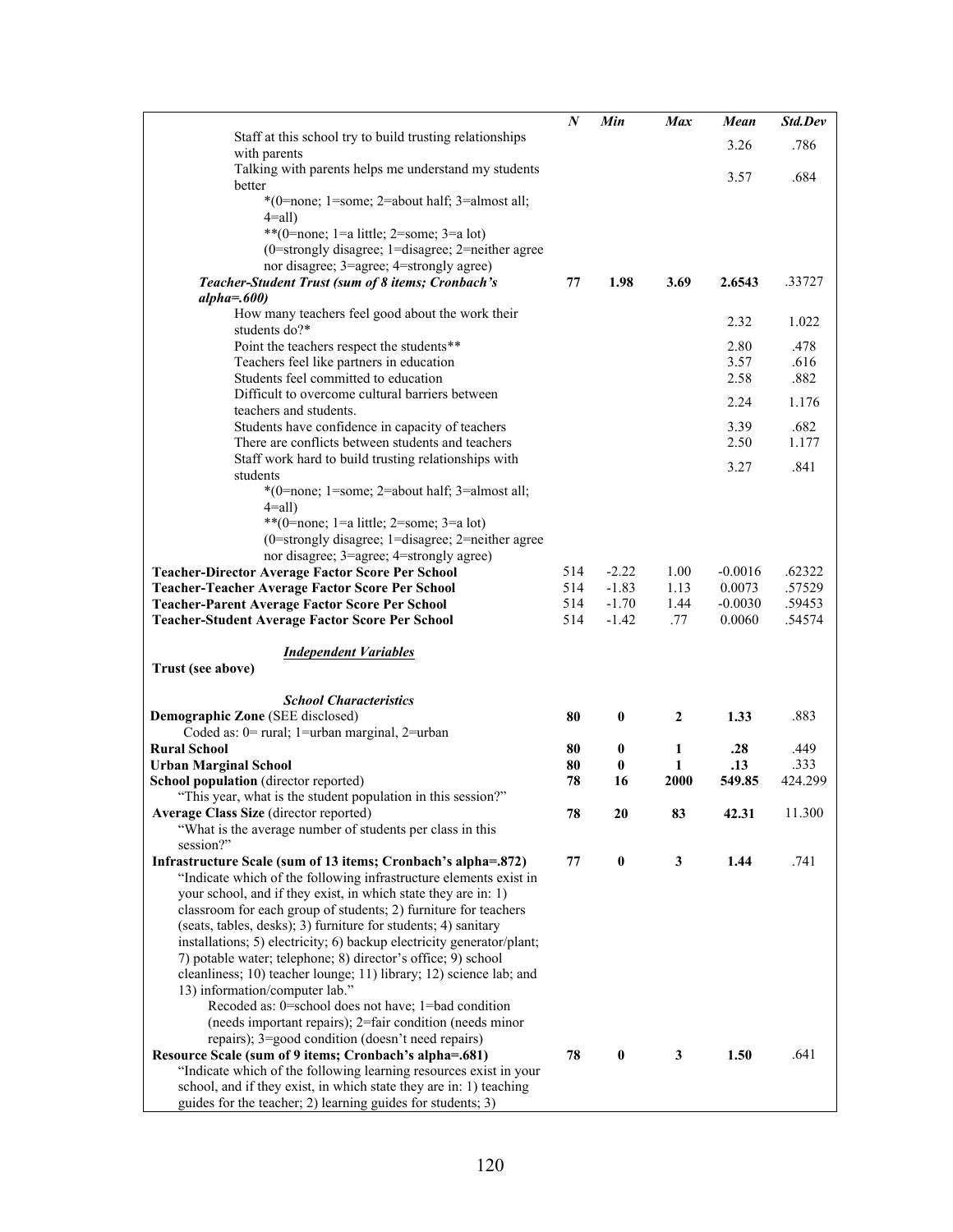| | *N* | *Min* | *Max* | *Mean* | *Std.Dev* |
|---|---|---|---|---|---|
| Staff at this school try to build trusting relationships with parents | | | | 3.26 | .786 |
| Talking with parents helps me understand my students better | | | | 3.57 | .684 |
| *(0=none; 1=some; 2=about half; 3=almost all; 4=all) | | | | | |
| **(0=none; 1=a little; 2=some; 3=a lot) | | | | | |
| (0=strongly disagree; 1=disagree; 2=neither agree nor disagree; 3=agree; 4=strongly agree) | | | | | |
| ***Teacher-Student Trust (sum of 8 items; Cronbach's alpha=.600)*** | **77** | **1.98** | **3.69** | **2.6543** | .33727 |
| How many teachers feel good about the work their students do?* | | | | 2.32 | 1.022 |
| Point the teachers respect the students** | | | | 2.80 | .478 |
| Teachers feel like partners in education | | | | 3.57 | .616 |
| Students feel committed to education | | | | 2.58 | .882 |
| Difficult to overcome cultural barriers between teachers and students. | | | | 2.24 | 1.176 |
| Students have confidence in capacity of teachers | | | | 3.39 | .682 |
| There are conflicts between students and teachers | | | | 2.50 | 1.177 |
| Staff work hard to build trusting relationships with students | | | | 3.27 | .841 |
| *(0=none; 1=some; 2=about half; 3=almost all; 4=all) | | | | | |
| **(0=none; 1=a little; 2=some; 3=a lot) | | | | | |
| (0=strongly disagree; 1=disagree; 2=neither agree nor disagree; 3=agree; 4=strongly agree) | | | | | |
| **Teacher-Director Average Factor Score Per School** | 514 | -2.22 | 1.00 | -0.0016 | .62322 |
| **Teacher-Teacher Average Factor Score Per School** | 514 | -1.83 | 1.13 | 0.0073 | .57529 |
| **Teacher-Parent Average Factor Score Per School** | 514 | -1.70 | 1.44 | -0.0030 | .59453 |
| **Teacher-Student Average Factor Score Per School** | 514 | -1.42 | .77 | 0.0060 | .54574 |
| ***<u>Independent Variables</u>*** | | | | | |
| **Trust (see above)** | | | | | |
| ***School Characteristics*** | | | | | |
| **Demographic Zone** (SEE disclosed) Coded as: 0= rural; 1=urban marginal, 2=urban | **80** | **0** | **2** | **1.33** | .883 |
| **Rural School** | **80** | **0** | **1** | **.28** | .449 |
| **Urban Marginal School** | **80** | **0** | **1** | **.13** | .333 |
| **School population** (director reported) "This year, what is the student population in this session?" | **78** | **16** | **2000** | **549.85** | 424.299 |
| **Average Class Size** (director reported) "What is the average number of students per class in this session?" | **78** | **20** | **83** | **42.31** | 11.300 |
| **Infrastructure Scale (sum of 13 items; Cronbach's alpha=.872)** "Indicate which of the following infrastructure elements exist in your school, and if they exist, in which state they are in: 1) classroom for each group of students; 2) furniture for teachers (seats, tables, desks); 3) furniture for students; 4) sanitary installations; 5) electricity; 6) backup electricity generator/plant; 7) potable water; telephone; 8) director's office; 9) school cleanliness; 10) teacher lounge; 11) library; 12) science lab; and 13) information/computer lab." Recoded as: 0=school does not have; 1=bad condition (needs important repairs); 2=fair condition (needs minor repairs); 3=good condition (doesn't need repairs) | **77** | **0** | **3** | **1.44** | .741 |
| **Resource Scale (sum of 9 items; Cronbach's alpha=.681)** "Indicate which of the following learning resources exist in your school, and if they exist, in which state they are in: 1) teaching guides for the teacher; 2) learning guides for students; 3) | **78** | **0** | **3** | **1.50** | .641 |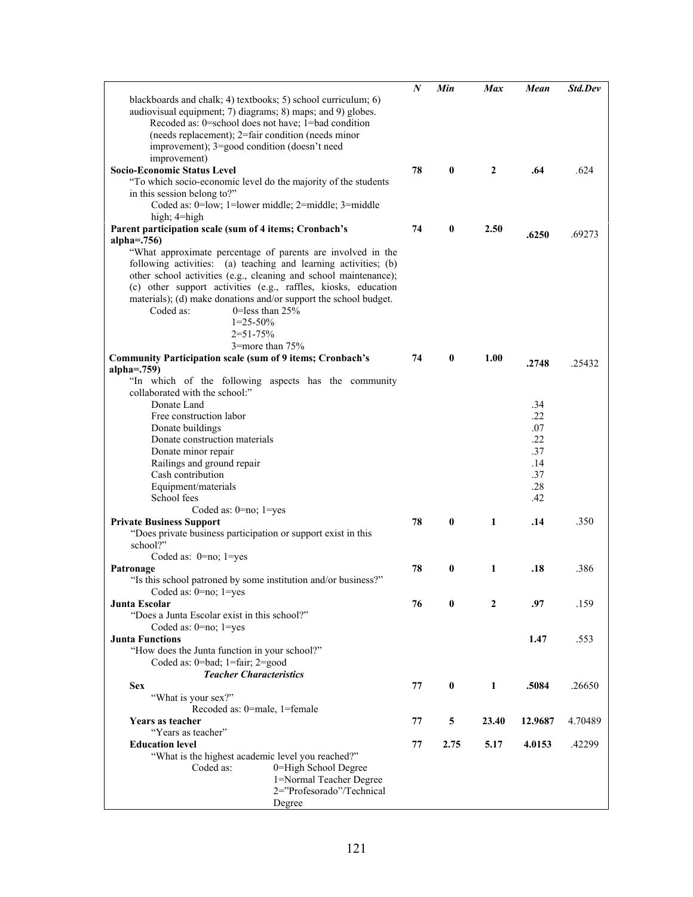| | *N* | *Min* | *Max* | *Mean* | *Std.Dev* |
|---|---|---|---|---|---|
| blackboards and chalk; 4) textbooks; 5) school curriculum; 6) audiovisual equipment; 7) diagrams; 8) maps; and 9) globes. Recoded as: 0=school does not have; 1=bad condition (needs replacement); 2=fair condition (needs minor improvement); 3=good condition (doesn't need improvement) | | | | | |
| **Socio-Economic Status Level** | **78** | **0** | **2** | **.64** | .624 |
| "To which socio-economic level do the majority of the students in this session belong to?" Coded as: 0=low; 1=lower middle; 2=middle; 3=middle high; 4=high | | | | | |
| **Parent participation scale (sum of 4 items; Cronbach's alpha=.756)** | **74** | **0** | **2.50** | **.6250** | .69273 |
| "What approximate percentage of parents are involved in the following activities: (a) teaching and learning activities; (b) other school activities (e.g., cleaning and school maintenance); (c) other support activities (e.g., raffles, kiosks, education materials); (d) make donations and/or support the school budget. Coded as: 0=less than 25%; 1=25-50%; 2=51-75%; 3=more than 75% | | | | | |
| **Community Participation scale (sum of 9 items; Cronbach's alpha=.759)** | **74** | **0** | **1.00** | **.2748** | .25432 |
| "In which of the following aspects has the community collaborated with the school:" | | | | | |
| Donate Land | | | | .34 | |
| Free construction labor | | | | .22 | |
| Donate buildings | | | | .07 | |
| Donate construction materials | | | | .22 | |
| Donate minor repair | | | | .37 | |
| Railings and ground repair | | | | .14 | |
| Cash contribution | | | | .37 | |
| Equipment/materials | | | | .28 | |
| School fees | | | | .42 | |
| Coded as: 0=no; 1=yes | | | | | |
| **Private Business Support** | **78** | **0** | **1** | **.14** | .350 |
| "Does private business participation or support exist in this school?" Coded as: 0=no; 1=yes | | | | | |
| **Patronage** | **78** | **0** | **1** | **.18** | .386 |
| "Is this school patroned by some institution and/or business?" Coded as: 0=no; 1=yes | | | | | |
| **Junta Escolar** | **76** | **0** | **2** | **.97** | .159 |
| "Does a Junta Escolar exist in this school?" Coded as: 0=no; 1=yes | | | | | |
| **Junta Functions** | | | | **1.47** | .553 |
| "How does the Junta function in your school?" Coded as: 0=bad; 1=fair; 2=good | | | | | |
| ***Teacher Characteristics*** | | | | | |
| **Sex** | **77** | **0** | **1** | **.5084** | .26650 |
| "What is your sex?" Recoded as: 0=male, 1=female | | | | | |
| **Years as teacher** | **77** | **5** | **23.40** | **12.9687** | 4.70489 |
| "Years as teacher" | | | | | |
| **Education level** | **77** | **2.75** | **5.17** | **4.0153** | .42299 |
| "What is the highest academic level you reached?" Coded as: 0=High School Degree; 1=Normal Teacher Degree; 2="Profesorado"/Technical Degree | | | | | |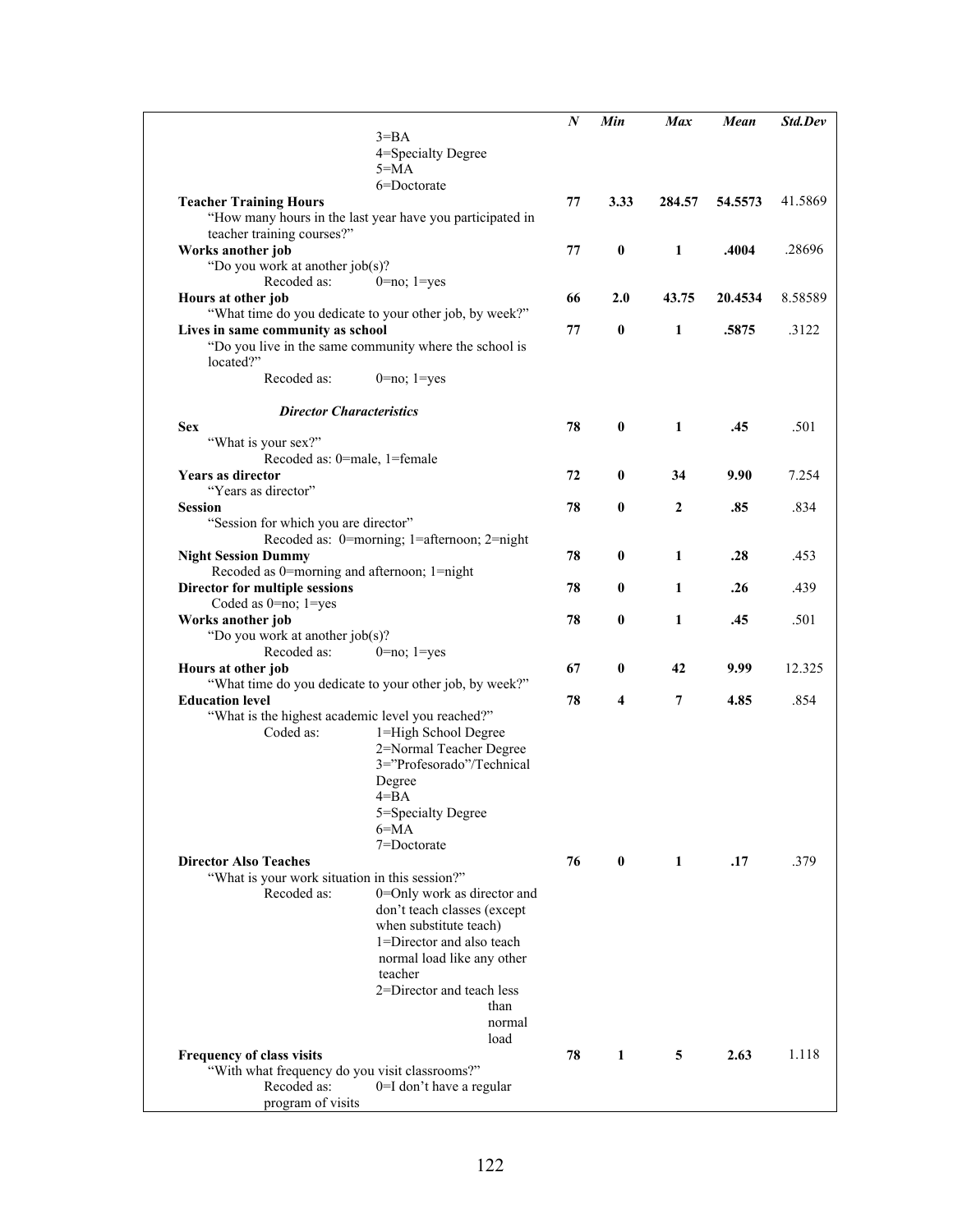| | N | Min | Max | Mean | Std.Dev |
|---|---|---|---|---|---|
| 3=BA<br>4=Specialty Degree<br>5=MA<br>6=Doctorate | | | | | |
| **Teacher Training Hours**<br>"How many hours in the last year have you participated in teacher training courses?" | **77** | **3.33** | **284.57** | **54.5573** | 41.5869 |
| **Works another job**<br>"Do you work at another job(s)?<br>Recoded as: 0=no; 1=yes | **77** | **0** | **1** | **.4004** | .28696 |
| **Hours at other job**<br>"What time do you dedicate to your other job, by week?" | **66** | **2.0** | **43.75** | **20.4534** | 8.58589 |
| **Lives in same community as school**<br>"Do you live in the same community where the school is located?"<br>Recoded as: 0=no; 1=yes | **77** | **0** | **1** | **.5875** | .3122 |
| ***Director Characteristics*** | | | | | |
| **Sex**<br>"What is your sex?"<br>Recoded as: 0=male, 1=female | **78** | **0** | **1** | **.45** | .501 |
| **Years as director**<br>"Years as director" | **72** | **0** | **34** | **9.90** | 7.254 |
| **Session**<br>"Session for which you are director"<br>Recoded as: 0=morning; 1=afternoon; 2=night | **78** | **0** | **2** | **.85** | .834 |
| **Night Session Dummy**<br>Recoded as 0=morning and afternoon; 1=night | **78** | **0** | **1** | **.28** | .453 |
| **Director for multiple sessions**<br>Coded as 0=no; 1=yes | **78** | **0** | **1** | **.26** | .439 |
| **Works another job**<br>"Do you work at another job(s)?<br>Recoded as: 0=no; 1=yes | **78** | **0** | **1** | **.45** | .501 |
| **Hours at other job**<br>"What time do you dedicate to your other job, by week?" | **67** | **0** | **42** | **9.99** | 12.325 |
| **Education level**<br>"What is the highest academic level you reached?"<br>Coded as: 1=High School Degree<br>2=Normal Teacher Degree<br>3="Profesorado"/Technical Degree<br>4=BA<br>5=Specialty Degree<br>6=MA<br>7=Doctorate | **78** | **4** | **7** | **4.85** | .854 |
| **Director Also Teaches**<br>"What is your work situation in this session?"<br>Recoded as: 0=Only work as director and don't teach classes (except when substitute teach)<br>1=Director and also teach normal load like any other teacher<br>2=Director and teach less than normal load | **76** | **0** | **1** | **.17** | .379 |
| **Frequency of class visits**<br>"With what frequency do you visit classrooms?"<br>Recoded as: 0=I don't have a regular program of visits | **78** | **1** | **5** | **2.63** | 1.118 |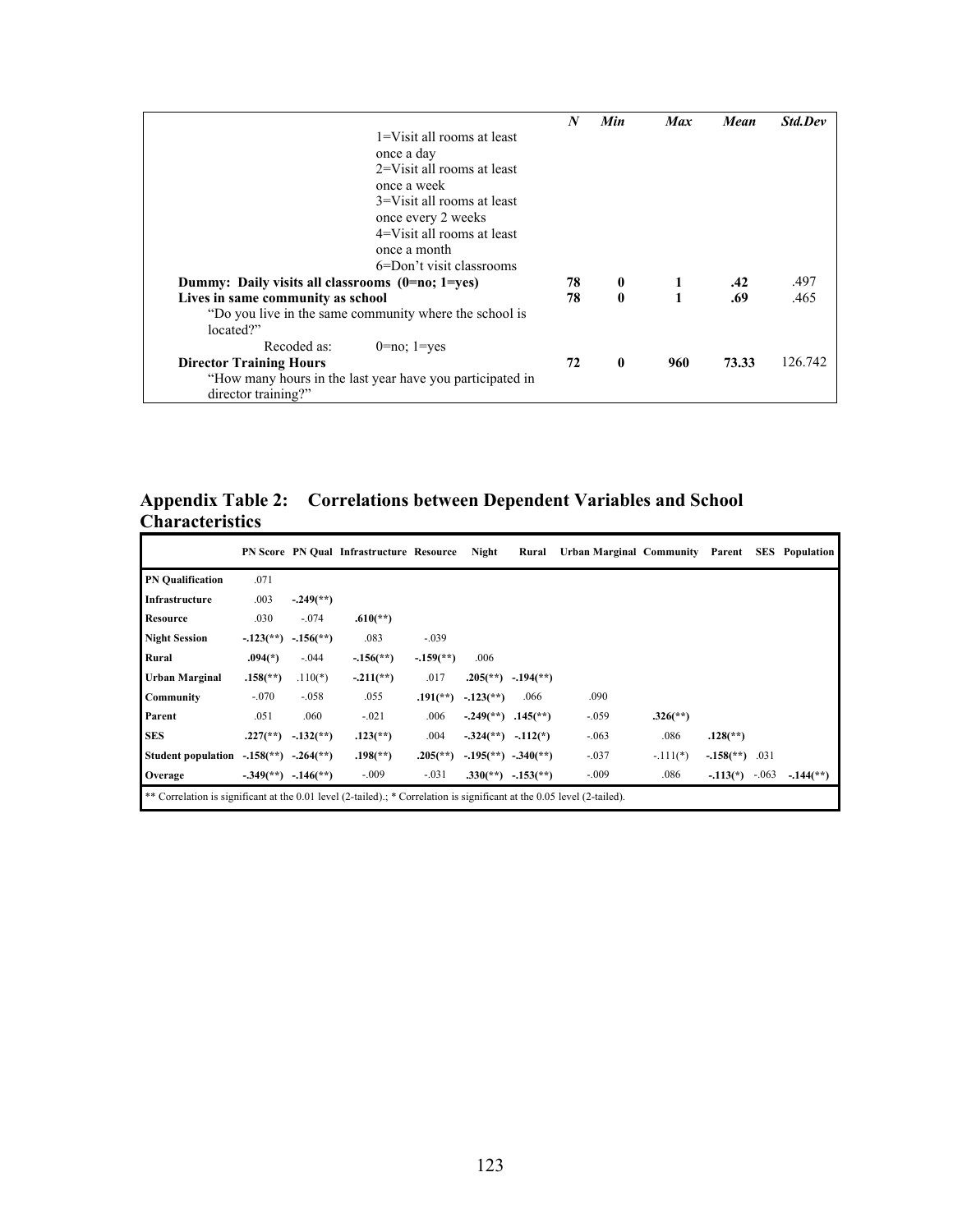| | N | Min | Max | Mean | Std.Dev |
|---|---|---|---|---|---|
| 1=Visit all rooms at least once a day<br>2=Visit all rooms at least once a week<br>3=Visit all rooms at least once every 2 weeks<br>4=Visit all rooms at least once a month<br>6=Don't visit classrooms | | | | | |
| **Dummy: Daily visits all classrooms (0=no; 1=yes)** | **78** | **0** | **1** | **.42** | .497 |
| **Lives in same community as school** | **78** | **0** | **1** | **.69** | .465 |
| "Do you live in the same community where the school is located?"<br>Recoded as: 0=no; 1=yes | | | | | |
| **Director Training Hours** | **72** | **0** | **960** | **73.33** | 126.742 |
| "How many hours in the last year have you participated in director training?" | | | | | |

## Appendix Table 2: Correlations between Dependent Variables and School Characteristics

| | PN Score | PN Qual | Infrastructure | Resource | Night | Rural | Urban Marginal | Community | Parent | SES | Population |
|---|---|---|---|---|---|---|---|---|---|---|---|
| **PN Qualification** | .071 | | | | | | | | | | |
| **Infrastructure** | .003 | **-.249(\*\*)** | | | | | | | | | |
| **Resource** | .030 | -.074 | **.610(\*\*)** | | | | | | | | |
| **Night Session** | **-.123(\*\*)** | **-.156(\*\*)** | .083 | -.039 | | | | | | | |
| **Rural** | **.094(\*)** | -.044 | **-.156(\*\*)** | **-.159(\*\*)** | .006 | | | | | | |
| **Urban Marginal** | **.158(\*\*)** | .110(\*) | **-.211(\*\*)** | .017 | **.205(\*\*)** | **-.194(\*\*)** | | | | | |
| **Community** | -.070 | -.058 | .055 | **.191(\*\*)** | **-.123(\*\*)** | .066 | .090 | | | | |
| **Parent** | .051 | .060 | -.021 | .006 | **-.249(\*\*)** | **.145(\*\*)** | -.059 | **.326(\*\*)** | | | |
| **SES** | **.227(\*\*)** | **-.132(\*\*)** | **.123(\*\*)** | .004 | **-.324(\*\*)** | **-.112(\*)** | -.063 | .086 | **.128(\*\*)** | | |
| **Student population** | **-.158(\*\*)** | **-.264(\*\*)** | **.198(\*\*)** | **.205(\*\*)** | **-.195(\*\*)** | **-.340(\*\*)** | -.037 | -.111(\*) | **-.158(\*\*)** | .031 | |
| **Overage** | **-.349(\*\*)** | **-.146(\*\*)** | -.009 | -.031 | **.330(\*\*)** | **-.153(\*\*)** | -.009 | .086 | **-.113(\*)** | -.063 | **-.144(\*\*)** |

\*\* Correlation is significant at the 0.01 level (2-tailed).; \* Correlation is significant at the 0.05 level (2-tailed).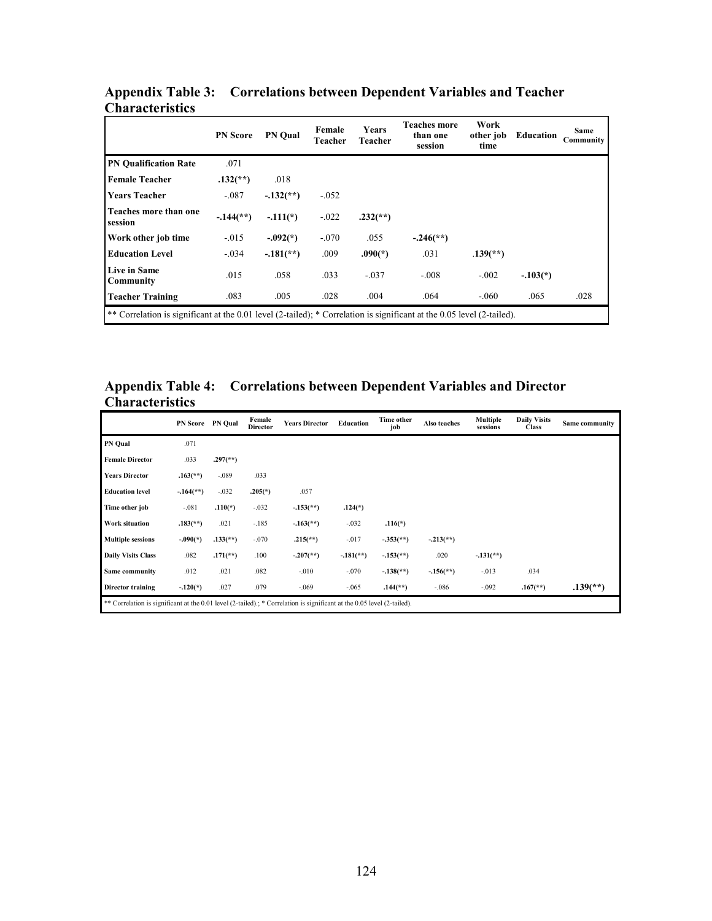## Appendix Table 3: Correlations between Dependent Variables and Teacher Characteristics

| | PN Score | PN Qual | Female Teacher | Years Teacher | Teaches more than one session | Work other job time | Education | Same Community |
|---|---|---|---|---|---|---|---|---|
| **PN Qualification Rate** | .071 | | | | | | | |
| **Female Teacher** | **.132(**)** | .018 | | | | | | |
| **Years Teacher** | -.087 | **-.132(**)** | -.052 | | | | | |
| **Teaches more than one session** | **-.144(**)** | **-.111(*)** | -.022 | **.232(**)** | | | | |
| **Work other job time** | -.015 | **-.092(*)** | -.070 | .055 | **-.246(**)** | | | |
| **Education Level** | -.034 | **-.181(**)** | .009 | **.090(*)** | .031 | **.139(**)** | | |
| **Live in Same Community** | .015 | .058 | .033 | -.037 | -.008 | -.002 | **-.103(*)** | |
| **Teacher Training** | .083 | .005 | .028 | .004 | .064 | -.060 | .065 | .028 |

** Correlation is significant at the 0.01 level (2-tailed); * Correlation is significant at the 0.05 level (2-tailed).

## Appendix Table 4: Correlations between Dependent Variables and Director Characteristics

| | PN Score | PN Qual | Female Director | Years Director | Education | Time other job | Also teaches | Multiple sessions | Daily Visits Class | Same community |
|---|---|---|---|---|---|---|---|---|---|---|
| **PN Qual** | .071 | | | | | | | | | |
| **Female Director** | .033 | **.297(**)** | | | | | | | | |
| **Years Director** | **.163(**)** | -.089 | .033 | | | | | | | |
| **Education level** | **-.164(**)** | -.032 | **.205(*)** | .057 | | | | | | |
| **Time other job** | -.081 | **.110(*)** | -.032 | **-.153(**)** | **.124(*)** | | | | | |
| **Work situation** | **.183(**)** | .021 | -.185 | **-.163(**)** | -.032 | **.116(*)** | | | | |
| **Multiple sessions** | **-.090(*)** | **.133(**)** | -.070 | **.215(**)** | -.017 | **-.353(**)** | **-.213(**)** | | | |
| **Daily Visits Class** | .082 | **.171(**)** | .100 | **-.207(**)** | **-.181(**)** | **-.153(**)** | .020 | **-.131(**)** | | |
| **Same community** | .012 | .021 | .082 | -.010 | -.070 | **-.138(**)** | **-.156(**)** | -.013 | .034 | |
| **Director training** | **-.120(*)** | .027 | .079 | -.069 | -.065 | **.144(**)** | -.086 | -.092 | **.167(**)** | **.139(**)** |

** Correlation is significant at the 0.01 level (2-tailed).; * Correlation is significant at the 0.05 level (2-tailed).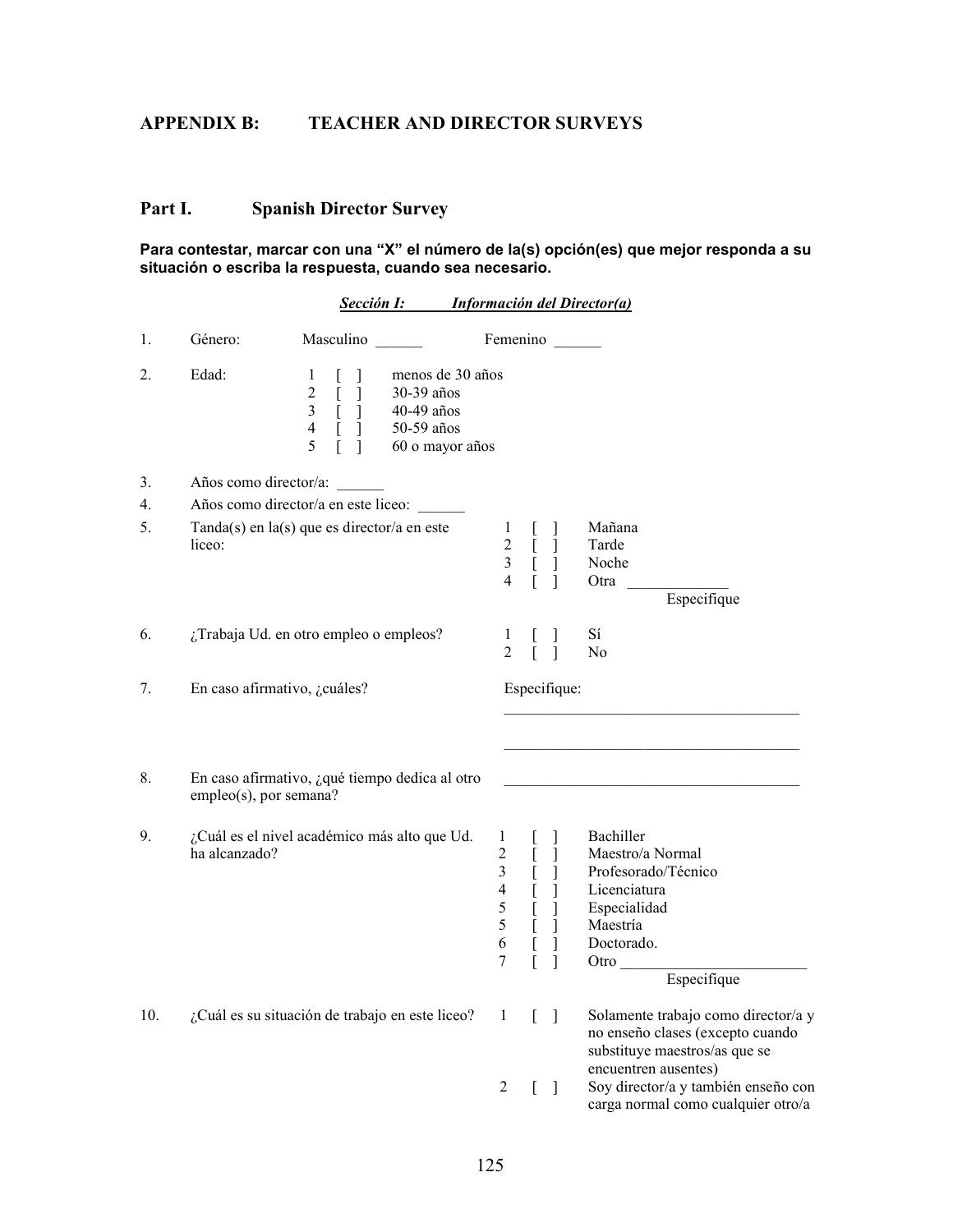# APPENDIX B: TEACHER AND DIRECTOR SURVEYS

## Part I. Spanish Director Survey

**Para contestar, marcar con una "X" el número de la(s) opción(es) que mejor responda a su situación o escriba la respuesta, cuando sea necesario.**

### *Sección I: Información del Director(a)*

1. Género: Masculino ______ Femenino ______

2. Edad:
   - 1 [ ] menos de 30 años
   - 2 [ ] 30-39 años
   - 3 [ ] 40-49 años
   - 4 [ ] 50-59 años
   - 5 [ ] 60 o mayor años

3. Años como director/a: ______

4. Años como director/a en este liceo: ______

5. Tanda(s) en la(s) que es director/a en este liceo:
   - 1 [ ] Mañana
   - 2 [ ] Tarde
   - 3 [ ] Noche
   - 4 [ ] Otra _____________ Especifique

6. ¿Trabaja Ud. en otro empleo o empleos?
   - 1 [ ] Sí
   - 2 [ ] No

7. En caso afirmativo, ¿cuáles? Especifique:

   ______________________________________

   ______________________________________

8. En caso afirmativo, ¿qué tiempo dedica al otro empleo(s), por semana? ______________________________________

9. ¿Cuál es el nivel académico más alto que Ud. ha alcanzado?
   - 1 [ ] Bachiller
   - 2 [ ] Maestro/a Normal
   - 3 [ ] Profesorado/Técnico
   - 4 [ ] Licenciatura
   - 5 [ ] Especialidad
   - 5 [ ] Maestría
   - 6 [ ] Doctorado.
   - 7 [ ] Otro ________________________ Especifique

10. ¿Cuál es su situación de trabajo en este liceo?
    - 1 [ ] Solamente trabajo como director/a y no enseño clases (excepto cuando substituye maestros/as que se encuentren ausentes)
    - 2 [ ] Soy director/a y también enseño con carga normal como cualquier otro/a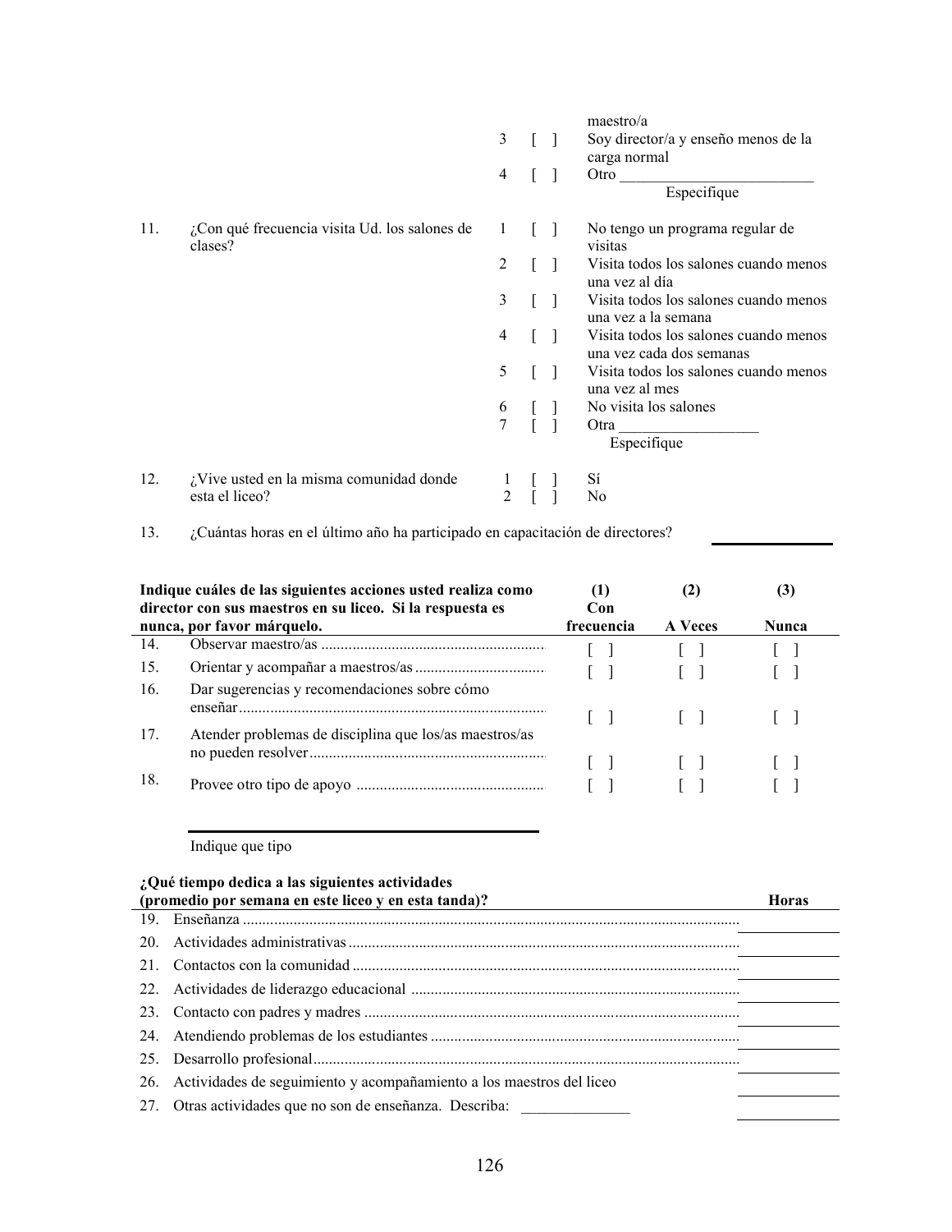| | | | | |
|---|---|---|---|---|
| | | | | maestro/a |
| | | 3 | [ ] | Soy director/a y enseño menos de la carga normal |
| | | 4 | [ ] | Otro _________________________ Especifique |
| 11. | ¿Con qué frecuencia visita Ud. los salones de clases? | 1 | [ ] | No tengo un programa regular de visitas |
| | | 2 | [ ] | Visita todos los salones cuando menos una vez al día |
| | | 3 | [ ] | Visita todos los salones cuando menos una vez a la semana |
| | | 4 | [ ] | Visita todos los salones cuando menos una vez cada dos semanas |
| | | 5 | [ ] | Visita todos los salones cuando menos una vez al mes |
| | | 6 | [ ] | No visita los salones |
| | | 7 | [ ] | Otra __________________ Especifique |
| 12. | ¿Vive usted en la misma comunidad donde esta el liceo? | 1 | [ ] | Sí |
| | | 2 | [ ] | No |

13. ¿Cuántas horas en el último año ha participado en capacitación de directores? ____________

| **Indique cuáles de las siguientes acciones usted realiza como director con sus maestros en su liceo. Si la respuesta es nunca, por favor márquelo.** | **(1) Con frecuencia** | **(2) A Veces** | **(3) Nunca** |
|---|---|---|---|
| 14. Observar maestro/as ........................................................ | [ ] | [ ] | [ ] |
| 15. Orientar y acompañar a maestros/as ................................ | [ ] | [ ] | [ ] |
| 16. Dar sugerencias y recomendaciones sobre cómo enseñar ............................................................................ | [ ] | [ ] | [ ] |
| 17. Atender problemas de disciplina que los/as maestros/as no pueden resolver ........................................................... | [ ] | [ ] | [ ] |
| 18. Provee otro tipo de apoyo ............................................... | [ ] | [ ] | [ ] |

______________________________________

Indique que tipo

| **¿Qué tiempo dedica a las siguientes actividades (promedio por semana en este liceo y en esta tanda)?** | **Horas** |
|---|---|
| 19. Enseñanza ............................................................................................................. | ________ |
| 20. Actividades administrativas ................................................................................... | ________ |
| 21. Contactos con la comunidad .................................................................................. | ________ |
| 22. Actividades de liderazgo educacional ................................................................... | ________ |
| 23. Contacto con padres y madres ............................................................................... | ________ |
| 24. Atendiendo problemas de los estudiantes .............................................................. | ________ |
| 25. Desarrollo profesional ............................................................................................ | ________ |
| 26. Actividades de seguimiento y acompañamiento a los maestros del liceo | ________ |
| 27. Otras actividades que no son de enseñanza. Describa: ______________ | ________ |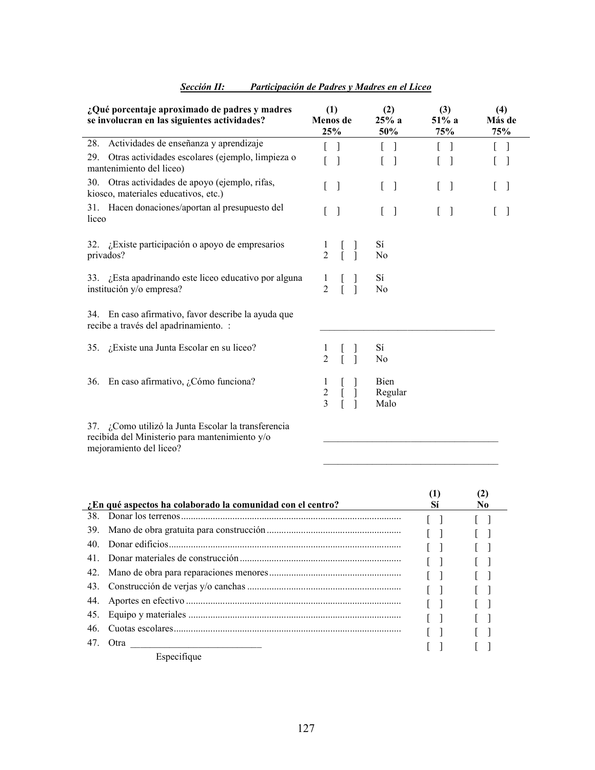## *Sección II: Participación de Padres y Madres en el Liceo*

| ¿Qué porcentaje aproximado de padres y madres se involucran en las siguientes actividades? | (1) Menos de 25% | (2) 25% a 50% | (3) 51% a 75% | (4) Más de 75% |
|---|---|---|---|---|
| 28. Actividades de enseñanza y aprendizaje | [ ] | [ ] | [ ] | [ ] |
| 29. Otras actividades escolares (ejemplo, limpieza o mantenimiento del liceo) | [ ] | [ ] | [ ] | [ ] |
| 30. Otras actividades de apoyo (ejemplo, rifas, kiosco, materiales educativos, etc.) | [ ] | [ ] | [ ] | [ ] |
| 31. Hacen donaciones/aportan al presupuesto del liceo | [ ] | [ ] | [ ] | [ ] |

32. ¿Existe participación o apoyo de empresarios privados?
1 [ ] Sí
2 [ ] No

33. ¿Esta apadrinando este liceo educativo por alguna institución y/o empresa?
1 [ ] Sí
2 [ ] No

34. En caso afirmativo, favor describe la ayuda que recibe a través del apadrinamiento. : ____________________________________

35. ¿Existe una Junta Escolar en su liceo?
1 [ ] Sí
2 [ ] No

36. En caso afirmativo, ¿Cómo funciona?
1 [ ] Bien
2 [ ] Regular
3 [ ] Malo

37. ¿Como utilizó la Junta Escolar la transferencia recibida del Ministerio para mantenimiento y/o mejoramiento del liceo?
____________________________________
____________________________________

| ¿En qué aspectos ha colaborado la comunidad con el centro? | (1) Sí | (2) No |
|---|---|---|
| 38. Donar los terrenos | [ ] | [ ] |
| 39. Mano de obra gratuita para construcción | [ ] | [ ] |
| 40. Donar edificios | [ ] | [ ] |
| 41. Donar materiales de construcción | [ ] | [ ] |
| 42. Mano de obra para reparaciones menores | [ ] | [ ] |
| 43. Construcción de verjas y/o canchas | [ ] | [ ] |
| 44. Aportes en efectivo | [ ] | [ ] |
| 45. Equipo y materiales | [ ] | [ ] |
| 46. Cuotas escolares | [ ] | [ ] |
| 47. Otra ___________________________ Especifique | [ ] | [ ] |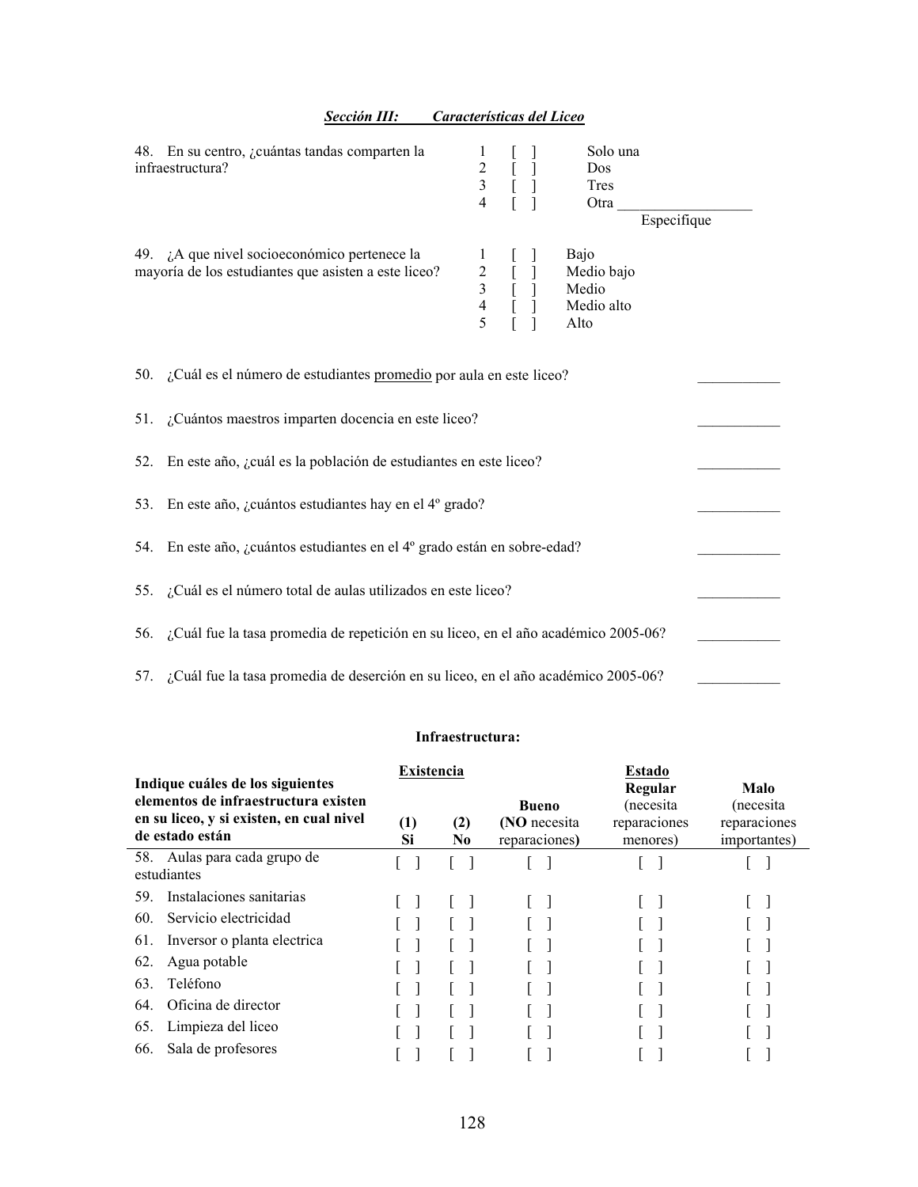### ***Sección III: Características del Liceo***

48. En su centro, ¿cuántas tandas comparten la infraestructura?

1 [ ] Solo una
2 [ ] Dos
3 [ ] Tres
4 [ ] Otra __________________
Especifique

49. ¿A que nivel socioeconómico pertenece la mayoría de los estudiantes que asisten a este liceo?

1 [ ] Bajo
2 [ ] Medio bajo
3 [ ] Medio
4 [ ] Medio alto
5 [ ] Alto

50. ¿Cuál es el número de estudiantes <u>promedio</u> por aula en este liceo? ___________

51. ¿Cuántos maestros imparten docencia en este liceo? ___________

52. En este año, ¿cuál es la población de estudiantes en este liceo? ___________

53. En este año, ¿cuántos estudiantes hay en el 4º grado? ___________

54. En este año, ¿cuántos estudiantes en el 4º grado están en sobre-edad? ___________

55. ¿Cuál es el número total de aulas utilizados en este liceo? ___________

56. ¿Cuál fue la tasa promedia de repetición en su liceo, en el año académico 2005-06? ___________

57. ¿Cuál fue la tasa promedia de deserción en su liceo, en el año académico 2005-06? ___________

**Infraestructura:**

| **Indique cuáles de los siguientes elementos de infraestructura existen en su liceo, y si existen, en cual nivel de estado están** | **Existencia** | | **Estado** | | |
|---|---|---|---|---|---|
| | **(1) Si** | **(2) No** | **Bueno** (**NO** necesita reparaciones) | **Regular** (necesita reparaciones menores) | **Malo** (necesita reparaciones importantes) |
| 58. Aulas para cada grupo de estudiantes | [ ] | [ ] | [ ] | [ ] | [ ] |
| 59. Instalaciones sanitarias | [ ] | [ ] | [ ] | [ ] | [ ] |
| 60. Servicio electricidad | [ ] | [ ] | [ ] | [ ] | [ ] |
| 61. Inversor o planta electrica | [ ] | [ ] | [ ] | [ ] | [ ] |
| 62. Agua potable | [ ] | [ ] | [ ] | [ ] | [ ] |
| 63. Teléfono | [ ] | [ ] | [ ] | [ ] | [ ] |
| 64. Oficina de director | [ ] | [ ] | [ ] | [ ] | [ ] |
| 65. Limpieza del liceo | [ ] | [ ] | [ ] | [ ] | [ ] |
| 66. Sala de profesores | [ ] | [ ] | [ ] | [ ] | [ ] |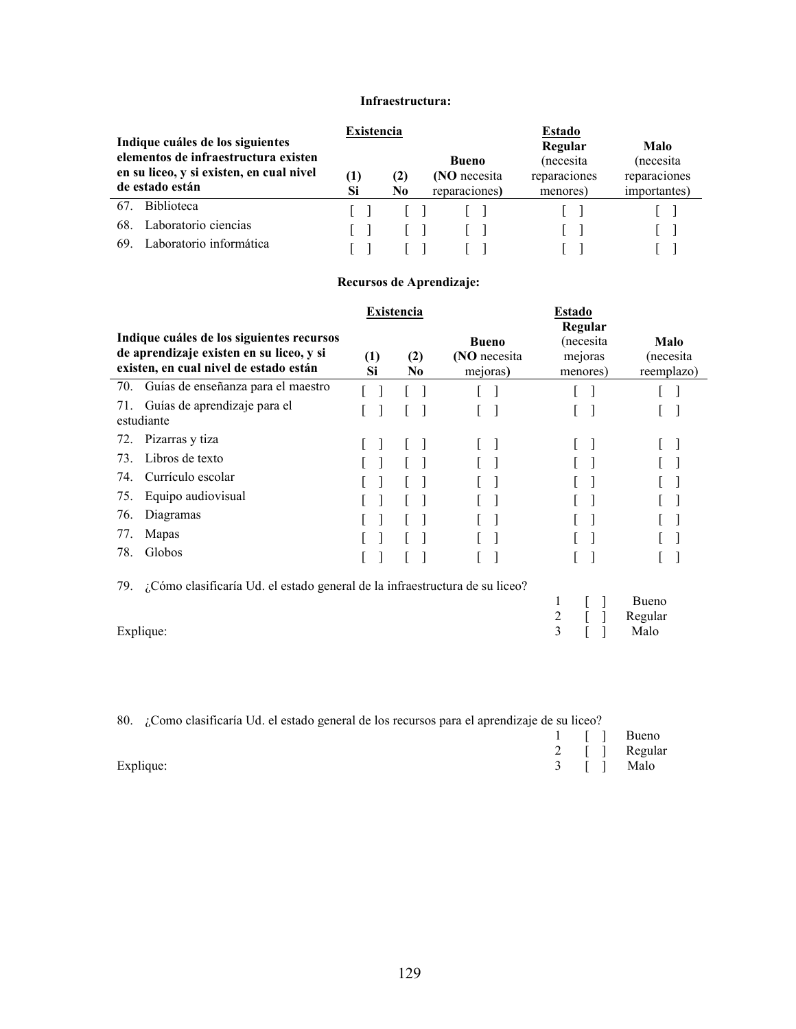**Infraestructura:**

| Indique cuáles de los siguientes elementos de infraestructura existen en su liceo, y si existen, en cual nivel de estado están | **Existencia** | | **Estado** | | |
|---|---|---|---|---|---|
| | **(1) Si** | **(2) No** | **Bueno** (**NO** necesita reparaciones) | **Regular** (necesita reparaciones menores) | **Malo** (necesita reparaciones importantes) |
| 67. Biblioteca | [ ] | [ ] | [ ] | [ ] | [ ] |
| 68. Laboratorio ciencias | [ ] | [ ] | [ ] | [ ] | [ ] |
| 69. Laboratorio informática | [ ] | [ ] | [ ] | [ ] | [ ] |

**Recursos de Aprendizaje:**

| Indique cuáles de los siguientes recursos de aprendizaje existen en su liceo, y si existen, en cual nivel de estado están | **Existencia** | | **Estado** | | |
|---|---|---|---|---|---|
| | **(1) Si** | **(2) No** | **Bueno** (**NO** necesita mejoras) | **Regular** (necesita mejoras menores) | **Malo** (necesita reemplazo) |
| 70. Guías de enseñanza para el maestro | [ ] | [ ] | [ ] | [ ] | [ ] |
| 71. Guías de aprendizaje para el estudiante | [ ] | [ ] | [ ] | [ ] | [ ] |
| 72. Pizarras y tiza | [ ] | [ ] | [ ] | [ ] | [ ] |
| 73. Libros de texto | [ ] | [ ] | [ ] | [ ] | [ ] |
| 74. Currículo escolar | [ ] | [ ] | [ ] | [ ] | [ ] |
| 75. Equipo audiovisual | [ ] | [ ] | [ ] | [ ] | [ ] |
| 76. Diagramas | [ ] | [ ] | [ ] | [ ] | [ ] |
| 77. Mapas | [ ] | [ ] | [ ] | [ ] | [ ] |
| 78. Globos | [ ] | [ ] | [ ] | [ ] | [ ] |

79. ¿Cómo clasificaría Ud. el estado general de la infraestructura de su liceo?

1 [ ] Bueno
2 [ ] Regular
3 [ ] Malo

Explique:

80. ¿Como clasificaría Ud. el estado general de los recursos para el aprendizaje de su liceo?

1 [ ] Bueno
2 [ ] Regular
3 [ ] Malo

Explique: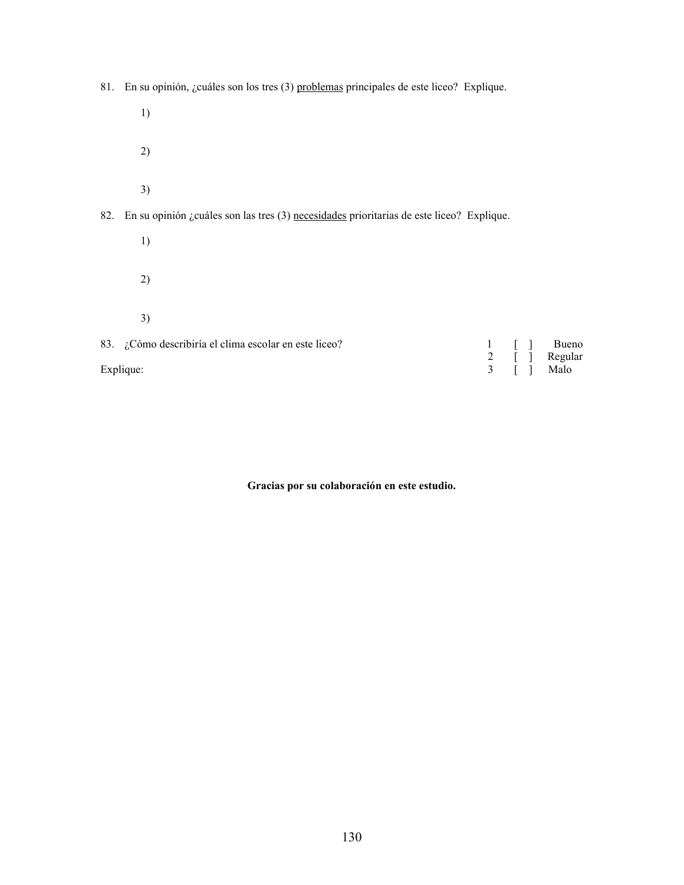81. En su opinión, ¿cuáles son los tres (3) <u>problemas</u> principales de este liceo? Explique.

1)

2)

3)

82. En su opinión ¿cuáles son las tres (3) <u>necesidades</u> prioritarias de este liceo? Explique.

1)

2)

3)

83. ¿Cómo describiría el clima escolar en este liceo?

1 [ ] Bueno
2 [ ] Regular
3 [ ] Malo

Explique:

**Gracias por su colaboración en este estudio.**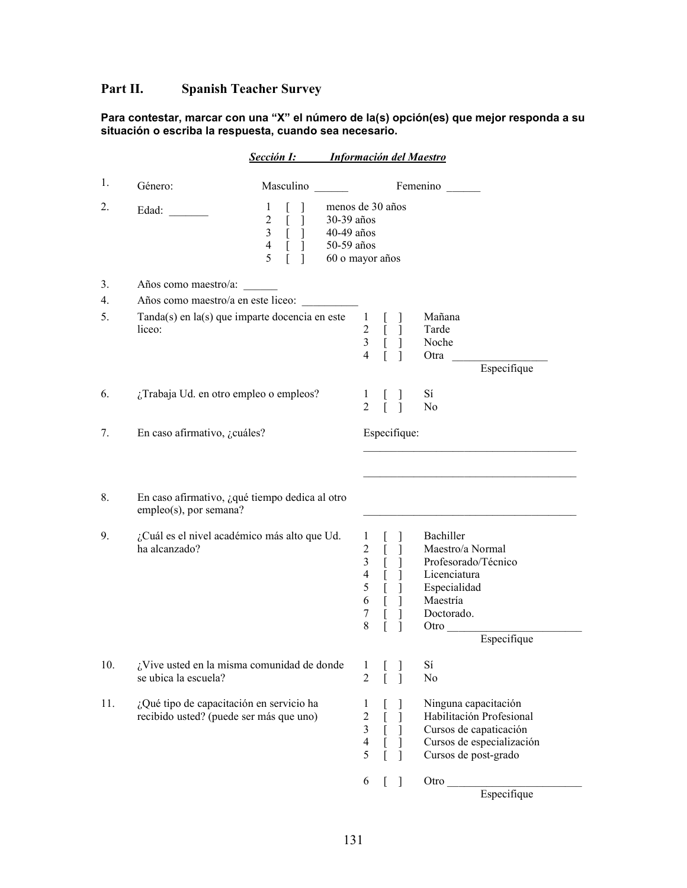## Part II. Spanish Teacher Survey

**Para contestar, marcar con una "X" el número de la(s) opción(es) que mejor responda a su situación o escriba la respuesta, cuando sea necesario.**

### ***Sección I: Información del Maestro***

1. Género: Masculino ______ Femenino ______

2. Edad: _______
   - 1 [ ] menos de 30 años
   - 2 [ ] 30-39 años
   - 3 [ ] 40-49 años
   - 4 [ ] 50-59 años
   - 5 [ ] 60 o mayor años

3. Años como maestro/a: ______

4. Años como maestro/a en este liceo: __________

5. Tanda(s) en la(s) que imparte docencia en este liceo:
   - 1 [ ] Mañana
   - 2 [ ] Tarde
   - 3 [ ] Noche
   - 4 [ ] Otra _________________ Especifique

6. ¿Trabaja Ud. en otro empleo o empleos?
   - 1 [ ] Sí
   - 2 [ ] No

7. En caso afirmativo, ¿cuáles?

   Especifique: _____________________________________

   _____________________________________

8. En caso afirmativo, ¿qué tiempo dedica al otro empleo(s), por semana?

   _____________________________________

9. ¿Cuál es el nivel académico más alto que Ud. ha alcanzado?
   - 1 [ ] Bachiller
   - 2 [ ] Maestro/a Normal
   - 3 [ ] Profesorado/Técnico
   - 4 [ ] Licenciatura
   - 5 [ ] Especialidad
   - 6 [ ] Maestría
   - 7 [ ] Doctorado.
   - 8 [ ] Otro ________________________ Especifique

10. ¿Vive usted en la misma comunidad de donde se ubica la escuela?
    - 1 [ ] Sí
    - 2 [ ] No

11. ¿Qué tipo de capacitación en servicio ha recibido usted? (puede ser más que uno)
    - 1 [ ] Ninguna capacitación
    - 2 [ ] Habilitación Profesional
    - 3 [ ] Cursos de capaticación
    - 4 [ ] Cursos de especialización
    - 5 [ ] Cursos de post-grado
    - 6 [ ] Otro ________________________ Especifique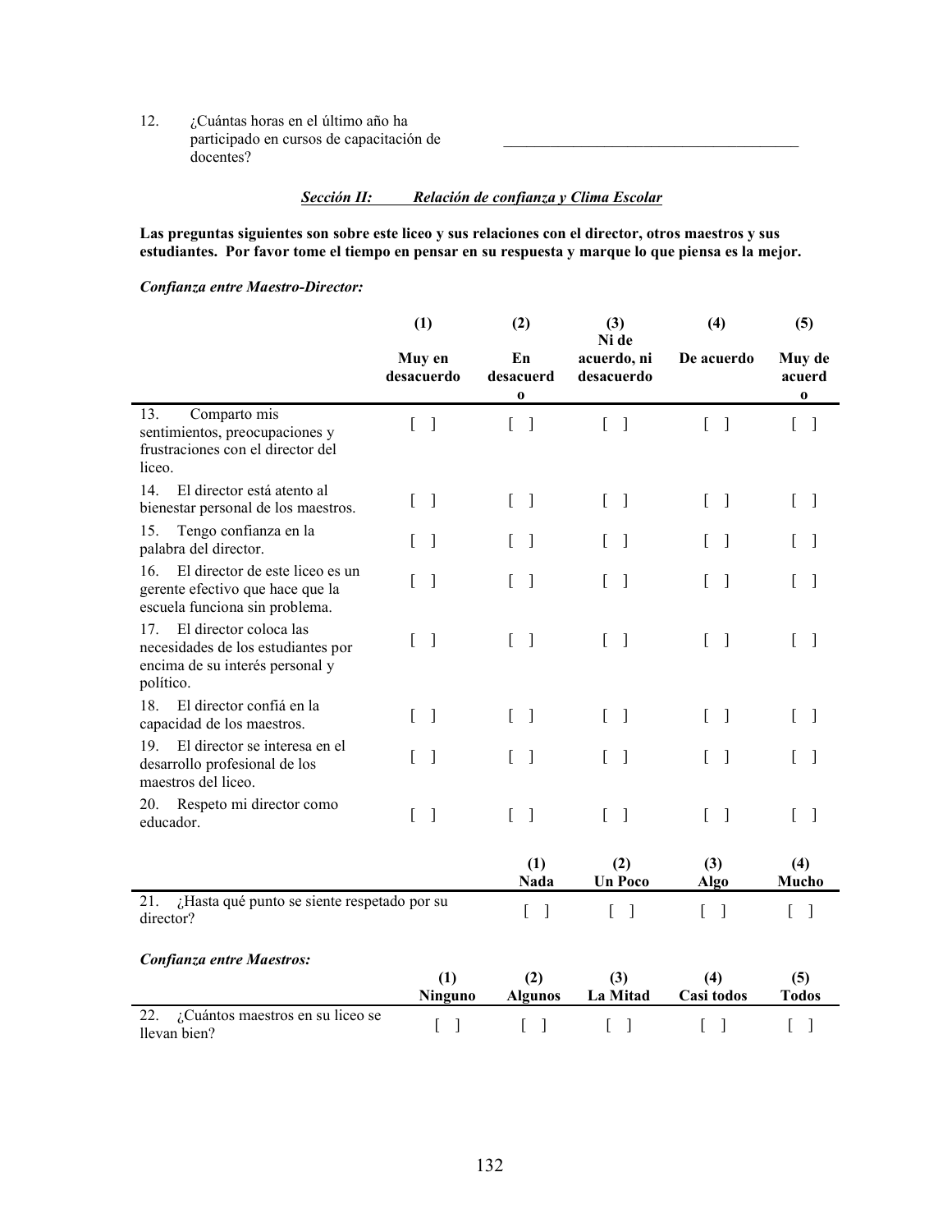12. ¿Cuántas horas en el último año ha participado en cursos de capacitación de docentes? ______________________________________

### ***Sección II: Relación de confianza y Clima Escolar***

**Las preguntas siguientes son sobre este liceo y sus relaciones con el director, otros maestros y sus estudiantes. Por favor tome el tiempo en pensar en su respuesta y marque lo que piensa es la mejor.**

***Confianza entre Maestro-Director:***

| | (1) Muy en desacuerdo | (2) En desacuerdo | (3) Ni de acuerdo, ni desacuerdo | (4) De acuerdo | (5) Muy de acuerdo |
|---|---|---|---|---|---|
| 13. Comparto mis sentimientos, preocupaciones y frustraciones con el director del liceo. | [ ] | [ ] | [ ] | [ ] | [ ] |
| 14. El director está atento al bienestar personal de los maestros. | [ ] | [ ] | [ ] | [ ] | [ ] |
| 15. Tengo confianza en la palabra del director. | [ ] | [ ] | [ ] | [ ] | [ ] |
| 16. El director de este liceo es un gerente efectivo que hace que la escuela funciona sin problema. | [ ] | [ ] | [ ] | [ ] | [ ] |
| 17. El director coloca las necesidades de los estudiantes por encima de su interés personal y político. | [ ] | [ ] | [ ] | [ ] | [ ] |
| 18. El director confiá en la capacidad de los maestros. | [ ] | [ ] | [ ] | [ ] | [ ] |
| 19. El director se interesa en el desarrollo profesional de los maestros del liceo. | [ ] | [ ] | [ ] | [ ] | [ ] |
| 20. Respeto mi director como educador. | [ ] | [ ] | [ ] | [ ] | [ ] |

| | (1) Nada | (2) Un Poco | (3) Algo | (4) Mucho |
|---|---|---|---|---|
| 21. ¿Hasta qué punto se siente respetado por su director? | [ ] | [ ] | [ ] | [ ] |

***Confianza entre Maestros:***

| | (1) Ninguno | (2) Algunos | (3) La Mitad | (4) Casi todos | (5) Todos |
|---|---|---|---|---|---|
| 22. ¿Cuántos maestros en su liceo se llevan bien? | [ ] | [ ] | [ ] | [ ] | [ ] |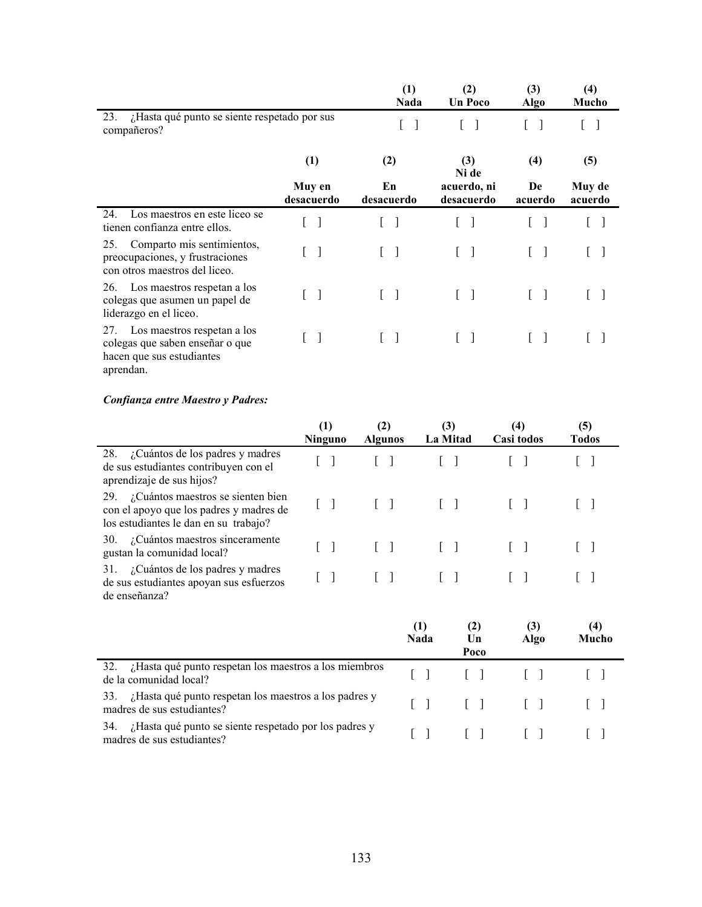| | (1) Nada | (2) Un Poco | (3) Algo | (4) Mucho |
|---|---|---|---|---|
| 23. ¿Hasta qué punto se siente respetado por sus compañeros? | [ ] | [ ] | [ ] | [ ] |

| | (1) Muy en desacuerdo | (2) En desacuerdo | (3) Ni de acuerdo, ni desacuerdo | (4) De acuerdo | (5) Muy de acuerdo |
|---|---|---|---|---|---|
| 24. Los maestros en este liceo se tienen confianza entre ellos. | [ ] | [ ] | [ ] | [ ] | [ ] |
| 25. Comparto mis sentimientos, preocupaciones, y frustraciones con otros maestros del liceo. | [ ] | [ ] | [ ] | [ ] | [ ] |
| 26. Los maestros respetan a los colegas que asumen un papel de liderazgo en el liceo. | [ ] | [ ] | [ ] | [ ] | [ ] |
| 27. Los maestros respetan a los colegas que saben enseñar o que hacen que sus estudiantes aprendan. | [ ] | [ ] | [ ] | [ ] | [ ] |

***Confianza entre Maestro y Padres:***

| | (1) Ninguno | (2) Algunos | (3) La Mitad | (4) Casi todos | (5) Todos |
|---|---|---|---|---|---|
| 28. ¿Cuántos de los padres y madres de sus estudiantes contribuyen con el aprendizaje de sus hijos? | [ ] | [ ] | [ ] | [ ] | [ ] |
| 29. ¿Cuántos maestros se sienten bien con el apoyo que los padres y madres de los estudiantes le dan en su trabajo? | [ ] | [ ] | [ ] | [ ] | [ ] |
| 30. ¿Cuántos maestros sinceramente gustan la comunidad local? | [ ] | [ ] | [ ] | [ ] | [ ] |
| 31. ¿Cuántos de los padres y madres de sus estudiantes apoyan sus esfuerzos de enseñanza? | [ ] | [ ] | [ ] | [ ] | [ ] |

| | (1) Nada | (2) Un Poco | (3) Algo | (4) Mucho |
|---|---|---|---|---|
| 32. ¿Hasta qué punto respetan los maestros a los miembros de la comunidad local? | [ ] | [ ] | [ ] | [ ] |
| 33. ¿Hasta qué punto respetan los maestros a los padres y madres de sus estudiantes? | [ ] | [ ] | [ ] | [ ] |
| 34. ¿Hasta qué punto se siente respetado por los padres y madres de sus estudiantes? | [ ] | [ ] | [ ] | [ ] |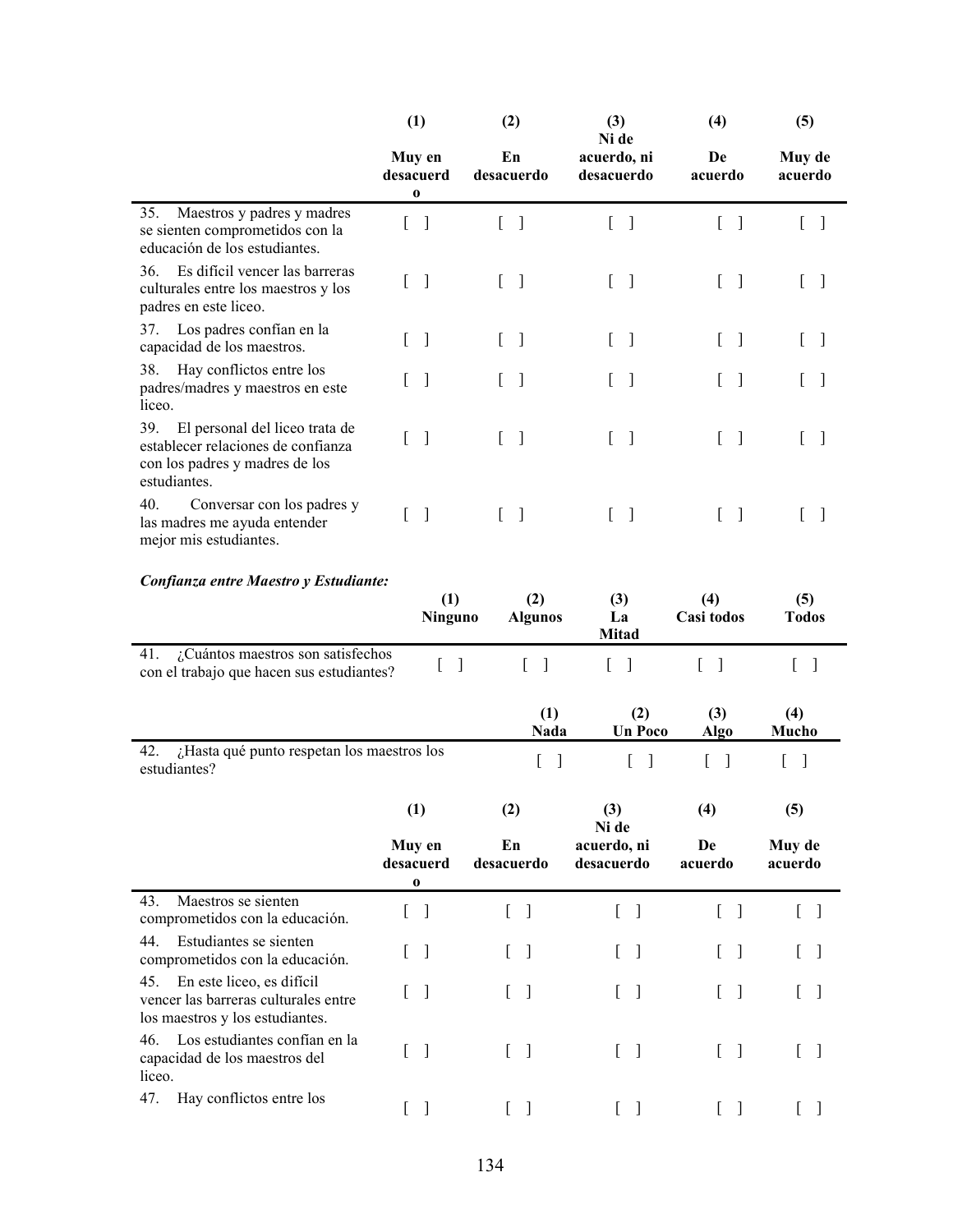| | (1) Muy en desacuerdo | (2) En desacuerdo | (3) Ni de acuerdo, ni desacuerdo | (4) De acuerdo | (5) Muy de acuerdo |
|---|---|---|---|---|---|
| 35. Maestros y padres y madres se sienten comprometidos con la educación de los estudiantes. | [ ] | [ ] | [ ] | [ ] | [ ] |
| 36. Es difícil vencer las barreras culturales entre los maestros y los padres en este liceo. | [ ] | [ ] | [ ] | [ ] | [ ] |
| 37. Los padres confían en la capacidad de los maestros. | [ ] | [ ] | [ ] | [ ] | [ ] |
| 38. Hay conflictos entre los padres/madres y maestros en este liceo. | [ ] | [ ] | [ ] | [ ] | [ ] |
| 39. El personal del liceo trata de establecer relaciones de confianza con los padres y madres de los estudiantes. | [ ] | [ ] | [ ] | [ ] | [ ] |
| 40. Conversar con los padres y las madres me ayuda entender mejor mis estudiantes. | [ ] | [ ] | [ ] | [ ] | [ ] |

***Confianza entre Maestro y Estudiante:***

| | (1) Ninguno | (2) Algunos | (3) La Mitad | (4) Casi todos | (5) Todos |
|---|---|---|---|---|---|
| 41. ¿Cuántos maestros son satisfechos con el trabajo que hacen sus estudiantes? | [ ] | [ ] | [ ] | [ ] | [ ] |

| | (1) Nada | (2) Un Poco | (3) Algo | (4) Mucho |
|---|---|---|---|---|
| 42. ¿Hasta qué punto respetan los maestros los estudiantes? | [ ] | [ ] | [ ] | [ ] |

| | (1) Muy en desacuerdo | (2) En desacuerdo | (3) Ni de acuerdo, ni desacuerdo | (4) De acuerdo | (5) Muy de acuerdo |
|---|---|---|---|---|---|
| 43. Maestros se sienten comprometidos con la educación. | [ ] | [ ] | [ ] | [ ] | [ ] |
| 44. Estudiantes se sienten comprometidos con la educación. | [ ] | [ ] | [ ] | [ ] | [ ] |
| 45. En este liceo, es difícil vencer las barreras culturales entre los maestros y los estudiantes. | [ ] | [ ] | [ ] | [ ] | [ ] |
| 46. Los estudiantes confían en la capacidad de los maestros del liceo. | [ ] | [ ] | [ ] | [ ] | [ ] |
| 47. Hay conflictos entre los | [ ] | [ ] | [ ] | [ ] | [ ] |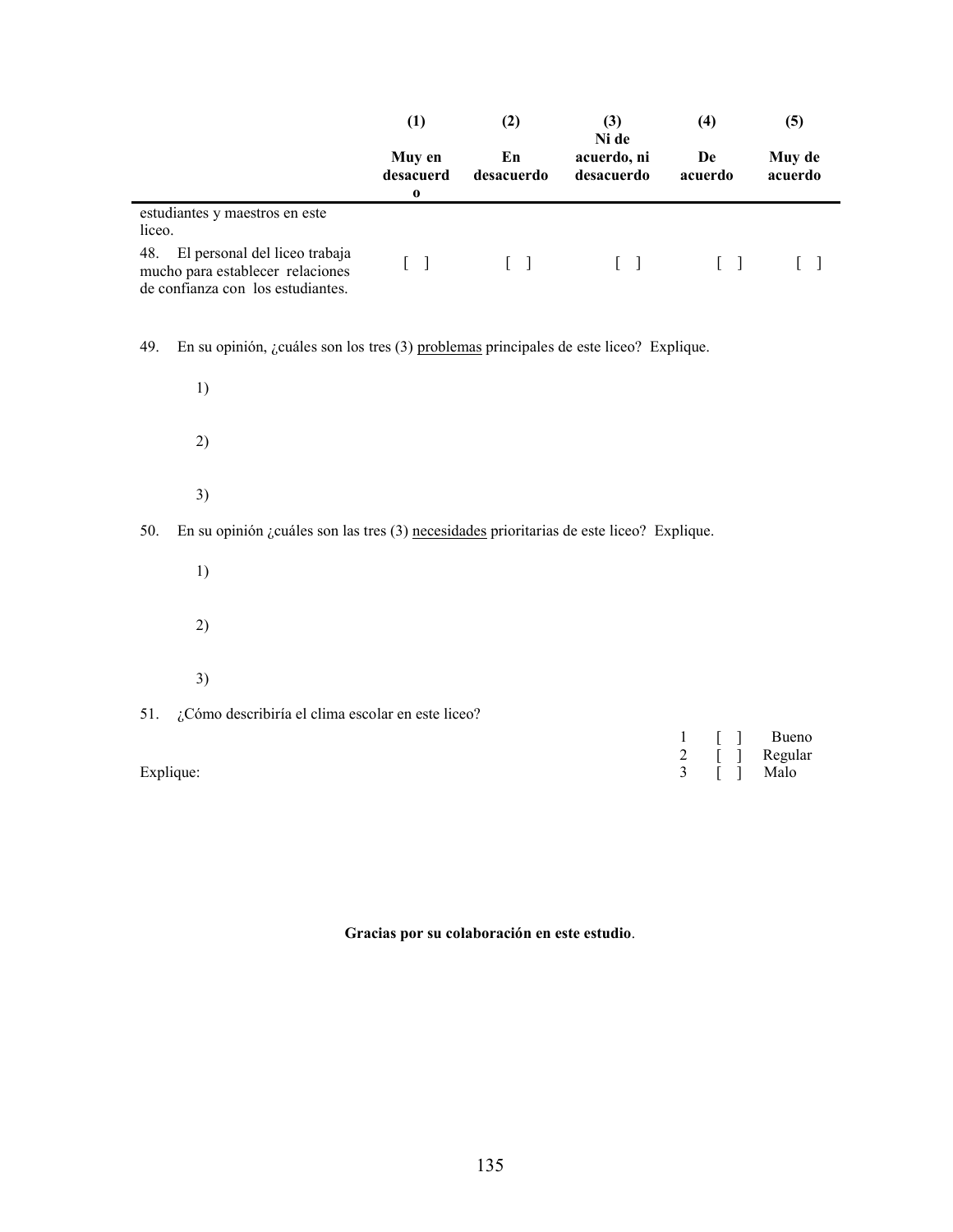| | (1) Muy en desacuerdo | (2) En desacuerdo | (3) Ni de acuerdo, ni desacuerdo | (4) De acuerdo | (5) Muy de acuerdo |
|---|---|---|---|---|---|
| estudiantes y maestros en este liceo. | | | | | |
| 48. El personal del liceo trabaja mucho para establecer relaciones de confianza con los estudiantes. | [ ] | [ ] | [ ] | [ ] | [ ] |

49. En su opinión, ¿cuáles son los tres (3) <u>problemas</u> principales de este liceo? Explique.

1)

2)

3)

50. En su opinión ¿cuáles son las tres (3) <u>necesidades</u> prioritarias de este liceo? Explique.

1)

2)

3)

51. ¿Cómo describiría el clima escolar en este liceo?

1 [ ] Bueno
2 [ ] Regular
3 [ ] Malo

Explique:

**Gracias por su colaboración en este estudio**.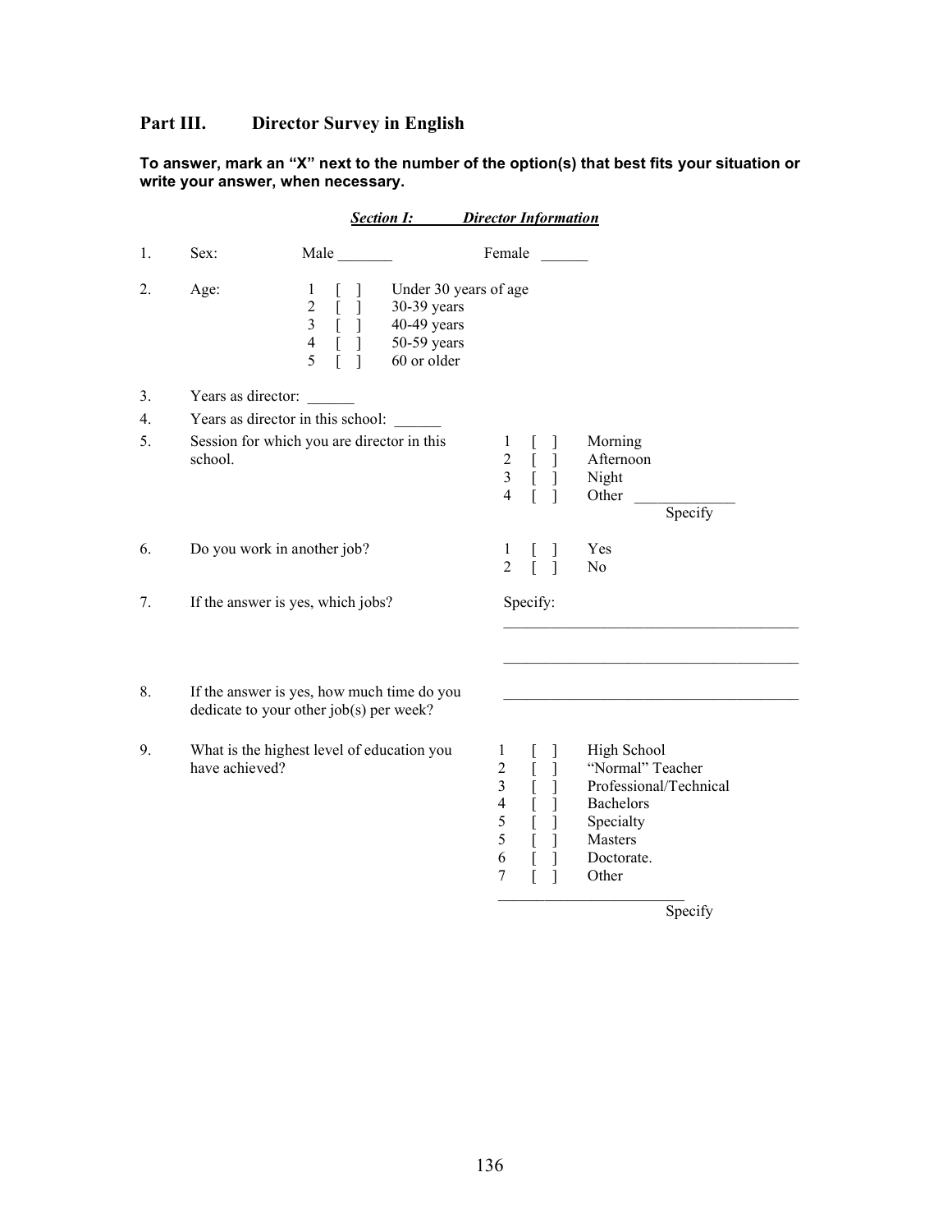## Part III. Director Survey in English

**To answer, mark an "X" next to the number of the option(s) that best fits your situation or write your answer, when necessary.**

***Section I: Director Information***

1. Sex: Male _______ Female ______

2. Age:
   - 1 [ ] Under 30 years of age
   - 2 [ ] 30-39 years
   - 3 [ ] 40-49 years
   - 4 [ ] 50-59 years
   - 5 [ ] 60 or older

3. Years as director: ______

4. Years as director in this school: ______

5. Session for which you are director in this school.
   - 1 [ ] Morning
   - 2 [ ] Afternoon
   - 3 [ ] Night
   - 4 [ ] Other _____________ Specify

6. Do you work in another job?
   - 1 [ ] Yes
   - 2 [ ] No

7. If the answer is yes, which jobs? Specify:

   _____________________________________

   _____________________________________

8. If the answer is yes, how much time do you dedicate to your other job(s) per week? _____________________________________

9. What is the highest level of education you have achieved?
   - 1 [ ] High School
   - 2 [ ] "Normal" Teacher
   - 3 [ ] Professional/Technical
   - 4 [ ] Bachelors
   - 5 [ ] Specialty
   - 5 [ ] Masters
   - 6 [ ] Doctorate.
   - 7 [ ] Other

   ________________________ Specify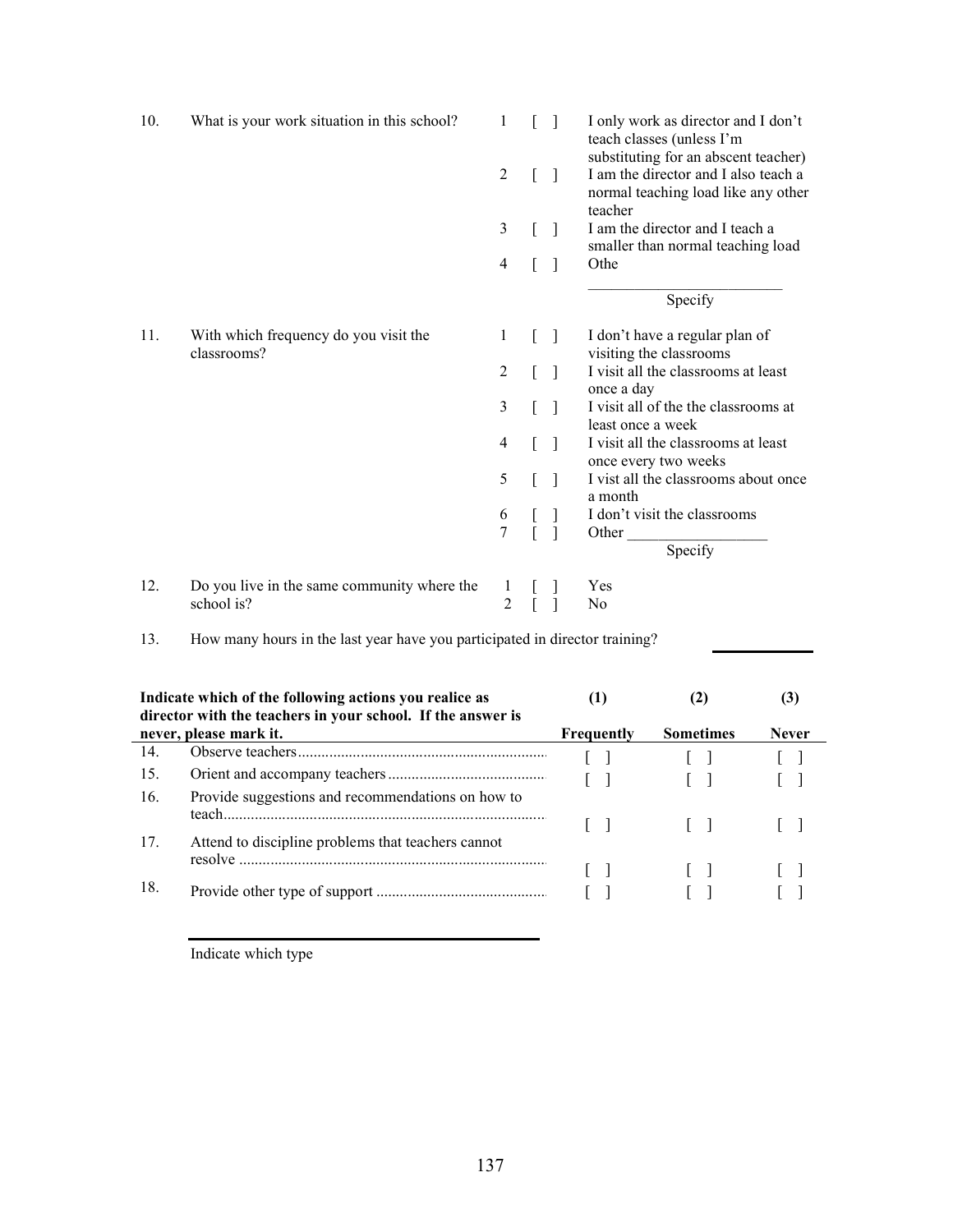10. What is your work situation in this school?

1 [ ] I only work as director and I don't teach classes (unless I'm substituting for an abscent teacher)
2 [ ] I am the director and I also teach a normal teaching load like any other teacher
3 [ ] I am the director and I teach a smaller than normal teaching load
4 [ ] Othe

_________________________
Specify

11. With which frequency do you visit the classrooms?

1 [ ] I don't have a regular plan of visiting the classrooms
2 [ ] I visit all the classrooms at least once a day
3 [ ] I visit all of the the classrooms at least once a week
4 [ ] I visit all the classrooms at least once every two weeks
5 [ ] I vist all the classrooms about once a month
6 [ ] I don't visit the classrooms
7 [ ] Other _________________
Specify

12. Do you live in the same community where the school is?

1 [ ] Yes
2 [ ] No

13. How many hours in the last year have you participated in director training? ____________

| Indicate which of the following actions you realice as director with the teachers in your school. If the answer is never, please mark it. | (1) Frequently | (2) Sometimes | (3) Never |
|---|---|---|---|
| 14. Observe teachers | [ ] | [ ] | [ ] |
| 15. Orient and accompany teachers | [ ] | [ ] | [ ] |
| 16. Provide suggestions and recommendations on how to teach | [ ] | [ ] | [ ] |
| 17. Attend to discipline problems that teachers cannot resolve | [ ] | [ ] | [ ] |
| 18. Provide other type of support | [ ] | [ ] | [ ] |

_________________________________
Indicate which type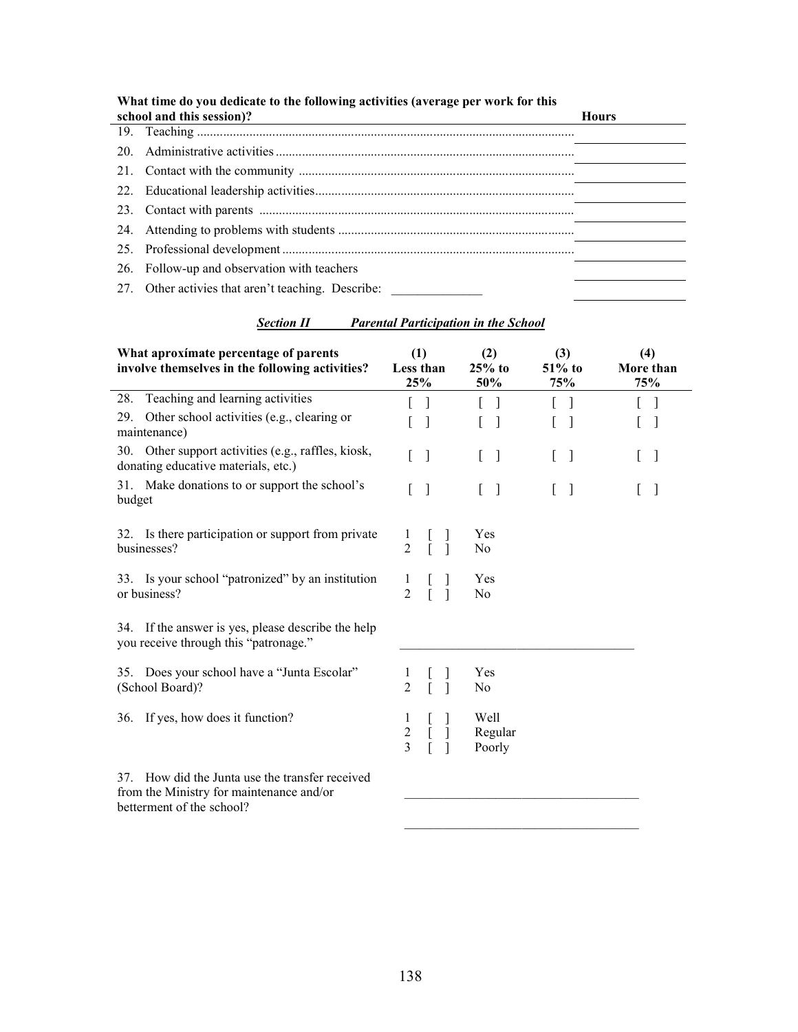**What time do you dedicate to the following activities (average per work for this school and this session)?**

| | Hours |
|---|---|
| 19. Teaching .......... | |
| 20. Administrative activities .......... | |
| 21. Contact with the community .......... | |
| 22. Educational leadership activities .......... | |
| 23. Contact with parents .......... | |
| 24. Attending to problems with students .......... | |
| 25. Professional development .......... | |
| 26. Follow-up and observation with teachers | |
| 27. Other activies that aren't teaching. Describe: ______________ | |

***Section II Parental Participation in the School***

| What aproxímate percentage of parents involve themselves in the following activities? | (1) Less than 25% | (2) 25% to 50% | (3) 51% to 75% | (4) More than 75% |
|---|---|---|---|---|
| 28. Teaching and learning activities | [ ] | [ ] | [ ] | [ ] |
| 29. Other school activities (e.g., clearing or maintenance) | [ ] | [ ] | [ ] | [ ] |
| 30. Other support activities (e.g., raffles, kiosk, donating educative materials, etc.) | [ ] | [ ] | [ ] | [ ] |
| 31. Make donations to or support the school's budget | [ ] | [ ] | [ ] | [ ] |

32. Is there participation or support from private businesses?
1 [ ] Yes
2 [ ] No

33. Is your school "patronized" by an institution or business?
1 [ ] Yes
2 [ ] No

34. If the answer is yes, please describe the help you receive through this "patronage." ____________________________________

35. Does your school have a "Junta Escolar" (School Board)?
1 [ ] Yes
2 [ ] No

36. If yes, how does it function?
1 [ ] Well
2 [ ] Regular
3 [ ] Poorly

37. How did the Junta use the transfer received from the Ministry for maintenance and/or betterment of the school?
____________________________________
____________________________________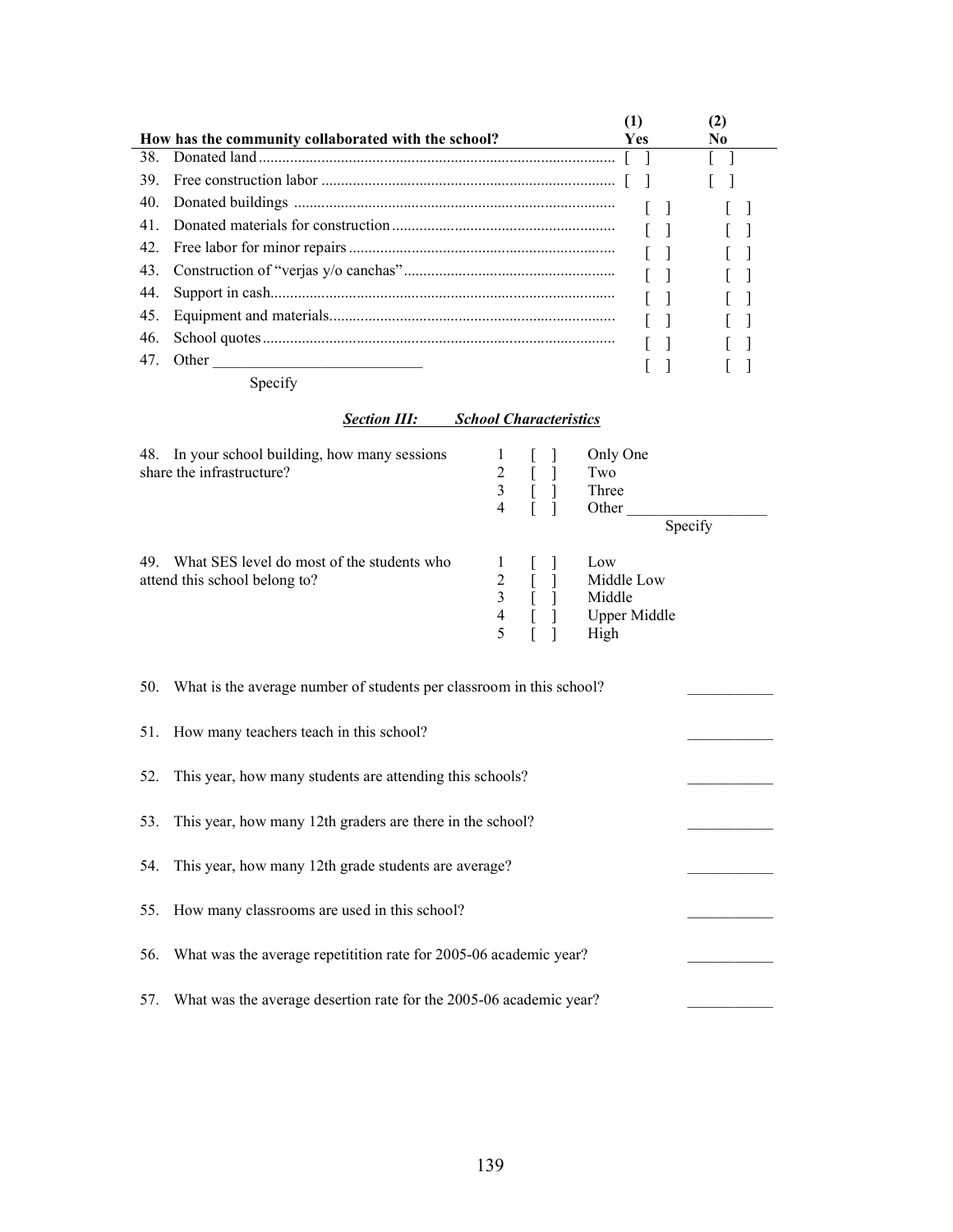| How has the community collaborated with the school? | (1) Yes | (2) No |
|---|---|---|
| 38. Donated land | [ ] | [ ] |
| 39. Free construction labor | [ ] | [ ] |
| 40. Donated buildings | [ ] | [ ] |
| 41. Donated materials for construction | [ ] | [ ] |
| 42. Free labor for minor repairs | [ ] | [ ] |
| 43. Construction of "verjas y/o canchas" | [ ] | [ ] |
| 44. Support in cash | [ ] | [ ] |
| 45. Equipment and materials | [ ] | [ ] |
| 46. School quotes | [ ] | [ ] |
| 47. Other ___________________________ Specify | [ ] | [ ] |

### ***Section III: School Characteristics***

48. In your school building, how many sessions share the infrastructure?

1 [ ] Only One
2 [ ] Two
3 [ ] Three
4 [ ] Other __________________
Specify

49. What SES level do most of the students who attend this school belong to?

1 [ ] Low
2 [ ] Middle Low
3 [ ] Middle
4 [ ] Upper Middle
5 [ ] High

50. What is the average number of students per classroom in this school? ___________

51. How many teachers teach in this school? ___________

52. This year, how many students are attending this schools? ___________

53. This year, how many 12th graders are there in the school? ___________

54. This year, how many 12th grade students are average? ___________

55. How many classrooms are used in this school? ___________

56. What was the average repetitition rate for 2005-06 academic year? ___________

57. What was the average desertion rate for the 2005-06 academic year? ___________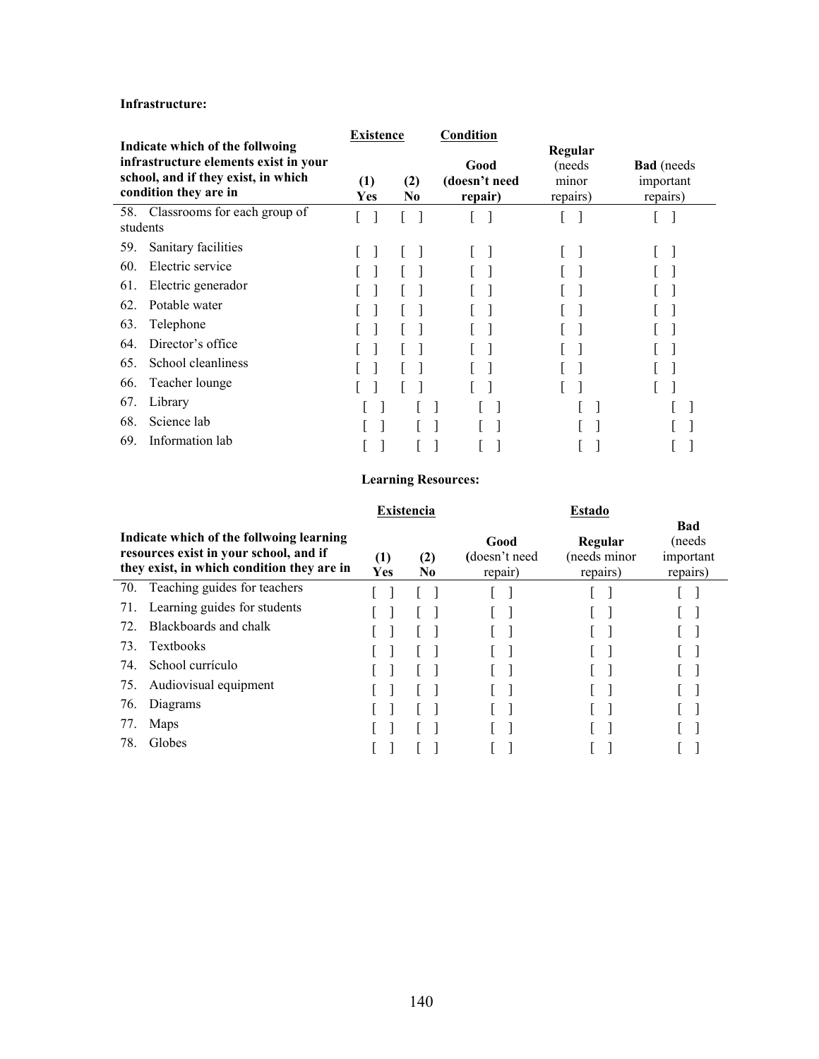**Infrastructure:**

| Indicate which of the follwoing infrastructure elements exist in your school, and if they exist, in which condition they are in | Existence | | Condition | | |
|---|---|---|---|---|---|
| | **(1) Yes** | **(2) No** | **Good (doesn't need repair)** | **Regular** (needs minor repairs) | **Bad** (needs important repairs) |
| 58. Classrooms for each group of students | [ ] | [ ] | [ ] | [ ] | [ ] |
| 59. Sanitary facilities | [ ] | [ ] | [ ] | [ ] | [ ] |
| 60. Electric service | [ ] | [ ] | [ ] | [ ] | [ ] |
| 61. Electric generador | [ ] | [ ] | [ ] | [ ] | [ ] |
| 62. Potable water | [ ] | [ ] | [ ] | [ ] | [ ] |
| 63. Telephone | [ ] | [ ] | [ ] | [ ] | [ ] |
| 64. Director's office | [ ] | [ ] | [ ] | [ ] | [ ] |
| 65. School cleanliness | [ ] | [ ] | [ ] | [ ] | [ ] |
| 66. Teacher lounge | [ ] | [ ] | [ ] | [ ] | [ ] |
| 67. Library | [ ] | [ ] | [ ] | [ ] | [ ] |
| 68. Science lab | [ ] | [ ] | [ ] | [ ] | [ ] |
| 69. Information lab | [ ] | [ ] | [ ] | [ ] | [ ] |

**Learning Resources:**

| Indicate which of the follwoing learning resources exist in your school, and if they exist, in which condition they are in | Existencia | | Estado | | |
|---|---|---|---|---|---|
| | **(1) Yes** | **(2) No** | **Good** (doesn't need repair) | **Regular** (needs minor repairs) | **Bad** (needs important repairs) |
| 70. Teaching guides for teachers | [ ] | [ ] | [ ] | [ ] | [ ] |
| 71. Learning guides for students | [ ] | [ ] | [ ] | [ ] | [ ] |
| 72. Blackboards and chalk | [ ] | [ ] | [ ] | [ ] | [ ] |
| 73. Textbooks | [ ] | [ ] | [ ] | [ ] | [ ] |
| 74. School currículo | [ ] | [ ] | [ ] | [ ] | [ ] |
| 75. Audiovisual equipment | [ ] | [ ] | [ ] | [ ] | [ ] |
| 76. Diagrams | [ ] | [ ] | [ ] | [ ] | [ ] |
| 77. Maps | [ ] | [ ] | [ ] | [ ] | [ ] |
| 78. Globes | [ ] | [ ] | [ ] | [ ] | [ ] |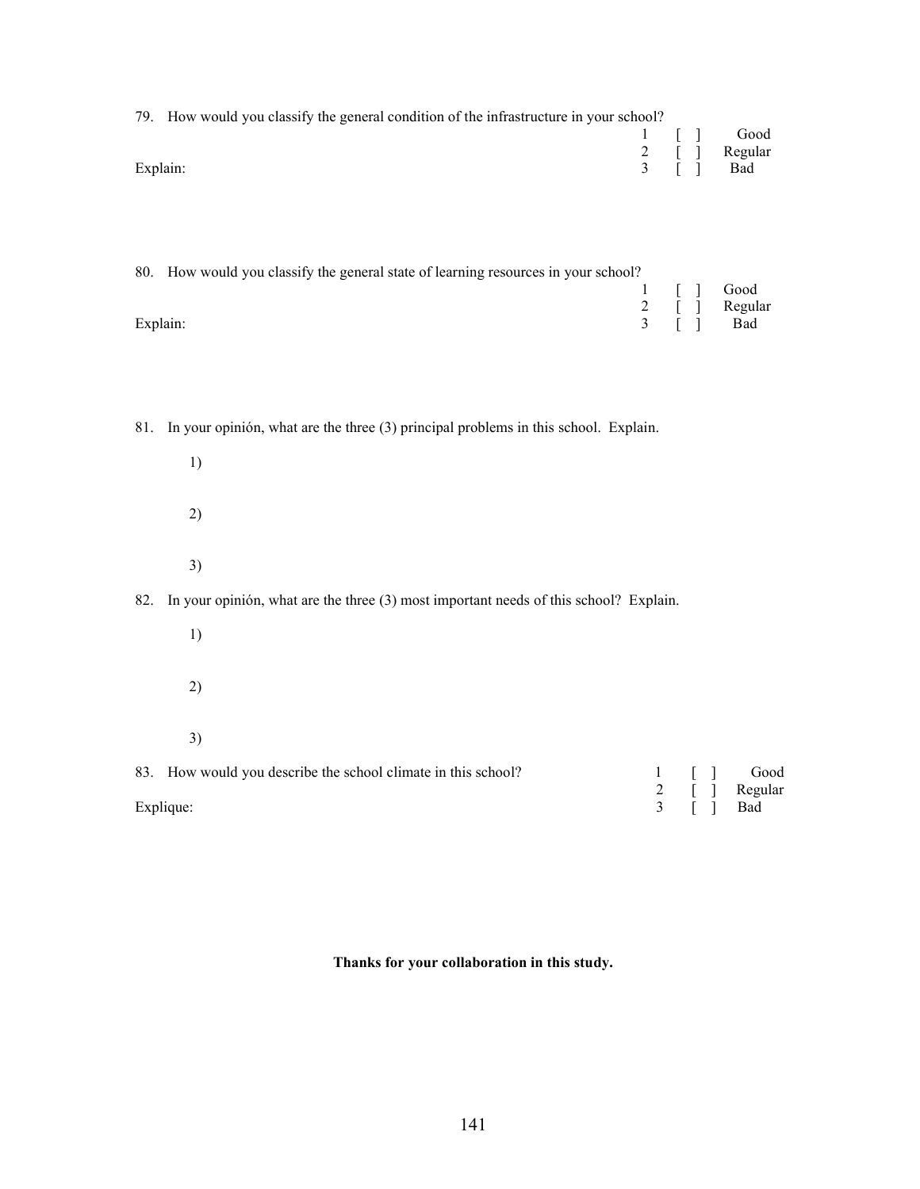79. How would you classify the general condition of the infrastructure in your school?

1 [ ] Good
2 [ ] Regular
3 [ ] Bad

Explain:

80. How would you classify the general state of learning resources in your school?

1 [ ] Good
2 [ ] Regular
3 [ ] Bad

Explain:

81. In your opinión, what are the three (3) principal problems in this school. Explain.

1)

2)

3)

82. In your opinión, what are the three (3) most important needs of this school? Explain.

1)

2)

3)

83. How would you describe the school climate in this school?

1 [ ] Good
2 [ ] Regular
3 [ ] Bad

Explique:

**Thanks for your collaboration in this study.**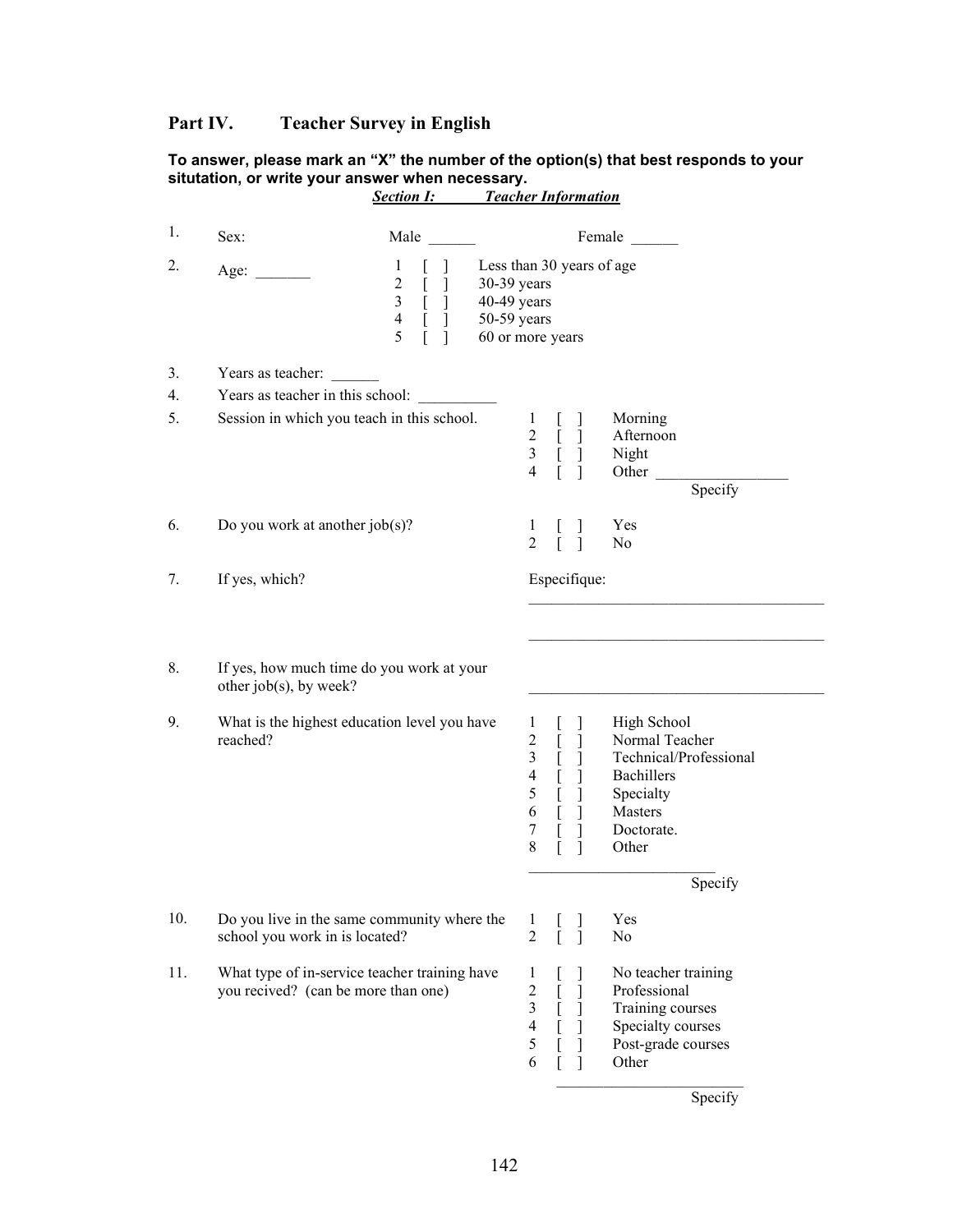## Part IV. Teacher Survey in English

**To answer, please mark an "X" the number of the option(s) that best responds to your situtation, or write your answer when necessary.**

***Section I: Teacher Information***

1. Sex: Male ______ Female ______

2. Age: _______
   - 1 [ ] Less than 30 years of age
   - 2 [ ] 30-39 years
   - 3 [ ] 40-49 years
   - 4 [ ] 50-59 years
   - 5 [ ] 60 or more years

3. Years as teacher: ______

4. Years as teacher in this school: __________

5. Session in which you teach in this school.
   - 1 [ ] Morning
   - 2 [ ] Afternoon
   - 3 [ ] Night
   - 4 [ ] Other ________________ Specify

6. Do you work at another job(s)?
   - 1 [ ] Yes
   - 2 [ ] No

7. If yes, which?

   Especifique:

   _____________________________________

   _____________________________________

8. If yes, how much time do you work at your other job(s), by week?

   _____________________________________

9. What is the highest education level you have reached?
   - 1 [ ] High School
   - 2 [ ] Normal Teacher
   - 3 [ ] Technical/Professional
   - 4 [ ] Bachillers
   - 5 [ ] Specialty
   - 6 [ ] Masters
   - 7 [ ] Doctorate.
   - 8 [ ] Other

   ________________________ Specify

10. Do you live in the same community where the school you work in is located?
    - 1 [ ] Yes
    - 2 [ ] No

11. What type of in-service teacher training have you recived? (can be more than one)
    - 1 [ ] No teacher training
    - 2 [ ] Professional
    - 3 [ ] Training courses
    - 4 [ ] Specialty courses
    - 5 [ ] Post-grade courses
    - 6 [ ] Other

    ________________________ Specify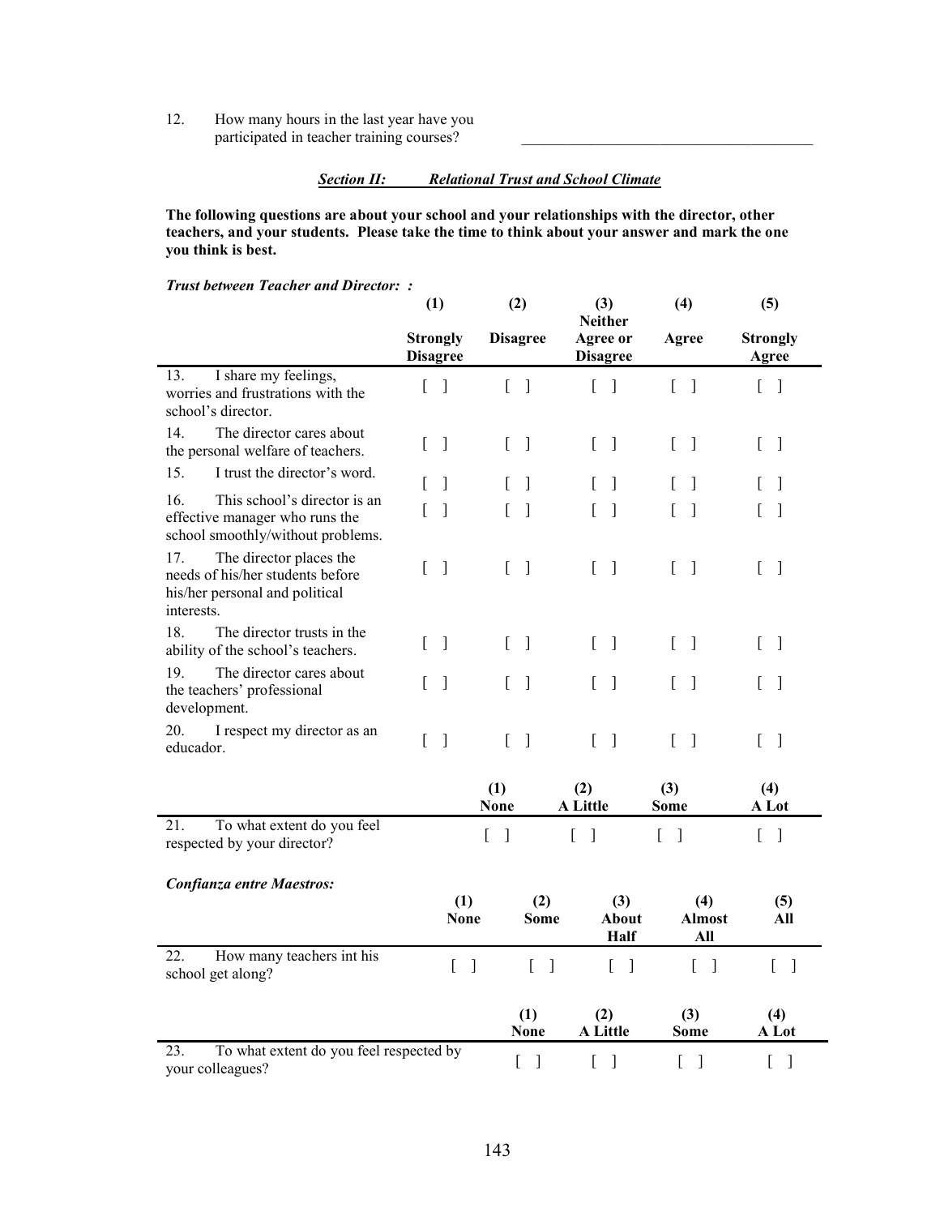12. How many hours in the last year have you participated in teacher training courses? \_\_\_\_\_\_\_\_\_\_\_\_\_\_\_\_\_\_\_\_\_\_\_\_\_\_\_\_\_\_\_\_\_\_\_\_\_\_

***Section II: Relational Trust and School Climate***

**The following questions are about your school and your relationships with the director, other teachers, and your students. Please take the time to think about your answer and mark the one you think is best.**

***Trust between Teacher and Director: :***

| | (1) Strongly Disagree | (2) Disagree | (3) Neither Agree or Disagree | (4) Agree | (5) Strongly Agree |
|---|---|---|---|---|---|
| 13. I share my feelings, worries and frustrations with the school's director. | [ ] | [ ] | [ ] | [ ] | [ ] |
| 14. The director cares about the personal welfare of teachers. | [ ] | [ ] | [ ] | [ ] | [ ] |
| 15. I trust the director's word. | [ ] | [ ] | [ ] | [ ] | [ ] |
| 16. This school's director is an effective manager who runs the school smoothly/without problems. | [ ] | [ ] | [ ] | [ ] | [ ] |
| 17. The director places the needs of his/her students before his/her personal and political interests. | [ ] | [ ] | [ ] | [ ] | [ ] |
| 18. The director trusts in the ability of the school's teachers. | [ ] | [ ] | [ ] | [ ] | [ ] |
| 19. The director cares about the teachers' professional development. | [ ] | [ ] | [ ] | [ ] | [ ] |
| 20. I respect my director as an educador. | [ ] | [ ] | [ ] | [ ] | [ ] |

| | (1) None | (2) A Little | (3) Some | (4) A Lot |
|---|---|---|---|---|
| 21. To what extent do you feel respected by your director? | [ ] | [ ] | [ ] | [ ] |

***Confianza entre Maestros:***

| | (1) None | (2) Some | (3) About Half | (4) Almost All | (5) All |
|---|---|---|---|---|---|
| 22. How many teachers int his school get along? | [ ] | [ ] | [ ] | [ ] | [ ] |

| | (1) None | (2) A Little | (3) Some | (4) A Lot |
|---|---|---|---|---|
| 23. To what extent do you feel respected by your colleagues? | [ ] | [ ] | [ ] | [ ] |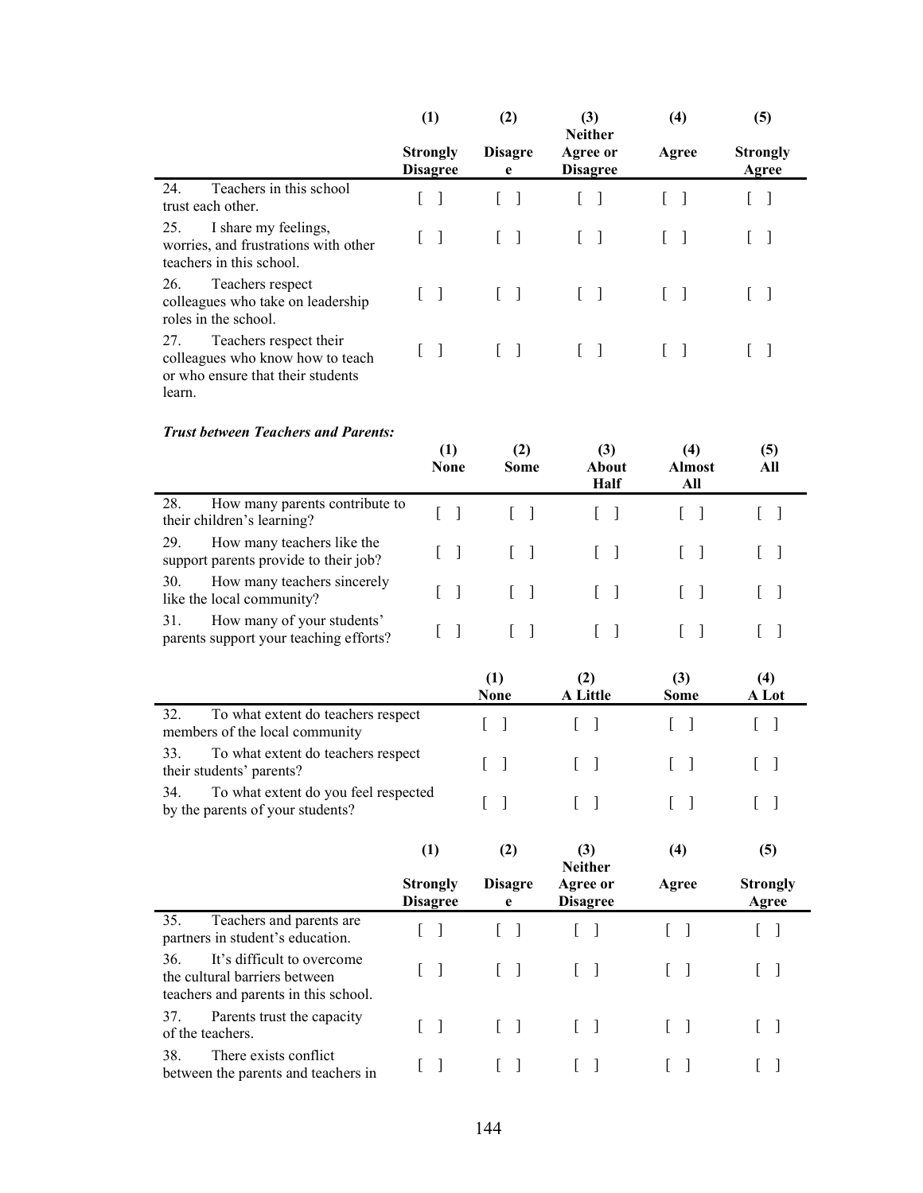| | (1) Strongly Disagree | (2) Disagree | (3) Neither Agree or Disagree | (4) Agree | (5) Strongly Agree |
|---|---|---|---|---|---|
| 24. Teachers in this school trust each other. | [ ] | [ ] | [ ] | [ ] | [ ] |
| 25. I share my feelings, worries, and frustrations with other teachers in this school. | [ ] | [ ] | [ ] | [ ] | [ ] |
| 26. Teachers respect colleagues who take on leadership roles in the school. | [ ] | [ ] | [ ] | [ ] | [ ] |
| 27. Teachers respect their colleagues who know how to teach or who ensure that their students learn. | [ ] | [ ] | [ ] | [ ] | [ ] |

***Trust between Teachers and Parents:***

| | (1) None | (2) Some | (3) About Half | (4) Almost All | (5) All |
|---|---|---|---|---|---|
| 28. How many parents contribute to their children's learning? | [ ] | [ ] | [ ] | [ ] | [ ] |
| 29. How many teachers like the support parents provide to their job? | [ ] | [ ] | [ ] | [ ] | [ ] |
| 30. How many teachers sincerely like the local community? | [ ] | [ ] | [ ] | [ ] | [ ] |
| 31. How many of your students' parents support your teaching efforts? | [ ] | [ ] | [ ] | [ ] | [ ] |

| | (1) None | (2) A Little | (3) Some | (4) A Lot |
|---|---|---|---|---|
| 32. To what extent do teachers respect members of the local community | [ ] | [ ] | [ ] | [ ] |
| 33. To what extent do teachers respect their students' parents? | [ ] | [ ] | [ ] | [ ] |
| 34. To what extent do you feel respected by the parents of your students? | [ ] | [ ] | [ ] | [ ] |

| | (1) Strongly Disagree | (2) Disagree | (3) Neither Agree or Disagree | (4) Agree | (5) Strongly Agree |
|---|---|---|---|---|---|
| 35. Teachers and parents are partners in student's education. | [ ] | [ ] | [ ] | [ ] | [ ] |
| 36. It's difficult to overcome the cultural barriers between teachers and parents in this school. | [ ] | [ ] | [ ] | [ ] | [ ] |
| 37. Parents trust the capacity of the teachers. | [ ] | [ ] | [ ] | [ ] | [ ] |
| 38. There exists conflict between the parents and teachers in | [ ] | [ ] | [ ] | [ ] | [ ] |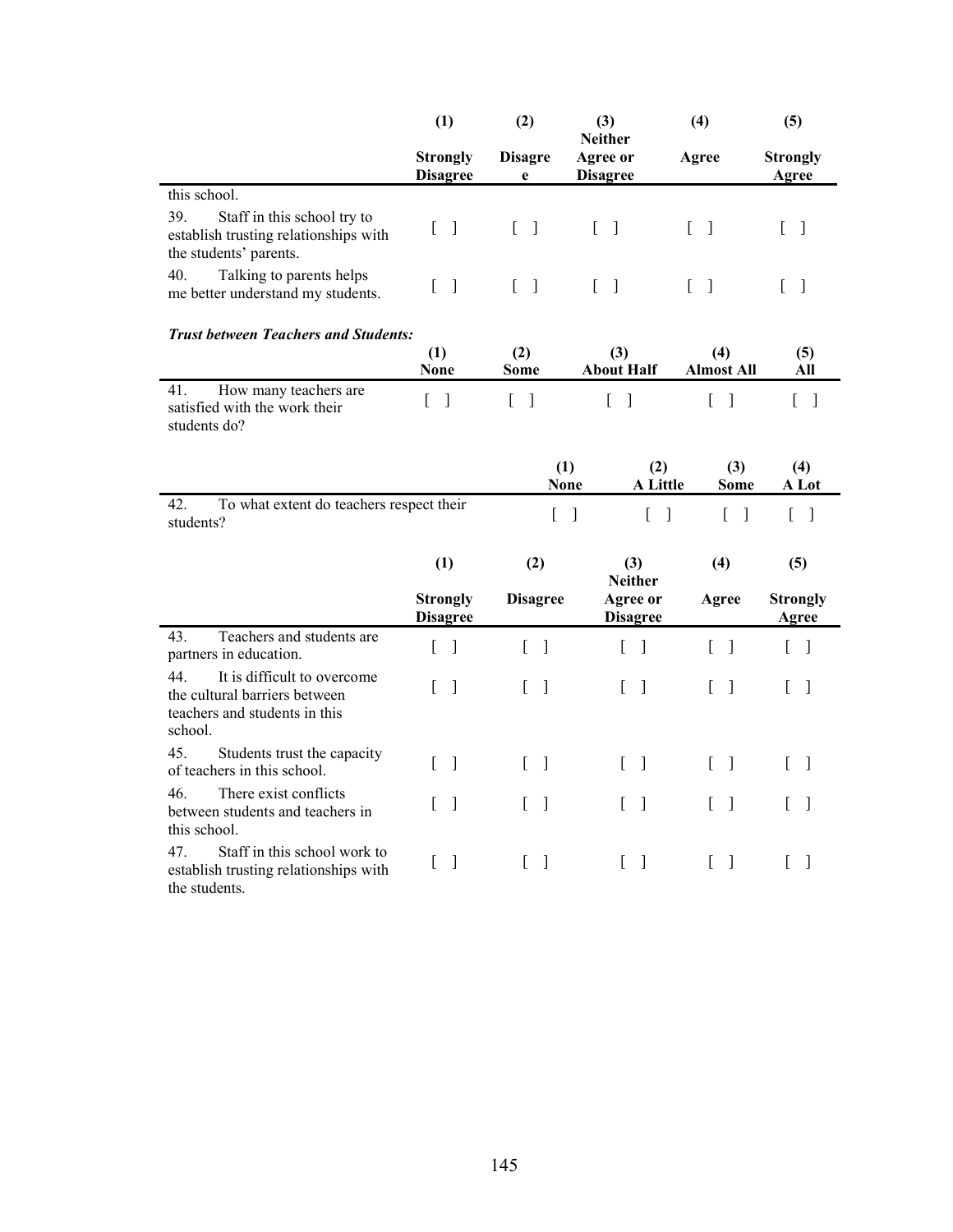| | (1) Strongly Disagree | (2) Disagree | (3) Neither Agree or Disagree | (4) Agree | (5) Strongly Agree |
|---|---|---|---|---|---|
| this school. | | | | | |
| 39. Staff in this school try to establish trusting relationships with the students' parents. | [ ] | [ ] | [ ] | [ ] | [ ] |
| 40. Talking to parents helps me better understand my students. | [ ] | [ ] | [ ] | [ ] | [ ] |

***Trust between Teachers and Students:***

| | (1) None | (2) Some | (3) About Half | (4) Almost All | (5) All |
|---|---|---|---|---|---|
| 41. How many teachers are satisfied with the work their students do? | [ ] | [ ] | [ ] | [ ] | [ ] |

| | (1) None | (2) A Little | (3) Some | (4) A Lot |
|---|---|---|---|---|
| 42. To what extent do teachers respect their students? | [ ] | [ ] | [ ] | [ ] |

| | (1) Strongly Disagree | (2) Disagree | (3) Neither Agree or Disagree | (4) Agree | (5) Strongly Agree |
|---|---|---|---|---|---|
| 43. Teachers and students are partners in education. | [ ] | [ ] | [ ] | [ ] | [ ] |
| 44. It is difficult to overcome the cultural barriers between teachers and students in this school. | [ ] | [ ] | [ ] | [ ] | [ ] |
| 45. Students trust the capacity of teachers in this school. | [ ] | [ ] | [ ] | [ ] | [ ] |
| 46. There exist conflicts between students and teachers in this school. | [ ] | [ ] | [ ] | [ ] | [ ] |
| 47. Staff in this school work to establish trusting relationships with the students. | [ ] | [ ] | [ ] | [ ] | [ ] |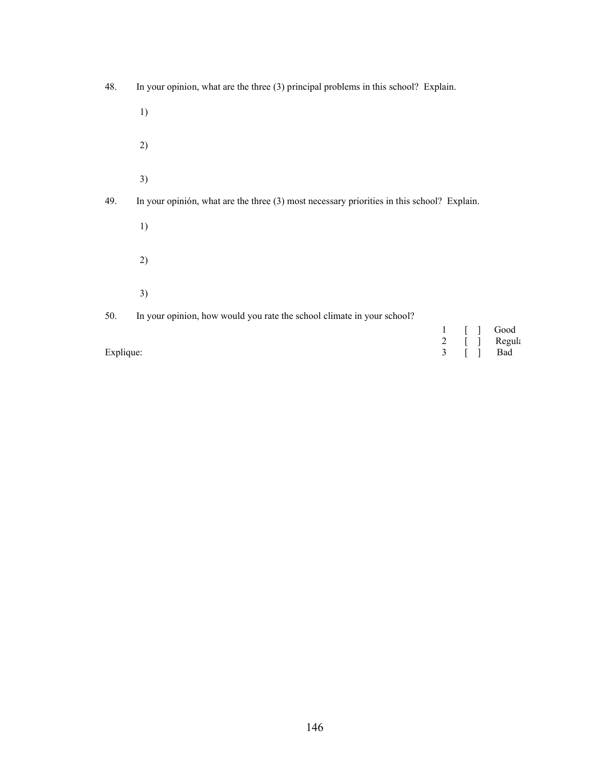48. In your opinion, what are the three (3) principal problems in this school? Explain.

1)

2)

3)

49. In your opinión, what are the three (3) most necessary priorities in this school? Explain.

1)

2)

3)

50. In your opinion, how would you rate the school climate in your school?

1 [ ] Good
2 [ ] Regula
3 [ ] Bad

Explique: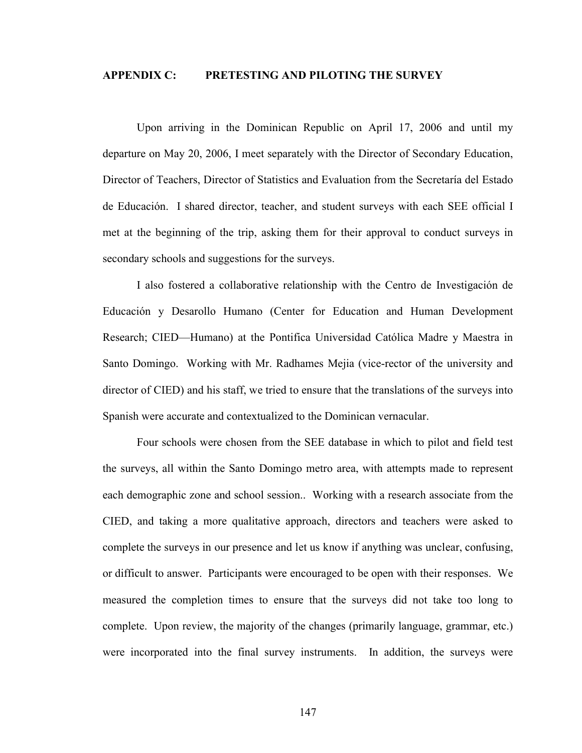## APPENDIX C: PRETESTING AND PILOTING THE SURVEY

Upon arriving in the Dominican Republic on April 17, 2006 and until my departure on May 20, 2006, I meet separately with the Director of Secondary Education, Director of Teachers, Director of Statistics and Evaluation from the Secretaría del Estado de Educación. I shared director, teacher, and student surveys with each SEE official I met at the beginning of the trip, asking them for their approval to conduct surveys in secondary schools and suggestions for the surveys.

I also fostered a collaborative relationship with the Centro de Investigación de Educación y Desarollo Humano (Center for Education and Human Development Research; CIED—Humano) at the Pontifica Universidad Católica Madre y Maestra in Santo Domingo. Working with Mr. Radhames Mejia (vice-rector of the university and director of CIED) and his staff, we tried to ensure that the translations of the surveys into Spanish were accurate and contextualized to the Dominican vernacular.

Four schools were chosen from the SEE database in which to pilot and field test the surveys, all within the Santo Domingo metro area, with attempts made to represent each demographic zone and school session.. Working with a research associate from the CIED, and taking a more qualitative approach, directors and teachers were asked to complete the surveys in our presence and let us know if anything was unclear, confusing, or difficult to answer. Participants were encouraged to be open with their responses. We measured the completion times to ensure that the surveys did not take too long to complete. Upon review, the majority of the changes (primarily language, grammar, etc.) were incorporated into the final survey instruments. In addition, the surveys were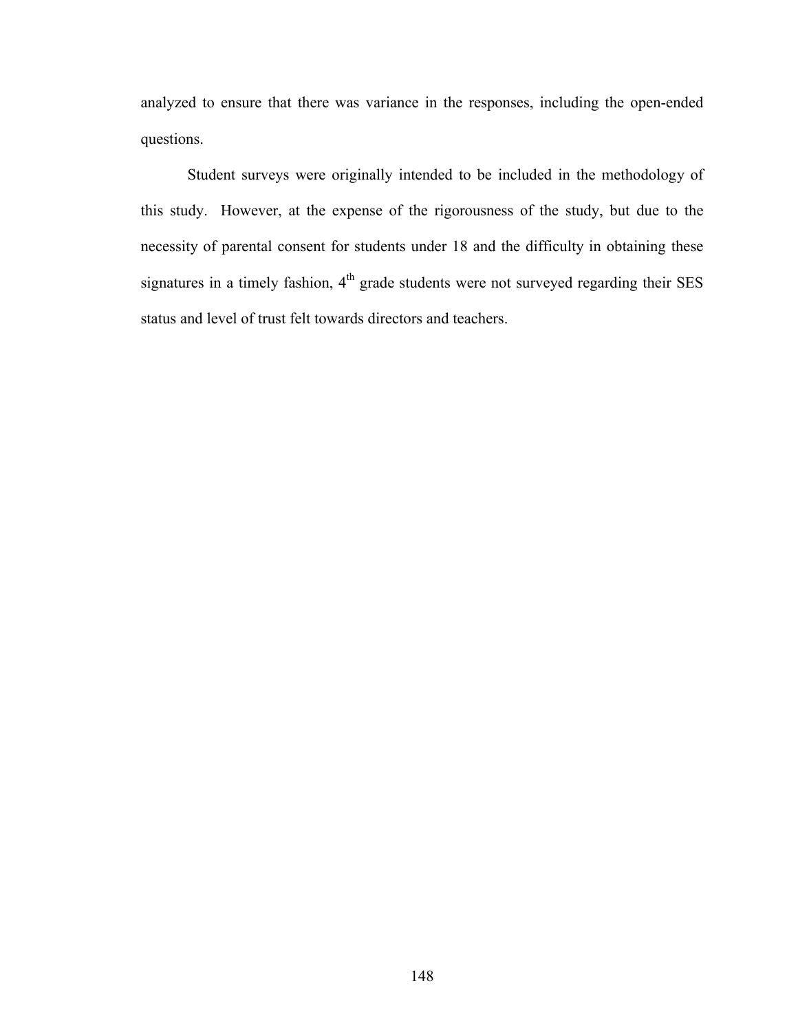analyzed to ensure that there was variance in the responses, including the open-ended questions.

Student surveys were originally intended to be included in the methodology of this study. However, at the expense of the rigorousness of the study, but due to the necessity of parental consent for students under 18 and the difficulty in obtaining these signatures in a timely fashion, 4th grade students were not surveyed regarding their SES status and level of trust felt towards directors and teachers.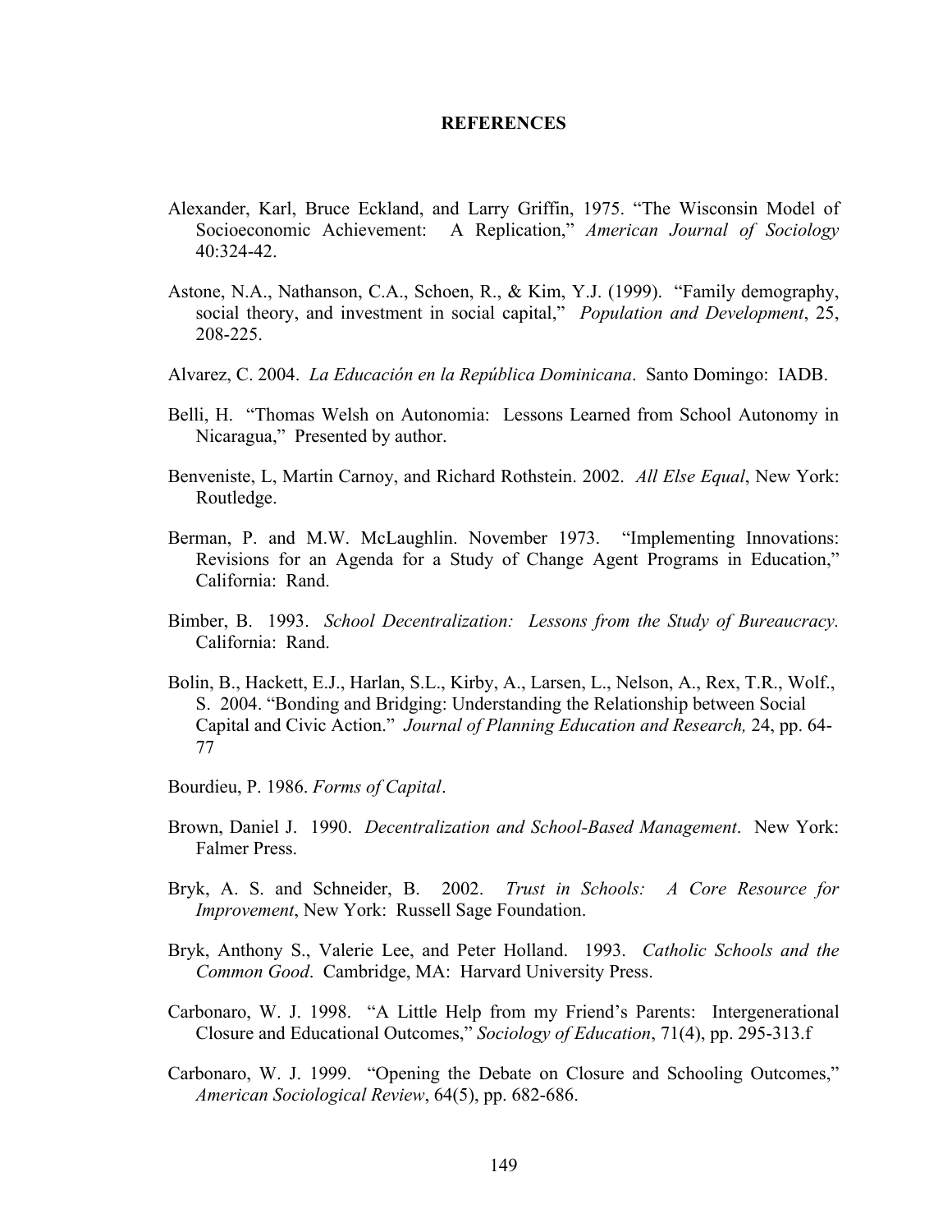# REFERENCES

Alexander, Karl, Bruce Eckland, and Larry Griffin, 1975. "The Wisconsin Model of Socioeconomic Achievement: A Replication," *American Journal of Sociology* 40:324-42.

Astone, N.A., Nathanson, C.A., Schoen, R., & Kim, Y.J. (1999). "Family demography, social theory, and investment in social capital," *Population and Development*, 25, 208-225.

Alvarez, C. 2004. *La Educación en la República Dominicana*. Santo Domingo: IADB.

Belli, H. "Thomas Welsh on Autonomia: Lessons Learned from School Autonomy in Nicaragua," Presented by author.

Benveniste, L, Martin Carnoy, and Richard Rothstein. 2002. *All Else Equal*, New York: Routledge.

Berman, P. and M.W. McLaughlin. November 1973. "Implementing Innovations: Revisions for an Agenda for a Study of Change Agent Programs in Education," California: Rand.

Bimber, B. 1993. *School Decentralization: Lessons from the Study of Bureaucracy.* California: Rand.

Bolin, B., Hackett, E.J., Harlan, S.L., Kirby, A., Larsen, L., Nelson, A., Rex, T.R., Wolf., S. 2004. "Bonding and Bridging: Understanding the Relationship between Social Capital and Civic Action." *Journal of Planning Education and Research,* 24, pp. 64-77

Bourdieu, P. 1986. *Forms of Capital*.

Brown, Daniel J. 1990. *Decentralization and School-Based Management*. New York: Falmer Press.

Bryk, A. S. and Schneider, B. 2002. *Trust in Schools: A Core Resource for Improvement*, New York: Russell Sage Foundation.

Bryk, Anthony S., Valerie Lee, and Peter Holland. 1993. *Catholic Schools and the Common Good*. Cambridge, MA: Harvard University Press.

Carbonaro, W. J. 1998. "A Little Help from my Friend's Parents: Intergenerational Closure and Educational Outcomes," *Sociology of Education*, 71(4), pp. 295-313.f

Carbonaro, W. J. 1999. "Opening the Debate on Closure and Schooling Outcomes," *American Sociological Review*, 64(5), pp. 682-686.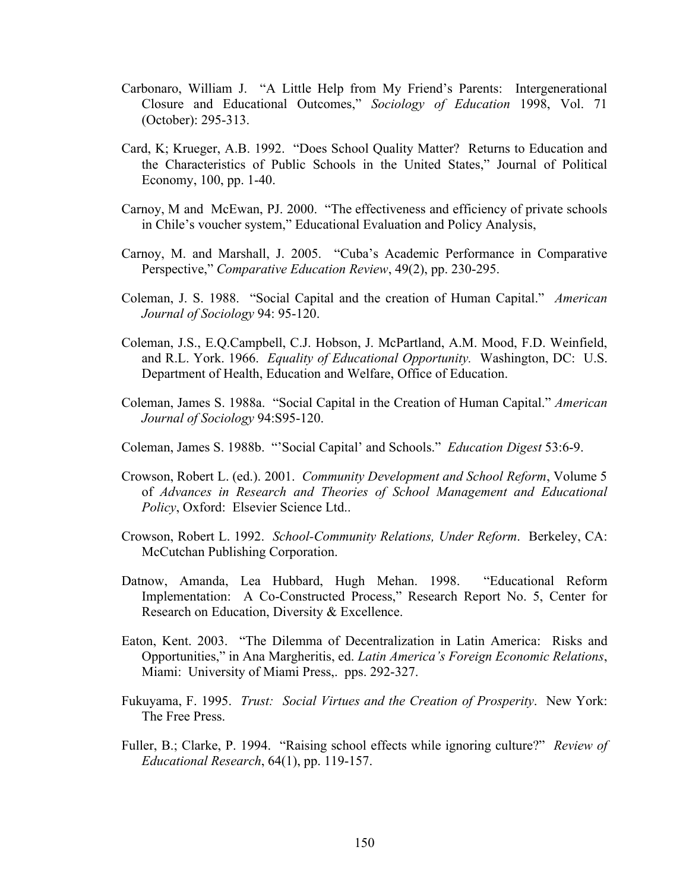Carbonaro, William J. "A Little Help from My Friend's Parents: Intergenerational Closure and Educational Outcomes," *Sociology of Education* 1998, Vol. 71 (October): 295-313.

Card, K; Krueger, A.B. 1992. "Does School Quality Matter? Returns to Education and the Characteristics of Public Schools in the United States," Journal of Political Economy, 100, pp. 1-40.

Carnoy, M and McEwan, PJ. 2000. "The effectiveness and efficiency of private schools in Chile's voucher system," Educational Evaluation and Policy Analysis,

Carnoy, M. and Marshall, J. 2005. "Cuba's Academic Performance in Comparative Perspective," *Comparative Education Review*, 49(2), pp. 230-295.

Coleman, J. S. 1988. "Social Capital and the creation of Human Capital." *American Journal of Sociology* 94: 95-120.

Coleman, J.S., E.Q.Campbell, C.J. Hobson, J. McPartland, A.M. Mood, F.D. Weinfield, and R.L. York. 1966. *Equality of Educational Opportunity.* Washington, DC: U.S. Department of Health, Education and Welfare, Office of Education.

Coleman, James S. 1988a. "Social Capital in the Creation of Human Capital." *American Journal of Sociology* 94:S95-120.

Coleman, James S. 1988b. "'Social Capital' and Schools." *Education Digest* 53:6-9.

Crowson, Robert L. (ed.). 2001. *Community Development and School Reform*, Volume 5 of *Advances in Research and Theories of School Management and Educational Policy*, Oxford: Elsevier Science Ltd..

Crowson, Robert L. 1992. *School-Community Relations, Under Reform*. Berkeley, CA: McCutchan Publishing Corporation.

Datnow, Amanda, Lea Hubbard, Hugh Mehan. 1998. "Educational Reform Implementation: A Co-Constructed Process," Research Report No. 5, Center for Research on Education, Diversity & Excellence.

Eaton, Kent. 2003. "The Dilemma of Decentralization in Latin America: Risks and Opportunities," in Ana Margheritis, ed. *Latin America's Foreign Economic Relations*, Miami: University of Miami Press,. pps. 292-327.

Fukuyama, F. 1995. *Trust: Social Virtues and the Creation of Prosperity*. New York: The Free Press.

Fuller, B.; Clarke, P. 1994. "Raising school effects while ignoring culture?" *Review of Educational Research*, 64(1), pp. 119-157.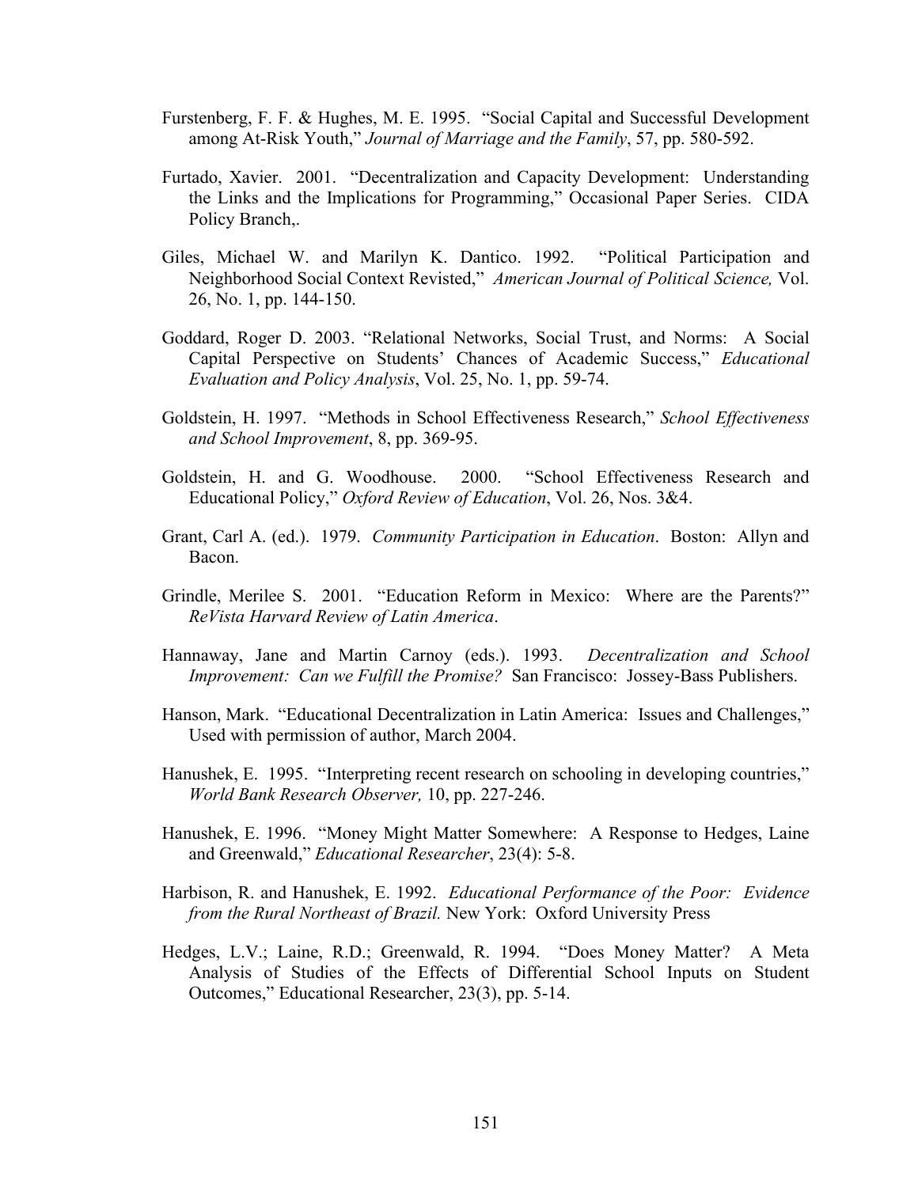Furstenberg, F. F. & Hughes, M. E. 1995. "Social Capital and Successful Development among At-Risk Youth," *Journal of Marriage and the Family*, 57, pp. 580-592.

Furtado, Xavier. 2001. "Decentralization and Capacity Development: Understanding the Links and the Implications for Programming," Occasional Paper Series. CIDA Policy Branch,.

Giles, Michael W. and Marilyn K. Dantico. 1992. "Political Participation and Neighborhood Social Context Revisted," *American Journal of Political Science,* Vol. 26, No. 1, pp. 144-150.

Goddard, Roger D. 2003. "Relational Networks, Social Trust, and Norms: A Social Capital Perspective on Students' Chances of Academic Success," *Educational Evaluation and Policy Analysis*, Vol. 25, No. 1, pp. 59-74.

Goldstein, H. 1997. "Methods in School Effectiveness Research," *School Effectiveness and School Improvement*, 8, pp. 369-95.

Goldstein, H. and G. Woodhouse. 2000. "School Effectiveness Research and Educational Policy," *Oxford Review of Education*, Vol. 26, Nos. 3&4.

Grant, Carl A. (ed.). 1979. *Community Participation in Education*. Boston: Allyn and Bacon.

Grindle, Merilee S. 2001. "Education Reform in Mexico: Where are the Parents?" *ReVista Harvard Review of Latin America*.

Hannaway, Jane and Martin Carnoy (eds.). 1993. *Decentralization and School Improvement: Can we Fulfill the Promise?* San Francisco: Jossey-Bass Publishers.

Hanson, Mark. "Educational Decentralization in Latin America: Issues and Challenges," Used with permission of author, March 2004.

Hanushek, E. 1995. "Interpreting recent research on schooling in developing countries," *World Bank Research Observer,* 10, pp. 227-246.

Hanushek, E. 1996. "Money Might Matter Somewhere: A Response to Hedges, Laine and Greenwald," *Educational Researcher*, 23(4): 5-8.

Harbison, R. and Hanushek, E. 1992. *Educational Performance of the Poor: Evidence from the Rural Northeast of Brazil.* New York: Oxford University Press

Hedges, L.V.; Laine, R.D.; Greenwald, R. 1994. "Does Money Matter? A Meta Analysis of Studies of the Effects of Differential School Inputs on Student Outcomes," Educational Researcher, 23(3), pp. 5-14.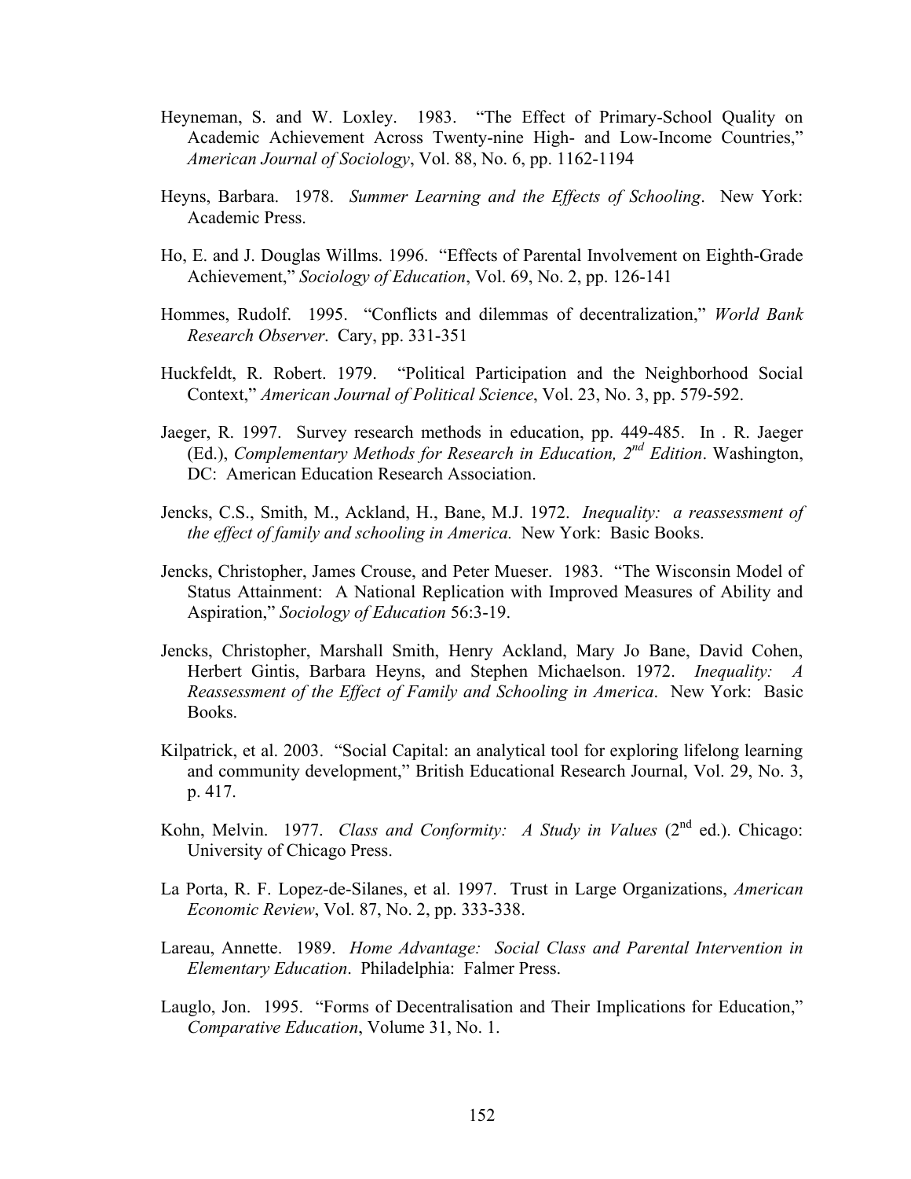Heyneman, S. and W. Loxley. 1983. "The Effect of Primary-School Quality on Academic Achievement Across Twenty-nine High- and Low-Income Countries," *American Journal of Sociology*, Vol. 88, No. 6, pp. 1162-1194

Heyns, Barbara. 1978. *Summer Learning and the Effects of Schooling*. New York: Academic Press.

Ho, E. and J. Douglas Willms. 1996. "Effects of Parental Involvement on Eighth-Grade Achievement," *Sociology of Education*, Vol. 69, No. 2, pp. 126-141

Hommes, Rudolf. 1995. "Conflicts and dilemmas of decentralization," *World Bank Research Observer*. Cary, pp. 331-351

Huckfeldt, R. Robert. 1979. "Political Participation and the Neighborhood Social Context," *American Journal of Political Science*, Vol. 23, No. 3, pp. 579-592.

Jaeger, R. 1997. Survey research methods in education, pp. 449-485. In . R. Jaeger (Ed.), *Complementary Methods for Research in Education, 2nd Edition*. Washington, DC: American Education Research Association.

Jencks, C.S., Smith, M., Ackland, H., Bane, M.J. 1972. *Inequality: a reassessment of the effect of family and schooling in America.* New York: Basic Books.

Jencks, Christopher, James Crouse, and Peter Mueser. 1983. "The Wisconsin Model of Status Attainment: A National Replication with Improved Measures of Ability and Aspiration," *Sociology of Education* 56:3-19.

Jencks, Christopher, Marshall Smith, Henry Ackland, Mary Jo Bane, David Cohen, Herbert Gintis, Barbara Heyns, and Stephen Michaelson. 1972. *Inequality: A Reassessment of the Effect of Family and Schooling in America*. New York: Basic Books.

Kilpatrick, et al. 2003. "Social Capital: an analytical tool for exploring lifelong learning and community development," British Educational Research Journal, Vol. 29, No. 3, p. 417.

Kohn, Melvin. 1977. *Class and Conformity: A Study in Values* (2nd ed.). Chicago: University of Chicago Press.

La Porta, R. F. Lopez-de-Silanes, et al. 1997. Trust in Large Organizations, *American Economic Review*, Vol. 87, No. 2, pp. 333-338.

Lareau, Annette. 1989. *Home Advantage: Social Class and Parental Intervention in Elementary Education*. Philadelphia: Falmer Press.

Lauglo, Jon. 1995. "Forms of Decentralisation and Their Implications for Education," *Comparative Education*, Volume 31, No. 1.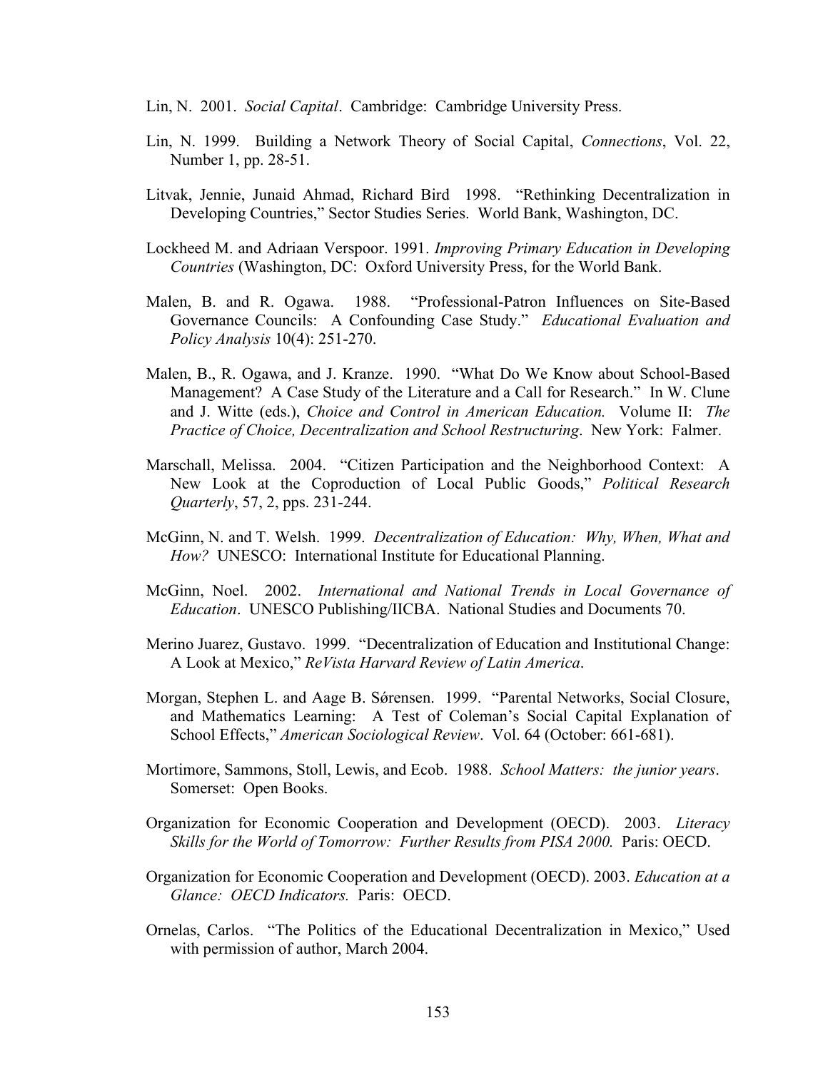Lin, N. 2001. *Social Capital*. Cambridge: Cambridge University Press.

Lin, N. 1999. Building a Network Theory of Social Capital, *Connections*, Vol. 22, Number 1, pp. 28-51.

Litvak, Jennie, Junaid Ahmad, Richard Bird 1998. "Rethinking Decentralization in Developing Countries," Sector Studies Series. World Bank, Washington, DC.

Lockheed M. and Adriaan Verspoor. 1991. *Improving Primary Education in Developing Countries* (Washington, DC: Oxford University Press, for the World Bank.

Malen, B. and R. Ogawa. 1988. "Professional-Patron Influences on Site-Based Governance Councils: A Confounding Case Study." *Educational Evaluation and Policy Analysis* 10(4): 251-270.

Malen, B., R. Ogawa, and J. Kranze. 1990. "What Do We Know about School-Based Management? A Case Study of the Literature and a Call for Research." In W. Clune and J. Witte (eds.), *Choice and Control in American Education.* Volume II: *The Practice of Choice, Decentralization and School Restructuring*. New York: Falmer.

Marschall, Melissa. 2004. "Citizen Participation and the Neighborhood Context: A New Look at the Coproduction of Local Public Goods," *Political Research Quarterly*, 57, 2, pps. 231-244.

McGinn, N. and T. Welsh. 1999. *Decentralization of Education: Why, When, What and How?* UNESCO: International Institute for Educational Planning.

McGinn, Noel. 2002. *International and National Trends in Local Governance of Education*. UNESCO Publishing/IICBA. National Studies and Documents 70.

Merino Juarez, Gustavo. 1999. "Decentralization of Education and Institutional Change: A Look at Mexico," *ReVista Harvard Review of Latin America*.

Morgan, Stephen L. and Aage B. Sǿrensen. 1999. "Parental Networks, Social Closure, and Mathematics Learning: A Test of Coleman's Social Capital Explanation of School Effects," *American Sociological Review*. Vol. 64 (October: 661-681).

Mortimore, Sammons, Stoll, Lewis, and Ecob. 1988. *School Matters: the junior years*. Somerset: Open Books.

Organization for Economic Cooperation and Development (OECD). 2003. *Literacy Skills for the World of Tomorrow: Further Results from PISA 2000.* Paris: OECD.

Organization for Economic Cooperation and Development (OECD). 2003. *Education at a Glance: OECD Indicators.* Paris: OECD.

Ornelas, Carlos. "The Politics of the Educational Decentralization in Mexico," Used with permission of author, March 2004.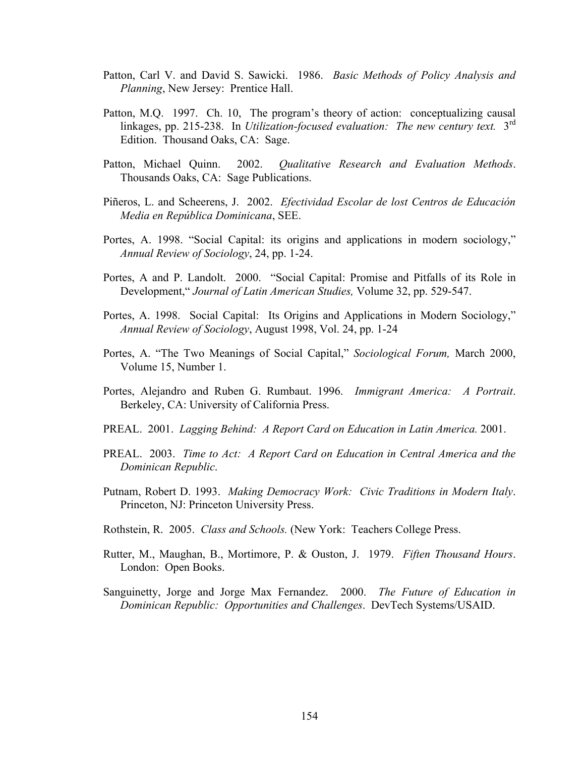Patton, Carl V. and David S. Sawicki. 1986. *Basic Methods of Policy Analysis and Planning*, New Jersey: Prentice Hall.

Patton, M.Q. 1997. Ch. 10, The program's theory of action: conceptualizing causal linkages, pp. 215-238. In *Utilization-focused evaluation: The new century text.* 3rd Edition. Thousand Oaks, CA: Sage.

Patton, Michael Quinn. 2002. *Qualitative Research and Evaluation Methods*. Thousands Oaks, CA: Sage Publications.

Piñeros, L. and Scheerens, J. 2002. *Efectividad Escolar de lost Centros de Educación Media en República Dominicana*, SEE.

Portes, A. 1998. "Social Capital: its origins and applications in modern sociology," *Annual Review of Sociology*, 24, pp. 1-24.

Portes, A and P. Landolt. 2000. "Social Capital: Promise and Pitfalls of its Role in Development," *Journal of Latin American Studies,* Volume 32, pp. 529-547.

Portes, A. 1998. Social Capital: Its Origins and Applications in Modern Sociology," *Annual Review of Sociology*, August 1998, Vol. 24, pp. 1-24

Portes, A. "The Two Meanings of Social Capital," *Sociological Forum,* March 2000, Volume 15, Number 1.

Portes, Alejandro and Ruben G. Rumbaut. 1996. *Immigrant America: A Portrait*. Berkeley, CA: University of California Press.

PREAL. 2001. *Lagging Behind: A Report Card on Education in Latin America.* 2001.

PREAL. 2003. *Time to Act: A Report Card on Education in Central America and the Dominican Republic*.

Putnam, Robert D. 1993. *Making Democracy Work: Civic Traditions in Modern Italy*. Princeton, NJ: Princeton University Press.

Rothstein, R. 2005. *Class and Schools.* (New York: Teachers College Press.

Rutter, M., Maughan, B., Mortimore, P. & Ouston, J. 1979. *Fiften Thousand Hours*. London: Open Books.

Sanguinetty, Jorge and Jorge Max Fernandez. 2000. *The Future of Education in Dominican Republic: Opportunities and Challenges*. DevTech Systems/USAID.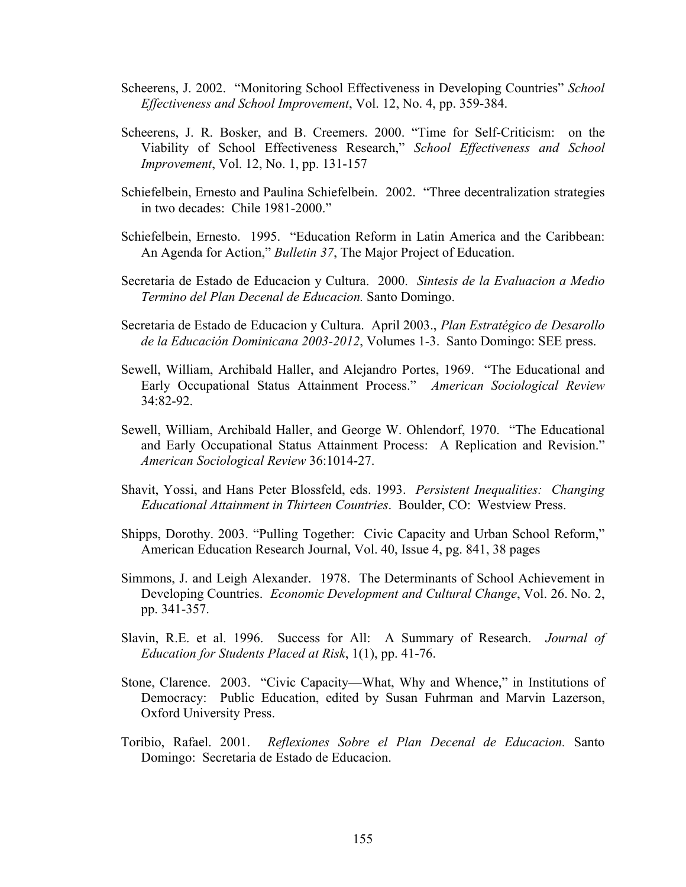Scheerens, J. 2002. "Monitoring School Effectiveness in Developing Countries" *School Effectiveness and School Improvement*, Vol. 12, No. 4, pp. 359-384.

Scheerens, J. R. Bosker, and B. Creemers. 2000. "Time for Self-Criticism: on the Viability of School Effectiveness Research," *School Effectiveness and School Improvement*, Vol. 12, No. 1, pp. 131-157

Schiefelbein, Ernesto and Paulina Schiefelbein. 2002. "Three decentralization strategies in two decades: Chile 1981-2000."

Schiefelbein, Ernesto. 1995. "Education Reform in Latin America and the Caribbean: An Agenda for Action," *Bulletin 37*, The Major Project of Education.

Secretaria de Estado de Educacion y Cultura. 2000. *Sintesis de la Evaluacion a Medio Termino del Plan Decenal de Educacion.* Santo Domingo.

Secretaria de Estado de Educacion y Cultura. April 2003., *Plan Estratégico de Desarollo de la Educación Dominicana 2003-2012*, Volumes 1-3. Santo Domingo: SEE press.

Sewell, William, Archibald Haller, and Alejandro Portes, 1969. "The Educational and Early Occupational Status Attainment Process." *American Sociological Review* 34:82-92.

Sewell, William, Archibald Haller, and George W. Ohlendorf, 1970. "The Educational and Early Occupational Status Attainment Process: A Replication and Revision." *American Sociological Review* 36:1014-27.

Shavit, Yossi, and Hans Peter Blossfeld, eds. 1993. *Persistent Inequalities: Changing Educational Attainment in Thirteen Countries*. Boulder, CO: Westview Press.

Shipps, Dorothy. 2003. "Pulling Together: Civic Capacity and Urban School Reform," American Education Research Journal, Vol. 40, Issue 4, pg. 841, 38 pages

Simmons, J. and Leigh Alexander. 1978. The Determinants of School Achievement in Developing Countries. *Economic Development and Cultural Change*, Vol. 26. No. 2, pp. 341-357.

Slavin, R.E. et al. 1996. Success for All: A Summary of Research. *Journal of Education for Students Placed at Risk*, 1(1), pp. 41-76.

Stone, Clarence. 2003. "Civic Capacity—What, Why and Whence," in Institutions of Democracy: Public Education, edited by Susan Fuhrman and Marvin Lazerson, Oxford University Press.

Toribio, Rafael. 2001. *Reflexiones Sobre el Plan Decenal de Educacion.* Santo Domingo: Secretaria de Estado de Educacion.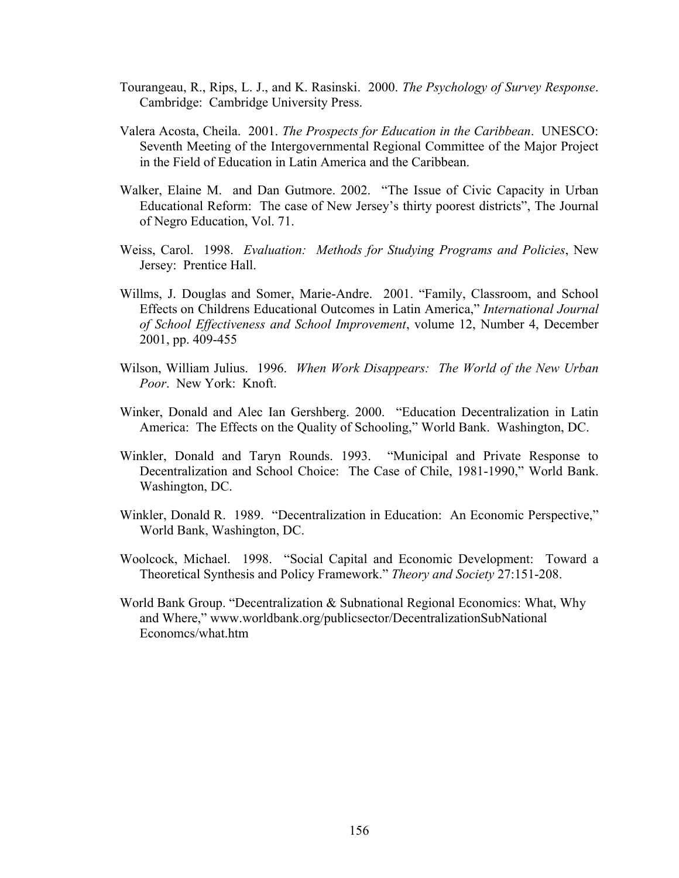Tourangeau, R., Rips, L. J., and K. Rasinski. 2000. *The Psychology of Survey Response*. Cambridge: Cambridge University Press.

Valera Acosta, Cheila. 2001. *The Prospects for Education in the Caribbean*. UNESCO: Seventh Meeting of the Intergovernmental Regional Committee of the Major Project in the Field of Education in Latin America and the Caribbean.

Walker, Elaine M. and Dan Gutmore. 2002. "The Issue of Civic Capacity in Urban Educational Reform: The case of New Jersey's thirty poorest districts", The Journal of Negro Education, Vol. 71.

Weiss, Carol. 1998. *Evaluation: Methods for Studying Programs and Policies*, New Jersey: Prentice Hall.

Willms, J. Douglas and Somer, Marie-Andre. 2001. "Family, Classroom, and School Effects on Childrens Educational Outcomes in Latin America," *International Journal of School Effectiveness and School Improvement*, volume 12, Number 4, December 2001, pp. 409-455

Wilson, William Julius. 1996. *When Work Disappears: The World of the New Urban Poor*. New York: Knoft.

Winker, Donald and Alec Ian Gershberg. 2000. "Education Decentralization in Latin America: The Effects on the Quality of Schooling," World Bank. Washington, DC.

Winkler, Donald and Taryn Rounds. 1993. "Municipal and Private Response to Decentralization and School Choice: The Case of Chile, 1981-1990," World Bank. Washington, DC.

Winkler, Donald R. 1989. "Decentralization in Education: An Economic Perspective," World Bank, Washington, DC.

Woolcock, Michael. 1998. "Social Capital and Economic Development: Toward a Theoretical Synthesis and Policy Framework." *Theory and Society* 27:151-208.

World Bank Group. "Decentralization & Subnational Regional Economics: What, Why and Where," www.worldbank.org/publicsector/DecentralizationSubNational Economcs/what.htm